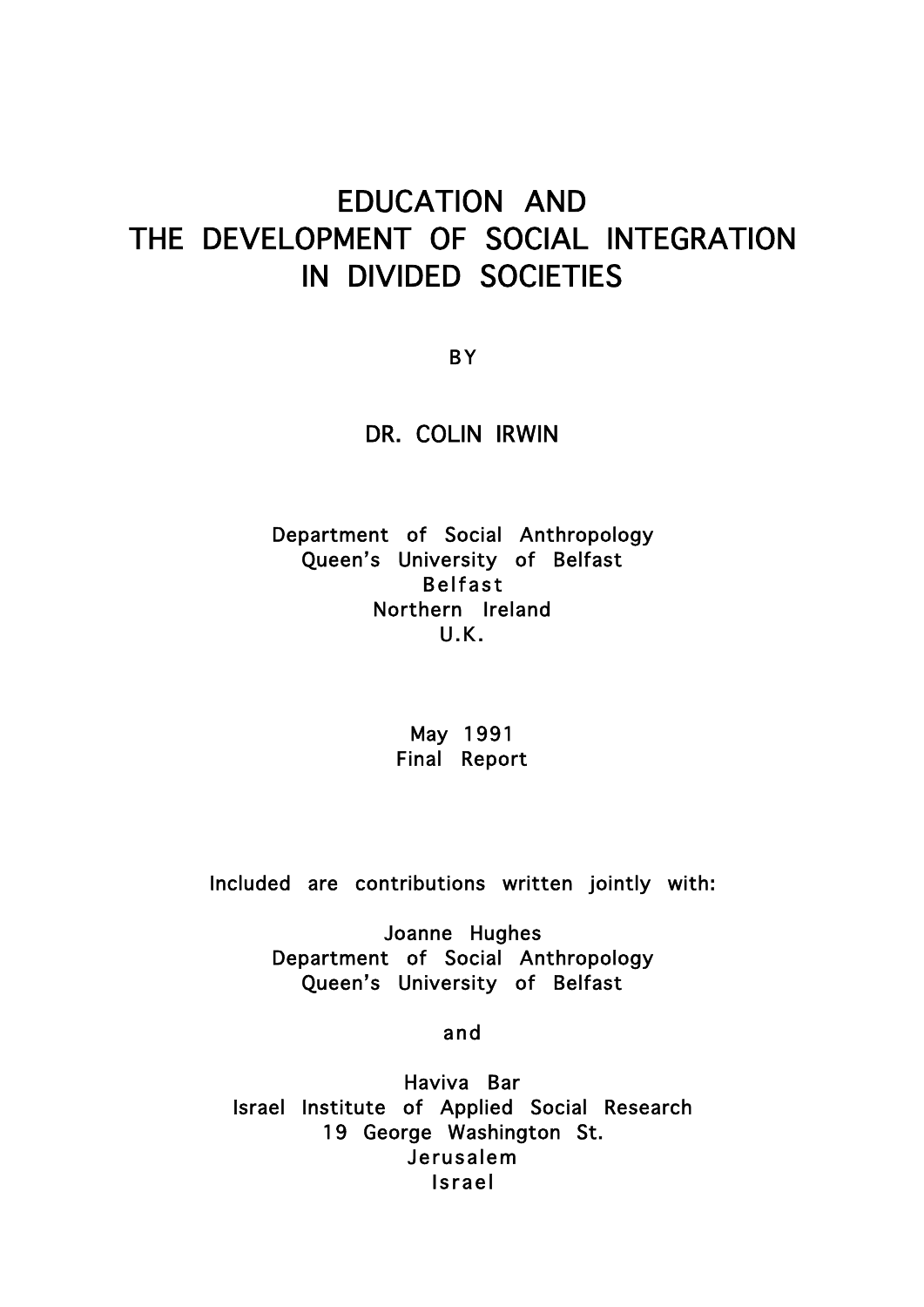# EDUCATION AND THE DEVELOPMENT OF SOCIAL INTEGRATION IN DIVIDED SOCIETIES

BY

DR. COLIN IRWIN

Department of Social Anthropology
Queen's University of Belfast
Belfast
Northern Ireland
U.K.

May 1991
Final Report

Included are contributions written jointly with:

Joanne Hughes
Department of Social Anthropology
Queen's University of Belfast

and

Haviva Bar
Israel Institute of Applied Social Research
19 George Washington St.
Jerusalem
Israel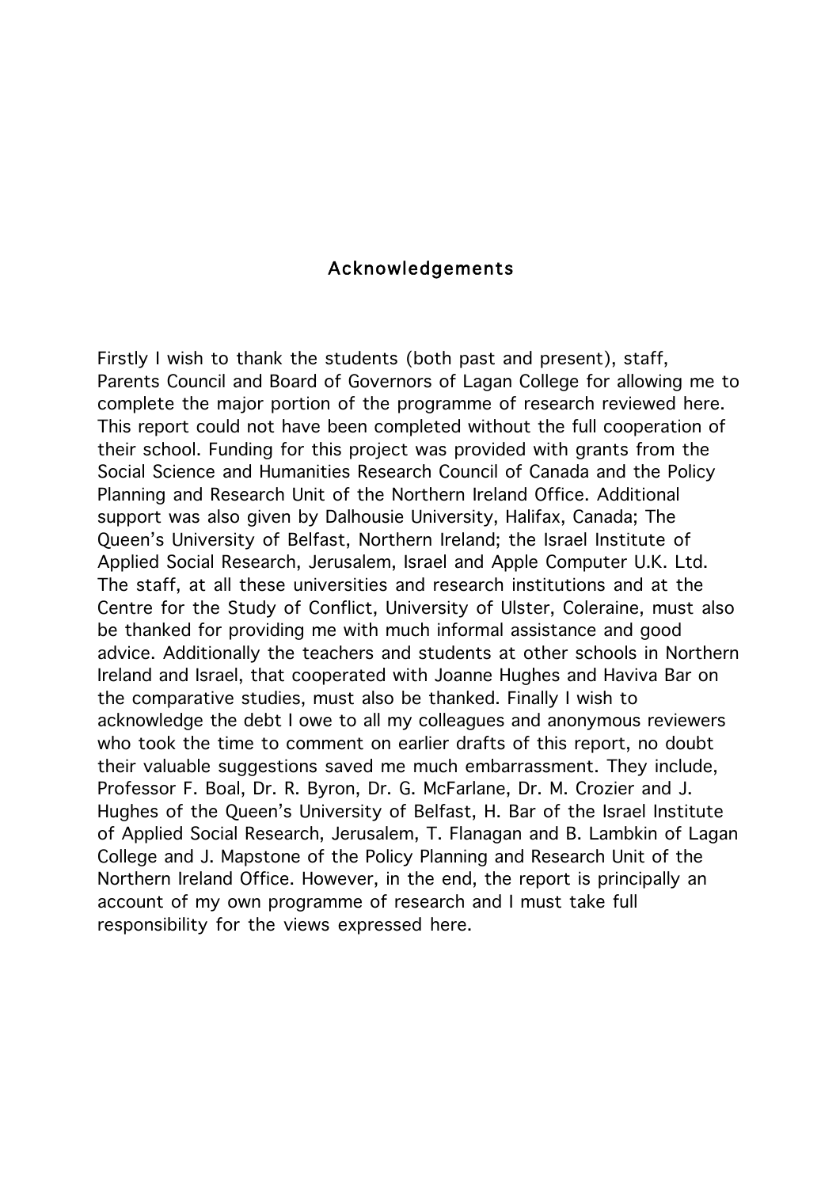## Acknowledgements

Firstly I wish to thank the students (both past and present), staff, Parents Council and Board of Governors of Lagan College for allowing me to complete the major portion of the programme of research reviewed here. This report could not have been completed without the full cooperation of their school. Funding for this project was provided with grants from the Social Science and Humanities Research Council of Canada and the Policy Planning and Research Unit of the Northern Ireland Office. Additional support was also given by Dalhousie University, Halifax, Canada; The Queen's University of Belfast, Northern Ireland; the Israel Institute of Applied Social Research, Jerusalem, Israel and Apple Computer U.K. Ltd. The staff, at all these universities and research institutions and at the Centre for the Study of Conflict, University of Ulster, Coleraine, must also be thanked for providing me with much informal assistance and good advice. Additionally the teachers and students at other schools in Northern Ireland and Israel, that cooperated with Joanne Hughes and Haviva Bar on the comparative studies, must also be thanked. Finally I wish to acknowledge the debt I owe to all my colleagues and anonymous reviewers who took the time to comment on earlier drafts of this report, no doubt their valuable suggestions saved me much embarrassment. They include, Professor F. Boal, Dr. R. Byron, Dr. G. McFarlane, Dr. M. Crozier and J. Hughes of the Queen's University of Belfast, H. Bar of the Israel Institute of Applied Social Research, Jerusalem, T. Flanagan and B. Lambkin of Lagan College and J. Mapstone of the Policy Planning and Research Unit of the Northern Ireland Office. However, in the end, the report is principally an account of my own programme of research and I must take full responsibility for the views expressed here.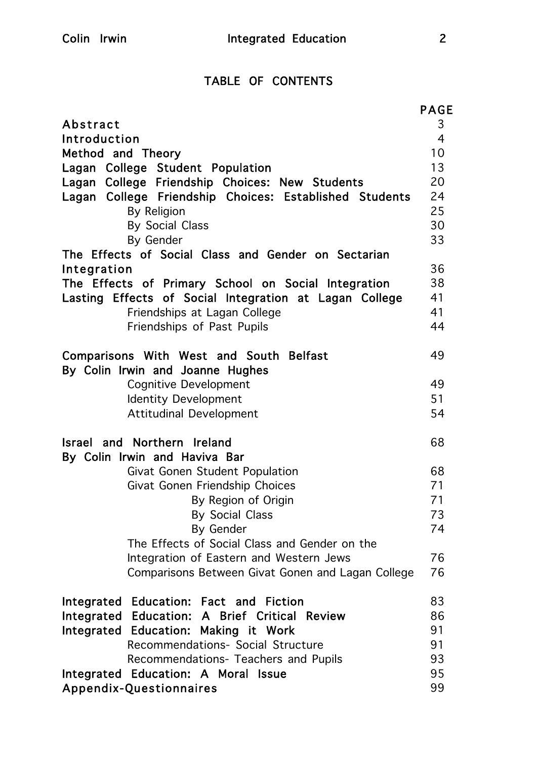## TABLE OF CONTENTS

| | PAGE |
|---|---|
| Abstract | 3 |
| Introduction | 4 |
| Method and Theory | 10 |
| Lagan College Student Population | 13 |
| Lagan College Friendship Choices: New Students | 20 |
| Lagan College Friendship Choices: Established Students | 24 |
| By Religion | 25 |
| By Social Class | 30 |
| By Gender | 33 |
| The Effects of Social Class and Gender on Sectarian Integration | 36 |
| The Effects of Primary School on Social Integration | 38 |
| Lasting Effects of Social Integration at Lagan College | 41 |
| Friendships at Lagan College | 41 |
| Friendships of Past Pupils | 44 |
| Comparisons With West and South Belfast By Colin Irwin and Joanne Hughes | 49 |
| Cognitive Development | 49 |
| Identity Development | 51 |
| Attitudinal Development | 54 |
| Israel and Northern Ireland By Colin Irwin and Haviva Bar | 68 |
| Givat Gonen Student Population | 68 |
| Givat Gonen Friendship Choices | 71 |
| By Region of Origin | 71 |
| By Social Class | 73 |
| By Gender | 74 |
| The Effects of Social Class and Gender on the Integration of Eastern and Western Jews | 76 |
| Comparisons Between Givat Gonen and Lagan College | 76 |
| Integrated Education: Fact and Fiction | 83 |
| Integrated Education: A Brief Critical Review | 86 |
| Integrated Education: Making it Work | 91 |
| Recommendations- Social Structure | 91 |
| Recommendations- Teachers and Pupils | 93 |
| Integrated Education: A Moral Issue | 95 |
| Appendix-Questionnaires | 99 |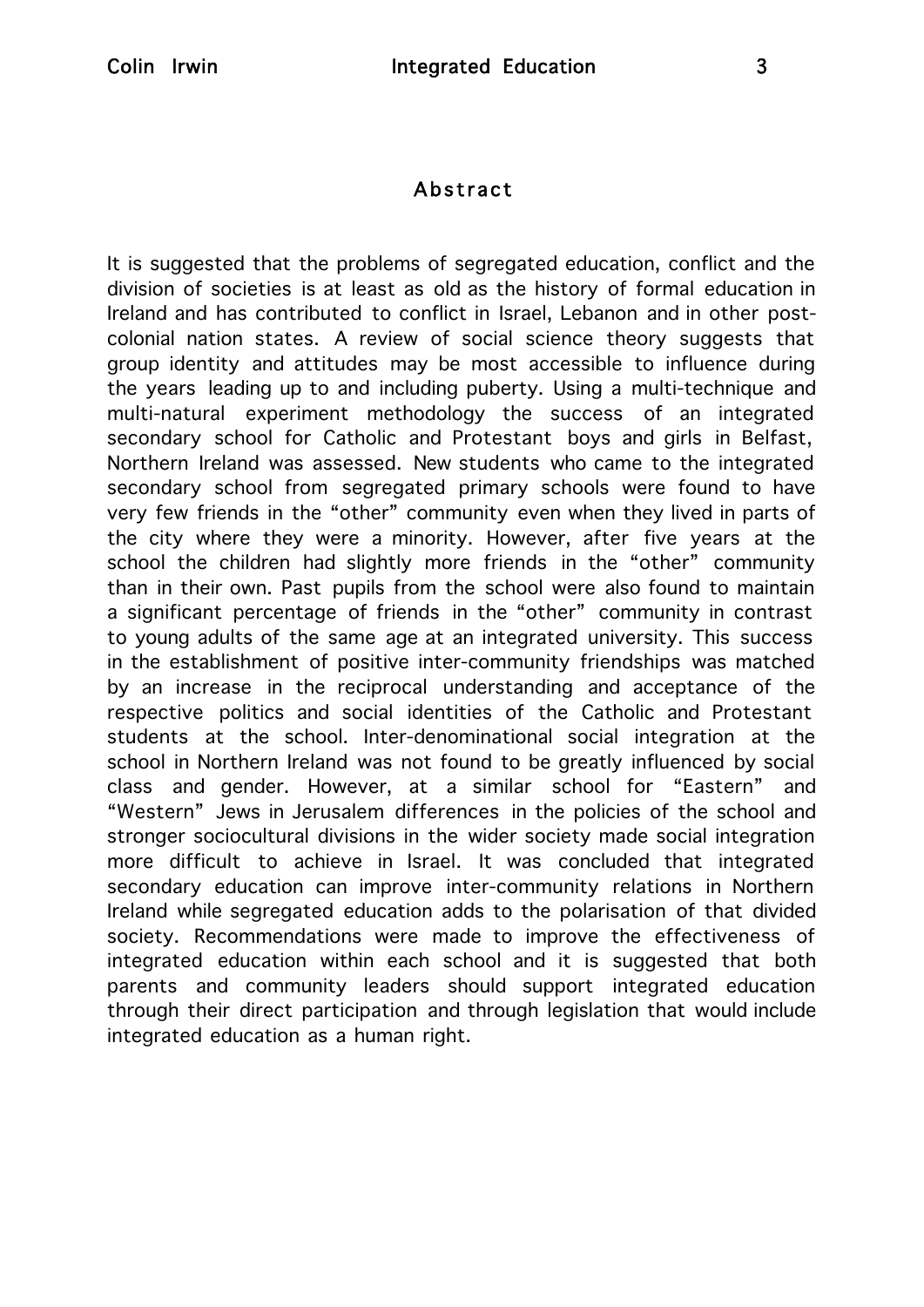## Abstract

It is suggested that the problems of segregated education, conflict and the division of societies is at least as old as the history of formal education in Ireland and has contributed to conflict in Israel, Lebanon and in other post-colonial nation states. A review of social science theory suggests that group identity and attitudes may be most accessible to influence during the years leading up to and including puberty. Using a multi-technique and multi-natural experiment methodology the success of an integrated secondary school for Catholic and Protestant boys and girls in Belfast, Northern Ireland was assessed. New students who came to the integrated secondary school from segregated primary schools were found to have very few friends in the "other" community even when they lived in parts of the city where they were a minority. However, after five years at the school the children had slightly more friends in the "other" community than in their own. Past pupils from the school were also found to maintain a significant percentage of friends in the "other" community in contrast to young adults of the same age at an integrated university. This success in the establishment of positive inter-community friendships was matched by an increase in the reciprocal understanding and acceptance of the respective politics and social identities of the Catholic and Protestant students at the school. Inter-denominational social integration at the school in Northern Ireland was not found to be greatly influenced by social class and gender. However, at a similar school for "Eastern" and "Western" Jews in Jerusalem differences in the policies of the school and stronger sociocultural divisions in the wider society made social integration more difficult to achieve in Israel. It was concluded that integrated secondary education can improve inter-community relations in Northern Ireland while segregated education adds to the polarisation of that divided society. Recommendations were made to improve the effectiveness of integrated education within each school and it is suggested that both parents and community leaders should support integrated education through their direct participation and through legislation that would include integrated education as a human right.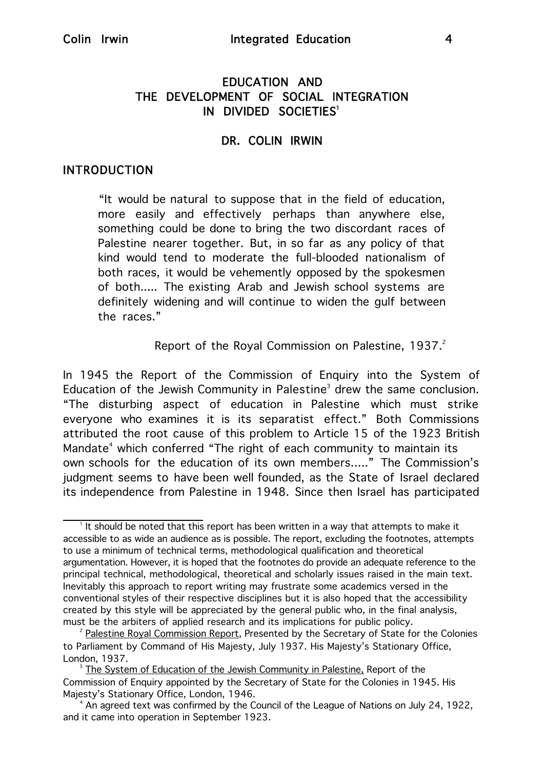# EDUCATION AND THE DEVELOPMENT OF SOCIAL INTEGRATION IN DIVIDED SOCIETIES[1]

### DR. COLIN IRWIN

## INTRODUCTION

> "It would be natural to suppose that in the field of education, more easily and effectively perhaps than anywhere else, something could be done to bring the two discordant races of Palestine nearer together. But, in so far as any policy of that kind would tend to moderate the full-blooded nationalism of both races, it would be vehemently opposed by the spokesmen of both..... The existing Arab and Jewish school systems are definitely widening and will continue to widen the gulf between the races."
>
> Report of the Royal Commission on Palestine, 1937.[2]

In 1945 the Report of the Commission of Enquiry into the System of Education of the Jewish Community in Palestine[3] drew the same conclusion. "The disturbing aspect of education in Palestine which must strike everyone who examines it is its separatist effect." Both Commissions attributed the root cause of this problem to Article 15 of the 1923 British Mandate[4] which conferred "The right of each community to maintain its own schools for the education of its own members....." The Commission's judgment seems to have been well founded, as the State of Israel declared its independence from Palestine in 1948. Since then Israel has participated

---

[1] It should be noted that this report has been written in a way that attempts to make it accessible to as wide an audience as is possible. The report, excluding the footnotes, attempts to use a minimum of technical terms, methodological qualification and theoretical argumentation. However, it is hoped that the footnotes do provide an adequate reference to the principal technical, methodological, theoretical and scholarly issues raised in the main text. Inevitably this approach to report writing may frustrate some academics versed in the conventional styles of their respective disciplines but it is also hoped that the accessibility created by this style will be appreciated by the general public who, in the final analysis, must be the arbiters of applied research and its implications for public policy.

[2] Palestine Royal Commission Report, Presented by the Secretary of State for the Colonies to Parliament by Command of His Majesty, July 1937. His Majesty's Stationary Office, London, 1937.

[3] The System of Education of the Jewish Community in Palestine, Report of the Commission of Enquiry appointed by the Secretary of State for the Colonies in 1945. His Majesty's Stationary Office, London, 1946.

[4] An agreed text was confirmed by the Council of the League of Nations on July 24, 1922, and it came into operation in September 1923.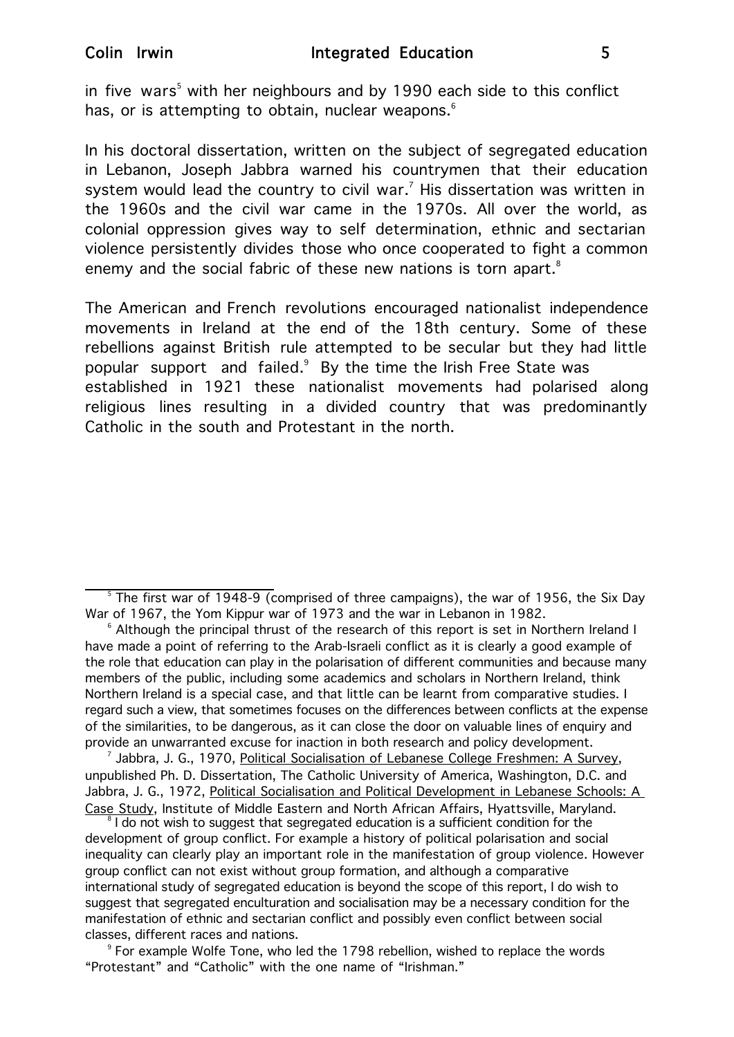in five wars[5] with her neighbours and by 1990 each side to this conflict has, or is attempting to obtain, nuclear weapons.[6]

In his doctoral dissertation, written on the subject of segregated education in Lebanon, Joseph Jabbra warned his countrymen that their education system would lead the country to civil war.[7] His dissertation was written in the 1960s and the civil war came in the 1970s. All over the world, as colonial oppression gives way to self determination, ethnic and sectarian violence persistently divides those who once cooperated to fight a common enemy and the social fabric of these new nations is torn apart.[8]

The American and French revolutions encouraged nationalist independence movements in Ireland at the end of the 18th century. Some of these rebellions against British rule attempted to be secular but they had little popular support and failed.[9] By the time the Irish Free State was established in 1921 these nationalist movements had polarised along religious lines resulting in a divided country that was predominantly Catholic in the south and Protestant in the north.

---

[5] The first war of 1948-9 (comprised of three campaigns), the war of 1956, the Six Day War of 1967, the Yom Kippur war of 1973 and the war in Lebanon in 1982.

[6] Although the principal thrust of the research of this report is set in Northern Ireland I have made a point of referring to the Arab-Israeli conflict as it is clearly a good example of the role that education can play in the polarisation of different communities and because many members of the public, including some academics and scholars in Northern Ireland, think Northern Ireland is a special case, and that little can be learnt from comparative studies. I regard such a view, that sometimes focuses on the differences between conflicts at the expense of the similarities, to be dangerous, as it can close the door on valuable lines of enquiry and provide an unwarranted excuse for inaction in both research and policy development.

[7] Jabbra, J. G., 1970, Political Socialisation of Lebanese College Freshmen: A Survey, unpublished Ph. D. Dissertation, The Catholic University of America, Washington, D.C. and Jabbra, J. G., 1972, Political Socialisation and Political Development in Lebanese Schools: A Case Study, Institute of Middle Eastern and North African Affairs, Hyattsville, Maryland.

[8] I do not wish to suggest that segregated education is a sufficient condition for the development of group conflict. For example a history of political polarisation and social inequality can clearly play an important role in the manifestation of group violence. However group conflict can not exist without group formation, and although a comparative international study of segregated education is beyond the scope of this report, I do wish to suggest that segregated enculturation and socialisation may be a necessary condition for the manifestation of ethnic and sectarian conflict and possibly even conflict between social classes, different races and nations.

[9] For example Wolfe Tone, who led the 1798 rebellion, wished to replace the words "Protestant" and "Catholic" with the one name of "Irishman."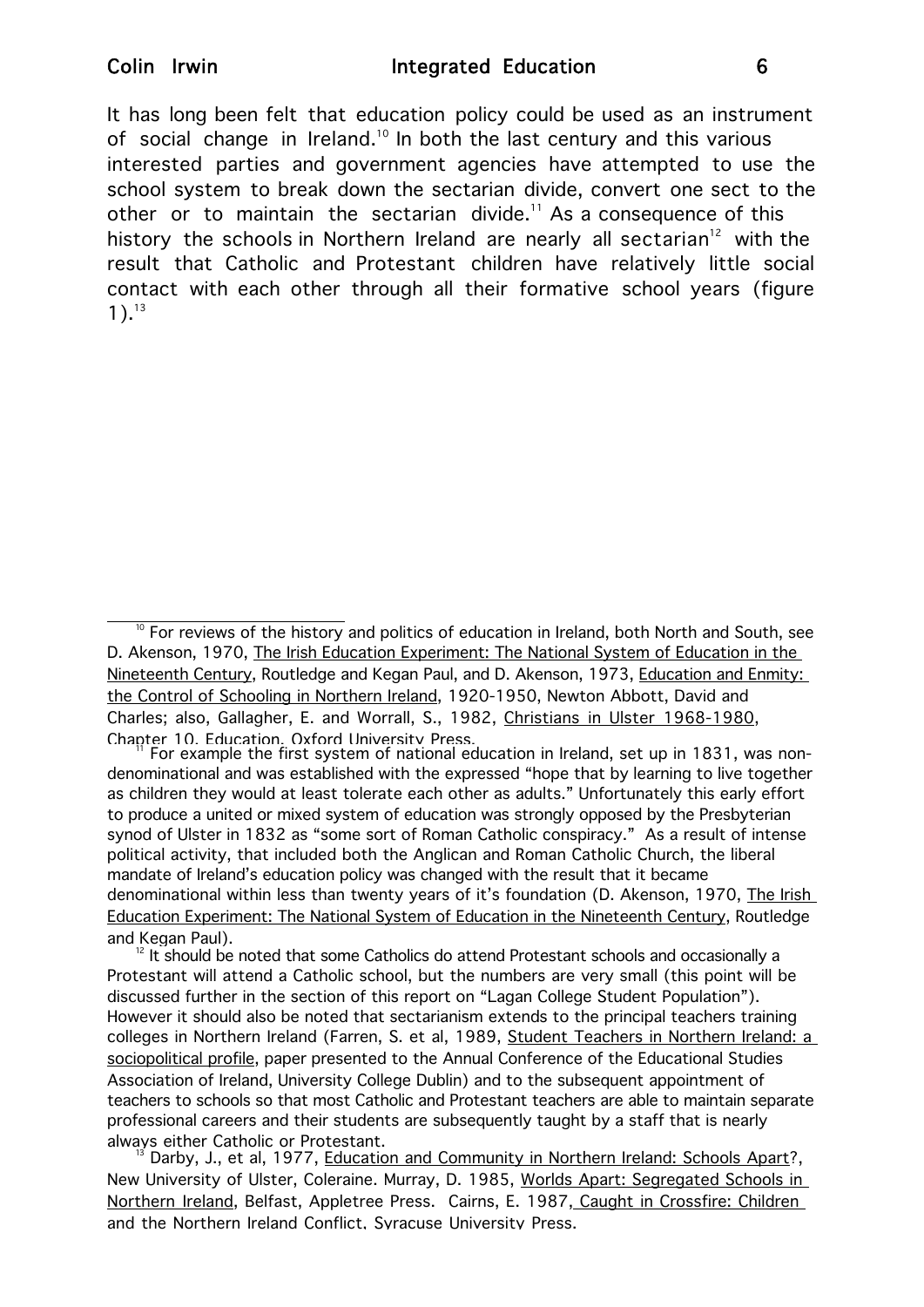It has long been felt that education policy could be used as an instrument of social change in Ireland.[10] In both the last century and this various interested parties and government agencies have attempted to use the school system to break down the sectarian divide, convert one sect to the other or to maintain the sectarian divide.[11] As a consequence of this history the schools in Northern Ireland are nearly all sectarian[12] with the result that Catholic and Protestant children have relatively little social contact with each other through all their formative school years (figure 1).[13]

---

[10] For reviews of the history and politics of education in Ireland, both North and South, see D. Akenson, 1970, The Irish Education Experiment: The National System of Education in the Nineteenth Century, Routledge and Kegan Paul, and D. Akenson, 1973, Education and Enmity: the Control of Schooling in Northern Ireland, 1920-1950, Newton Abbott, David and Charles; also, Gallagher, E. and Worrall, S., 1982, Christians in Ulster 1968-1980, Chapter 10, Education, Oxford University Press.

[11] For example the first system of national education in Ireland, set up in 1831, was non-denominational and was established with the expressed "hope that by learning to live together as children they would at least tolerate each other as adults." Unfortunately this early effort to produce a united or mixed system of education was strongly opposed by the Presbyterian synod of Ulster in 1832 as "some sort of Roman Catholic conspiracy." As a result of intense political activity, that included both the Anglican and Roman Catholic Church, the liberal mandate of Ireland's education policy was changed with the result that it became denominational within less than twenty years of it's foundation (D. Akenson, 1970, The Irish Education Experiment: The National System of Education in the Nineteenth Century, Routledge and Kegan Paul).

[12] It should be noted that some Catholics do attend Protestant schools and occasionally a Protestant will attend a Catholic school, but the numbers are very small (this point will be discussed further in the section of this report on "Lagan College Student Population"). However it should also be noted that sectarianism extends to the principal teachers training colleges in Northern Ireland (Farren, S. et al, 1989, Student Teachers in Northern Ireland: a sociopolitical profile, paper presented to the Annual Conference of the Educational Studies Association of Ireland, University College Dublin) and to the subsequent appointment of teachers to schools so that most Catholic and Protestant teachers are able to maintain separate professional careers and their students are subsequently taught by a staff that is nearly always either Catholic or Protestant.

[13] Darby, J., et al, 1977, Education and Community in Northern Ireland: Schools Apart?, New University of Ulster, Coleraine. Murray, D. 1985, Worlds Apart: Segregated Schools in Northern Ireland, Belfast, Appletree Press. Cairns, E. 1987, Caught in Crossfire: Children and the Northern Ireland Conflict, Syracuse University Press.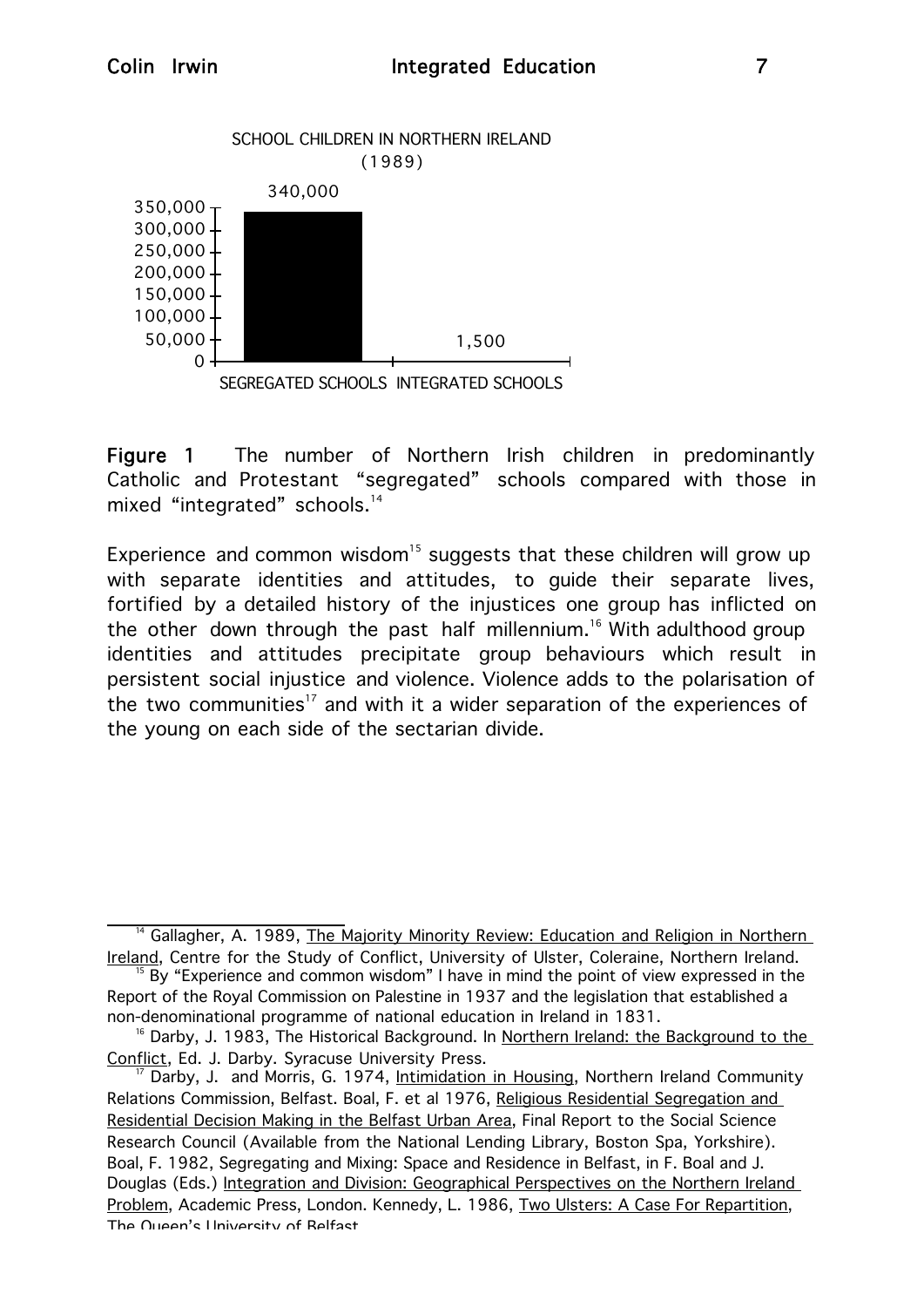SCHOOL CHILDREN IN NORTHERN IRELAND (1989)

| | SEGREGATED SCHOOLS | INTEGRATED SCHOOLS |
|---|---|---|
| Number of children | 340,000 | 1,500 |

**Figure 1** The number of Northern Irish children in predominantly Catholic and Protestant "segregated" schools compared with those in mixed "integrated" schools.[14]

Experience and common wisdom[15] suggests that these children will grow up with separate identities and attitudes, to guide their separate lives, fortified by a detailed history of the injustices one group has inflicted on the other down through the past half millennium.[16] With adulthood group identities and attitudes precipitate group behaviours which result in persistent social injustice and violence. Violence adds to the polarisation of the two communities[17] and with it a wider separation of the experiences of the young on each side of the sectarian divide.

---

[14] Gallagher, A. 1989, The Majority Minority Review: Education and Religion in Northern Ireland, Centre for the Study of Conflict, University of Ulster, Coleraine, Northern Ireland.

[15] By "Experience and common wisdom" I have in mind the point of view expressed in the Report of the Royal Commission on Palestine in 1937 and the legislation that established a non-denominational programme of national education in Ireland in 1831.

[16] Darby, J. 1983, The Historical Background. In Northern Ireland: the Background to the Conflict, Ed. J. Darby. Syracuse University Press.

[17] Darby, J. and Morris, G. 1974, Intimidation in Housing, Northern Ireland Community Relations Commission, Belfast. Boal, F. et al 1976, Religious Residential Segregation and Residential Decision Making in the Belfast Urban Area, Final Report to the Social Science Research Council (Available from the National Lending Library, Boston Spa, Yorkshire). Boal, F. 1982, Segregating and Mixing: Space and Residence in Belfast, in F. Boal and J. Douglas (Eds.) Integration and Division: Geographical Perspectives on the Northern Ireland Problem, Academic Press, London. Kennedy, L. 1986, Two Ulsters: A Case For Repartition, The Queen's University of Belfast.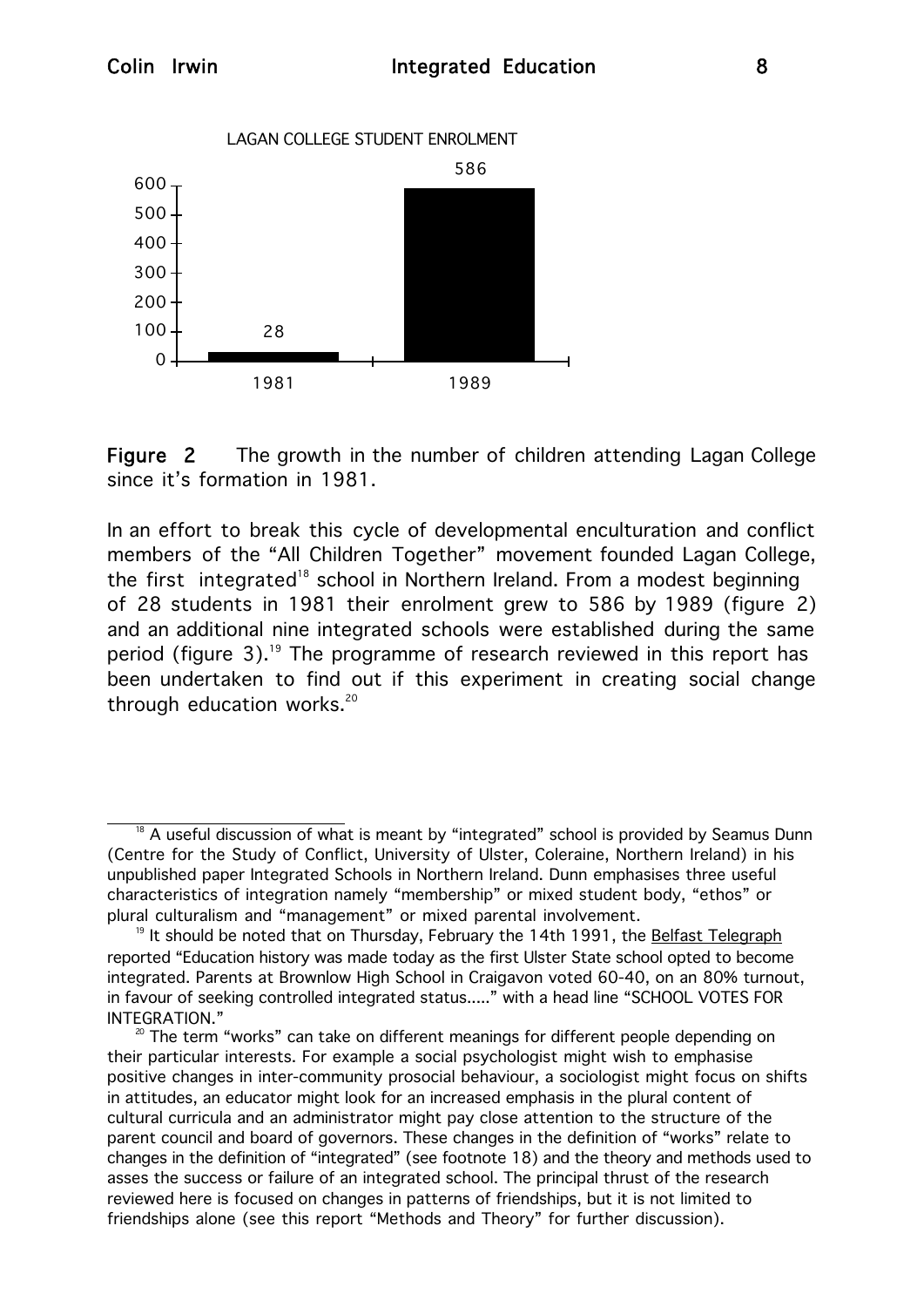LAGAN COLLEGE STUDENT ENROLMENT

| Year | Enrolment |
| --- | --- |
| 1981 | 28 |
| 1989 | 586 |

**Figure 2** The growth in the number of children attending Lagan College since it's formation in 1981.

In an effort to break this cycle of developmental enculturation and conflict members of the "All Children Together" movement founded Lagan College, the first integrated[18] school in Northern Ireland. From a modest beginning of 28 students in 1981 their enrolment grew to 586 by 1989 (figure 2) and an additional nine integrated schools were established during the same period (figure 3).[19] The programme of research reviewed in this report has been undertaken to find out if this experiment in creating social change through education works.[20]

---

[18] A useful discussion of what is meant by "integrated" school is provided by Seamus Dunn (Centre for the Study of Conflict, University of Ulster, Coleraine, Northern Ireland) in his unpublished paper Integrated Schools in Northern Ireland. Dunn emphasises three useful characteristics of integration namely "membership" or mixed student body, "ethos" or plural culturalism and "management" or mixed parental involvement.

[19] It should be noted that on Thursday, February the 14th 1991, the Belfast Telegraph reported "Education history was made today as the first Ulster State school opted to become integrated. Parents at Brownlow High School in Craigavon voted 60-40, on an 80% turnout, in favour of seeking controlled integrated status....." with a head line "SCHOOL VOTES FOR INTEGRATION."

[20] The term "works" can take on different meanings for different people depending on their particular interests. For example a social psychologist might wish to emphasise positive changes in inter-community prosocial behaviour, a sociologist might focus on shifts in attitudes, an educator might look for an increased emphasis in the plural content of cultural curricula and an administrator might pay close attention to the structure of the parent council and board of governors. These changes in the definition of "works" relate to changes in the definition of "integrated" (see footnote 18) and the theory and methods used to asses the success or failure of an integrated school. The principal thrust of the research reviewed here is focused on changes in patterns of friendships, but it is not limited to friendships alone (see this report "Methods and Theory" for further discussion).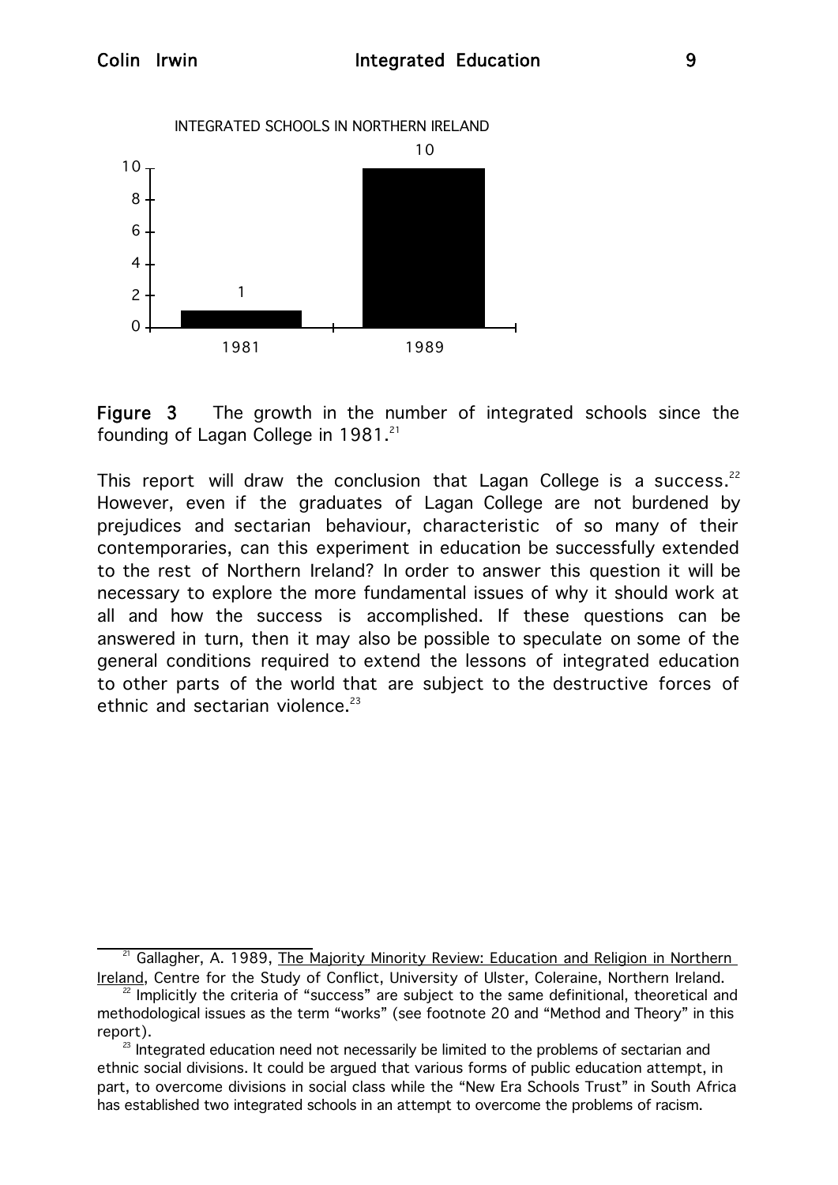INTEGRATED SCHOOLS IN NORTHERN IRELAND

| Year | Number of integrated schools |
| --- | --- |
| 1981 | 1 |
| 1989 | 10 |

**Figure 3** The growth in the number of integrated schools since the founding of Lagan College in 1981.[21]

This report will draw the conclusion that Lagan College is a success.[22] However, even if the graduates of Lagan College are not burdened by prejudices and sectarian behaviour, characteristic of so many of their contemporaries, can this experiment in education be successfully extended to the rest of Northern Ireland? In order to answer this question it will be necessary to explore the more fundamental issues of why it should work at all and how the success is accomplished. If these questions can be answered in turn, then it may also be possible to speculate on some of the general conditions required to extend the lessons of integrated education to other parts of the world that are subject to the destructive forces of ethnic and sectarian violence.[23]

---

[21] Gallagher, A. 1989, The Majority Minority Review: Education and Religion in Northern Ireland, Centre for the Study of Conflict, University of Ulster, Coleraine, Northern Ireland.

[22] Implicitly the criteria of "success" are subject to the same definitional, theoretical and methodological issues as the term "works" (see footnote 20 and "Method and Theory" in this report).

[23] Integrated education need not necessarily be limited to the problems of sectarian and ethnic social divisions. It could be argued that various forms of public education attempt, in part, to overcome divisions in social class while the "New Era Schools Trust" in South Africa has established two integrated schools in an attempt to overcome the problems of racism.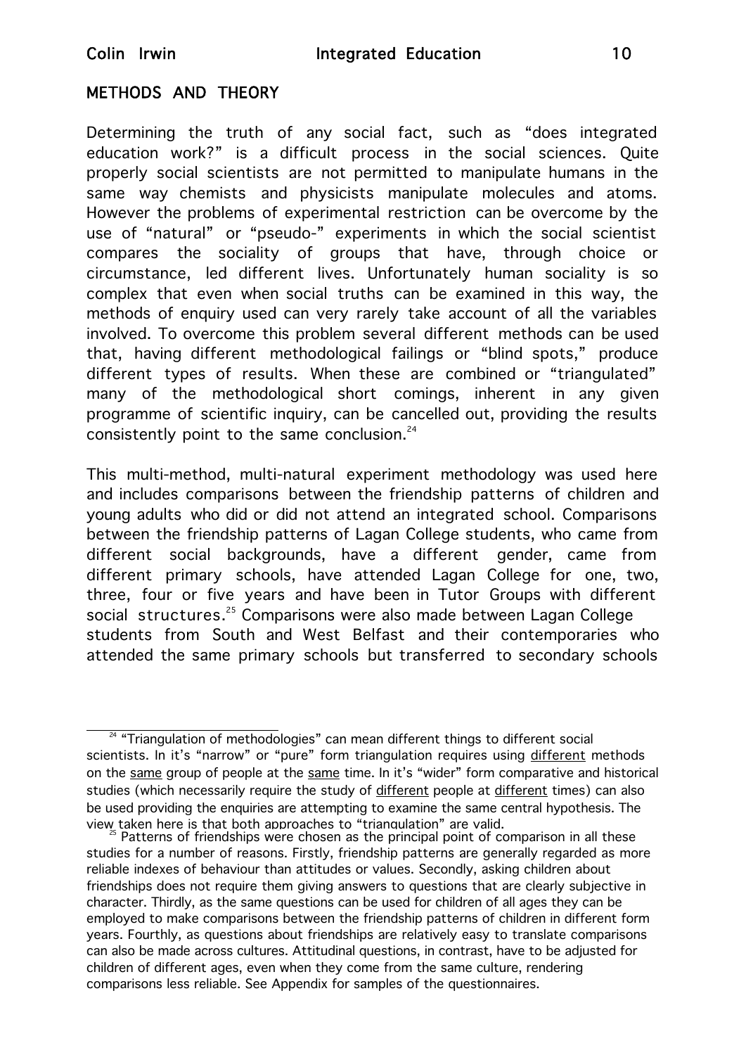## METHODS AND THEORY

Determining the truth of any social fact, such as "does integrated education work?" is a difficult process in the social sciences. Quite properly social scientists are not permitted to manipulate humans in the same way chemists and physicists manipulate molecules and atoms. However the problems of experimental restriction can be overcome by the use of "natural" or "pseudo-" experiments in which the social scientist compares the sociality of groups that have, through choice or circumstance, led different lives. Unfortunately human sociality is so complex that even when social truths can be examined in this way, the methods of enquiry used can very rarely take account of all the variables involved. To overcome this problem several different methods can be used that, having different methodological failings or "blind spots," produce different types of results. When these are combined or "triangulated" many of the methodological short comings, inherent in any given programme of scientific inquiry, can be cancelled out, providing the results consistently point to the same conclusion.[24]

This multi-method, multi-natural experiment methodology was used here and includes comparisons between the friendship patterns of children and young adults who did or did not attend an integrated school. Comparisons between the friendship patterns of Lagan College students, who came from different social backgrounds, have a different gender, came from different primary schools, have attended Lagan College for one, two, three, four or five years and have been in Tutor Groups with different social structures.[25] Comparisons were also made between Lagan College students from South and West Belfast and their contemporaries who attended the same primary schools but transferred to secondary schools

---

[24] "Triangulation of methodologies" can mean different things to different social scientists. In it's "narrow" or "pure" form triangulation requires using different methods on the same group of people at the same time. In it's "wider" form comparative and historical studies (which necessarily require the study of different people at different times) can also be used providing the enquiries are attempting to examine the same central hypothesis. The view taken here is that both approaches to "triangulation" are valid.

[25] Patterns of friendships were chosen as the principal point of comparison in all these studies for a number of reasons. Firstly, friendship patterns are generally regarded as more reliable indexes of behaviour than attitudes or values. Secondly, asking children about friendships does not require them giving answers to questions that are clearly subjective in character. Thirdly, as the same questions can be used for children of all ages they can be employed to make comparisons between the friendship patterns of children in different form years. Fourthly, as questions about friendships are relatively easy to translate comparisons can also be made across cultures. Attitudinal questions, in contrast, have to be adjusted for children of different ages, even when they come from the same culture, rendering comparisons less reliable. See Appendix for samples of the questionnaires.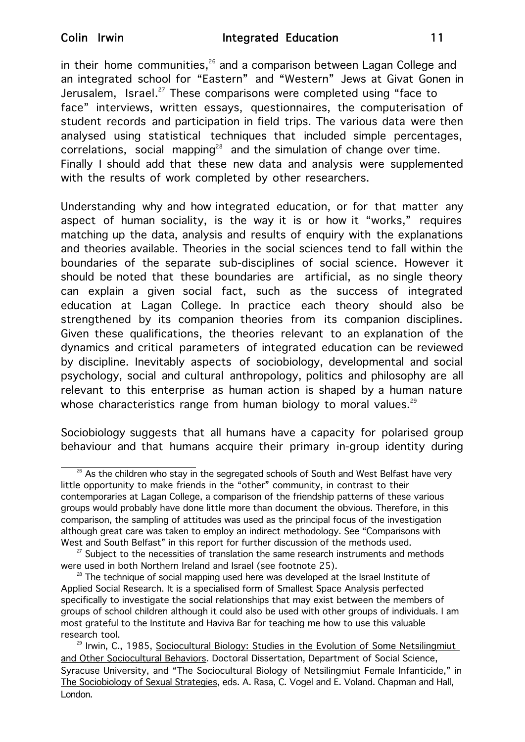in their home communities,[26] and a comparison between Lagan College and an integrated school for "Eastern" and "Western" Jews at Givat Gonen in Jerusalem, Israel.[27] These comparisons were completed using "face to face" interviews, written essays, questionnaires, the computerisation of student records and participation in field trips. The various data were then analysed using statistical techniques that included simple percentages, correlations, social mapping[28] and the simulation of change over time. Finally I should add that these new data and analysis were supplemented with the results of work completed by other researchers.

Understanding why and how integrated education, or for that matter any aspect of human sociality, is the way it is or how it "works," requires matching up the data, analysis and results of enquiry with the explanations and theories available. Theories in the social sciences tend to fall within the boundaries of the separate sub-disciplines of social science. However it should be noted that these boundaries are artificial, as no single theory can explain a given social fact, such as the success of integrated education at Lagan College. In practice each theory should also be strengthened by its companion theories from its companion disciplines. Given these qualifications, the theories relevant to an explanation of the dynamics and critical parameters of integrated education can be reviewed by discipline. Inevitably aspects of sociobiology, developmental and social psychology, social and cultural anthropology, politics and philosophy are all relevant to this enterprise as human action is shaped by a human nature whose characteristics range from human biology to moral values.[29]

Sociobiology suggests that all humans have a capacity for polarised group behaviour and that humans acquire their primary in-group identity during

---

[26] As the children who stay in the segregated schools of South and West Belfast have very little opportunity to make friends in the "other" community, in contrast to their contemporaries at Lagan College, a comparison of the friendship patterns of these various groups would probably have done little more than document the obvious. Therefore, in this comparison, the sampling of attitudes was used as the principal focus of the investigation although great care was taken to employ an indirect methodology. See "Comparisons with West and South Belfast" in this report for further discussion of the methods used.

[27] Subject to the necessities of translation the same research instruments and methods were used in both Northern Ireland and Israel (see footnote 25).

[28] The technique of social mapping used here was developed at the Israel Institute of Applied Social Research. It is a specialised form of Smallest Space Analysis perfected specifically to investigate the social relationships that may exist between the members of groups of school children although it could also be used with other groups of individuals. I am most grateful to the Institute and Haviva Bar for teaching me how to use this valuable research tool.

[29] Irwin, C., 1985, Sociocultural Biology: Studies in the Evolution of Some Netsilingmiut and Other Sociocultural Behaviors. Doctoral Dissertation, Department of Social Science, Syracuse University, and "The Sociocultural Biology of Netsilingmiut Female Infanticide," in The Sociobiology of Sexual Strategies, eds. A. Rasa, C. Vogel and E. Voland. Chapman and Hall, London.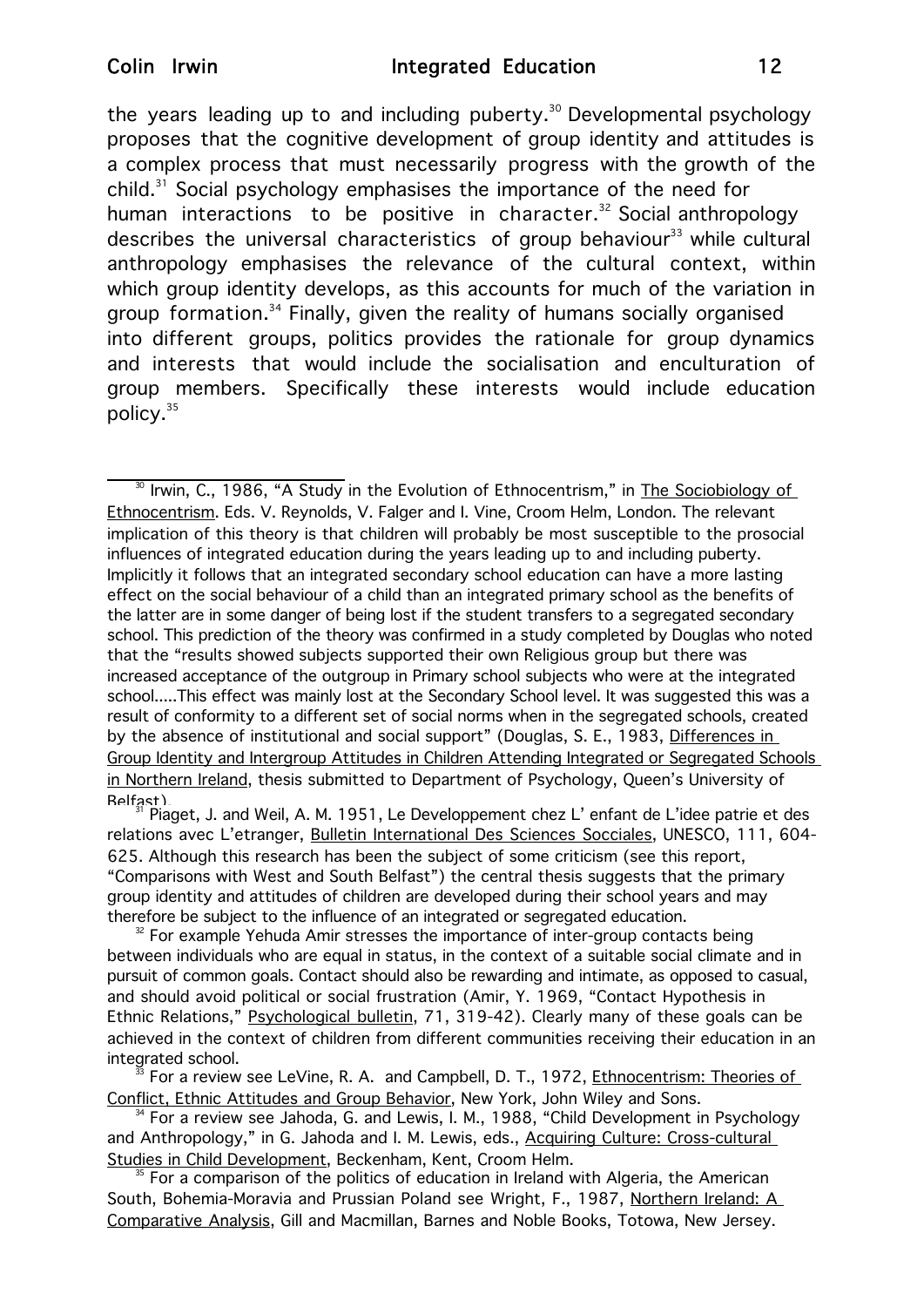the years leading up to and including puberty.[30] Developmental psychology proposes that the cognitive development of group identity and attitudes is a complex process that must necessarily progress with the growth of the child.[31] Social psychology emphasises the importance of the need for human interactions to be positive in character.[32] Social anthropology describes the universal characteristics of group behaviour[33] while cultural anthropology emphasises the relevance of the cultural context, within which group identity develops, as this accounts for much of the variation in group formation.[34] Finally, given the reality of humans socially organised into different groups, politics provides the rationale for group dynamics and interests that would include the socialisation and enculturation of group members. Specifically these interests would include education policy.[35]

---

[30] Irwin, C., 1986, "A Study in the Evolution of Ethnocentrism," in The Sociobiology of Ethnocentrism. Eds. V. Reynolds, V. Falger and I. Vine, Croom Helm, London. The relevant implication of this theory is that children will probably be most susceptible to the prosocial influences of integrated education during the years leading up to and including puberty. Implicitly it follows that an integrated secondary school education can have a more lasting effect on the social behaviour of a child than an integrated primary school as the benefits of the latter are in some danger of being lost if the student transfers to a segregated secondary school. This prediction of the theory was confirmed in a study completed by Douglas who noted that the "results showed subjects supported their own Religious group but there was increased acceptance of the outgroup in Primary school subjects who were at the integrated school.....This effect was mainly lost at the Secondary School level. It was suggested this was a result of conformity to a different set of social norms when in the segregated schools, created by the absence of institutional and social support" (Douglas, S. E., 1983, Differences in Group Identity and Intergroup Attitudes in Children Attending Integrated or Segregated Schools in Northern Ireland, thesis submitted to Department of Psychology, Queen's University of Belfast).

[31] Piaget, J. and Weil, A. M. 1951, Le Developpement chez L' enfant de L'idee patrie et des relations avec L'etranger, Bulletin International Des Sciences Socciales, UNESCO, 111, 604-625. Although this research has been the subject of some criticism (see this report, "Comparisons with West and South Belfast") the central thesis suggests that the primary group identity and attitudes of children are developed during their school years and may therefore be subject to the influence of an integrated or segregated education.

[32] For example Yehuda Amir stresses the importance of inter-group contacts being between individuals who are equal in status, in the context of a suitable social climate and in pursuit of common goals. Contact should also be rewarding and intimate, as opposed to casual, and should avoid political or social frustration (Amir, Y. 1969, "Contact Hypothesis in Ethnic Relations," Psychological bulletin, 71, 319-42). Clearly many of these goals can be achieved in the context of children from different communities receiving their education in an integrated school.

[33] For a review see LeVine, R. A. and Campbell, D. T., 1972, Ethnocentrism: Theories of Conflict, Ethnic Attitudes and Group Behavior, New York, John Wiley and Sons.

[34] For a review see Jahoda, G. and Lewis, I. M., 1988, "Child Development in Psychology and Anthropology," in G. Jahoda and I. M. Lewis, eds., Acquiring Culture: Cross-cultural Studies in Child Development, Beckenham, Kent, Croom Helm.

[35] For a comparison of the politics of education in Ireland with Algeria, the American South, Bohemia-Moravia and Prussian Poland see Wright, F., 1987, Northern Ireland: A Comparative Analysis, Gill and Macmillan, Barnes and Noble Books, Totowa, New Jersey.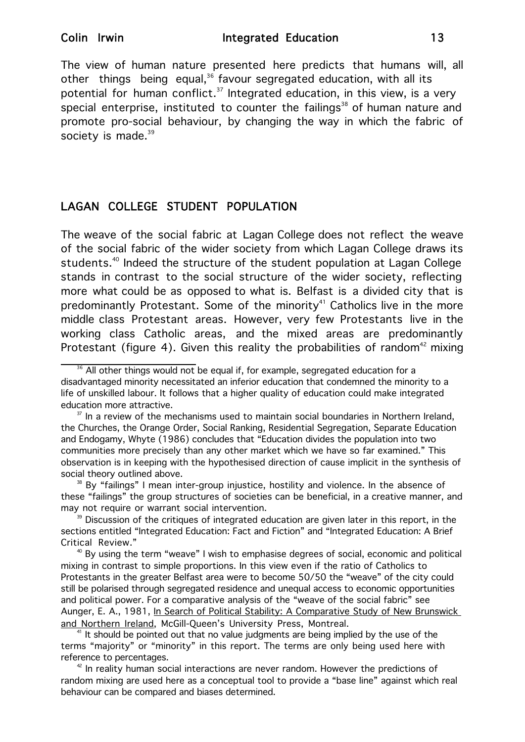The view of human nature presented here predicts that humans will, all other things being equal,[36] favour segregated education, with all its potential for human conflict.[37] Integrated education, in this view, is a very special enterprise, instituted to counter the failings[38] of human nature and promote pro-social behaviour, by changing the way in which the fabric of society is made.[39]

## LAGAN COLLEGE STUDENT POPULATION

The weave of the social fabric at Lagan College does not reflect the weave of the social fabric of the wider society from which Lagan College draws its students.[40] Indeed the structure of the student population at Lagan College stands in contrast to the social structure of the wider society, reflecting more what could be as opposed to what is. Belfast is a divided city that is predominantly Protestant. Some of the minority[41] Catholics live in the more middle class Protestant areas. However, very few Protestants live in the working class Catholic areas, and the mixed areas are predominantly Protestant (figure 4). Given this reality the probabilities of random[42] mixing

---

[36] All other things would not be equal if, for example, segregated education for a disadvantaged minority necessitated an inferior education that condemned the minority to a life of unskilled labour. It follows that a higher quality of education could make integrated education more attractive.

[37] In a review of the mechanisms used to maintain social boundaries in Northern Ireland, the Churches, the Orange Order, Social Ranking, Residential Segregation, Separate Education and Endogamy, Whyte (1986) concludes that "Education divides the population into two communities more precisely than any other market which we have so far examined." This observation is in keeping with the hypothesised direction of cause implicit in the synthesis of social theory outlined above.

[38] By "failings" I mean inter-group injustice, hostility and violence. In the absence of these "failings" the group structures of societies can be beneficial, in a creative manner, and may not require or warrant social intervention.

[39] Discussion of the critiques of integrated education are given later in this report, in the sections entitled "Integrated Education: Fact and Fiction" and "Integrated Education: A Brief Critical Review."

[40] By using the term "weave" I wish to emphasise degrees of social, economic and political mixing in contrast to simple proportions. In this view even if the ratio of Catholics to Protestants in the greater Belfast area were to become 50/50 the "weave" of the city could still be polarised through segregated residence and unequal access to economic opportunities and political power. For a comparative analysis of the "weave of the social fabric" see Aunger, E. A., 1981, In Search of Political Stability: A Comparative Study of New Brunswick and Northern Ireland, McGill-Queen's University Press, Montreal.

[41] It should be pointed out that no value judgments are being implied by the use of the terms "majority" or "minority" in this report. The terms are only being used here with reference to percentages.

[42] In reality human social interactions are never random. However the predictions of random mixing are used here as a conceptual tool to provide a "base line" against which real behaviour can be compared and biases determined.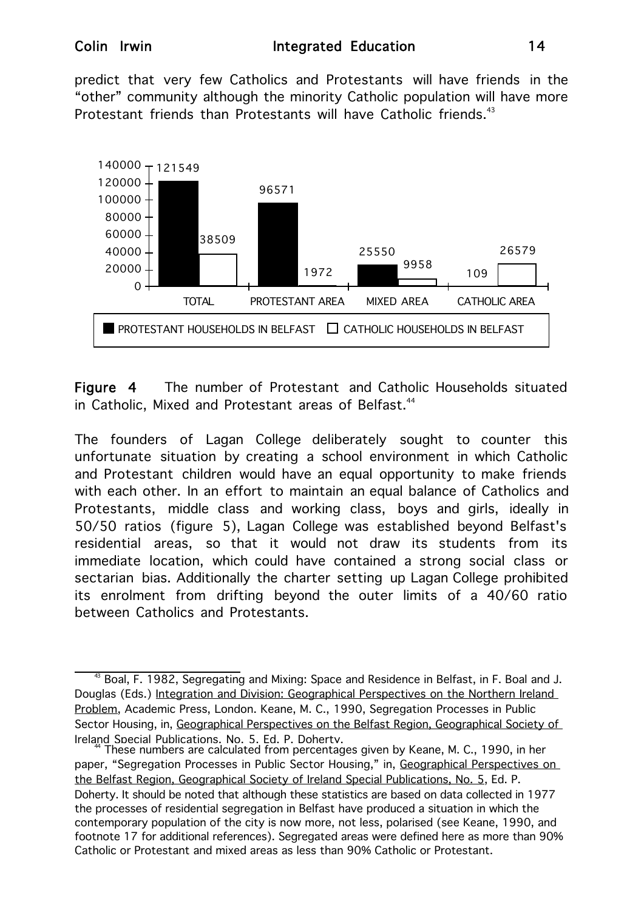predict that very few Catholics and Protestants will have friends in the "other" community although the minority Catholic population will have more Protestant friends than Protestants will have Catholic friends.[43]

| | TOTAL | PROTESTANT AREA | MIXED AREA | CATHOLIC AREA |
|---|---|---|---|---|
| PROTESTANT HOUSEHOLDS IN BELFAST | 121549 | 96571 | 25550 | 109 |
| CATHOLIC HOUSEHOLDS IN BELFAST | 38509 | 1972 | 9958 | 26579 |

**Figure 4** The number of Protestant and Catholic Households situated in Catholic, Mixed and Protestant areas of Belfast.[44]

The founders of Lagan College deliberately sought to counter this unfortunate situation by creating a school environment in which Catholic and Protestant children would have an equal opportunity to make friends with each other. In an effort to maintain an equal balance of Catholics and Protestants, middle class and working class, boys and girls, ideally in 50/50 ratios (figure 5), Lagan College was established beyond Belfast's residential areas, so that it would not draw its students from its immediate location, which could have contained a strong social class or sectarian bias. Additionally the charter setting up Lagan College prohibited its enrolment from drifting beyond the outer limits of a 40/60 ratio between Catholics and Protestants.

---

[43] Boal, F. 1982, Segregating and Mixing: Space and Residence in Belfast, in F. Boal and J. Douglas (Eds.) Integration and Division: Geographical Perspectives on the Northern Ireland Problem, Academic Press, London. Keane, M. C., 1990, Segregation Processes in Public Sector Housing, in, Geographical Perspectives on the Belfast Region, Geographical Society of Ireland Special Publications, No. 5, Ed. P. Doherty.

[44] These numbers are calculated from percentages given by Keane, M. C., 1990, in her paper, "Segregation Processes in Public Sector Housing," in, Geographical Perspectives on the Belfast Region, Geographical Society of Ireland Special Publications, No. 5, Ed. P. Doherty. It should be noted that although these statistics are based on data collected in 1977 the processes of residential segregation in Belfast have produced a situation in which the contemporary population of the city is now more, not less, polarised (see Keane, 1990, and footnote 17 for additional references). Segregated areas were defined here as more than 90% Catholic or Protestant and mixed areas as less than 90% Catholic or Protestant.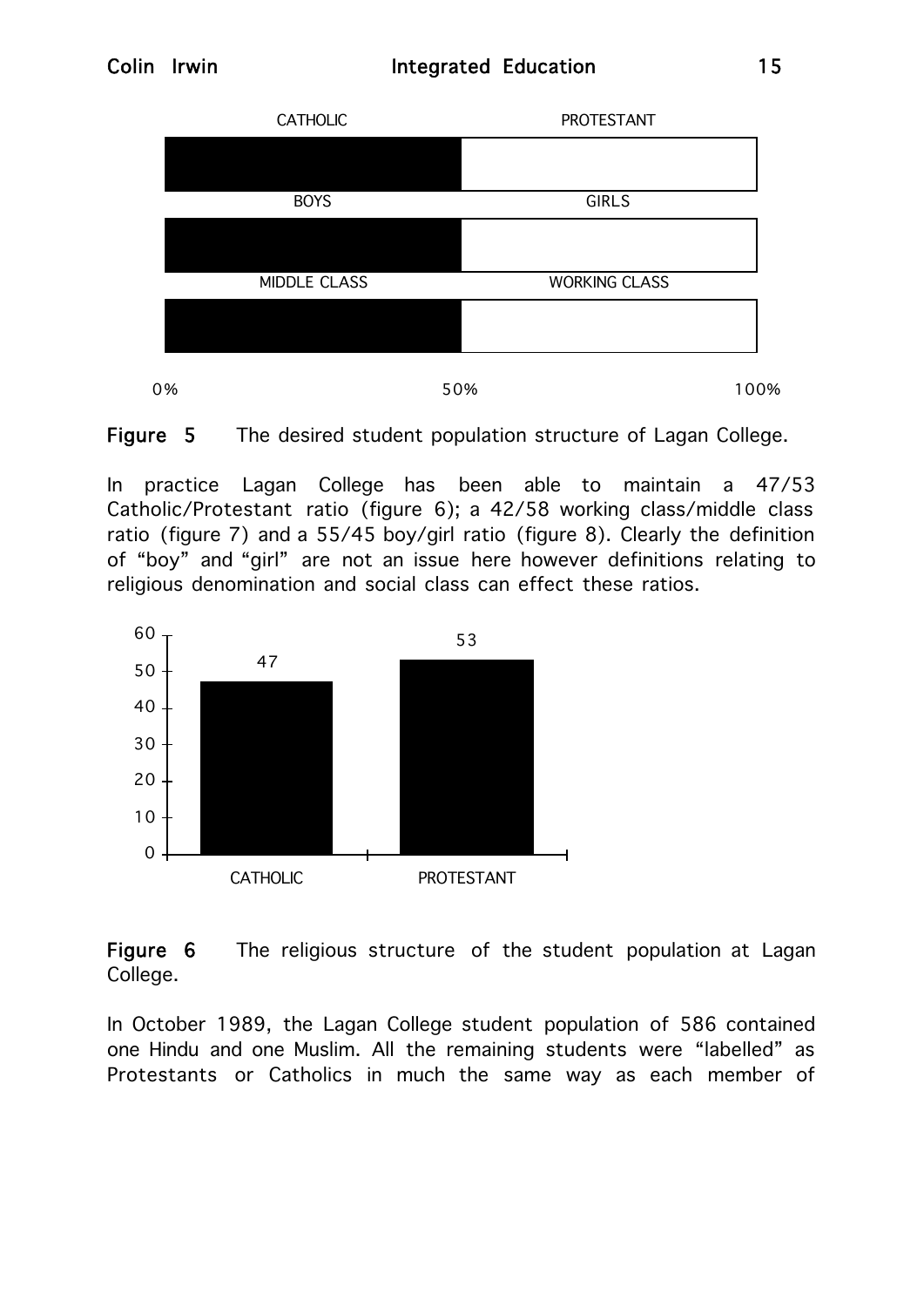**Figure 5** The desired student population structure of Lagan College.

In practice Lagan College has been able to maintain a 47/53 Catholic/Protestant ratio (figure 6); a 42/58 working class/middle class ratio (figure 7) and a 55/45 boy/girl ratio (figure 8). Clearly the definition of "boy" and "girl" are not an issue here however definitions relating to religious denomination and social class can effect these ratios.

**Figure 6** The religious structure of the student population at Lagan College.

In October 1989, the Lagan College student population of 586 contained one Hindu and one Muslim. All the remaining students were "labelled" as Protestants or Catholics in much the same way as each member of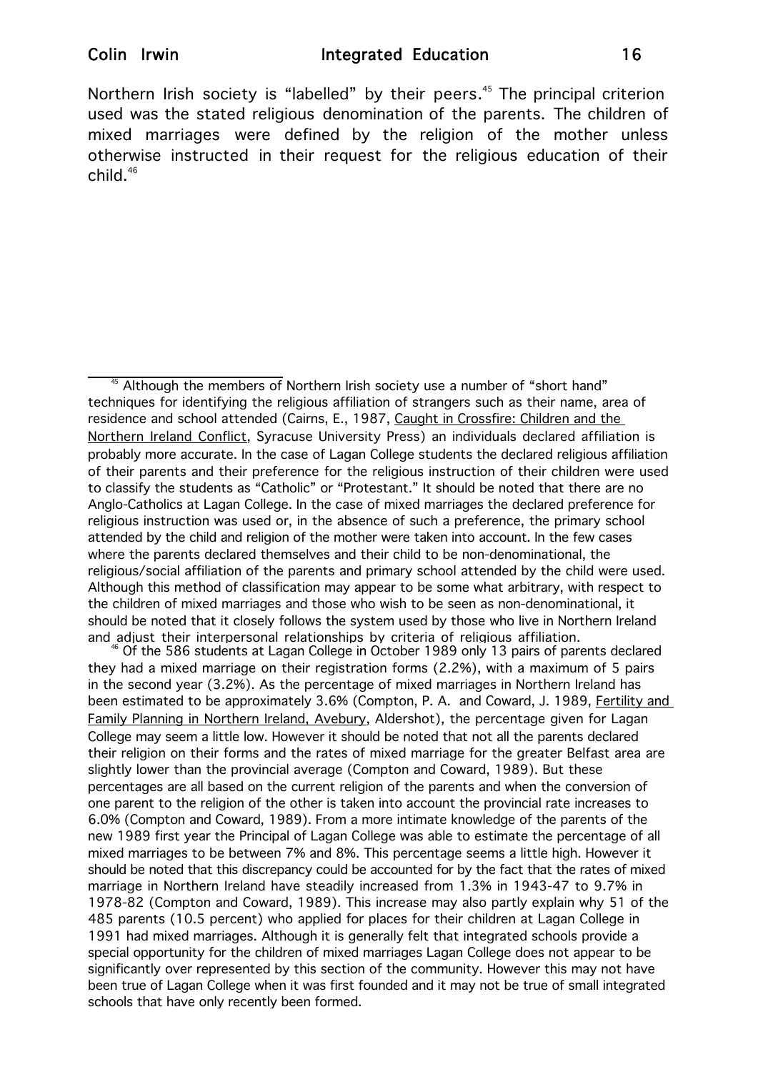Northern Irish society is "labelled" by their peers.[45] The principal criterion used was the stated religious denomination of the parents. The children of mixed marriages were defined by the religion of the mother unless otherwise instructed in their request for the religious education of their child.[46]

---

[45] Although the members of Northern Irish society use a number of "short hand" techniques for identifying the religious affiliation of strangers such as their name, area of residence and school attended (Cairns, E., 1987, Caught in Crossfire: Children and the Northern Ireland Conflict, Syracuse University Press) an individuals declared affiliation is probably more accurate. In the case of Lagan College students the declared religious affiliation of their parents and their preference for the religious instruction of their children were used to classify the students as "Catholic" or "Protestant." It should be noted that there are no Anglo-Catholics at Lagan College. In the case of mixed marriages the declared preference for religious instruction was used or, in the absence of such a preference, the primary school attended by the child and religion of the mother were taken into account. In the few cases where the parents declared themselves and their child to be non-denominational, the religious/social affiliation of the parents and primary school attended by the child were used. Although this method of classification may appear to be some what arbitrary, with respect to the children of mixed marriages and those who wish to be seen as non-denominational, it should be noted that it closely follows the system used by those who live in Northern Ireland and adjust their interpersonal relationships by criteria of religious affiliation.

[46] Of the 586 students at Lagan College in October 1989 only 13 pairs of parents declared they had a mixed marriage on their registration forms (2.2%), with a maximum of 5 pairs in the second year (3.2%). As the percentage of mixed marriages in Northern Ireland has been estimated to be approximately 3.6% (Compton, P. A. and Coward, J. 1989, Fertility and Family Planning in Northern Ireland, Avebury, Aldershot), the percentage given for Lagan College may seem a little low. However it should be noted that not all the parents declared their religion on their forms and the rates of mixed marriage for the greater Belfast area are slightly lower than the provincial average (Compton and Coward, 1989). But these percentages are all based on the current religion of the parents and when the conversion of one parent to the religion of the other is taken into account the provincial rate increases to 6.0% (Compton and Coward, 1989). From a more intimate knowledge of the parents of the new 1989 first year the Principal of Lagan College was able to estimate the percentage of all mixed marriages to be between 7% and 8%. This percentage seems a little high. However it should be noted that this discrepancy could be accounted for by the fact that the rates of mixed marriage in Northern Ireland have steadily increased from 1.3% in 1943-47 to 9.7% in 1978-82 (Compton and Coward, 1989). This increase may also partly explain why 51 of the 485 parents (10.5 percent) who applied for places for their children at Lagan College in 1991 had mixed marriages. Although it is generally felt that integrated schools provide a special opportunity for the children of mixed marriages Lagan College does not appear to be significantly over represented by this section of the community. However this may not have been true of Lagan College when it was first founded and it may not be true of small integrated schools that have only recently been formed.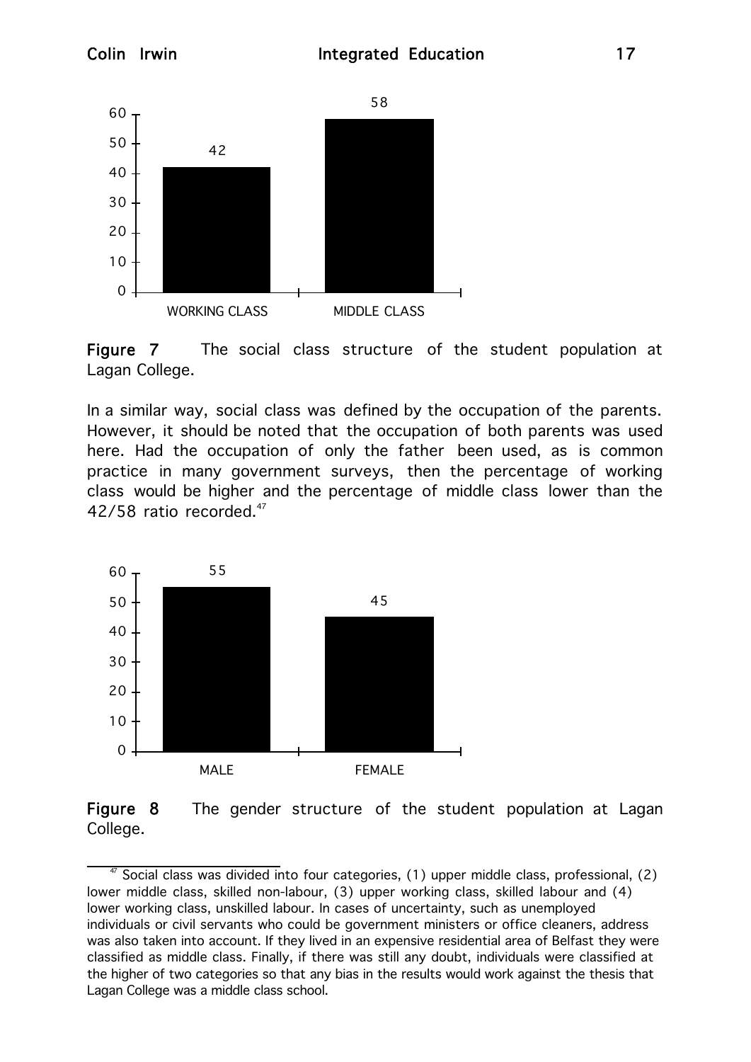| | WORKING CLASS | MIDDLE CLASS |
|---|---|---|
| % | 42 | 58 |

**Figure 7** The social class structure of the student population at Lagan College.

In a similar way, social class was defined by the occupation of the parents. However, it should be noted that the occupation of both parents was used here. Had the occupation of only the father been used, as is common practice in many government surveys, then the percentage of working class would be higher and the percentage of middle class lower than the 42/58 ratio recorded.[47]

| | MALE | FEMALE |
|---|---|---|
| % | 55 | 45 |

**Figure 8** The gender structure of the student population at Lagan College.

---

[47] Social class was divided into four categories, (1) upper middle class, professional, (2) lower middle class, skilled non-labour, (3) upper working class, skilled labour and (4) lower working class, unskilled labour. In cases of uncertainty, such as unemployed individuals or civil servants who could be government ministers or office cleaners, address was also taken into account. If they lived in an expensive residential area of Belfast they were classified as middle class. Finally, if there was still any doubt, individuals were classified at the higher of two categories so that any bias in the results would work against the thesis that Lagan College was a middle class school.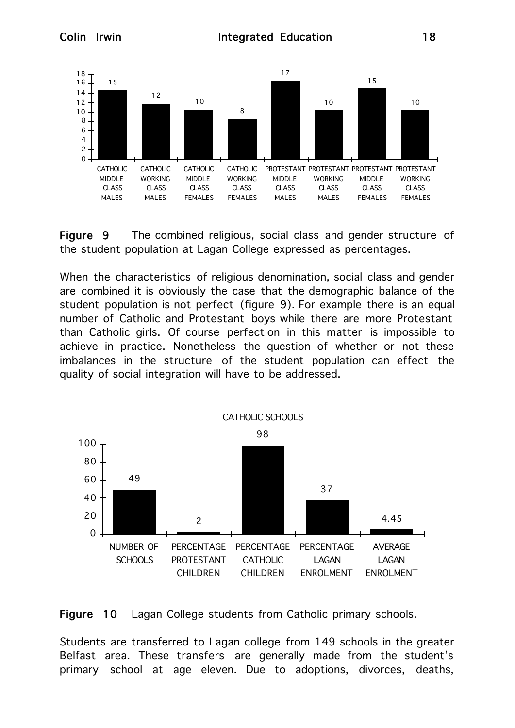| CATHOLIC MIDDLE CLASS MALES | CATHOLIC WORKING CLASS MALES | CATHOLIC MIDDLE CLASS FEMALES | CATHOLIC WORKING CLASS FEMALES | PROTESTANT MIDDLE CLASS MALES | PROTESTANT WORKING CLASS MALES | PROTESTANT MIDDLE CLASS FEMALES | PROTESTANT WORKING CLASS FEMALES |
|---|---|---|---|---|---|---|---|
| 15 | 12 | 10 | 8 | 17 | 10 | 15 | 10 |

**Figure 9** The combined religious, social class and gender structure of the student population at Lagan College expressed as percentages.

When the characteristics of religious denomination, social class and gender are combined it is obviously the case that the demographic balance of the student population is not perfect (figure 9). For example there is an equal number of Catholic and Protestant boys while there are more Protestant than Catholic girls. Of course perfection in this matter is impossible to achieve in practice. Nonetheless the question of whether or not these imbalances in the structure of the student population can effect the quality of social integration will have to be addressed.

CATHOLIC SCHOOLS

| NUMBER OF SCHOOLS | PERCENTAGE PROTESTANT CHILDREN | PERCENTAGE CATHOLIC CHILDREN | PERCENTAGE LAGAN ENROLMENT | AVERAGE LAGAN ENROLMENT |
|---|---|---|---|---|
| 49 | 2 | 98 | 37 | 4.45 |

**Figure 10** Lagan College students from Catholic primary schools.

Students are transferred to Lagan college from 149 schools in the greater Belfast area. These transfers are generally made from the student's primary school at age eleven. Due to adoptions, divorces, deaths,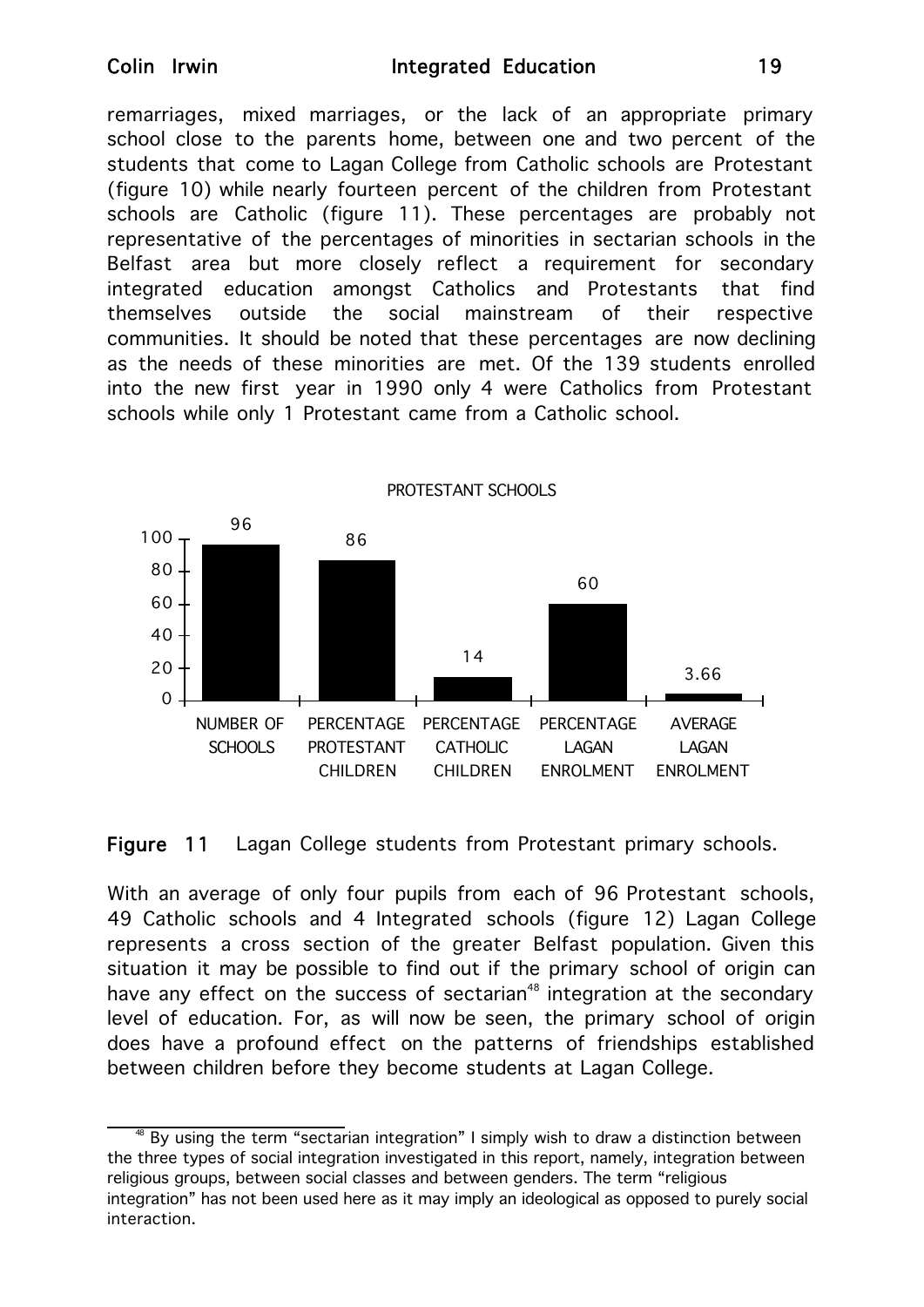remarriages, mixed marriages, or the lack of an appropriate primary school close to the parents home, between one and two percent of the students that come to Lagan College from Catholic schools are Protestant (figure 10) while nearly fourteen percent of the children from Protestant schools are Catholic (figure 11). These percentages are probably not representative of the percentages of minorities in sectarian schools in the Belfast area but more closely reflect a requirement for secondary integrated education amongst Catholics and Protestants that find themselves outside the social mainstream of their respective communities. It should be noted that these percentages are now declining as the needs of these minorities are met. Of the 139 students enrolled into the new first year in 1990 only 4 were Catholics from Protestant schools while only 1 Protestant came from a Catholic school.

PROTESTANT SCHOOLS

| | NUMBER OF SCHOOLS | PERCENTAGE PROTESTANT CHILDREN | PERCENTAGE CATHOLIC CHILDREN | PERCENTAGE LAGAN ENROLMENT | AVERAGE LAGAN ENROLMENT |
|---|---|---|---|---|---|
| Value | 96 | 86 | 14 | 60 | 3.66 |

**Figure 11** Lagan College students from Protestant primary schools.

With an average of only four pupils from each of 96 Protestant schools, 49 Catholic schools and 4 Integrated schools (figure 12) Lagan College represents a cross section of the greater Belfast population. Given this situation it may be possible to find out if the primary school of origin can have any effect on the success of sectarian[48] integration at the secondary level of education. For, as will now be seen, the primary school of origin does have a profound effect on the patterns of friendships established between children before they become students at Lagan College.

[48] By using the term "sectarian integration" I simply wish to draw a distinction between the three types of social integration investigated in this report, namely, integration between religious groups, between social classes and between genders. The term "religious integration" has not been used here as it may imply an ideological as opposed to purely social interaction.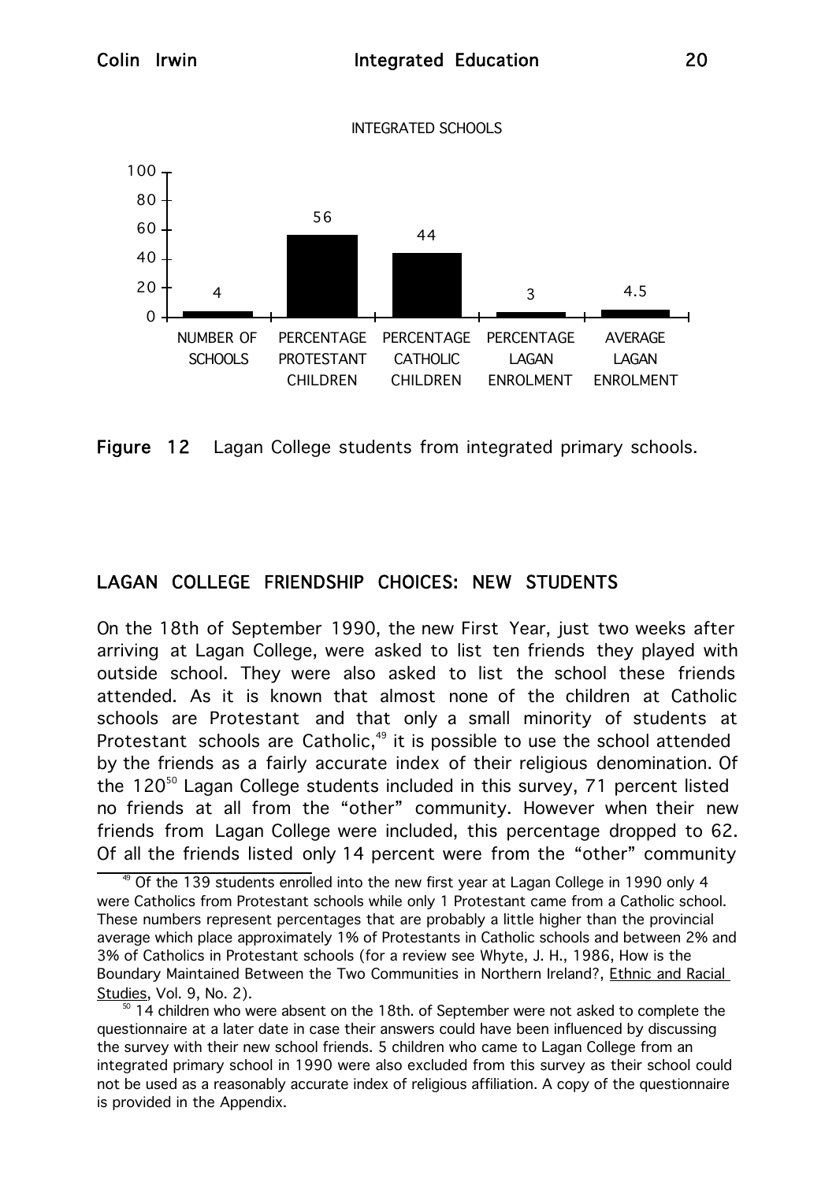INTEGRATED SCHOOLS

| NUMBER OF SCHOOLS | PERCENTAGE PROTESTANT CHILDREN | PERCENTAGE CATHOLIC CHILDREN | PERCENTAGE LAGAN ENROLMENT | AVERAGE LAGAN ENROLMENT |
|---|---|---|---|---|
| 4 | 56 | 44 | 3 | 4.5 |

**Figure 12** Lagan College students from integrated primary schools.

## LAGAN COLLEGE FRIENDSHIP CHOICES: NEW STUDENTS

On the 18th of September 1990, the new First Year, just two weeks after arriving at Lagan College, were asked to list ten friends they played with outside school. They were also asked to list the school these friends attended. As it is known that almost none of the children at Catholic schools are Protestant and that only a small minority of students at Protestant schools are Catholic,[49] it is possible to use the school attended by the friends as a fairly accurate index of their religious denomination. Of the 120[50] Lagan College students included in this survey, 71 percent listed no friends at all from the "other" community. However when their new friends from Lagan College were included, this percentage dropped to 62. Of all the friends listed only 14 percent were from the "other" community

[49] Of the 139 students enrolled into the new first year at Lagan College in 1990 only 4 were Catholics from Protestant schools while only 1 Protestant came from a Catholic school. These numbers represent percentages that are probably a little higher than the provincial average which place approximately 1% of Protestants in Catholic schools and between 2% and 3% of Catholics in Protestant schools (for a review see Whyte, J. H., 1986, How is the Boundary Maintained Between the Two Communities in Northern Ireland?, Ethnic and Racial Studies, Vol. 9, No. 2).

[50] 14 children who were absent on the 18th. of September were not asked to complete the questionnaire at a later date in case their answers could have been influenced by discussing the survey with their new school friends. 5 children who came to Lagan College from an integrated primary school in 1990 were also excluded from this survey as their school could not be used as a reasonably accurate index of religious affiliation. A copy of the questionnaire is provided in the Appendix.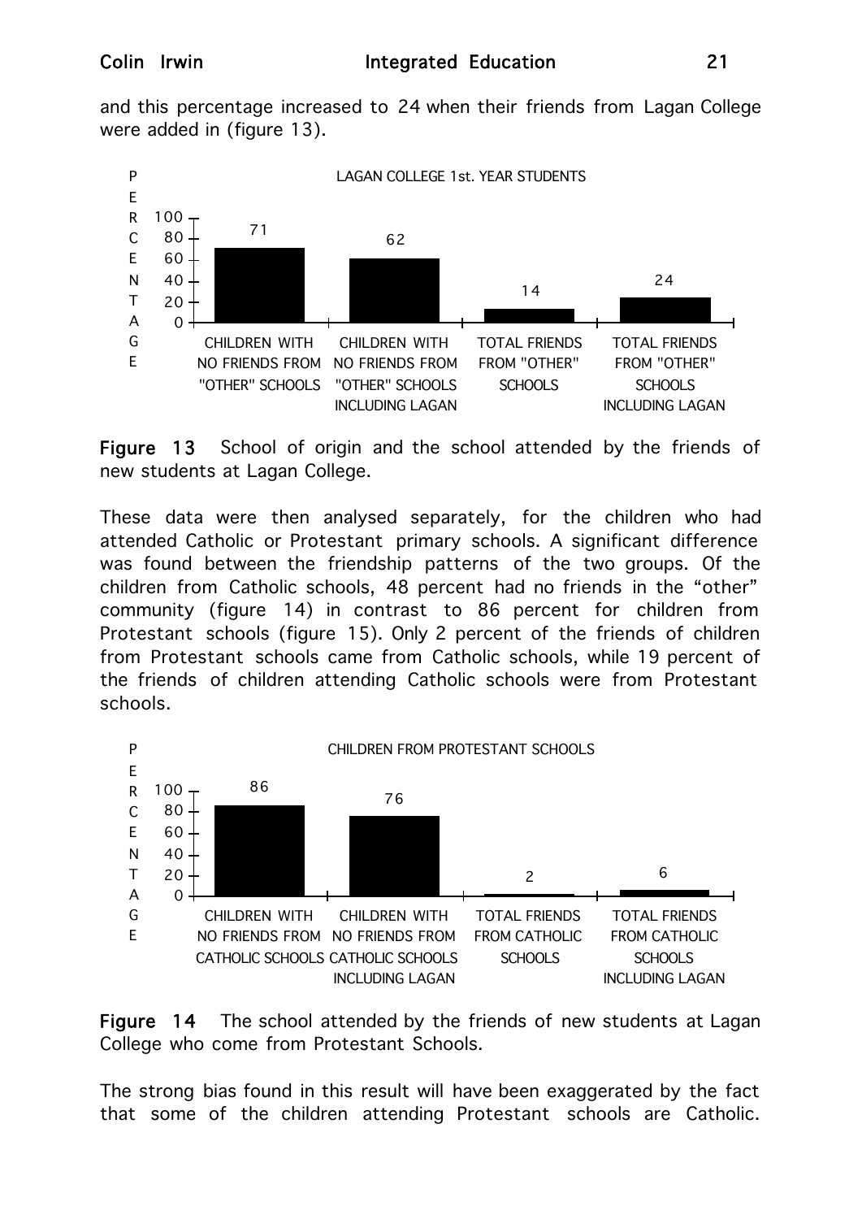and this percentage increased to 24 when their friends from Lagan College were added in (figure 13).

LAGAN COLLEGE 1st. YEAR STUDENTS

| | CHILDREN WITH NO FRIENDS FROM "OTHER" SCHOOLS | CHILDREN WITH NO FRIENDS FROM "OTHER" SCHOOLS INCLUDING LAGAN | TOTAL FRIENDS FROM "OTHER" SCHOOLS | TOTAL FRIENDS FROM "OTHER" SCHOOLS INCLUDING LAGAN |
|---|---|---|---|---|
| PERCENTAGE | 71 | 62 | 14 | 24 |

**Figure 13** School of origin and the school attended by the friends of new students at Lagan College.

These data were then analysed separately, for the children who had attended Catholic or Protestant primary schools. A significant difference was found between the friendship patterns of the two groups. Of the children from Catholic schools, 48 percent had no friends in the "other" community (figure 14) in contrast to 86 percent for children from Protestant schools (figure 15). Only 2 percent of the friends of children from Protestant schools came from Catholic schools, while 19 percent of the friends of children attending Catholic schools were from Protestant schools.

CHILDREN FROM PROTESTANT SCHOOLS

| | CHILDREN WITH NO FRIENDS FROM CATHOLIC SCHOOLS | CHILDREN WITH NO FRIENDS FROM CATHOLIC SCHOOLS INCLUDING LAGAN | TOTAL FRIENDS FROM CATHOLIC SCHOOLS | TOTAL FRIENDS FROM CATHOLIC SCHOOLS INCLUDING LAGAN |
|---|---|---|---|---|
| PERCENTAGE | 86 | 76 | 2 | 6 |

**Figure 14** The school attended by the friends of new students at Lagan College who come from Protestant Schools.

The strong bias found in this result will have been exaggerated by the fact that some of the children attending Protestant schools are Catholic.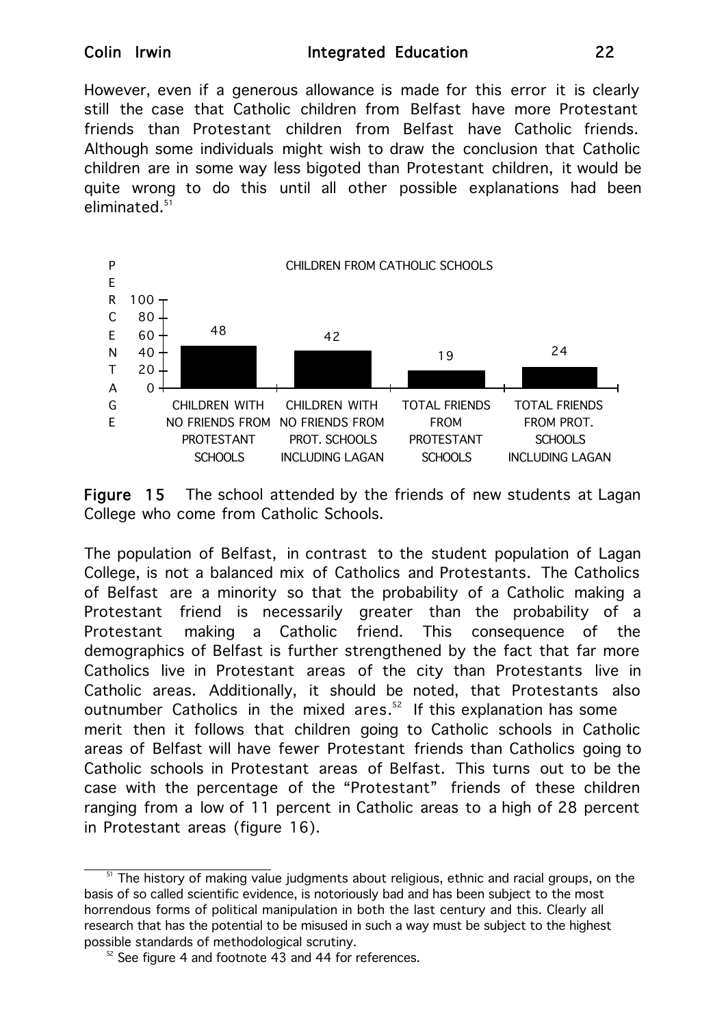However, even if a generous allowance is made for this error it is clearly still the case that Catholic children from Belfast have more Protestant friends than Protestant children from Belfast have Catholic friends. Although some individuals might wish to draw the conclusion that Catholic children are in some way less bigoted than Protestant children, it would be quite wrong to do this until all other possible explanations had been eliminated.[51]

CHILDREN FROM CATHOLIC SCHOOLS

| | PERCENTAGE |
|---|---|
| CHILDREN WITH NO FRIENDS FROM PROTESTANT SCHOOLS | 48 |
| CHILDREN WITH NO FRIENDS FROM PROT. SCHOOLS INCLUDING LAGAN | 42 |
| TOTAL FRIENDS FROM PROTESTANT SCHOOLS | 19 |
| TOTAL FRIENDS FROM PROT. SCHOOLS INCLUDING LAGAN | 24 |

**Figure 15** The school attended by the friends of new students at Lagan College who come from Catholic Schools.

The population of Belfast, in contrast to the student population of Lagan College, is not a balanced mix of Catholics and Protestants. The Catholics of Belfast are a minority so that the probability of a Catholic making a Protestant friend is necessarily greater than the probability of a Protestant making a Catholic friend. This consequence of the demographics of Belfast is further strengthened by the fact that far more Catholics live in Protestant areas of the city than Protestants live in Catholic areas. Additionally, it should be noted, that Protestants also outnumber Catholics in the mixed ares.[52] If this explanation has some merit then it follows that children going to Catholic schools in Catholic areas of Belfast will have fewer Protestant friends than Catholics going to Catholic schools in Protestant areas of Belfast. This turns out to be the case with the percentage of the "Protestant" friends of these children ranging from a low of 11 percent in Catholic areas to a high of 28 percent in Protestant areas (figure 16).

[51] The history of making value judgments about religious, ethnic and racial groups, on the basis of so called scientific evidence, is notoriously bad and has been subject to the most horrendous forms of political manipulation in both the last century and this. Clearly all research that has the potential to be misused in such a way must be subject to the highest possible standards of methodological scrutiny.

[52] See figure 4 and footnote 43 and 44 for references.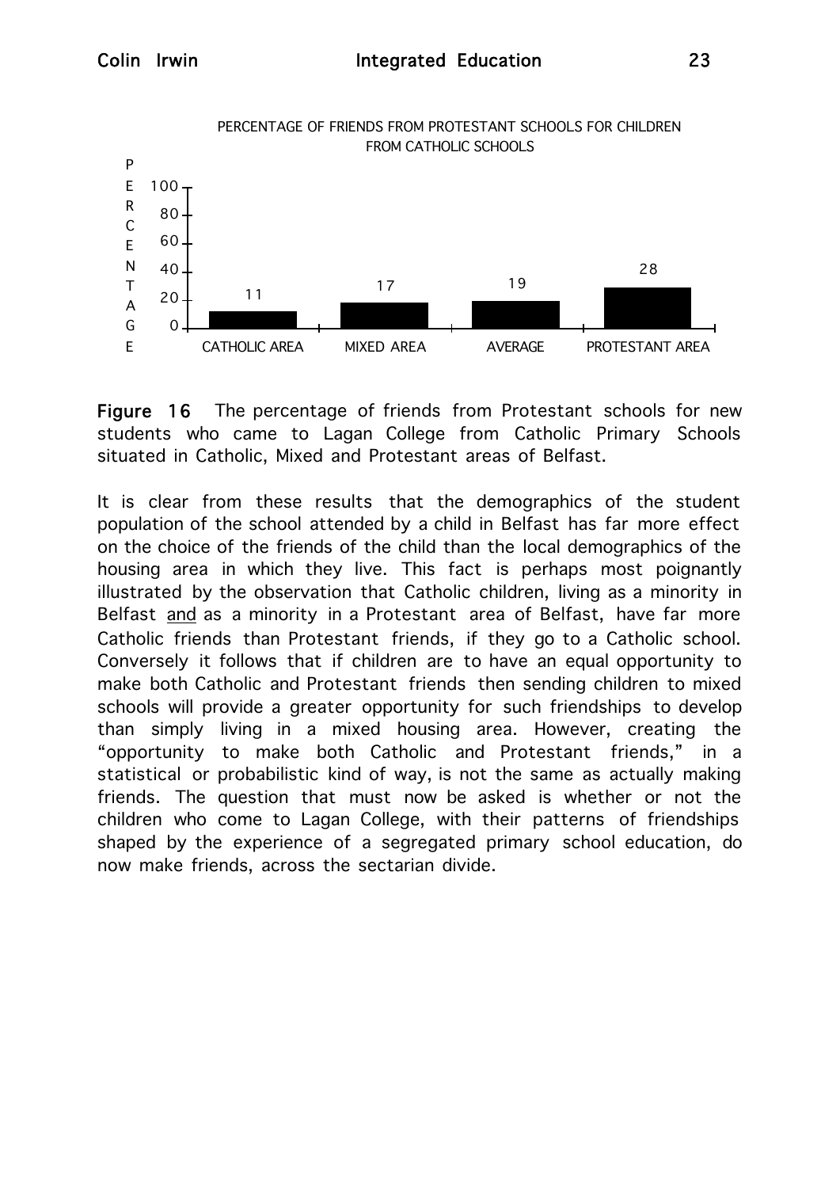PERCENTAGE OF FRIENDS FROM PROTESTANT SCHOOLS FOR CHILDREN FROM CATHOLIC SCHOOLS

| | CATHOLIC AREA | MIXED AREA | AVERAGE | PROTESTANT AREA |
|---|---|---|---|---|
| PERCENTAGE | 11 | 17 | 19 | 28 |

**Figure 16** The percentage of friends from Protestant schools for new students who came to Lagan College from Catholic Primary Schools situated in Catholic, Mixed and Protestant areas of Belfast.

It is clear from these results that the demographics of the student population of the school attended by a child in Belfast has far more effect on the choice of the friends of the child than the local demographics of the housing area in which they live. This fact is perhaps most poignantly illustrated by the observation that Catholic children, living as a minority in Belfast <u>and</u> as a minority in a Protestant area of Belfast, have far more Catholic friends than Protestant friends, if they go to a Catholic school. Conversely it follows that if children are to have an equal opportunity to make both Catholic and Protestant friends then sending children to mixed schools will provide a greater opportunity for such friendships to develop than simply living in a mixed housing area. However, creating the "opportunity to make both Catholic and Protestant friends," in a statistical or probabilistic kind of way, is not the same as actually making friends. The question that must now be asked is whether or not the children who come to Lagan College, with their patterns of friendships shaped by the experience of a segregated primary school education, do now make friends, across the sectarian divide.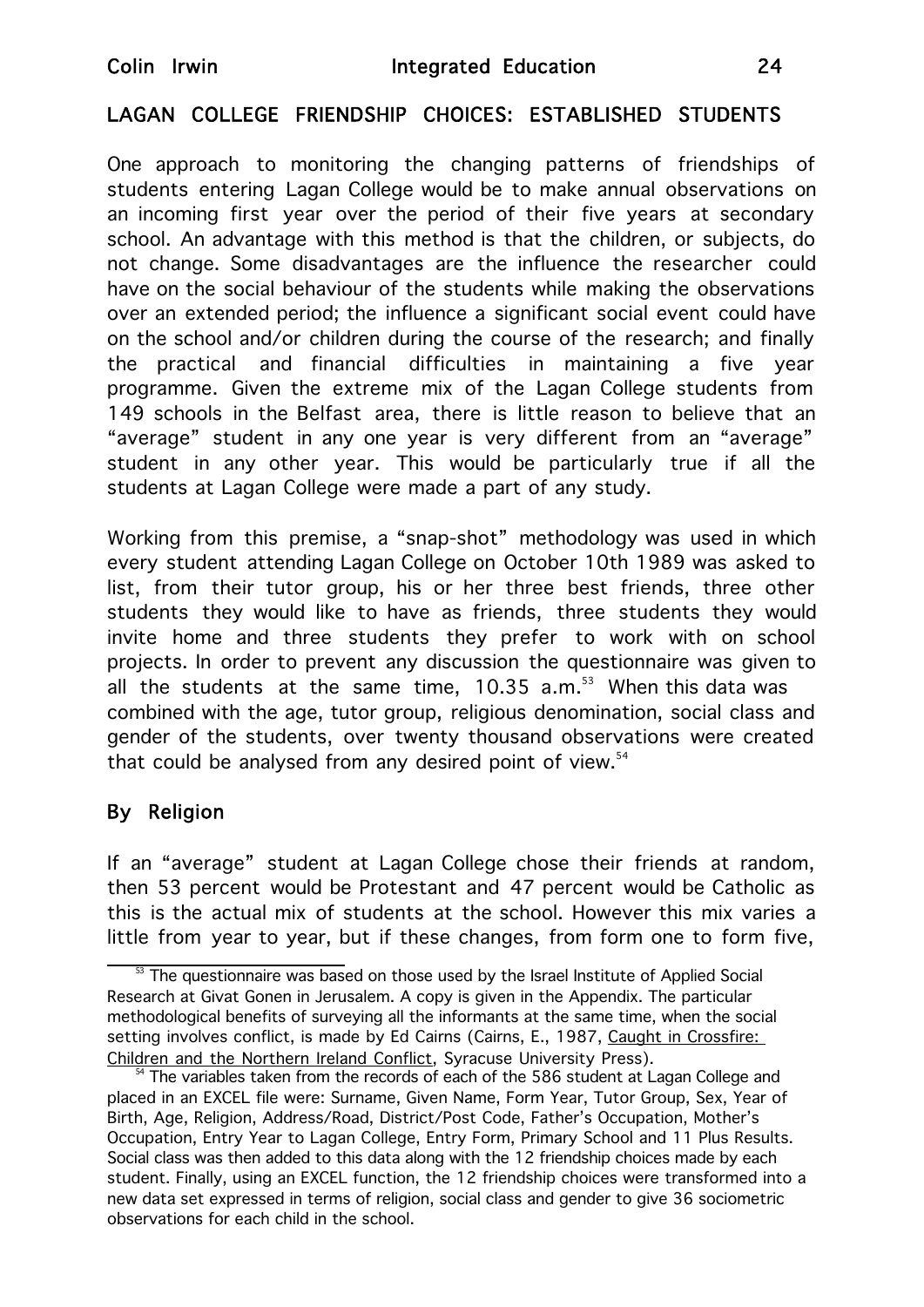## LAGAN COLLEGE FRIENDSHIP CHOICES: ESTABLISHED STUDENTS

One approach to monitoring the changing patterns of friendships of students entering Lagan College would be to make annual observations on an incoming first year over the period of their five years at secondary school. An advantage with this method is that the children, or subjects, do not change. Some disadvantages are the influence the researcher could have on the social behaviour of the students while making the observations over an extended period; the influence a significant social event could have on the school and/or children during the course of the research; and finally the practical and financial difficulties in maintaining a five year programme. Given the extreme mix of the Lagan College students from 149 schools in the Belfast area, there is little reason to believe that an "average" student in any one year is very different from an "average" student in any other year. This would be particularly true if all the students at Lagan College were made a part of any study.

Working from this premise, a "snap-shot" methodology was used in which every student attending Lagan College on October 10th 1989 was asked to list, from their tutor group, his or her three best friends, three other students they would like to have as friends, three students they would invite home and three students they prefer to work with on school projects. In order to prevent any discussion the questionnaire was given to all the students at the same time, 10.35 a.m.[53] When this data was combined with the age, tutor group, religious denomination, social class and gender of the students, over twenty thousand observations were created that could be analysed from any desired point of view.[54]

### By Religion

If an "average" student at Lagan College chose their friends at random, then 53 percent would be Protestant and 47 percent would be Catholic as this is the actual mix of students at the school. However this mix varies a little from year to year, but if these changes, from form one to form five,

---

[53] The questionnaire was based on those used by the Israel Institute of Applied Social Research at Givat Gonen in Jerusalem. A copy is given in the Appendix. The particular methodological benefits of surveying all the informants at the same time, when the social setting involves conflict, is made by Ed Cairns (Cairns, E., 1987, Caught in Crossfire: Children and the Northern Ireland Conflict, Syracuse University Press).

[54] The variables taken from the records of each of the 586 student at Lagan College and placed in an EXCEL file were: Surname, Given Name, Form Year, Tutor Group, Sex, Year of Birth, Age, Religion, Address/Road, District/Post Code, Father's Occupation, Mother's Occupation, Entry Year to Lagan College, Entry Form, Primary School and 11 Plus Results. Social class was then added to this data along with the 12 friendship choices made by each student. Finally, using an EXCEL function, the 12 friendship choices were transformed into a new data set expressed in terms of religion, social class and gender to give 36 sociometric observations for each child in the school.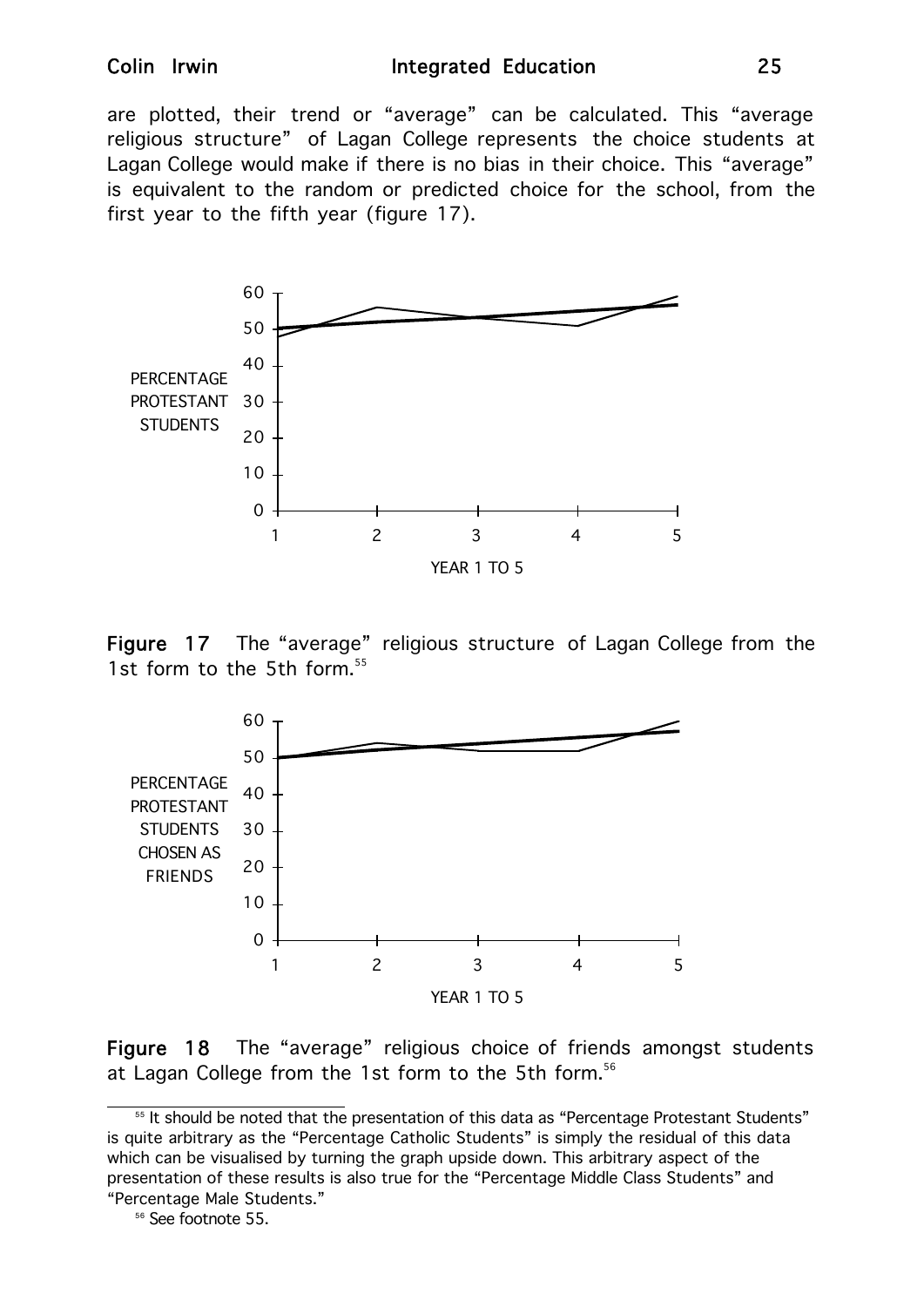are plotted, their trend or "average" can be calculated. This "average religious structure" of Lagan College represents the choice students at Lagan College would make if there is no bias in their choice. This "average" is equivalent to the random or predicted choice for the school, from the first year to the fifth year (figure 17).

**Figure 17** The "average" religious structure of Lagan College from the 1st form to the 5th form.[55]

**Figure 18** The "average" religious choice of friends amongst students at Lagan College from the 1st form to the 5th form.[56]

---

[55] It should be noted that the presentation of this data as "Percentage Protestant Students" is quite arbitrary as the "Percentage Catholic Students" is simply the residual of this data which can be visualised by turning the graph upside down. This arbitrary aspect of the presentation of these results is also true for the "Percentage Middle Class Students" and "Percentage Male Students."

[56] See footnote 55.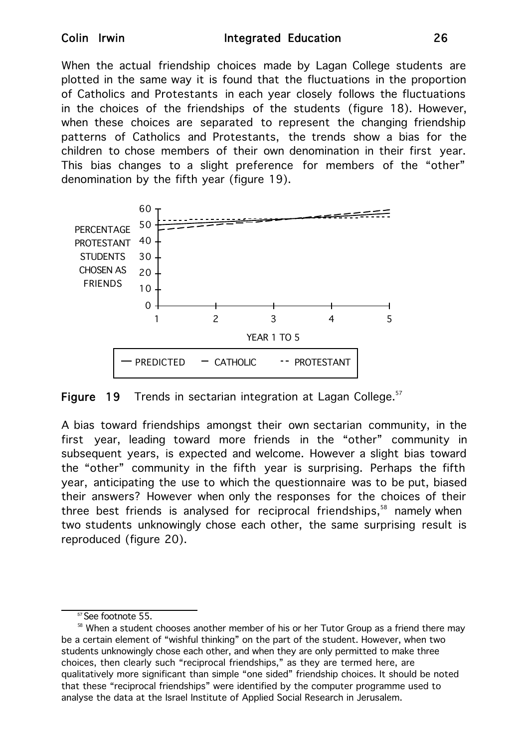When the actual friendship choices made by Lagan College students are plotted in the same way it is found that the fluctuations in the proportion of Catholics and Protestants in each year closely follows the fluctuations in the choices of the friendships of the students (figure 18). However, when these choices are separated to represent the changing friendship patterns of Catholics and Protestants, the trends show a bias for the children to chose members of their own denomination in their first year. This bias changes to a slight preference for members of the "other" denomination by the fifth year (figure 19).

**Figure 19** Trends in sectarian integration at Lagan College.[57]

A bias toward friendships amongst their own sectarian community, in the first year, leading toward more friends in the "other" community in subsequent years, is expected and welcome. However a slight bias toward the "other" community in the fifth year is surprising. Perhaps the fifth year, anticipating the use to which the questionnaire was to be put, biased their answers? However when only the responses for the choices of their three best friends is analysed for reciprocal friendships,[58] namely when two students unknowingly chose each other, the same surprising result is reproduced (figure 20).

---

[57] See footnote 55.

[58] When a student chooses another member of his or her Tutor Group as a friend there may be a certain element of "wishful thinking" on the part of the student. However, when two students unknowingly chose each other, and when they are only permitted to make three choices, then clearly such "reciprocal friendships," as they are termed here, are qualitatively more significant than simple "one sided" friendship choices. It should be noted that these "reciprocal friendships" were identified by the computer programme used to analyse the data at the Israel Institute of Applied Social Research in Jerusalem.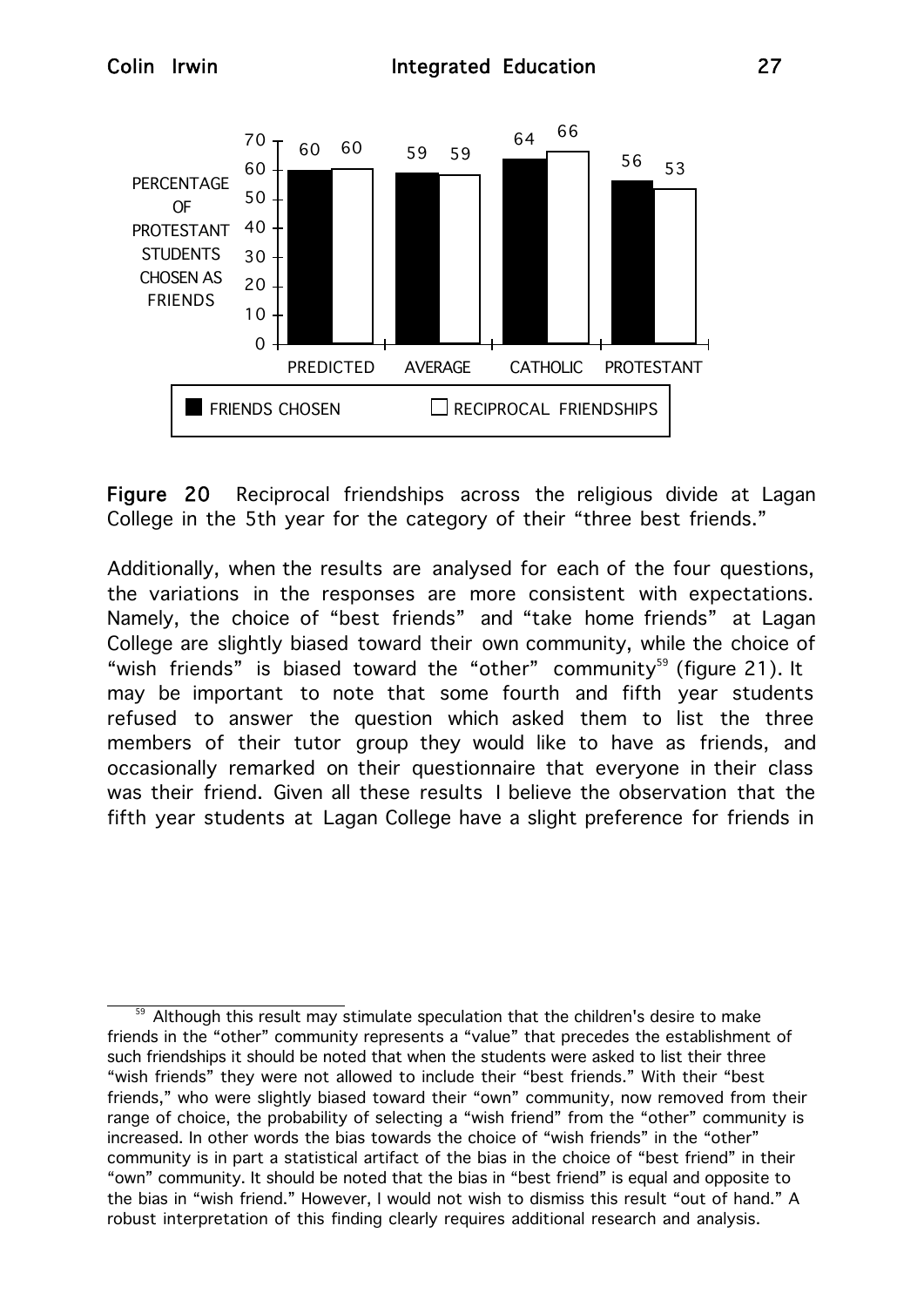| | PREDICTED | AVERAGE | CATHOLIC | PROTESTANT |
|---|---|---|---|---|
| FRIENDS CHOSEN | 60 | 59 | 64 | 56 |
| RECIPROCAL FRIENDSHIPS | 60 | 59 | 66 | 53 |

PERCENTAGE OF PROTESTANT STUDENTS CHOSEN AS FRIENDS

**Figure 20** Reciprocal friendships across the religious divide at Lagan College in the 5th year for the category of their "three best friends."

Additionally, when the results are analysed for each of the four questions, the variations in the responses are more consistent with expectations. Namely, the choice of "best friends" and "take home friends" at Lagan College are slightly biased toward their own community, while the choice of "wish friends" is biased toward the "other" community[59] (figure 21). It may be important to note that some fourth and fifth year students refused to answer the question which asked them to list the three members of their tutor group they would like to have as friends, and occasionally remarked on their questionnaire that everyone in their class was their friend. Given all these results I believe the observation that the fifth year students at Lagan College have a slight preference for friends in

---

[59] Although this result may stimulate speculation that the children's desire to make friends in the "other" community represents a "value" that precedes the establishment of such friendships it should be noted that when the students were asked to list their three "wish friends" they were not allowed to include their "best friends." With their "best friends," who were slightly biased toward their "own" community, now removed from their range of choice, the probability of selecting a "wish friend" from the "other" community is increased. In other words the bias towards the choice of "wish friends" in the "other" community is in part a statistical artifact of the bias in the choice of "best friend" in their "own" community. It should be noted that the bias in "best friend" is equal and opposite to the bias in "wish friend." However, I would not wish to dismiss this result "out of hand." A robust interpretation of this finding clearly requires additional research and analysis.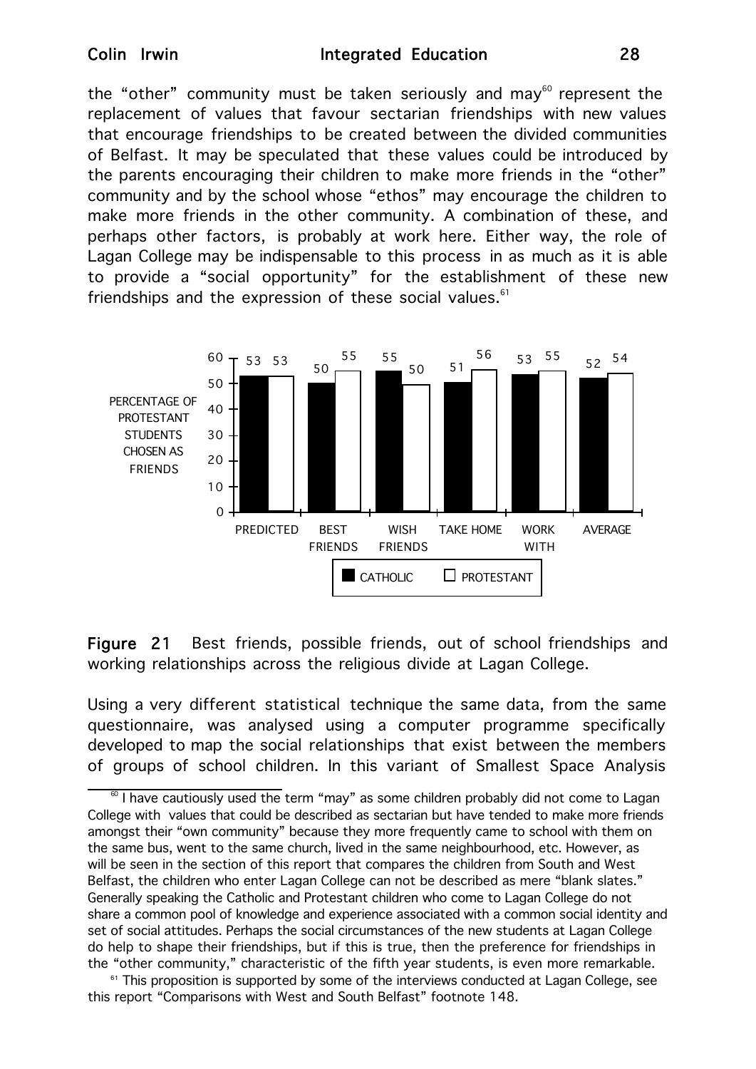the "other" community must be taken seriously and may[60] represent the replacement of values that favour sectarian friendships with new values that encourage friendships to be created between the divided communities of Belfast. It may be speculated that these values could be introduced by the parents encouraging their children to make more friends in the "other" community and by the school whose "ethos" may encourage the children to make more friends in the other community. A combination of these, and perhaps other factors, is probably at work here. Either way, the role of Lagan College may be indispensable to this process in as much as it is able to provide a "social opportunity" for the establishment of these new friendships and the expression of these social values.[61]

PERCENTAGE OF PROTESTANT STUDENTS CHOSEN AS FRIENDS

| | PREDICTED | BEST FRIENDS | WISH FRIENDS | TAKE HOME | WORK WITH | AVERAGE |
|---|---|---|---|---|---|---|
| CATHOLIC | 53 | 50 | 55 | 51 | 53 | 52 |
| PROTESTANT | 53 | 55 | 50 | 56 | 55 | 54 |

**Figure 21** Best friends, possible friends, out of school friendships and working relationships across the religious divide at Lagan College.

Using a very different statistical technique the same data, from the same questionnaire, was analysed using a computer programme specifically developed to map the social relationships that exist between the members of groups of school children. In this variant of Smallest Space Analysis

[60] I have cautiously used the term "may" as some children probably did not come to Lagan College with values that could be described as sectarian but have tended to make more friends amongst their "own community" because they more frequently came to school with them on the same bus, went to the same church, lived in the same neighbourhood, etc. However, as will be seen in the section of this report that compares the children from South and West Belfast, the children who enter Lagan College can not be described as mere "blank slates." Generally speaking the Catholic and Protestant children who come to Lagan College do not share a common pool of knowledge and experience associated with a common social identity and set of social attitudes. Perhaps the social circumstances of the new students at Lagan College do help to shape their friendships, but if this is true, then the preference for friendships in the "other community," characteristic of the fifth year students, is even more remarkable.

[61] This proposition is supported by some of the interviews conducted at Lagan College, see this report "Comparisons with West and South Belfast" footnote 148.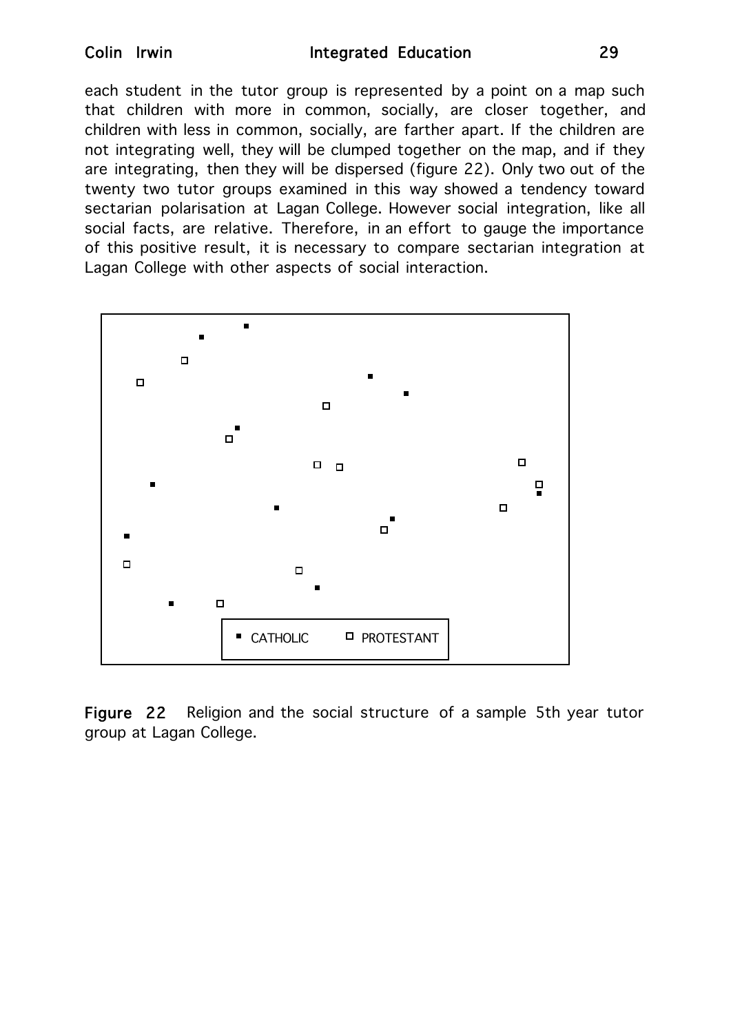each student in the tutor group is represented by a point on a map such that children with more in common, socially, are closer together, and children with less in common, socially, are farther apart. If the children are not integrating well, they will be clumped together on the map, and if they are integrating, then they will be dispersed (figure 22). Only two out of the twenty two tutor groups examined in this way showed a tendency toward sectarian polarisation at Lagan College. However social integration, like all social facts, are relative. Therefore, in an effort to gauge the importance of this positive result, it is necessary to compare sectarian integration at Lagan College with other aspects of social interaction.

▪ CATHOLIC ◻ PROTESTANT

**Figure 22** Religion and the social structure of a sample 5th year tutor group at Lagan College.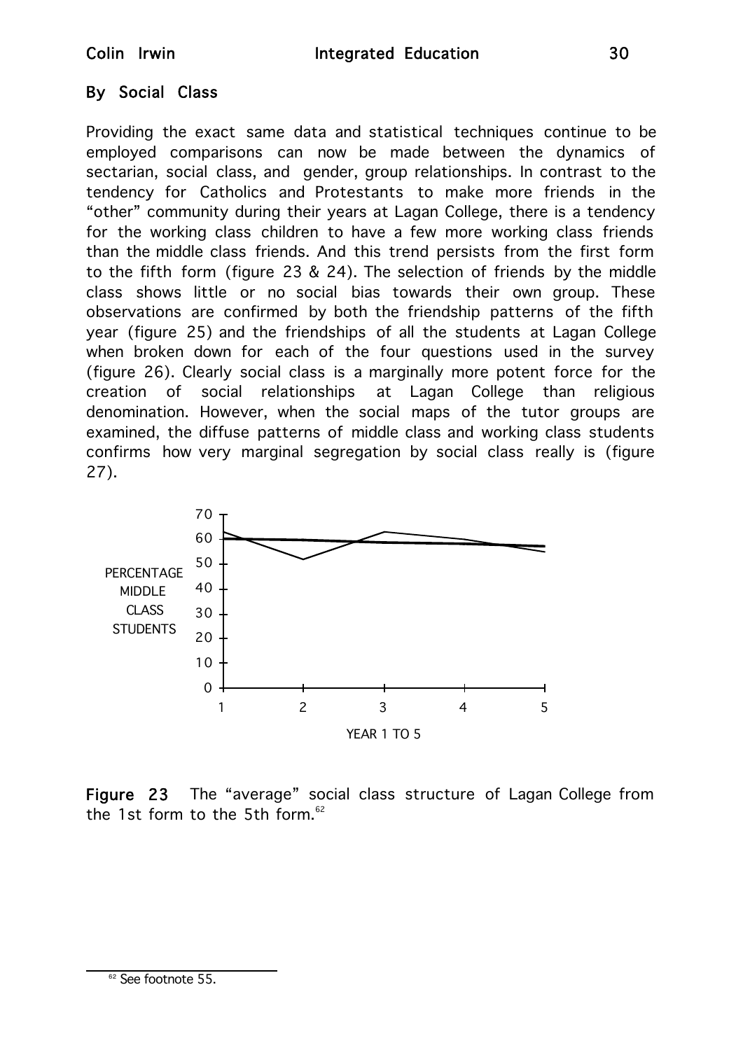## By Social Class

Providing the exact same data and statistical techniques continue to be employed comparisons can now be made between the dynamics of sectarian, social class, and gender, group relationships. In contrast to the tendency for Catholics and Protestants to make more friends in the "other" community during their years at Lagan College, there is a tendency for the working class children to have a few more working class friends than the middle class friends. And this trend persists from the first form to the fifth form (figure 23 & 24). The selection of friends by the middle class shows little or no social bias towards their own group. These observations are confirmed by both the friendship patterns of the fifth year (figure 25) and the friendships of all the students at Lagan College when broken down for each of the four questions used in the survey (figure 26). Clearly social class is a marginally more potent force for the creation of social relationships at Lagan College than religious denomination. However, when the social maps of the tutor groups are examined, the diffuse patterns of middle class and working class students confirms how very marginal segregation by social class really is (figure 27).

**Figure 23** The "average" social class structure of Lagan College from the 1st form to the 5th form.[62]

[62] See footnote 55.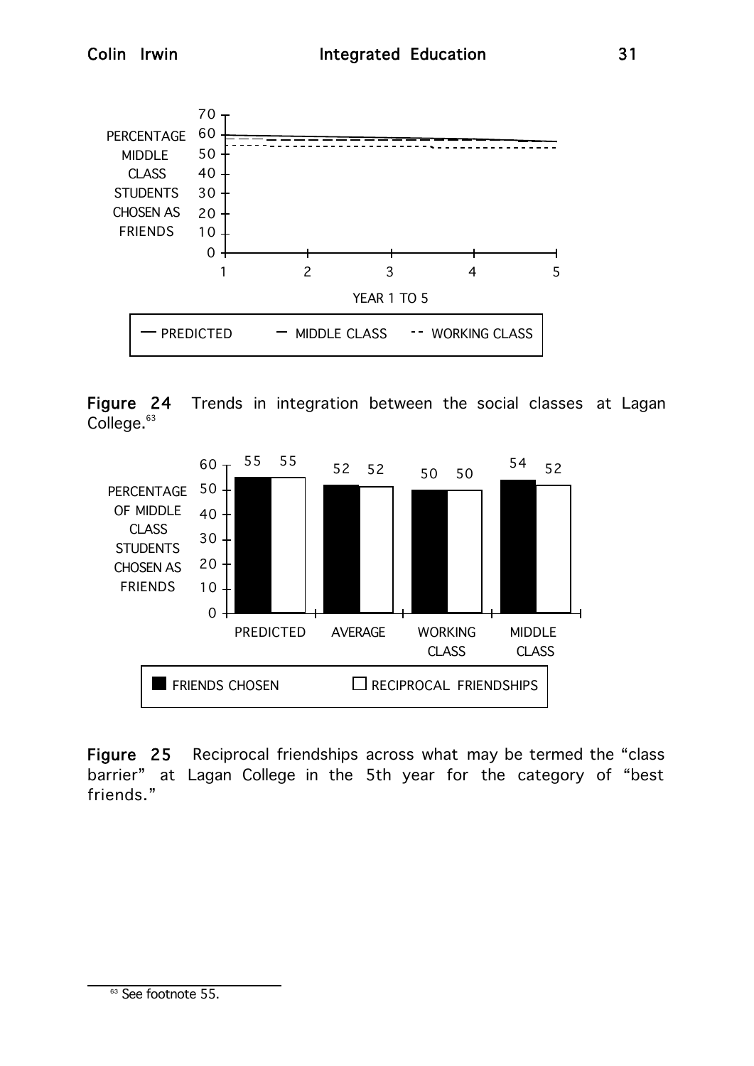PERCENTAGE MIDDLE CLASS STUDENTS CHOSEN AS FRIENDS

YEAR 1 TO 5

— PREDICTED — MIDDLE CLASS -- WORKING CLASS

**Figure 24** Trends in integration between the social classes at Lagan College.[63]

PERCENTAGE OF MIDDLE CLASS STUDENTS CHOSEN AS FRIENDS

| | PREDICTED | AVERAGE | WORKING CLASS | MIDDLE CLASS |
|---|---|---|---|---|
| FRIENDS CHOSEN | 55 | 52 | 50 | 54 |
| RECIPROCAL FRIENDSHIPS | 55 | 52 | 50 | 52 |

**Figure 25** Reciprocal friendships across what may be termed the "class barrier" at Lagan College in the 5th year for the category of "best friends."

---

[63] See footnote 55.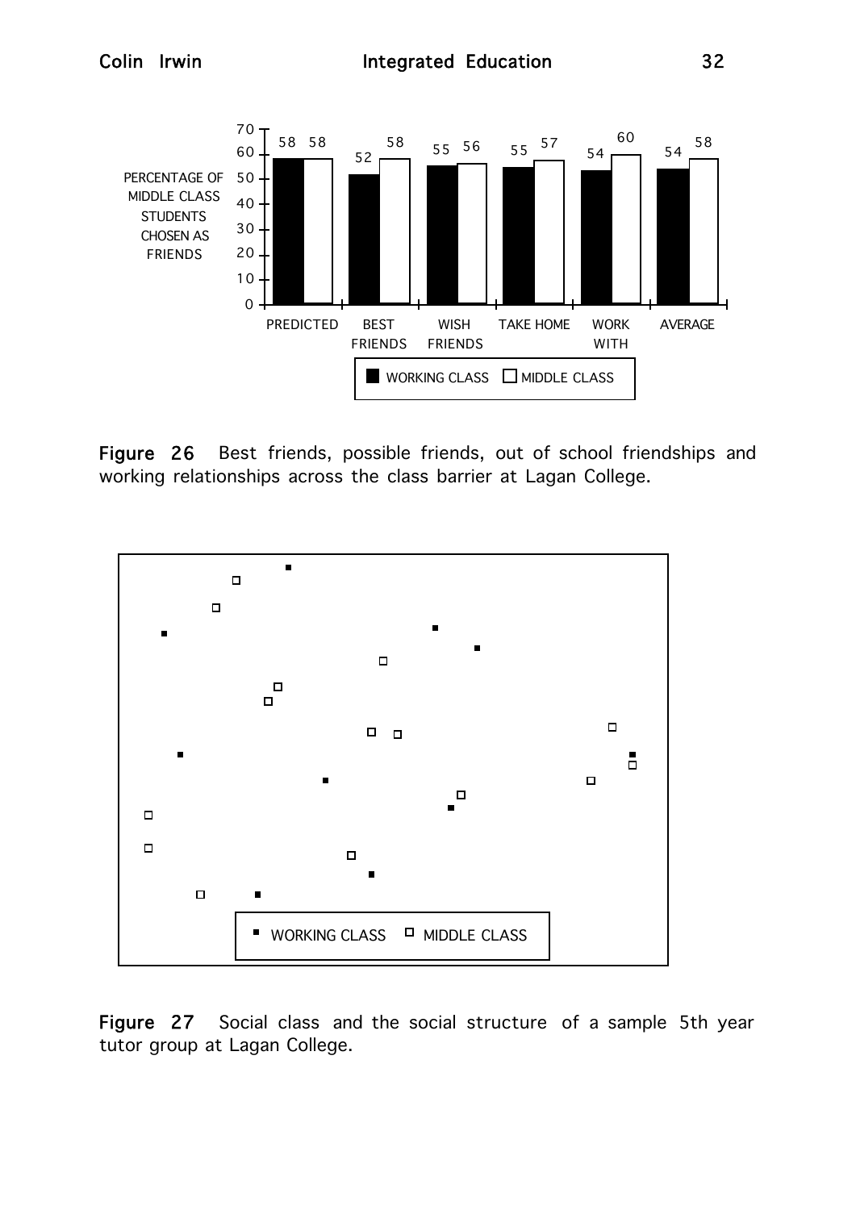| PERCENTAGE OF MIDDLE CLASS STUDENTS CHOSEN AS FRIENDS | PREDICTED | BEST FRIENDS | WISH FRIENDS | TAKE HOME | WORK WITH | AVERAGE |
|---|---|---|---|---|---|---|
| WORKING CLASS | 58 | 52 | 55 | 55 | 54 | 54 |
| MIDDLE CLASS | 58 | 58 | 56 | 57 | 60 | 58 |

**Figure 26** Best friends, possible friends, out of school friendships and working relationships across the class barrier at Lagan College.

▪ WORKING CLASS ◻ MIDDLE CLASS

**Figure 27** Social class and the social structure of a sample 5th year tutor group at Lagan College.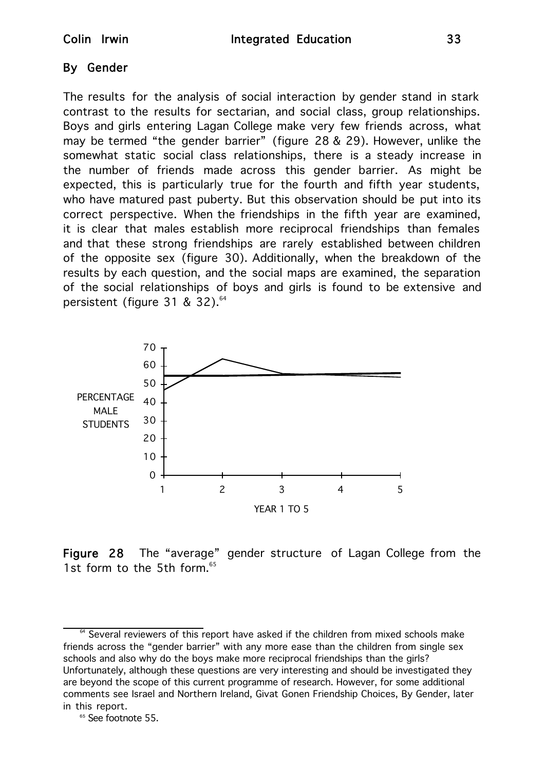### By Gender

The results for the analysis of social interaction by gender stand in stark contrast to the results for sectarian, and social class, group relationships. Boys and girls entering Lagan College make very few friends across, what may be termed "the gender barrier" (figure 28 & 29). However, unlike the somewhat static social class relationships, there is a steady increase in the number of friends made across this gender barrier. As might be expected, this is particularly true for the fourth and fifth year students, who have matured past puberty. But this observation should be put into its correct perspective. When the friendships in the fifth year are examined, it is clear that males establish more reciprocal friendships than females and that these strong friendships are rarely established between children of the opposite sex (figure 30). Additionally, when the breakdown of the results by each question, and the social maps are examined, the separation of the social relationships of boys and girls is found to be extensive and persistent (figure 31 & 32).[64]

**Figure 28** The "average" gender structure of Lagan College from the 1st form to the 5th form.[65]

[64] Several reviewers of this report have asked if the children from mixed schools make friends across the "gender barrier" with any more ease than the children from single sex schools and also why do the boys make more reciprocal friendships than the girls? Unfortunately, although these questions are very interesting and should be investigated they are beyond the scope of this current programme of research. However, for some additional comments see Israel and Northern Ireland, Givat Gonen Friendship Choices, By Gender, later in this report.

[65] See footnote 55.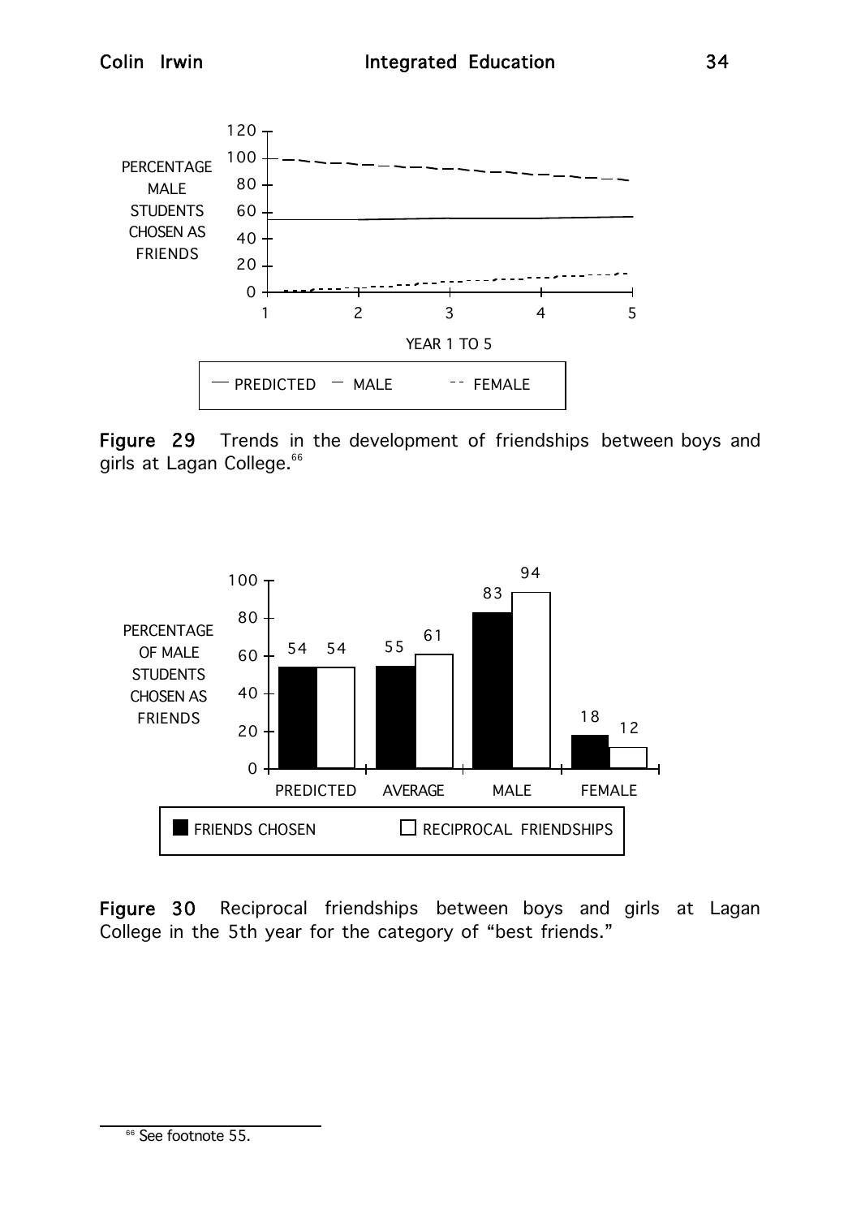Figure 29 Trends in the development of friendships between boys and girls at Lagan College.[66]

Figure 30 Reciprocal friendships between boys and girls at Lagan College in the 5th year for the category of "best friends."

[66] See footnote 55.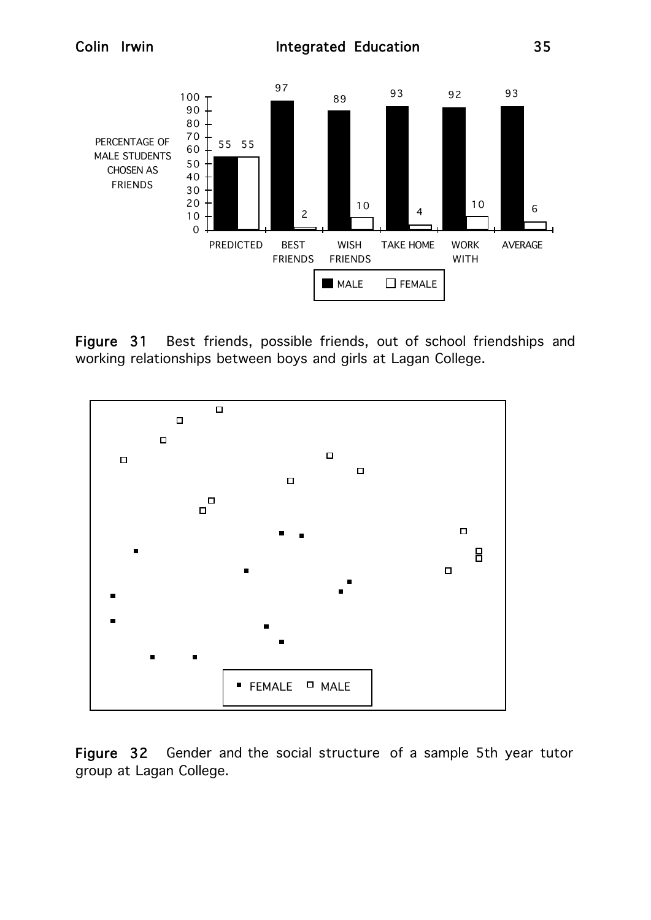| | PREDICTED | BEST FRIENDS | WISH FRIENDS | TAKE HOME | WORK WITH | AVERAGE |
|---|---|---|---|---|---|---|
| MALE | 55 | 97 | 89 | 93 | 92 | 93 |
| FEMALE | 55 | 2 | 10 | 4 | 10 | 6 |

PERCENTAGE OF MALE STUDENTS CHOSEN AS FRIENDS

**Figure 31** Best friends, possible friends, out of school friendships and working relationships between boys and girls at Lagan College.

**Figure 32** Gender and the social structure of a sample 5th year tutor group at Lagan College.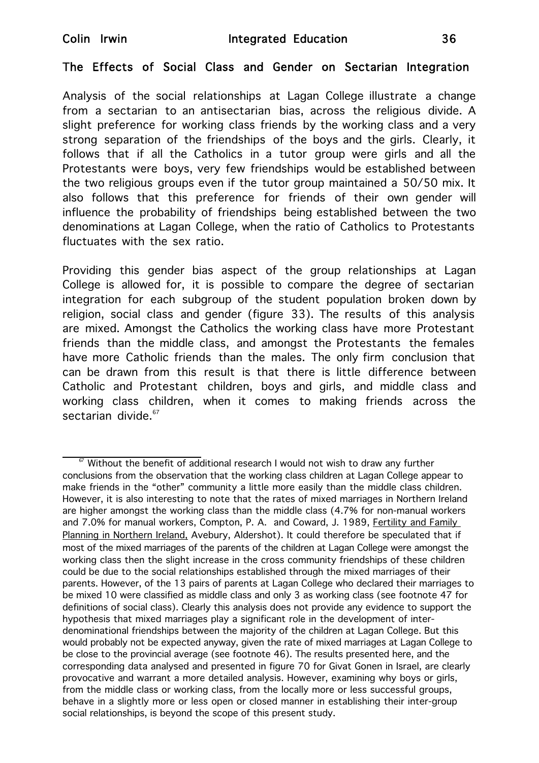## The Effects of Social Class and Gender on Sectarian Integration

Analysis of the social relationships at Lagan College illustrate a change from a sectarian to an antisectarian bias, across the religious divide. A slight preference for working class friends by the working class and a very strong separation of the friendships of the boys and the girls. Clearly, it follows that if all the Catholics in a tutor group were girls and all the Protestants were boys, very few friendships would be established between the two religious groups even if the tutor group maintained a 50/50 mix. It also follows that this preference for friends of their own gender will influence the probability of friendships being established between the two denominations at Lagan College, when the ratio of Catholics to Protestants fluctuates with the sex ratio.

Providing this gender bias aspect of the group relationships at Lagan College is allowed for, it is possible to compare the degree of sectarian integration for each subgroup of the student population broken down by religion, social class and gender (figure 33). The results of this analysis are mixed. Amongst the Catholics the working class have more Protestant friends than the middle class, and amongst the Protestants the females have more Catholic friends than the males. The only firm conclusion that can be drawn from this result is that there is little difference between Catholic and Protestant children, boys and girls, and middle class and working class children, when it comes to making friends across the sectarian divide.[67]

---

[67] Without the benefit of additional research I would not wish to draw any further conclusions from the observation that the working class children at Lagan College appear to make friends in the "other" community a little more easily than the middle class children. However, it is also interesting to note that the rates of mixed marriages in Northern Ireland are higher amongst the working class than the middle class (4.7% for non-manual workers and 7.0% for manual workers, Compton, P. A. and Coward, J. 1989, Fertility and Family Planning in Northern Ireland, Avebury, Aldershot). It could therefore be speculated that if most of the mixed marriages of the parents of the children at Lagan College were amongst the working class then the slight increase in the cross community friendships of these children could be due to the social relationships established through the mixed marriages of their parents. However, of the 13 pairs of parents at Lagan College who declared their marriages to be mixed 10 were classified as middle class and only 3 as working class (see footnote 47 for definitions of social class). Clearly this analysis does not provide any evidence to support the hypothesis that mixed marriages play a significant role in the development of inter-denominational friendships between the majority of the children at Lagan College. But this would probably not be expected anyway, given the rate of mixed marriages at Lagan College to be close to the provincial average (see footnote 46). The results presented here, and the corresponding data analysed and presented in figure 70 for Givat Gonen in Israel, are clearly provocative and warrant a more detailed analysis. However, examining why boys or girls, from the middle class or working class, from the locally more or less successful groups, behave in a slightly more or less open or closed manner in establishing their inter-group social relationships, is beyond the scope of this present study.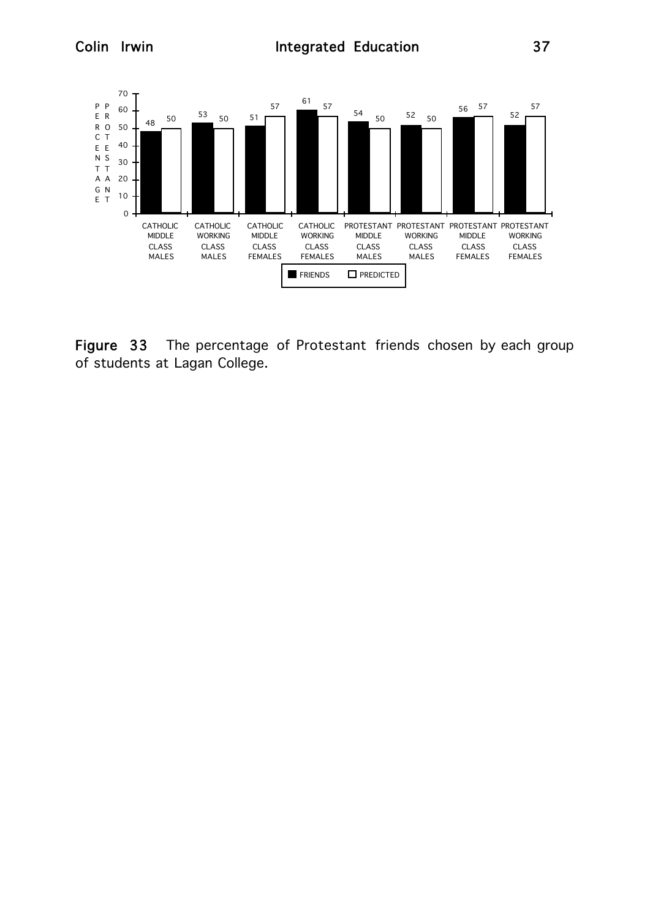| | FRIENDS | PREDICTED |
|---|---|---|
| CATHOLIC MIDDLE CLASS MALES | 48 | 50 |
| CATHOLIC WORKING CLASS MALES | 53 | 50 |
| CATHOLIC MIDDLE CLASS FEMALES | 51 | 57 |
| CATHOLIC WORKING CLASS FEMALES | 61 | 57 |
| PROTESTANT MIDDLE CLASS MALES | 54 | 50 |
| PROTESTANT WORKING CLASS MALES | 52 | 50 |
| PROTESTANT MIDDLE CLASS FEMALES | 56 | 57 |
| PROTESTANT WORKING CLASS FEMALES | 52 | 57 |

**Figure 33** The percentage of Protestant friends chosen by each group of students at Lagan College.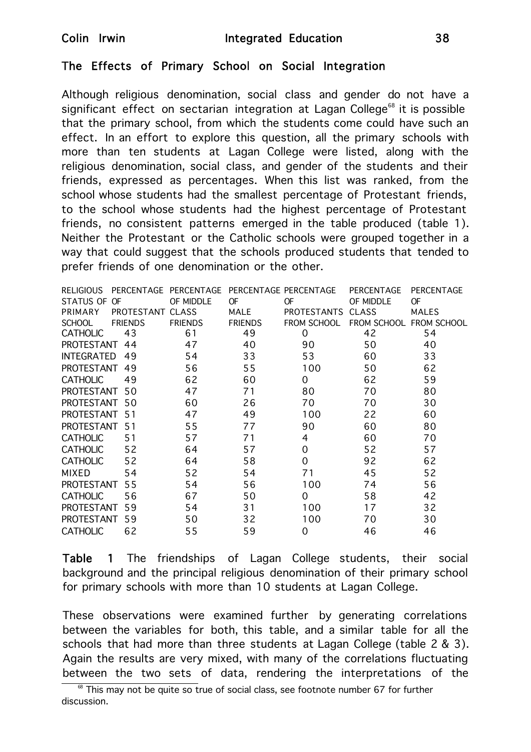## The Effects of Primary School on Social Integration

Although religious denomination, social class and gender do not have a significant effect on sectarian integration at Lagan College[68] it is possible that the primary school, from which the students come could have such an effect. In an effort to explore this question, all the primary schools with more than ten students at Lagan College were listed, along with the religious denomination, social class, and gender of the students and their friends, expressed as percentages. When this list was ranked, from the school whose students had the smallest percentage of Protestant friends, to the school whose students had the highest percentage of Protestant friends, no consistent patterns emerged in the table produced (table 1). Neither the Protestant or the Catholic schools were grouped together in a way that could suggest that the schools produced students that tended to prefer friends of one denomination or the other.

| RELIGIOUS STATUS OF PRIMARY SCHOOL | PERCENTAGE OF PROTESTANT FRIENDS | PERCENTAGE OF MIDDLE CLASS FRIENDS | PERCENTAGE OF MALE FRIENDS | PERCENTAGE OF PROTESTANTS FROM SCHOOL | PERCENTAGE OF MIDDLE CLASS FROM SCHOOL | PERCENTAGE OF MALES FROM SCHOOL |
|---|---|---|---|---|---|---|
| CATHOLIC | 43 | 61 | 49 | 0 | 42 | 54 |
| PROTESTANT | 44 | 47 | 40 | 90 | 50 | 40 |
| INTEGRATED | 49 | 54 | 33 | 53 | 60 | 33 |
| PROTESTANT | 49 | 56 | 55 | 100 | 50 | 62 |
| CATHOLIC | 49 | 62 | 60 | 0 | 62 | 59 |
| PROTESTANT | 50 | 47 | 71 | 80 | 70 | 80 |
| PROTESTANT | 50 | 60 | 26 | 70 | 70 | 30 |
| PROTESTANT | 51 | 47 | 49 | 100 | 22 | 60 |
| PROTESTANT | 51 | 55 | 77 | 90 | 60 | 80 |
| CATHOLIC | 51 | 57 | 71 | 4 | 60 | 70 |
| CATHOLIC | 52 | 64 | 57 | 0 | 52 | 57 |
| CATHOLIC | 52 | 64 | 58 | 0 | 92 | 62 |
| MIXED | 54 | 52 | 54 | 71 | 45 | 52 |
| PROTESTANT | 55 | 54 | 56 | 100 | 74 | 56 |
| CATHOLIC | 56 | 67 | 50 | 0 | 58 | 42 |
| PROTESTANT | 59 | 54 | 31 | 100 | 17 | 32 |
| PROTESTANT | 59 | 50 | 32 | 100 | 70 | 30 |
| CATHOLIC | 62 | 55 | 59 | 0 | 46 | 46 |

**Table 1** The friendships of Lagan College students, their social background and the principal religious denomination of their primary school for primary schools with more than 10 students at Lagan College.

These observations were examined further by generating correlations between the variables for both, this table, and a similar table for all the schools that had more than three students at Lagan College (table 2 & 3). Again the results are very mixed, with many of the correlations fluctuating between the two sets of data, rendering the interpretations of the

[68] This may not be quite so true of social class, see footnote number 67 for further discussion.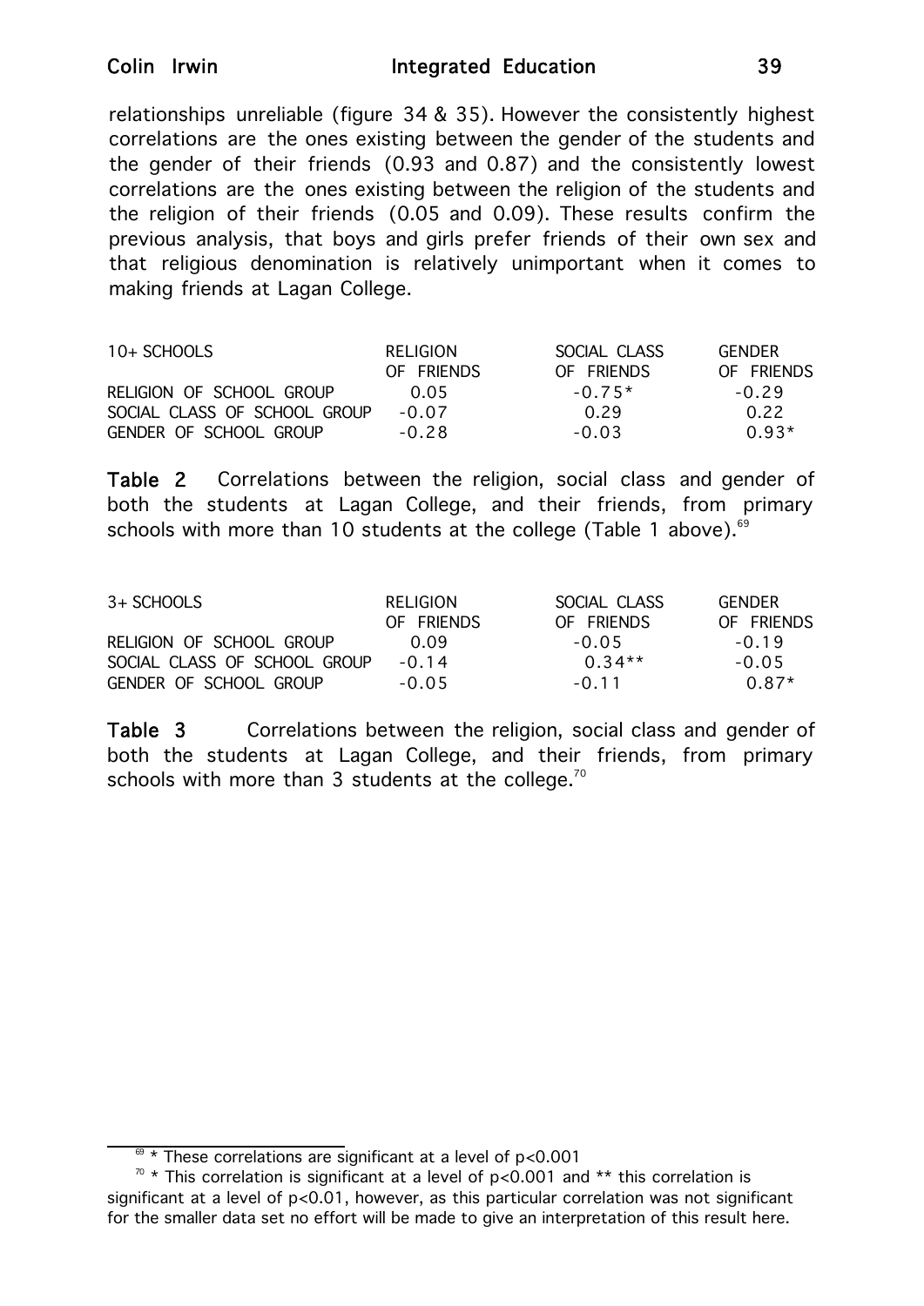relationships unreliable (figure 34 & 35). However the consistently highest correlations are the ones existing between the gender of the students and the gender of their friends (0.93 and 0.87) and the consistently lowest correlations are the ones existing between the religion of the students and the religion of their friends (0.05 and 0.09). These results confirm the previous analysis, that boys and girls prefer friends of their own sex and that religious denomination is relatively unimportant when it comes to making friends at Lagan College.

| 10+ SCHOOLS | RELIGION OF FRIENDS | SOCIAL CLASS OF FRIENDS | GENDER OF FRIENDS |
|---|---|---|---|
| RELIGION OF SCHOOL GROUP | 0.05 | -0.75* | -0.29 |
| SOCIAL CLASS OF SCHOOL GROUP | -0.07 | 0.29 | 0.22 |
| GENDER OF SCHOOL GROUP | -0.28 | -0.03 | 0.93* |

**Table 2** Correlations between the religion, social class and gender of both the students at Lagan College, and their friends, from primary schools with more than 10 students at the college (Table 1 above).[69]

| 3+ SCHOOLS | RELIGION OF FRIENDS | SOCIAL CLASS OF FRIENDS | GENDER OF FRIENDS |
|---|---|---|---|
| RELIGION OF SCHOOL GROUP | 0.09 | -0.05 | -0.19 |
| SOCIAL CLASS OF SCHOOL GROUP | -0.14 | 0.34** | -0.05 |
| GENDER OF SCHOOL GROUP | -0.05 | -0.11 | 0.87* |

**Table 3** Correlations between the religion, social class and gender of both the students at Lagan College, and their friends, from primary schools with more than 3 students at the college.[70]

---

[69] * These correlations are significant at a level of $p<0.001$

[70] * This correlation is significant at a level of $p<0.001$ and ** this correlation is significant at a level of $p<0.01$, however, as this particular correlation was not significant for the smaller data set no effort will be made to give an interpretation of this result here.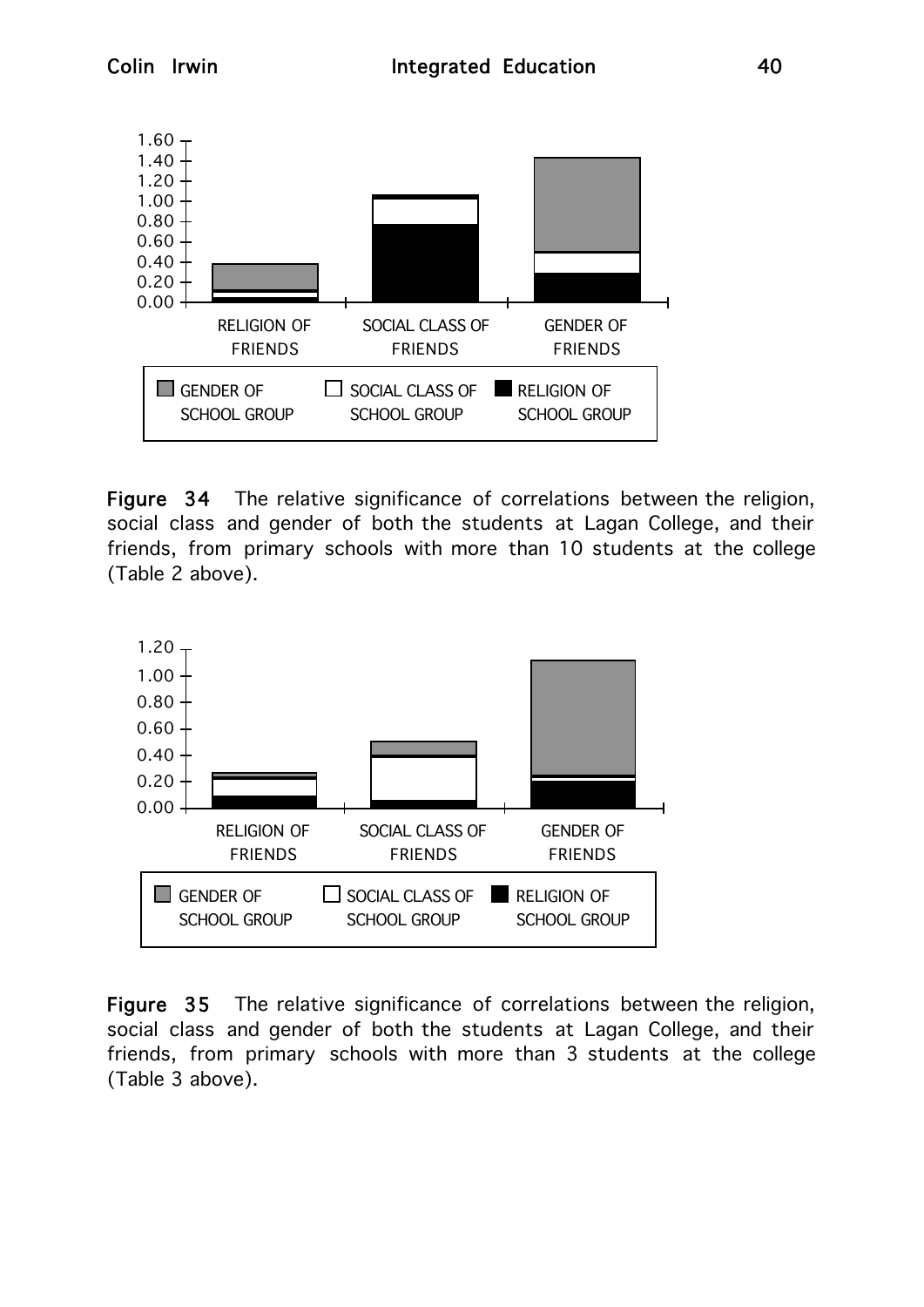**Figure 34** The relative significance of correlations between the religion, social class and gender of both the students at Lagan College, and their friends, from primary schools with more than 10 students at the college (Table 2 above).

**Figure 35** The relative significance of correlations between the religion, social class and gender of both the students at Lagan College, and their friends, from primary schools with more than 3 students at the college (Table 3 above).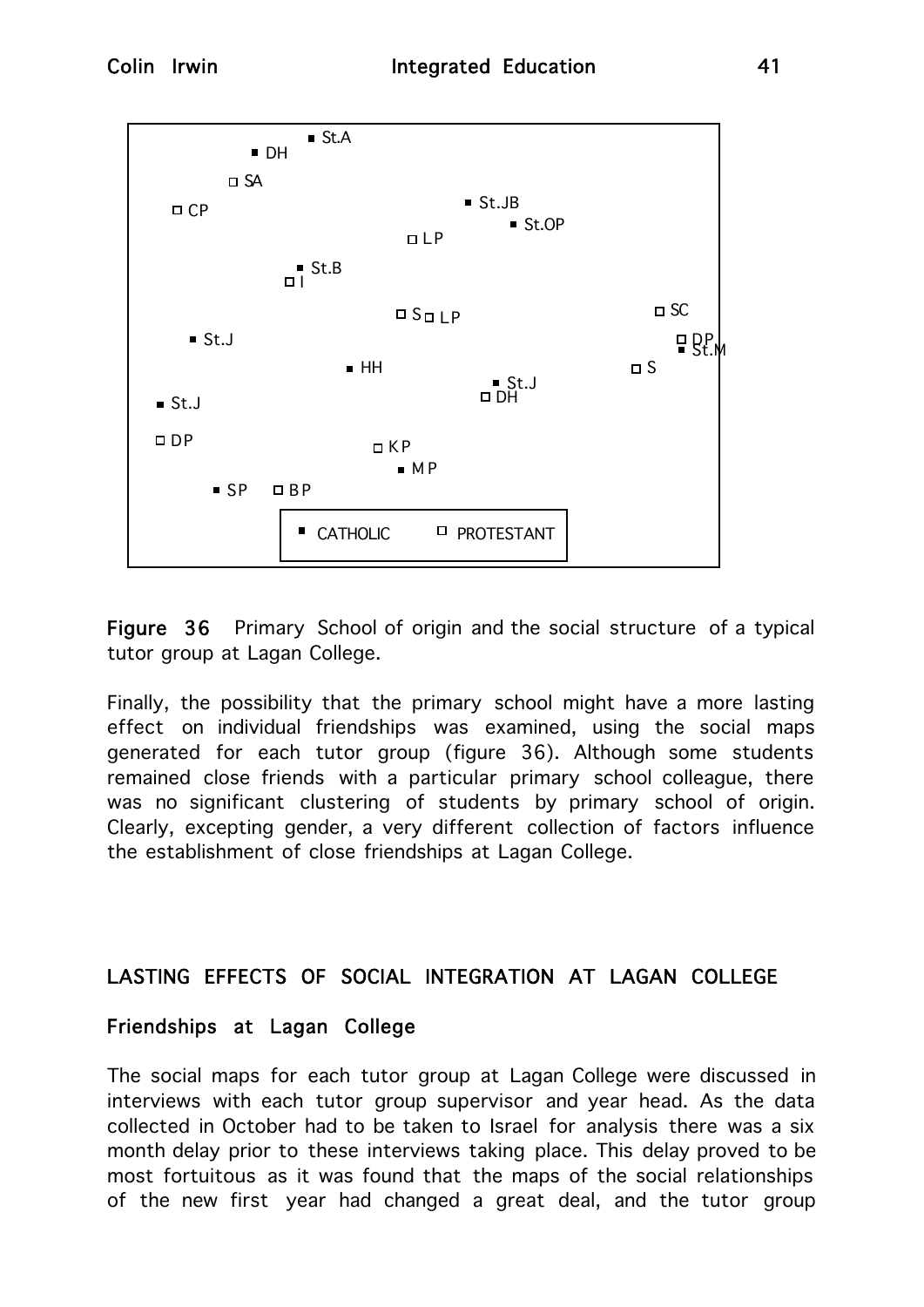Figure 36 Primary School of origin and the social structure of a typical tutor group at Lagan College.

Finally, the possibility that the primary school might have a more lasting effect on individual friendships was examined, using the social maps generated for each tutor group (figure 36). Although some students remained close friends with a particular primary school colleague, there was no significant clustering of students by primary school of origin. Clearly, excepting gender, a very different collection of factors influence the establishment of close friendships at Lagan College.

## LASTING EFFECTS OF SOCIAL INTEGRATION AT LAGAN COLLEGE

### Friendships at Lagan College

The social maps for each tutor group at Lagan College were discussed in interviews with each tutor group supervisor and year head. As the data collected in October had to be taken to Israel for analysis there was a six month delay prior to these interviews taking place. This delay proved to be most fortuitous as it was found that the maps of the social relationships of the new first year had changed a great deal, and the tutor group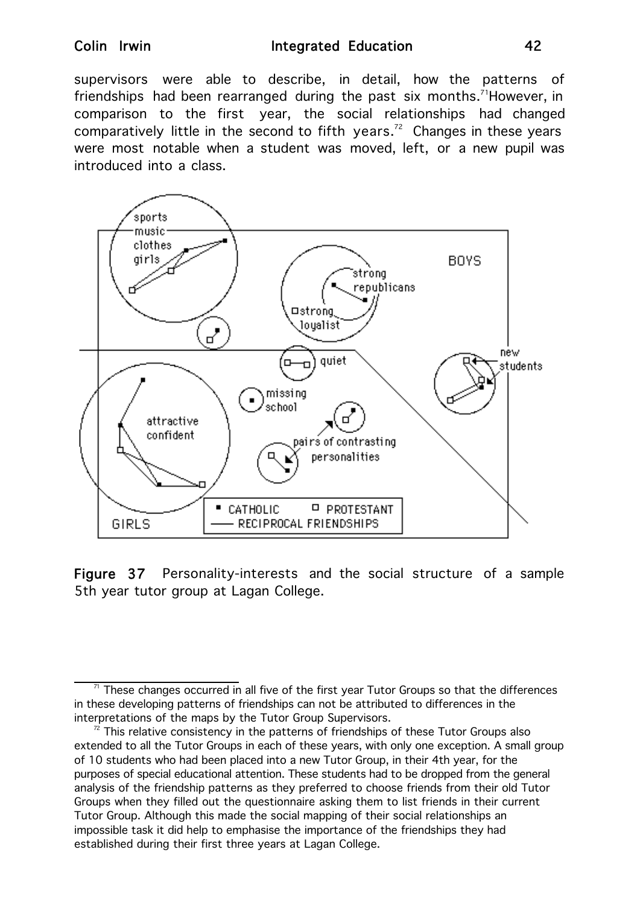supervisors were able to describe, in detail, how the patterns of friendships had been rearranged during the past six months.[71] However, in comparison to the first year, the social relationships had changed comparatively little in the second to fifth years.[72] Changes in these years were most notable when a student was moved, left, or a new pupil was introduced into a class.

**Figure 37** Personality-interests and the social structure of a sample 5th year tutor group at Lagan College.

[71] These changes occurred in all five of the first year Tutor Groups so that the differences in these developing patterns of friendships can not be attributed to differences in the interpretations of the maps by the Tutor Group Supervisors.

[72] This relative consistency in the patterns of friendships of these Tutor Groups also extended to all the Tutor Groups in each of these years, with only one exception. A small group of 10 students who had been placed into a new Tutor Group, in their 4th year, for the purposes of special educational attention. These students had to be dropped from the general analysis of the friendship patterns as they preferred to choose friends from their old Tutor Groups when they filled out the questionnaire asking them to list friends in their current Tutor Group. Although this made the social mapping of their social relationships an impossible task it did help to emphasise the importance of the friendships they had established during their first three years at Lagan College.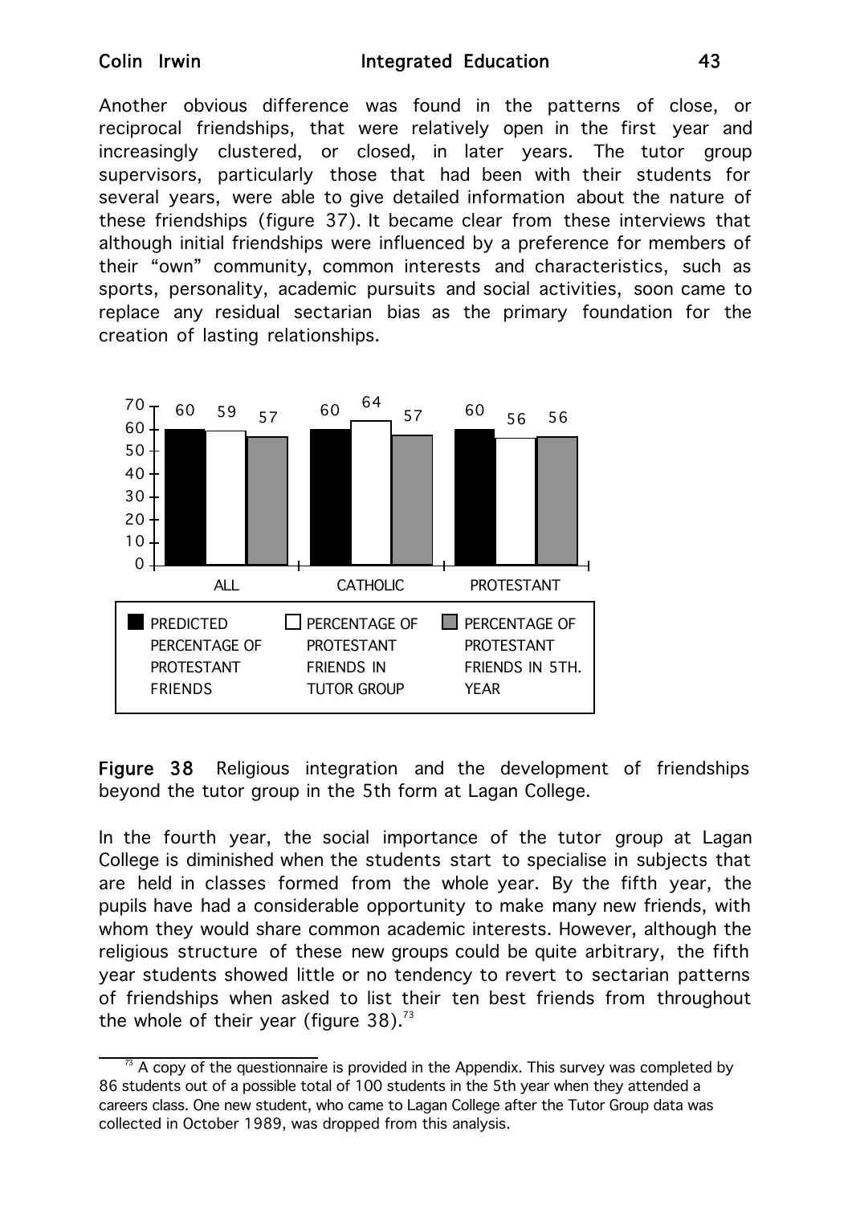Another obvious difference was found in the patterns of close, or reciprocal friendships, that were relatively open in the first year and increasingly clustered, or closed, in later years. The tutor group supervisors, particularly those that had been with their students for several years, were able to give detailed information about the nature of these friendships (figure 37). It became clear from these interviews that although initial friendships were influenced by a preference for members of their "own" community, common interests and characteristics, such as sports, personality, academic pursuits and social activities, soon came to replace any residual sectarian bias as the primary foundation for the creation of lasting relationships.

| | ALL | CATHOLIC | PROTESTANT |
|---|---|---|---|
| PREDICTED PERCENTAGE OF PROTESTANT FRIENDS | 60 | 60 | 60 |
| PERCENTAGE OF PROTESTANT FRIENDS IN TUTOR GROUP | 59 | 64 | 56 |
| PERCENTAGE OF PROTESTANT FRIENDS IN 5TH. YEAR | 57 | 57 | 56 |

**Figure 38** Religious integration and the development of friendships beyond the tutor group in the 5th form at Lagan College.

In the fourth year, the social importance of the tutor group at Lagan College is diminished when the students start to specialise in subjects that are held in classes formed from the whole year. By the fifth year, the pupils have had a considerable opportunity to make many new friends, with whom they would share common academic interests. However, although the religious structure of these new groups could be quite arbitrary, the fifth year students showed little or no tendency to revert to sectarian patterns of friendships when asked to list their ten best friends from throughout the whole of their year (figure 38).[73]

[73] A copy of the questionnaire is provided in the Appendix. This survey was completed by 86 students out of a possible total of 100 students in the 5th year when they attended a careers class. One new student, who came to Lagan College after the Tutor Group data was collected in October 1989, was dropped from this analysis.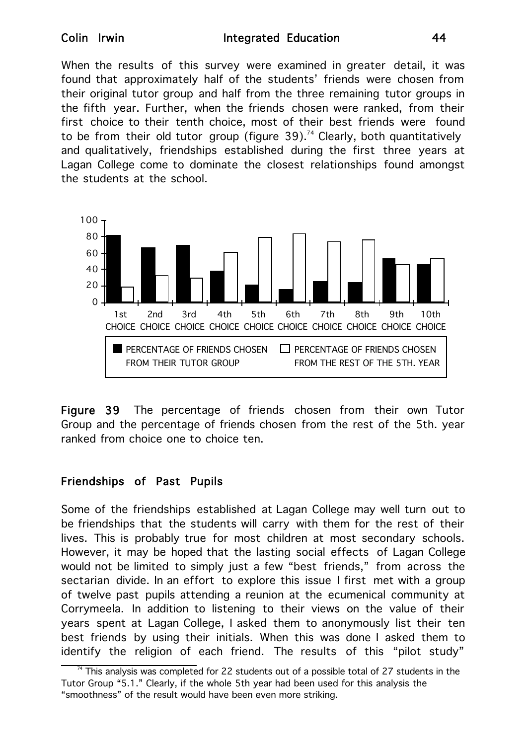When the results of this survey were examined in greater detail, it was found that approximately half of the students' friends were chosen from their original tutor group and half from the three remaining tutor groups in the fifth year. Further, when the friends chosen were ranked, from their first choice to their tenth choice, most of their best friends were found to be from their old tutor group (figure 39).[74] Clearly, both quantitatively and qualitatively, friendships established during the first three years at Lagan College come to dominate the closest relationships found amongst the students at the school.

**Figure 39** The percentage of friends chosen from their own Tutor Group and the percentage of friends chosen from the rest of the 5th. year ranked from choice one to choice ten.

## Friendships of Past Pupils

Some of the friendships established at Lagan College may well turn out to be friendships that the students will carry with them for the rest of their lives. This is probably true for most children at most secondary schools. However, it may be hoped that the lasting social effects of Lagan College would not be limited to simply just a few "best friends," from across the sectarian divide. In an effort to explore this issue I first met with a group of twelve past pupils attending a reunion at the ecumenical community at Corrymeela. In addition to listening to their views on the value of their years spent at Lagan College, I asked them to anonymously list their ten best friends by using their initials. When this was done I asked them to identify the religion of each friend. The results of this "pilot study"

---

[74] This analysis was completed for 22 students out of a possible total of 27 students in the Tutor Group "5.1." Clearly, if the whole 5th year had been used for this analysis the "smoothness" of the result would have been even more striking.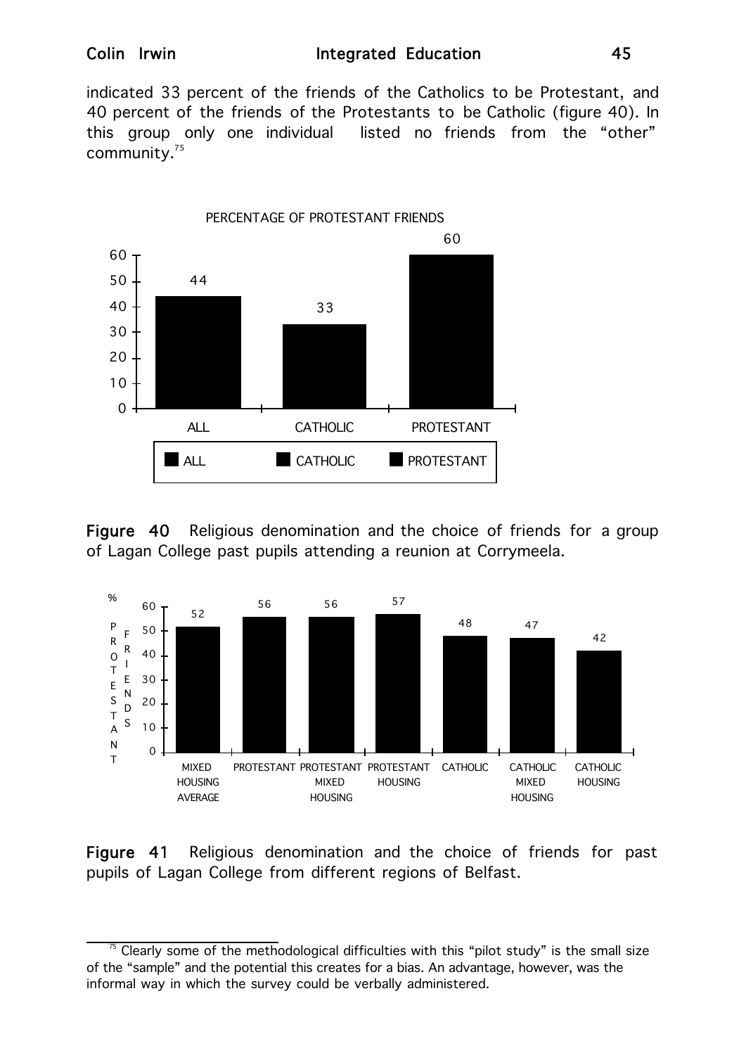indicated 33 percent of the friends of the Catholics to be Protestant, and 40 percent of the friends of the Protestants to be Catholic (figure 40). In this group only one individual listed no friends from the "other" community.[75]

PERCENTAGE OF PROTESTANT FRIENDS

| | ALL | CATHOLIC | PROTESTANT |
|---|---|---|---|
| % | 44 | 33 | 60 |

**Figure 40** Religious denomination and the choice of friends for a group of Lagan College past pupils attending a reunion at Corrymeela.

| | MIXED HOUSING AVERAGE | PROTESTANT | PROTESTANT MIXED HOUSING | PROTESTANT HOUSING | CATHOLIC | CATHOLIC MIXED HOUSING | CATHOLIC HOUSING |
|---|---|---|---|---|---|---|---|
| % PROTESTANT FRIENDS | 52 | 56 | 56 | 57 | 48 | 47 | 42 |

**Figure 41** Religious denomination and the choice of friends for past pupils of Lagan College from different regions of Belfast.

---

[75] Clearly some of the methodological difficulties with this "pilot study" is the small size of the "sample" and the potential this creates for a bias. An advantage, however, was the informal way in which the survey could be verbally administered.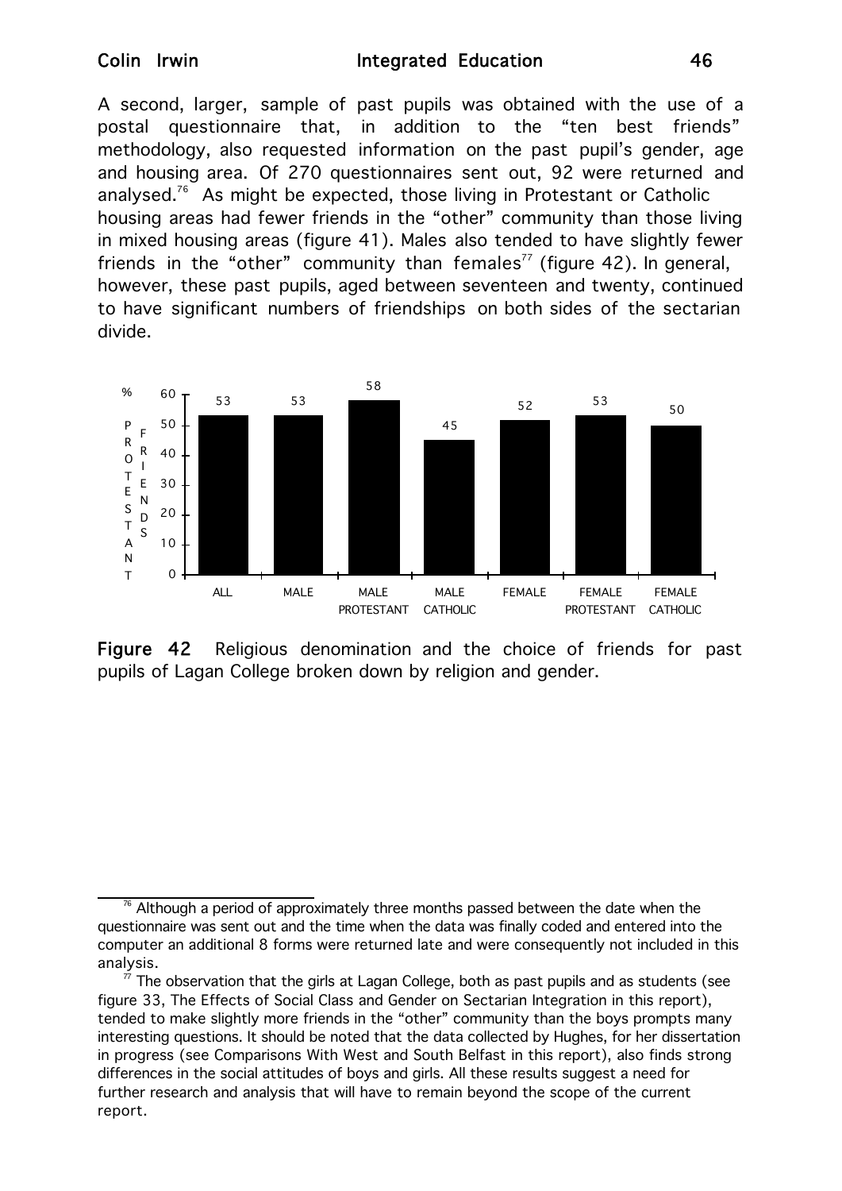A second, larger, sample of past pupils was obtained with the use of a postal questionnaire that, in addition to the "ten best friends" methodology, also requested information on the past pupil's gender, age and housing area. Of 270 questionnaires sent out, 92 were returned and analysed.[76] As might be expected, those living in Protestant or Catholic housing areas had fewer friends in the "other" community than those living in mixed housing areas (figure 41). Males also tended to have slightly fewer friends in the "other" community than females[77] (figure 42). In general, however, these past pupils, aged between seventeen and twenty, continued to have significant numbers of friendships on both sides of the sectarian divide.

| | ALL | MALE | MALE PROTESTANT | MALE CATHOLIC | FEMALE | FEMALE PROTESTANT | FEMALE CATHOLIC |
|---|---|---|---|---|---|---|---|
| % PROTESTANT FRIENDS | 53 | 53 | 58 | 45 | 52 | 53 | 50 |

**Figure 42** Religious denomination and the choice of friends for past pupils of Lagan College broken down by religion and gender.

---

[76] Although a period of approximately three months passed between the date when the questionnaire was sent out and the time when the data was finally coded and entered into the computer an additional 8 forms were returned late and were consequently not included in this analysis.

[77] The observation that the girls at Lagan College, both as past pupils and as students (see figure 33, The Effects of Social Class and Gender on Sectarian Integration in this report), tended to make slightly more friends in the "other" community than the boys prompts many interesting questions. It should be noted that the data collected by Hughes, for her dissertation in progress (see Comparisons With West and South Belfast in this report), also finds strong differences in the social attitudes of boys and girls. All these results suggest a need for further research and analysis that will have to remain beyond the scope of the current report.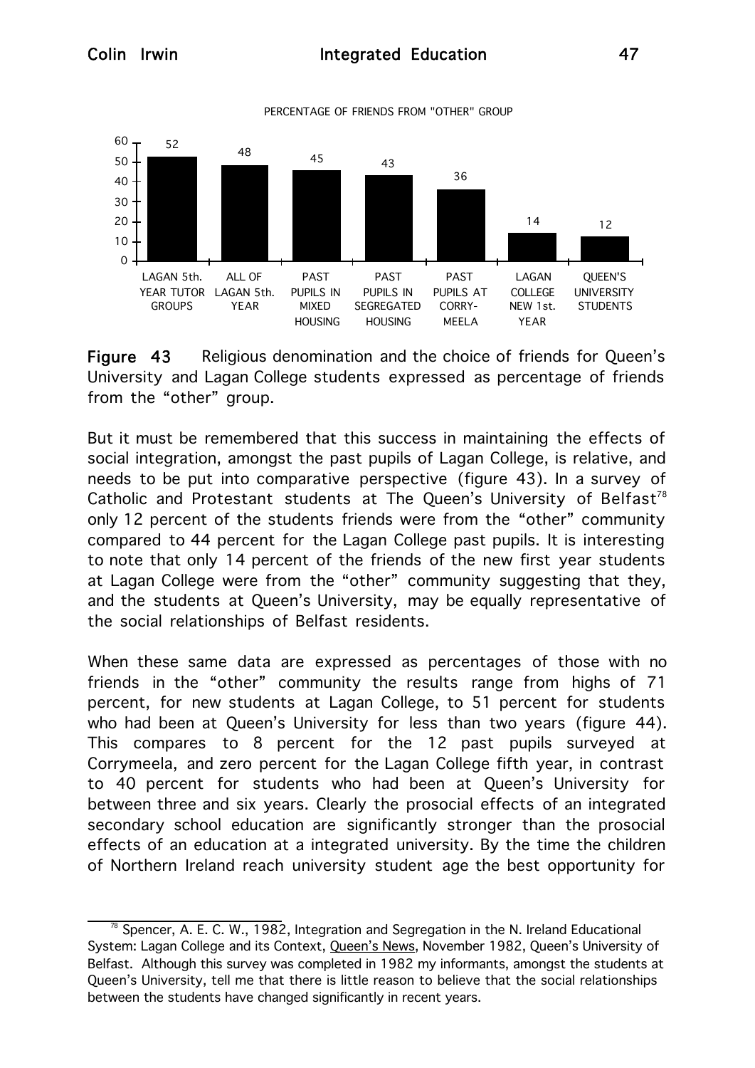PERCENTAGE OF FRIENDS FROM "OTHER" GROUP

| LAGAN 5th. YEAR TUTOR GROUPS | ALL OF LAGAN 5th. YEAR | PAST PUPILS IN MIXED HOUSING | PAST PUPILS IN SEGREGATED HOUSING | PAST PUPILS AT CORRY-MEELA | LAGAN COLLEGE NEW 1st. YEAR | QUEEN'S UNIVERSITY STUDENTS |
|---|---|---|---|---|---|---|
| 52 | 48 | 45 | 43 | 36 | 14 | 12 |

**Figure 43** Religious denomination and the choice of friends for Queen's University and Lagan College students expressed as percentage of friends from the "other" group.

But it must be remembered that this success in maintaining the effects of social integration, amongst the past pupils of Lagan College, is relative, and needs to be put into comparative perspective (figure 43). In a survey of Catholic and Protestant students at The Queen's University of Belfast[78] only 12 percent of the students friends were from the "other" community compared to 44 percent for the Lagan College past pupils. It is interesting to note that only 14 percent of the friends of the new first year students at Lagan College were from the "other" community suggesting that they, and the students at Queen's University, may be equally representative of the social relationships of Belfast residents.

When these same data are expressed as percentages of those with no friends in the "other" community the results range from highs of 71 percent, for new students at Lagan College, to 51 percent for students who had been at Queen's University for less than two years (figure 44). This compares to 8 percent for the 12 past pupils surveyed at Corrymeela, and zero percent for the Lagan College fifth year, in contrast to 40 percent for students who had been at Queen's University for between three and six years. Clearly the prosocial effects of an integrated secondary school education are significantly stronger than the prosocial effects of an education at a integrated university. By the time the children of Northern Ireland reach university student age the best opportunity for

---

[78] Spencer, A. E. C. W., 1982, Integration and Segregation in the N. Ireland Educational System: Lagan College and its Context, Queen's News, November 1982, Queen's University of Belfast. Although this survey was completed in 1982 my informants, amongst the students at Queen's University, tell me that there is little reason to believe that the social relationships between the students have changed significantly in recent years.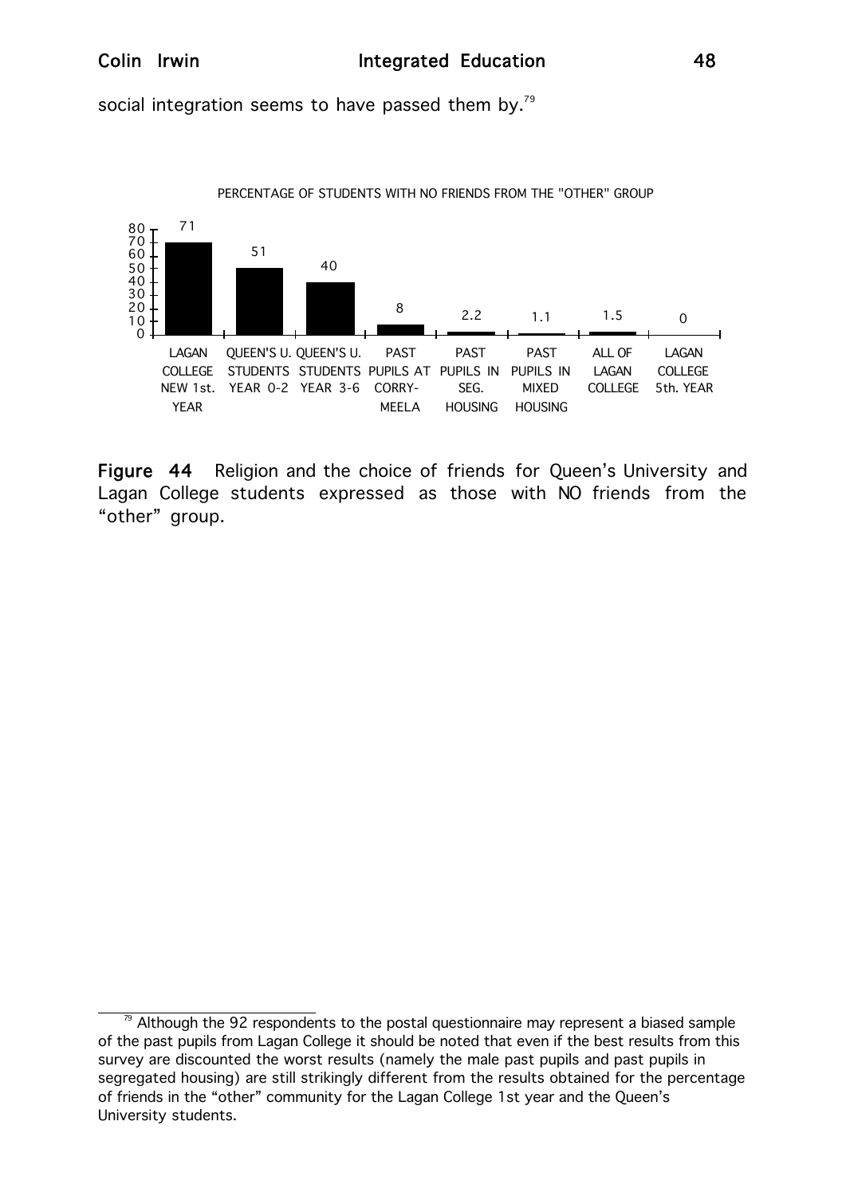social integration seems to have passed them by.[79]

PERCENTAGE OF STUDENTS WITH NO FRIENDS FROM THE "OTHER" GROUP

| Group | Percentage |
|---|---|
| LAGAN COLLEGE NEW 1st. YEAR | 71 |
| QUEEN'S U. STUDENTS YEAR 0-2 | 51 |
| QUEEN'S U. STUDENTS YEAR 3-6 | 40 |
| PAST PUPILS AT CORRY-MEELA | 8 |
| PAST PUPILS IN SEG. HOUSING | 2.2 |
| PAST PUPILS IN MIXED HOUSING | 1.1 |
| ALL OF LAGAN COLLEGE | 1.5 |
| LAGAN COLLEGE 5th. YEAR | 0 |

**Figure 44** Religion and the choice of friends for Queen's University and Lagan College students expressed as those with NO friends from the "other" group.

[79] Although the 92 respondents to the postal questionnaire may represent a biased sample of the past pupils from Lagan College it should be noted that even if the best results from this survey are discounted the worst results (namely the male past pupils and past pupils in segregated housing) are still strikingly different from the results obtained for the percentage of friends in the "other" community for the Lagan College 1st year and the Queen's University students.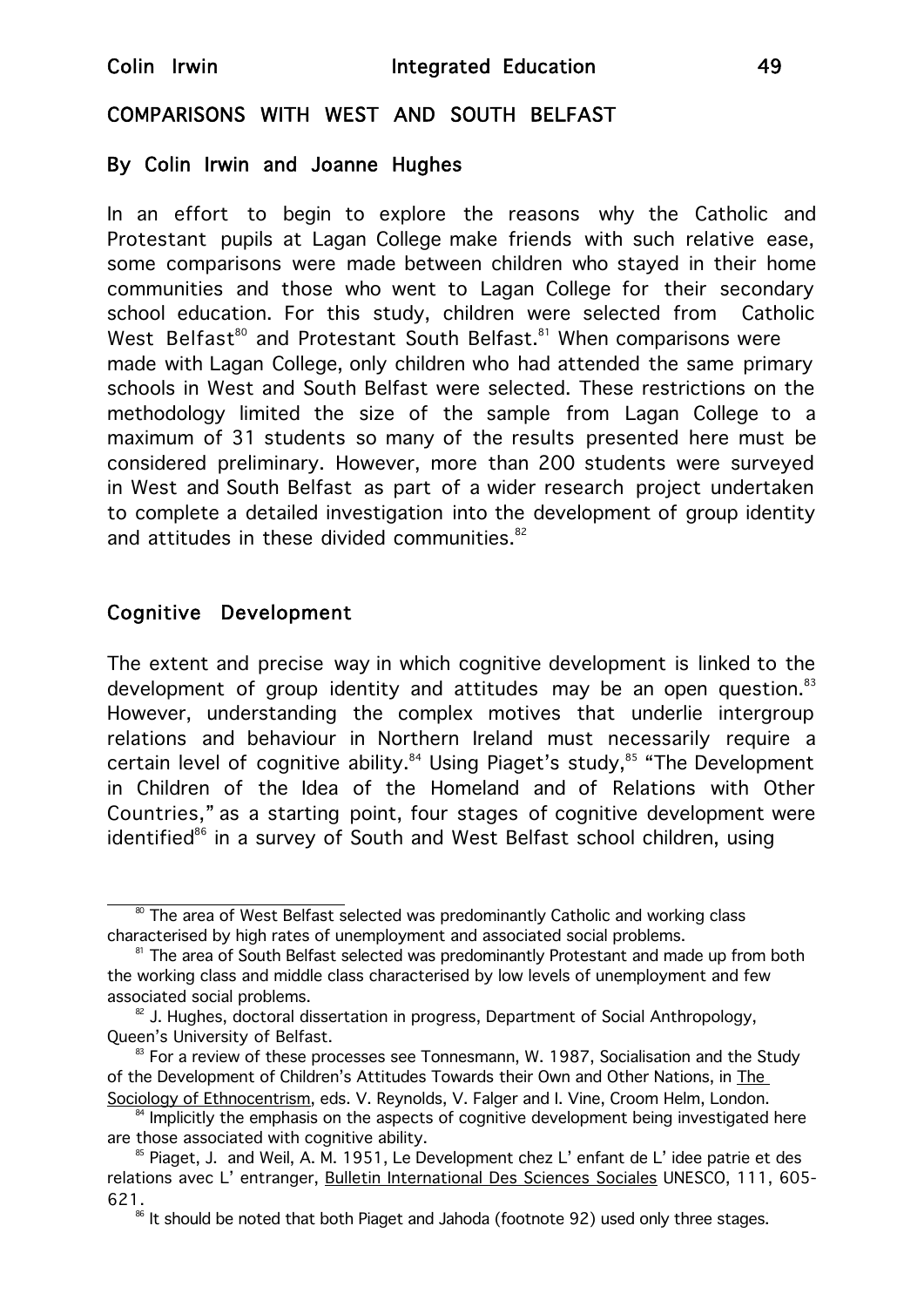## COMPARISONS WITH WEST AND SOUTH BELFAST

### By Colin Irwin and Joanne Hughes

In an effort to begin to explore the reasons why the Catholic and Protestant pupils at Lagan College make friends with such relative ease, some comparisons were made between children who stayed in their home communities and those who went to Lagan College for their secondary school education. For this study, children were selected from Catholic West Belfast[80] and Protestant South Belfast.[81] When comparisons were made with Lagan College, only children who had attended the same primary schools in West and South Belfast were selected. These restrictions on the methodology limited the size of the sample from Lagan College to a maximum of 31 students so many of the results presented here must be considered preliminary. However, more than 200 students were surveyed in West and South Belfast as part of a wider research project undertaken to complete a detailed investigation into the development of group identity and attitudes in these divided communities.[82]

### Cognitive Development

The extent and precise way in which cognitive development is linked to the development of group identity and attitudes may be an open question.[83] However, understanding the complex motives that underlie intergroup relations and behaviour in Northern Ireland must necessarily require a certain level of cognitive ability.[84] Using Piaget's study,[85] "The Development in Children of the Idea of the Homeland and of Relations with Other Countries," as a starting point, four stages of cognitive development were identified[86] in a survey of South and West Belfast school children, using

---

[80] The area of West Belfast selected was predominantly Catholic and working class characterised by high rates of unemployment and associated social problems.

[81] The area of South Belfast selected was predominantly Protestant and made up from both the working class and middle class characterised by low levels of unemployment and few associated social problems.

[82] J. Hughes, doctoral dissertation in progress, Department of Social Anthropology, Queen's University of Belfast.

[83] For a review of these processes see Tonnesmann, W. 1987, Socialisation and the Study of the Development of Children's Attitudes Towards their Own and Other Nations, in The Sociology of Ethnocentrism, eds. V. Reynolds, V. Falger and I. Vine, Croom Helm, London.

[84] Implicitly the emphasis on the aspects of cognitive development being investigated here are those associated with cognitive ability.

[85] Piaget, J. and Weil, A. M. 1951, Le Development chez L' enfant de L' idee patrie et des relations avec L' entranger, Bulletin International Des Sciences Sociales UNESCO, 111, 605-621.

[86] It should be noted that both Piaget and Jahoda (footnote 92) used only three stages.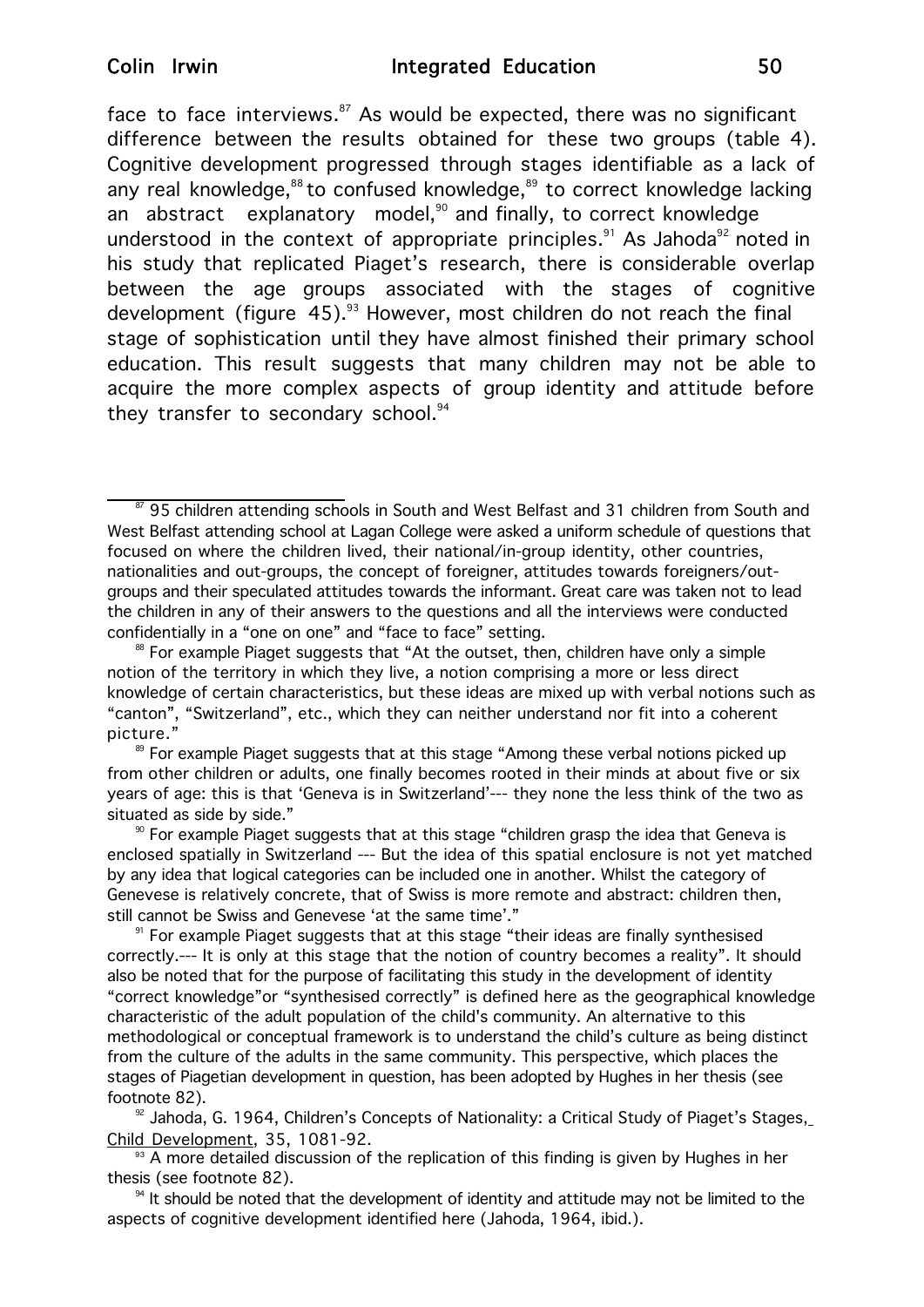face to face interviews.[87] As would be expected, there was no significant difference between the results obtained for these two groups (table 4). Cognitive development progressed through stages identifiable as a lack of any real knowledge,[88] to confused knowledge,[89] to correct knowledge lacking an abstract explanatory model,[90] and finally, to correct knowledge understood in the context of appropriate principles.[91] As Jahoda[92] noted in his study that replicated Piaget's research, there is considerable overlap between the age groups associated with the stages of cognitive development (figure 45).[93] However, most children do not reach the final stage of sophistication until they have almost finished their primary school education. This result suggests that many children may not be able to acquire the more complex aspects of group identity and attitude before they transfer to secondary school.[94]

---

[87] 95 children attending schools in South and West Belfast and 31 children from South and West Belfast attending school at Lagan College were asked a uniform schedule of questions that focused on where the children lived, their national/in-group identity, other countries, nationalities and out-groups, the concept of foreigner, attitudes towards foreigners/out-groups and their speculated attitudes towards the informant. Great care was taken not to lead the children in any of their answers to the questions and all the interviews were conducted confidentially in a "one on one" and "face to face" setting.

[88] For example Piaget suggests that "At the outset, then, children have only a simple notion of the territory in which they live, a notion comprising a more or less direct knowledge of certain characteristics, but these ideas are mixed up with verbal notions such as "canton", "Switzerland", etc., which they can neither understand nor fit into a coherent picture."

[89] For example Piaget suggests that at this stage "Among these verbal notions picked up from other children or adults, one finally becomes rooted in their minds at about five or six years of age: this is that 'Geneva is in Switzerland'--- they none the less think of the two as situated as side by side."

[90] For example Piaget suggests that at this stage "children grasp the idea that Geneva is enclosed spatially in Switzerland --- But the idea of this spatial enclosure is not yet matched by any idea that logical categories can be included one in another. Whilst the category of Genevese is relatively concrete, that of Swiss is more remote and abstract: children then, still cannot be Swiss and Genevese 'at the same time'."

[91] For example Piaget suggests that at this stage "their ideas are finally synthesised correctly.--- It is only at this stage that the notion of country becomes a reality". It should also be noted that for the purpose of facilitating this study in the development of identity "correct knowledge"or "synthesised correctly" is defined here as the geographical knowledge characteristic of the adult population of the child's community. An alternative to this methodological or conceptual framework is to understand the child's culture as being distinct from the culture of the adults in the same community. This perspective, which places the stages of Piagetian development in question, has been adopted by Hughes in her thesis (see footnote 82).

[92] Jahoda, G. 1964, Children's Concepts of Nationality: a Critical Study of Piaget's Stages, Child Development, 35, 1081-92.

[93] A more detailed discussion of the replication of this finding is given by Hughes in her thesis (see footnote 82).

[94] It should be noted that the development of identity and attitude may not be limited to the aspects of cognitive development identified here (Jahoda, 1964, ibid.).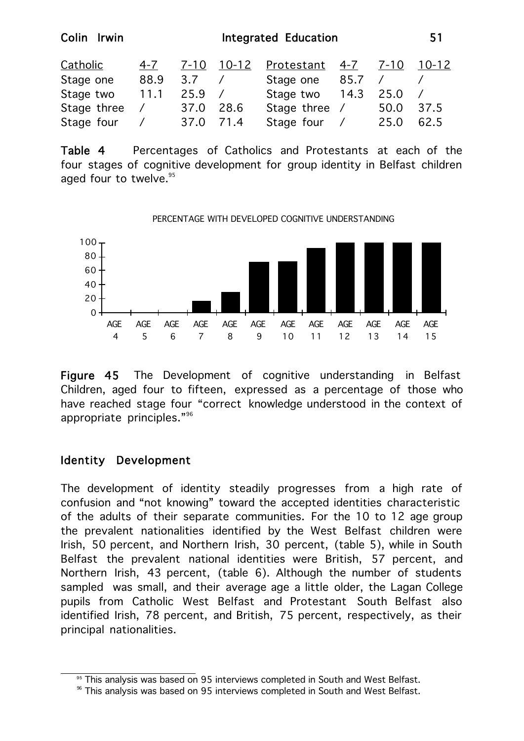| Catholic | 4-7 | 7-10 | 10-12 | Protestant | 4-7 | 7-10 | 10-12 |
|---|---|---|---|---|---|---|---|
| Stage one | 88.9 | 3.7 | / | Stage one | 85.7 | / | / |
| Stage two | 11.1 | 25.9 | / | Stage two | 14.3 | 25.0 | / |
| Stage three | / | 37.0 | 28.6 | Stage three | / | 50.0 | 37.5 |
| Stage four | / | 37.0 | 71.4 | Stage four | / | 25.0 | 62.5 |

**Table 4** Percentages of Catholics and Protestants at each of the four stages of cognitive development for group identity in Belfast children aged four to twelve.[95]

**Figure 45** The Development of cognitive understanding in Belfast Children, aged four to fifteen, expressed as a percentage of those who have reached stage four "correct knowledge understood in the context of appropriate principles."[96]

## Identity Development

The development of identity steadily progresses from a high rate of confusion and "not knowing" toward the accepted identities characteristic of the adults of their separate communities. For the 10 to 12 age group the prevalent nationalities identified by the West Belfast children were Irish, 50 percent, and Northern Irish, 30 percent, (table 5), while in South Belfast the prevalent national identities were British, 57 percent, and Northern Irish, 43 percent, (table 6). Although the number of students sampled was small, and their average age a little older, the Lagan College pupils from Catholic West Belfast and Protestant South Belfast also identified Irish, 78 percent, and British, 75 percent, respectively, as their principal nationalities.

---

[95] This analysis was based on 95 interviews completed in South and West Belfast.

[96] This analysis was based on 95 interviews completed in South and West Belfast.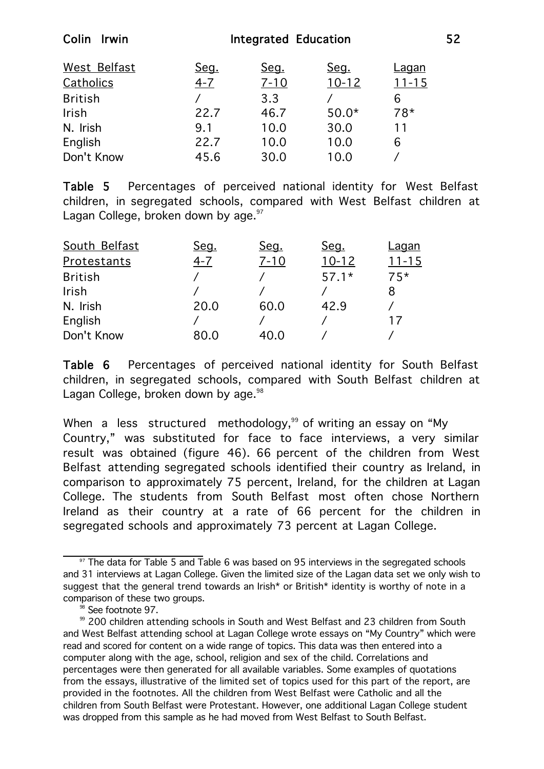| West Belfast Catholics | Seg. 4-7 | Seg. 7-10 | Seg. 10-12 | Lagan 11-15 |
|---|---|---|---|---|
| British | / | 3.3 | / | 6 |
| Irish | 22.7 | 46.7 | 50.0* | 78* |
| N. Irish | 9.1 | 10.0 | 30.0 | 11 |
| English | 22.7 | 10.0 | 10.0 | 6 |
| Don't Know | 45.6 | 30.0 | 10.0 | / |

**Table 5** Percentages of perceived national identity for West Belfast children, in segregated schools, compared with West Belfast children at Lagan College, broken down by age.[97]

| South Belfast Protestants | Seg. 4-7 | Seg. 7-10 | Seg. 10-12 | Lagan 11-15 |
|---|---|---|---|---|
| British | / | / | 57.1* | 75* |
| Irish | / | / | / | 8 |
| N. Irish | 20.0 | 60.0 | 42.9 | / |
| English | / | / | / | 17 |
| Don't Know | 80.0 | 40.0 | / | / |

**Table 6** Percentages of perceived national identity for South Belfast children, in segregated schools, compared with South Belfast children at Lagan College, broken down by age.[98]

When a less structured methodology,[99] of writing an essay on "My Country," was substituted for face to face interviews, a very similar result was obtained (figure 46). 66 percent of the children from West Belfast attending segregated schools identified their country as Ireland, in comparison to approximately 75 percent, Ireland, for the children at Lagan College. The students from South Belfast most often chose Northern Ireland as their country at a rate of 66 percent for the children in segregated schools and approximately 73 percent at Lagan College.

[97] The data for Table 5 and Table 6 was based on 95 interviews in the segregated schools and 31 interviews at Lagan College. Given the limited size of the Lagan data set we only wish to suggest that the general trend towards an Irish* or British* identity is worthy of note in a comparison of these two groups.

[98] See footnote 97.

[99] 200 children attending schools in South and West Belfast and 23 children from South and West Belfast attending school at Lagan College wrote essays on "My Country" which were read and scored for content on a wide range of topics. This data was then entered into a computer along with the age, school, religion and sex of the child. Correlations and percentages were then generated for all available variables. Some examples of quotations from the essays, illustrative of the limited set of topics used for this part of the report, are provided in the footnotes. All the children from West Belfast were Catholic and all the children from South Belfast were Protestant. However, one additional Lagan College student was dropped from this sample as he had moved from West Belfast to South Belfast.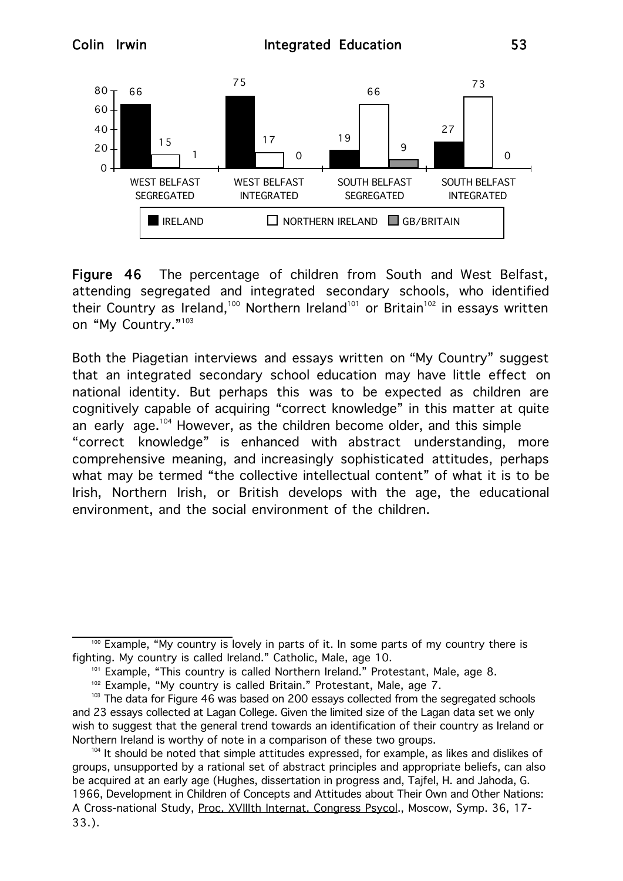| | Ireland | Northern Ireland | GB/Britain |
|---|---|---|---|
| West Belfast Segregated | 66 | 15 | 1 |
| West Belfast Integrated | 75 | 17 | 0 |
| South Belfast Segregated | 19 | 66 | 9 |
| South Belfast Integrated | 27 | 73 | 0 |

**Figure 46** The percentage of children from South and West Belfast, attending segregated and integrated secondary schools, who identified their Country as Ireland,[100] Northern Ireland[101] or Britain[102] in essays written on "My Country."[103]

Both the Piagetian interviews and essays written on "My Country" suggest that an integrated secondary school education may have little effect on national identity. But perhaps this was to be expected as children are cognitively capable of acquiring "correct knowledge" in this matter at quite an early age.[104] However, as the children become older, and this simple "correct knowledge" is enhanced with abstract understanding, more comprehensive meaning, and increasingly sophisticated attitudes, perhaps what may be termed "the collective intellectual content" of what it is to be Irish, Northern Irish, or British develops with the age, the educational environment, and the social environment of the children.

---

[100] Example, "My country is lovely in parts of it. In some parts of my country there is fighting. My country is called Ireland." Catholic, Male, age 10.

[101] Example, "This country is called Northern Ireland." Protestant, Male, age 8.

[102] Example, "My country is called Britain." Protestant, Male, age 7.

[103] The data for Figure 46 was based on 200 essays collected from the segregated schools and 23 essays collected at Lagan College. Given the limited size of the Lagan data set we only wish to suggest that the general trend towards an identification of their country as Ireland or Northern Ireland is worthy of note in a comparison of these two groups.

[104] It should be noted that simple attitudes expressed, for example, as likes and dislikes of groups, unsupported by a rational set of abstract principles and appropriate beliefs, can also be acquired at an early age (Hughes, dissertation in progress and, Tajfel, H. and Jahoda, G. 1966, Development in Children of Concepts and Attitudes about Their Own and Other Nations: A Cross-national Study, Proc. XVIIIth Internat. Congress Psycol., Moscow, Symp. 36, 17-33.).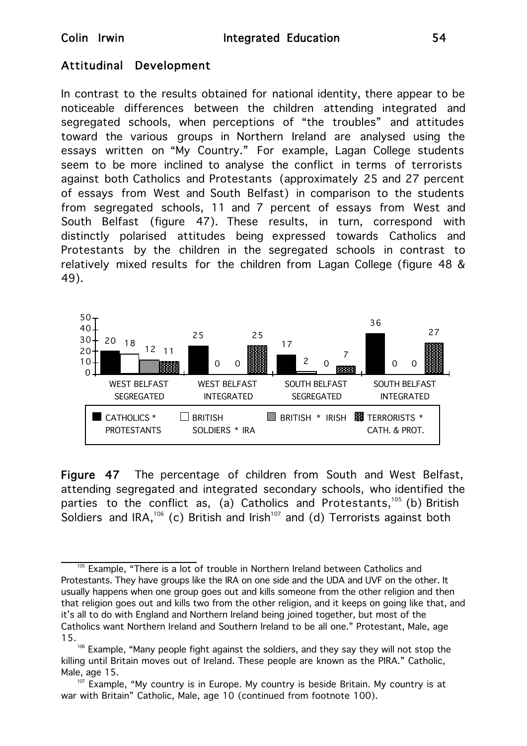## Attitudinal Development

In contrast to the results obtained for national identity, there appear to be noticeable differences between the children attending integrated and segregated schools, when perceptions of "the troubles" and attitudes toward the various groups in Northern Ireland are analysed using the essays written on "My Country." For example, Lagan College students seem to be more inclined to analyse the conflict in terms of terrorists against both Catholics and Protestants (approximately 25 and 27 percent of essays from West and South Belfast) in comparison to the students from segregated schools, 11 and 7 percent of essays from West and South Belfast (figure 47). These results, in turn, correspond with distinctly polarised attitudes being expressed towards Catholics and Protestants by the children in the segregated schools in contrast to relatively mixed results for the children from Lagan College (figure 48 & 49).

| | CATHOLICS * PROTESTANTS | BRITISH SOLDIERS * IRA | BRITISH * IRISH | TERRORISTS * CATH. & PROT. |
|---|---|---|---|---|
| WEST BELFAST SEGREGATED | 20 | 18 | 12 | 11 |
| WEST BELFAST INTEGRATED | 25 | 0 | 0 | 25 |
| SOUTH BELFAST SEGREGATED | 17 | 2 | 0 | 7 |
| SOUTH BELFAST INTEGRATED | 36 | 0 | 0 | 27 |

**Figure 47** The percentage of children from South and West Belfast, attending segregated and integrated secondary schools, who identified the parties to the conflict as, (a) Catholics and Protestants,[105] (b) British Soldiers and IRA,[106] (c) British and Irish[107] and (d) Terrorists against both

[105] Example, "There is a lot of trouble in Northern Ireland between Catholics and Protestants. They have groups like the IRA on one side and the UDA and UVF on the other. It usually happens when one group goes out and kills someone from the other religion and then that religion goes out and kills two from the other religion, and it keeps on going like that, and it's all to do with England and Northern Ireland being joined together, but most of the Catholics want Northern Ireland and Southern Ireland to be all one." Protestant, Male, age 15.

[106] Example, "Many people fight against the soldiers, and they say they will not stop the killing until Britain moves out of Ireland. These people are known as the PIRA." Catholic, Male, age 15.

[107] Example, "My country is in Europe. My country is beside Britain. My country is at war with Britain" Catholic, Male, age 10 (continued from footnote 100).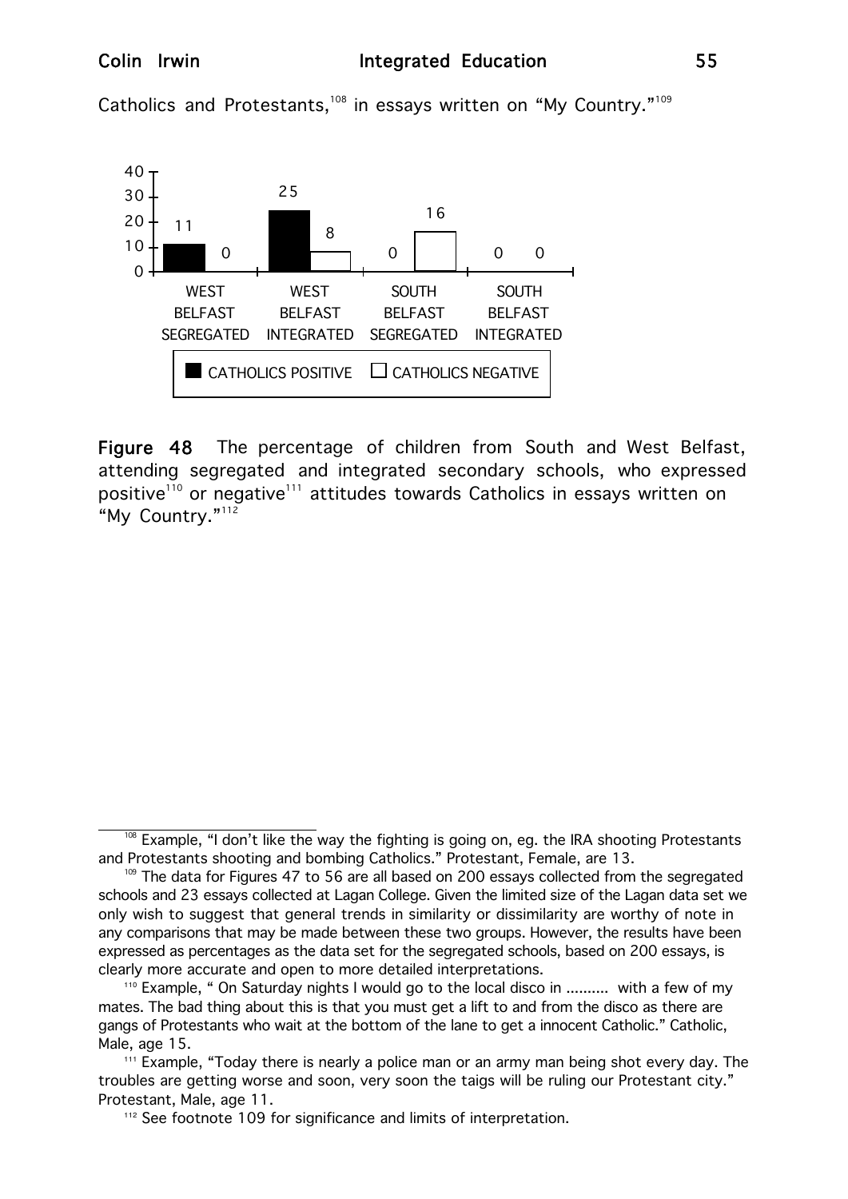Catholics and Protestants,[108] in essays written on "My Country."[109]

| | WEST BELFAST SEGREGATED | WEST BELFAST INTEGRATED | SOUTH BELFAST SEGREGATED | SOUTH BELFAST INTEGRATED |
|---|---|---|---|---|
| CATHOLICS POSITIVE | 11 | 25 | 0 | 0 |
| CATHOLICS NEGATIVE | 0 | 8 | 16 | 0 |

**Figure 48** The percentage of children from South and West Belfast, attending segregated and integrated secondary schools, who expressed positive[110] or negative[111] attitudes towards Catholics in essays written on "My Country."[112]

---

[108] Example, "I don't like the way the fighting is going on, eg. the IRA shooting Protestants and Protestants shooting and bombing Catholics." Protestant, Female, are 13.

[109] The data for Figures 47 to 56 are all based on 200 essays collected from the segregated schools and 23 essays collected at Lagan College. Given the limited size of the Lagan data set we only wish to suggest that general trends in similarity or dissimilarity are worthy of note in any comparisons that may be made between these two groups. However, the results have been expressed as percentages as the data set for the segregated schools, based on 200 essays, is clearly more accurate and open to more detailed interpretations.

[110] Example, " On Saturday nights I would go to the local disco in .......... with a few of my mates. The bad thing about this is that you must get a lift to and from the disco as there are gangs of Protestants who wait at the bottom of the lane to get a innocent Catholic." Catholic, Male, age 15.

[111] Example, "Today there is nearly a police man or an army man being shot every day. The troubles are getting worse and soon, very soon the taigs will be ruling our Protestant city." Protestant, Male, age 11.

[112] See footnote 109 for significance and limits of interpretation.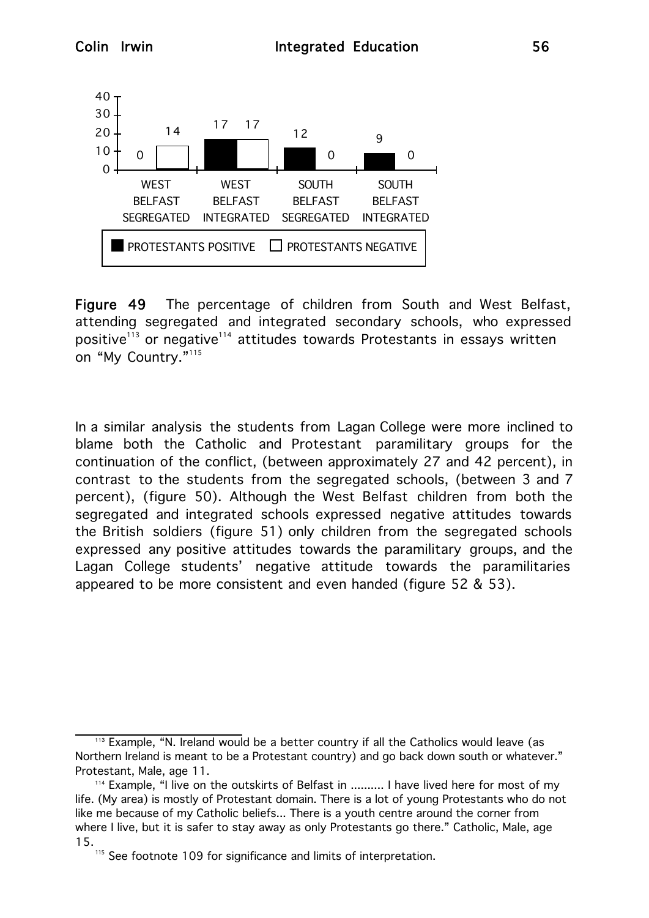| | WEST BELFAST SEGREGATED | WEST BELFAST INTEGRATED | SOUTH BELFAST SEGREGATED | SOUTH BELFAST INTEGRATED |
|---|---|---|---|---|
| PROTESTANTS POSITIVE | 0 | 17 | 12 | 9 |
| PROTESTANTS NEGATIVE | 14 | 17 | 0 | 0 |

**Figure 49** The percentage of children from South and West Belfast, attending segregated and integrated secondary schools, who expressed positive[113] or negative[114] attitudes towards Protestants in essays written on "My Country."[115]

In a similar analysis the students from Lagan College were more inclined to blame both the Catholic and Protestant paramilitary groups for the continuation of the conflict, (between approximately 27 and 42 percent), in contrast to the students from the segregated schools, (between 3 and 7 percent), (figure 50). Although the West Belfast children from both the segregated and integrated schools expressed negative attitudes towards the British soldiers (figure 51) only children from the segregated schools expressed any positive attitudes towards the paramilitary groups, and the Lagan College students' negative attitude towards the paramilitaries appeared to be more consistent and even handed (figure 52 & 53).

---

[113] Example, "N. Ireland would be a better country if all the Catholics would leave (as Northern Ireland is meant to be a Protestant country) and go back down south or whatever." Protestant, Male, age 11.

[114] Example, "I live on the outskirts of Belfast in .......... I have lived here for most of my life. (My area) is mostly of Protestant domain. There is a lot of young Protestants who do not like me because of my Catholic beliefs... There is a youth centre around the corner from where I live, but it is safer to stay away as only Protestants go there." Catholic, Male, age 15.

[115] See footnote 109 for significance and limits of interpretation.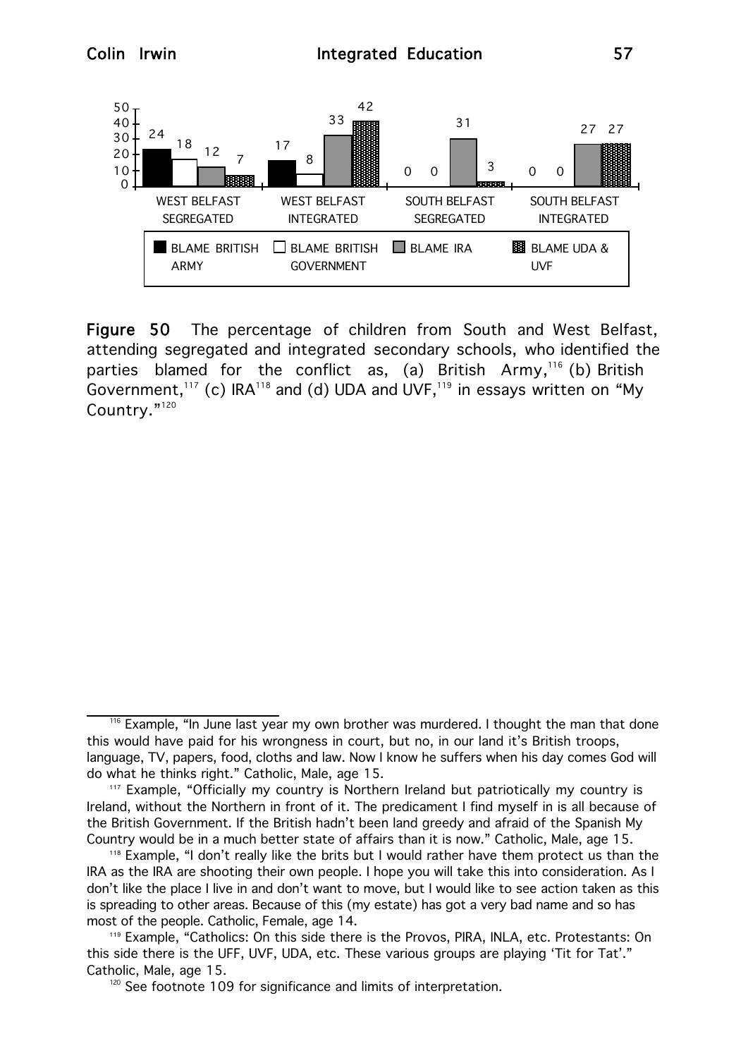| | BLAME BRITISH ARMY | BLAME BRITISH GOVERNMENT | BLAME IRA | BLAME UDA & UVF |
|---|---|---|---|---|
| WEST BELFAST SEGREGATED | 24 | 18 | 12 | 7 |
| WEST BELFAST INTEGRATED | 17 | 8 | 33 | 42 |
| SOUTH BELFAST SEGREGATED | 0 | 0 | 31 | 3 |
| SOUTH BELFAST INTEGRATED | 0 | 0 | 27 | 27 |

**Figure 50** The percentage of children from South and West Belfast, attending segregated and integrated secondary schools, who identified the parties blamed for the conflict as, (a) British Army,[116] (b) British Government,[117] (c) IRA[118] and (d) UDA and UVF,[119] in essays written on "My Country."[120]

---

[116] Example, "In June last year my own brother was murdered. I thought the man that done this would have paid for his wrongness in court, but no, in our land it's British troops, language, TV, papers, food, cloths and law. Now I know he suffers when his day comes God will do what he thinks right." Catholic, Male, age 15.

[117] Example, "Officially my country is Northern Ireland but patriotically my country is Ireland, without the Northern in front of it. The predicament I find myself in is all because of the British Government. If the British hadn't been land greedy and afraid of the Spanish My Country would be in a much better state of affairs than it is now." Catholic, Male, age 15.

[118] Example, "I don't really like the brits but I would rather have them protect us than the IRA as the IRA are shooting their own people. I hope you will take this into consideration. As I don't like the place I live in and don't want to move, but I would like to see action taken as this is spreading to other areas. Because of this (my estate) has got a very bad name and so has most of the people. Catholic, Female, age 14.

[119] Example, "Catholics: On this side there is the Provos, PIRA, INLA, etc. Protestants: On this side there is the UFF, UVF, UDA, etc. These various groups are playing 'Tit for Tat'." Catholic, Male, age 15.

[120] See footnote 109 for significance and limits of interpretation.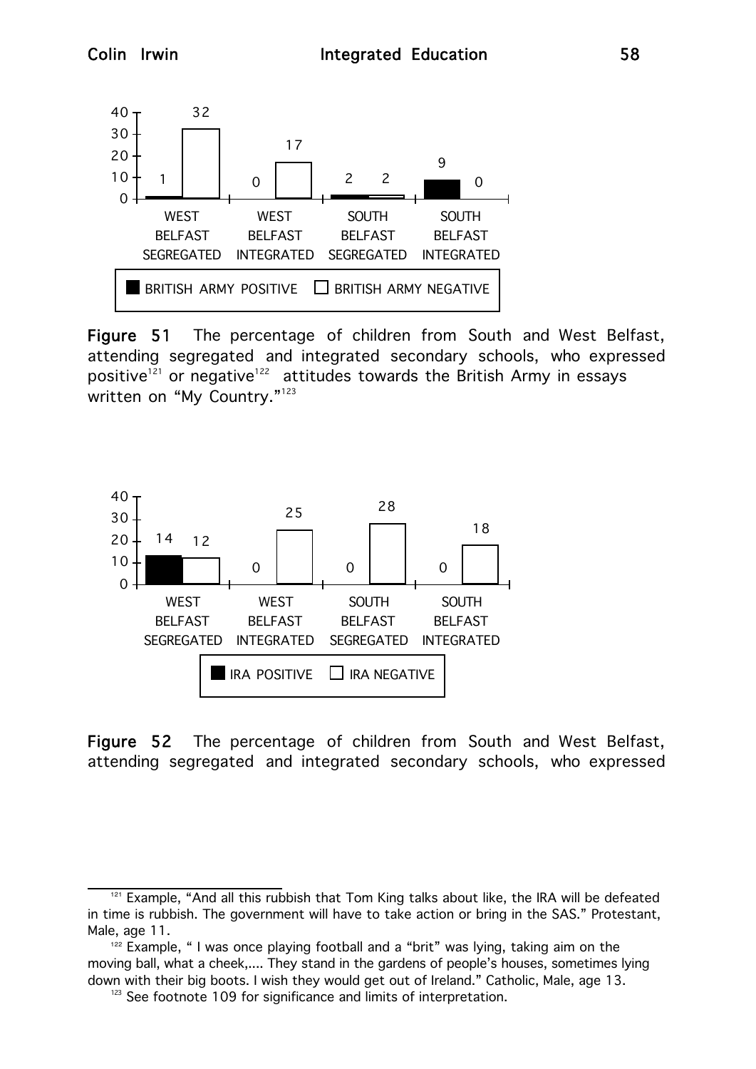| | WEST BELFAST SEGREGATED | WEST BELFAST INTEGRATED | SOUTH BELFAST SEGREGATED | SOUTH BELFAST INTEGRATED |
|---|---|---|---|---|
| BRITISH ARMY POSITIVE | 1 | 0 | 2 | 9 |
| BRITISH ARMY NEGATIVE | 32 | 17 | 2 | 0 |

**Figure 51** The percentage of children from South and West Belfast, attending segregated and integrated secondary schools, who expressed positive[121] or negative[122] attitudes towards the British Army in essays written on "My Country."[123]

| | WEST BELFAST SEGREGATED | WEST BELFAST INTEGRATED | SOUTH BELFAST SEGREGATED | SOUTH BELFAST INTEGRATED |
|---|---|---|---|---|
| IRA POSITIVE | 14 | 0 | 0 | 0 |
| IRA NEGATIVE | 12 | 25 | 28 | 18 |

**Figure 52** The percentage of children from South and West Belfast, attending segregated and integrated secondary schools, who expressed

---

[121] Example, "And all this rubbish that Tom King talks about like, the IRA will be defeated in time is rubbish. The government will have to take action or bring in the SAS." Protestant, Male, age 11.

[122] Example, " I was once playing football and a "brit" was lying, taking aim on the moving ball, what a cheek,.... They stand in the gardens of people's houses, sometimes lying down with their big boots. I wish they would get out of Ireland." Catholic, Male, age 13.

[123] See footnote 109 for significance and limits of interpretation.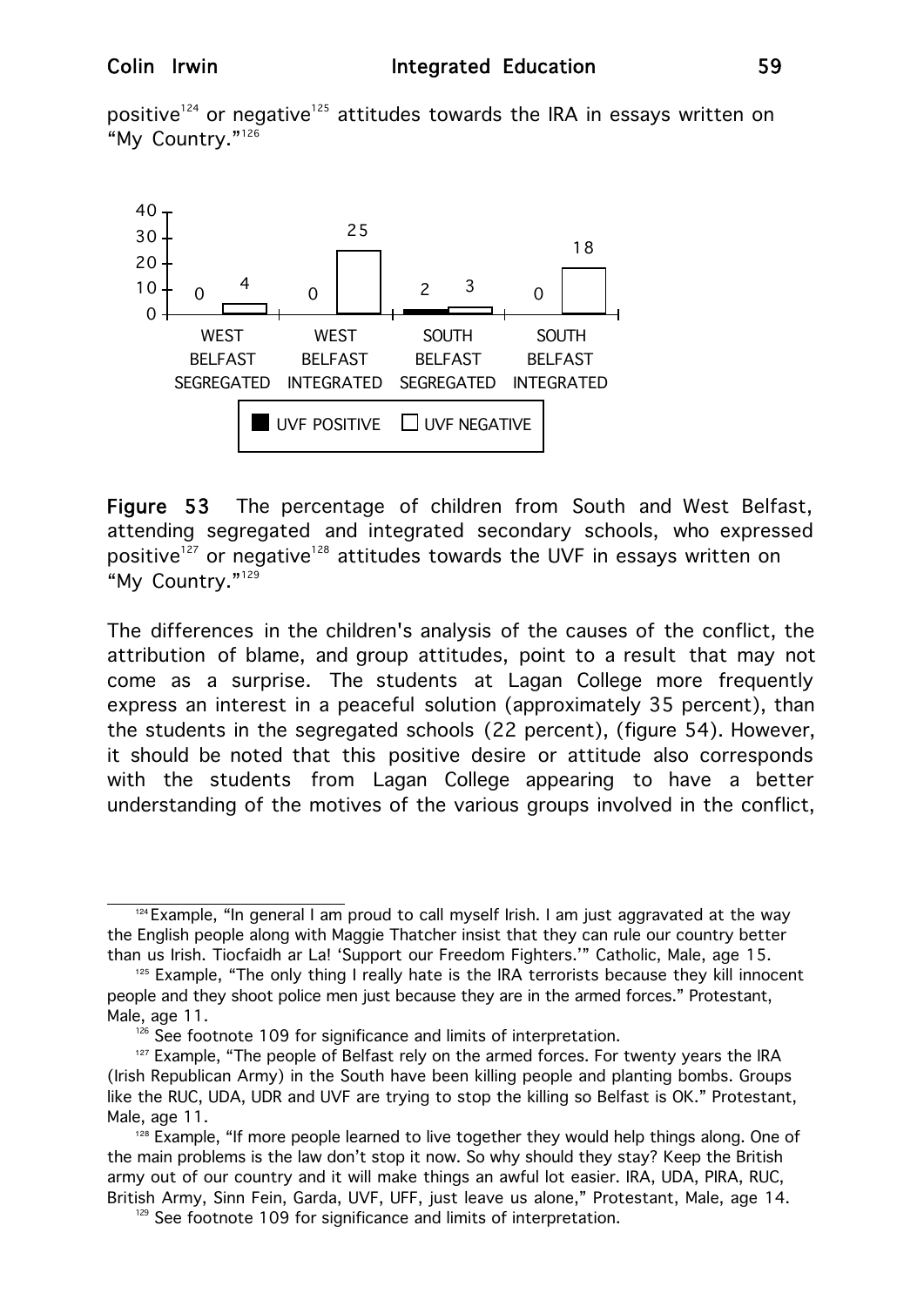positive[124] or negative[125] attitudes towards the IRA in essays written on "My Country."[126]

| | UVF POSITIVE | UVF NEGATIVE |
|---|---|---|
| WEST BELFAST SEGREGATED | 0 | 4 |
| WEST BELFAST INTEGRATED | 0 | 25 |
| SOUTH BELFAST SEGREGATED | 2 | 3 |
| SOUTH BELFAST INTEGRATED | 0 | 18 |

**Figure 53** The percentage of children from South and West Belfast, attending segregated and integrated secondary schools, who expressed positive[127] or negative[128] attitudes towards the UVF in essays written on "My Country."[129]

The differences in the children's analysis of the causes of the conflict, the attribution of blame, and group attitudes, point to a result that may not come as a surprise. The students at Lagan College more frequently express an interest in a peaceful solution (approximately 35 percent), than the students in the segregated schools (22 percent), (figure 54). However, it should be noted that this positive desire or attitude also corresponds with the students from Lagan College appearing to have a better understanding of the motives of the various groups involved in the conflict,

---

[124] Example, "In general I am proud to call myself Irish. I am just aggravated at the way the English people along with Maggie Thatcher insist that they can rule our country better than us Irish. Tiocfaidh ar La! 'Support our Freedom Fighters.'" Catholic, Male, age 15.

[125] Example, "The only thing I really hate is the IRA terrorists because they kill innocent people and they shoot police men just because they are in the armed forces." Protestant, Male, age 11.

[126] See footnote 109 for significance and limits of interpretation.

[127] Example, "The people of Belfast rely on the armed forces. For twenty years the IRA (Irish Republican Army) in the South have been killing people and planting bombs. Groups like the RUC, UDA, UDR and UVF are trying to stop the killing so Belfast is OK." Protestant, Male, age 11.

[128] Example, "If more people learned to live together they would help things along. One of the main problems is the law don't stop it now. So why should they stay? Keep the British army out of our country and it will make things an awful lot easier. IRA, UDA, PIRA, RUC, British Army, Sinn Fein, Garda, UVF, UFF, just leave us alone," Protestant, Male, age 14.

[129] See footnote 109 for significance and limits of interpretation.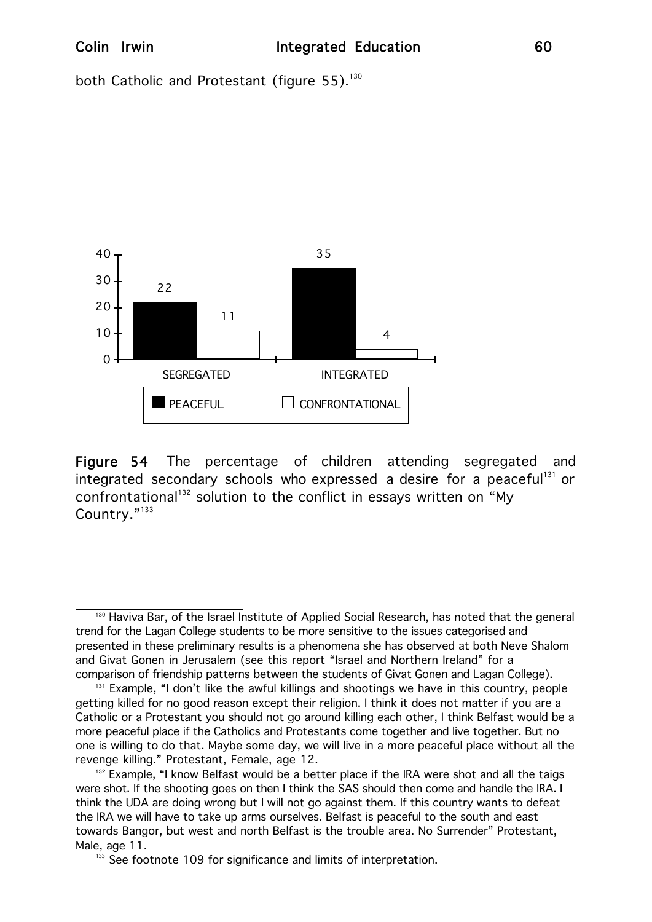both Catholic and Protestant (figure 55).[130]

| | PEACEFUL | CONFRONTATIONAL |
|---|---|---|
| SEGREGATED | 22 | 11 |
| INTEGRATED | 35 | 4 |

**Figure 54** The percentage of children attending segregated and integrated secondary schools who expressed a desire for a peaceful[131] or confrontational[132] solution to the conflict in essays written on "My Country."[133]

---

[130] Haviva Bar, of the Israel Institute of Applied Social Research, has noted that the general trend for the Lagan College students to be more sensitive to the issues categorised and presented in these preliminary results is a phenomena she has observed at both Neve Shalom and Givat Gonen in Jerusalem (see this report "Israel and Northern Ireland" for a comparison of friendship patterns between the students of Givat Gonen and Lagan College).

[131] Example, "I don't like the awful killings and shootings we have in this country, people getting killed for no good reason except their religion. I think it does not matter if you are a Catholic or a Protestant you should not go around killing each other, I think Belfast would be a more peaceful place if the Catholics and Protestants come together and live together. But no one is willing to do that. Maybe some day, we will live in a more peaceful place without all the revenge killing." Protestant, Female, age 12.

[132] Example, "I know Belfast would be a better place if the IRA were shot and all the taigs were shot. If the shooting goes on then I think the SAS should then come and handle the IRA. I think the UDA are doing wrong but I will not go against them. If this country wants to defeat the IRA we will have to take up arms ourselves. Belfast is peaceful to the south and east towards Bangor, but west and north Belfast is the trouble area. No Surrender" Protestant, Male, age 11.

[133] See footnote 109 for significance and limits of interpretation.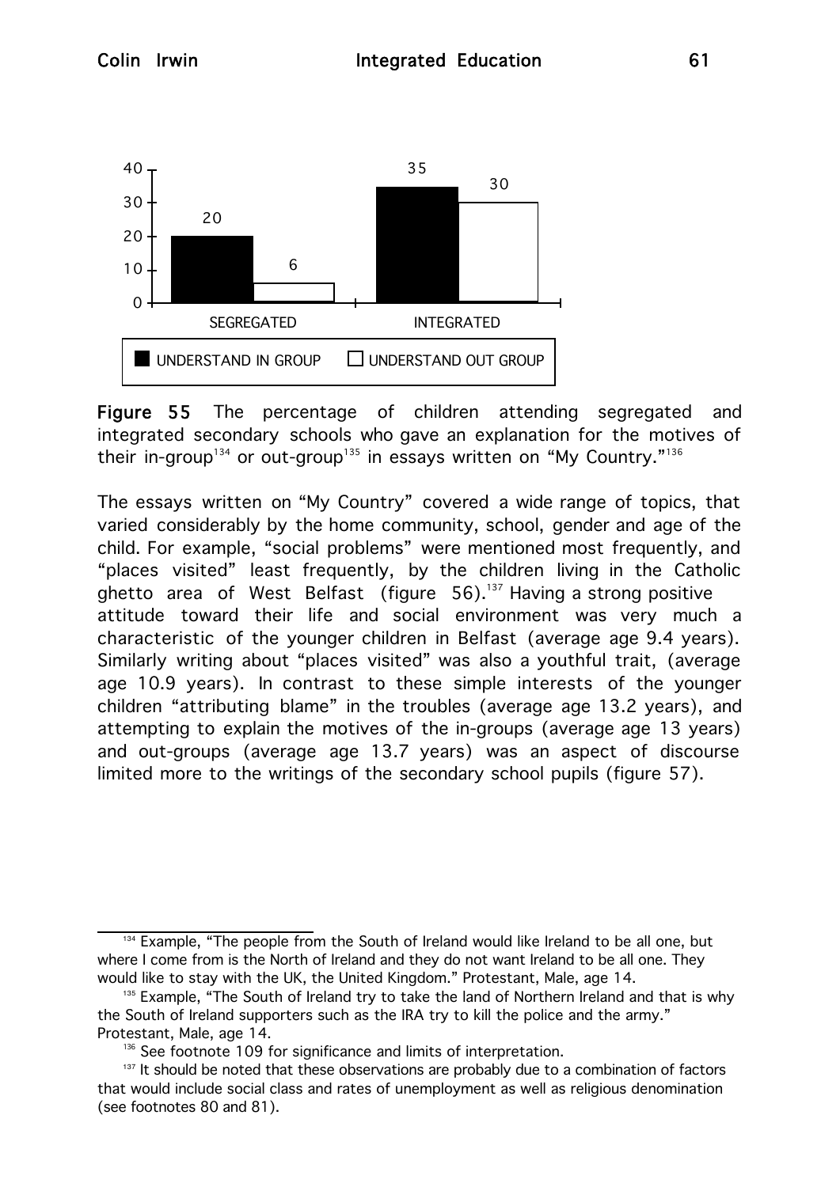Figure 55 The percentage of children attending segregated and integrated secondary schools who gave an explanation for the motives of their in-group[134] or out-group[135] in essays written on "My Country."[136]

The essays written on "My Country" covered a wide range of topics, that varied considerably by the home community, school, gender and age of the child. For example, "social problems" were mentioned most frequently, and "places visited" least frequently, by the children living in the Catholic ghetto area of West Belfast (figure 56).[137] Having a strong positive attitude toward their life and social environment was very much a characteristic of the younger children in Belfast (average age 9.4 years). Similarly writing about "places visited" was also a youthful trait, (average age 10.9 years). In contrast to these simple interests of the younger children "attributing blame" in the troubles (average age 13.2 years), and attempting to explain the motives of the in-groups (average age 13 years) and out-groups (average age 13.7 years) was an aspect of discourse limited more to the writings of the secondary school pupils (figure 57).

---

[134] Example, "The people from the South of Ireland would like Ireland to be all one, but where I come from is the North of Ireland and they do not want Ireland to be all one. They would like to stay with the UK, the United Kingdom." Protestant, Male, age 14.

[135] Example, "The South of Ireland try to take the land of Northern Ireland and that is why the South of Ireland supporters such as the IRA try to kill the police and the army." Protestant, Male, age 14.

[136] See footnote 109 for significance and limits of interpretation.

[137] It should be noted that these observations are probably due to a combination of factors that would include social class and rates of unemployment as well as religious denomination (see footnotes 80 and 81).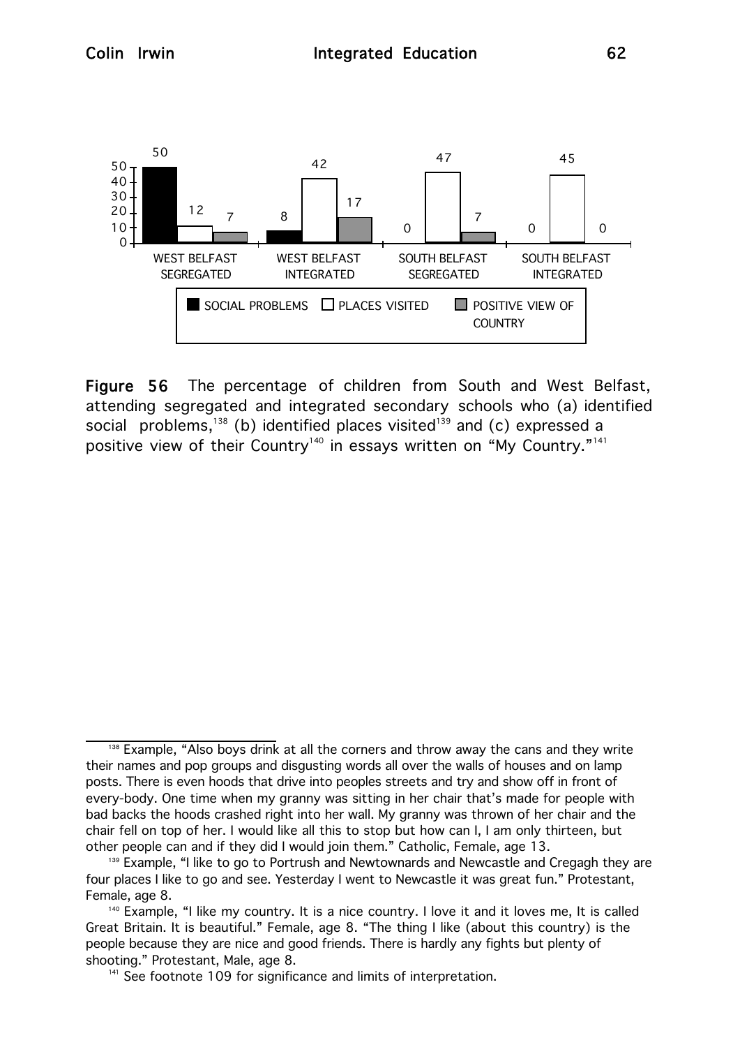| | SOCIAL PROBLEMS | PLACES VISITED | POSITIVE VIEW OF COUNTRY |
|---|---|---|---|
| WEST BELFAST SEGREGATED | 50 | 12 | 7 |
| WEST BELFAST INTEGRATED | 8 | 42 | 17 |
| SOUTH BELFAST SEGREGATED | 0 | 47 | 7 |
| SOUTH BELFAST INTEGRATED | 0 | 45 | 0 |

**Figure 56** The percentage of children from South and West Belfast, attending segregated and integrated secondary schools who (a) identified social problems,[138] (b) identified places visited[139] and (c) expressed a positive view of their Country[140] in essays written on "My Country."[141]

---

[138] Example, "Also boys drink at all the corners and throw away the cans and they write their names and pop groups and disgusting words all over the walls of houses and on lamp posts. There is even hoods that drive into peoples streets and try and show off in front of every-body. One time when my granny was sitting in her chair that's made for people with bad backs the hoods crashed right into her wall. My granny was thrown of her chair and the chair fell on top of her. I would like all this to stop but how can I, I am only thirteen, but other people can and if they did I would join them." Catholic, Female, age 13.

[139] Example, "I like to go to Portrush and Newtownards and Newcastle and Cregagh they are four places I like to go and see. Yesterday I went to Newcastle it was great fun." Protestant, Female, age 8.

[140] Example, "I like my country. It is a nice country. I love it and it loves me, It is called Great Britain. It is beautiful." Female, age 8. "The thing I like (about this country) is the people because they are nice and good friends. There is hardly any fights but plenty of shooting." Protestant, Male, age 8.

[141] See footnote 109 for significance and limits of interpretation.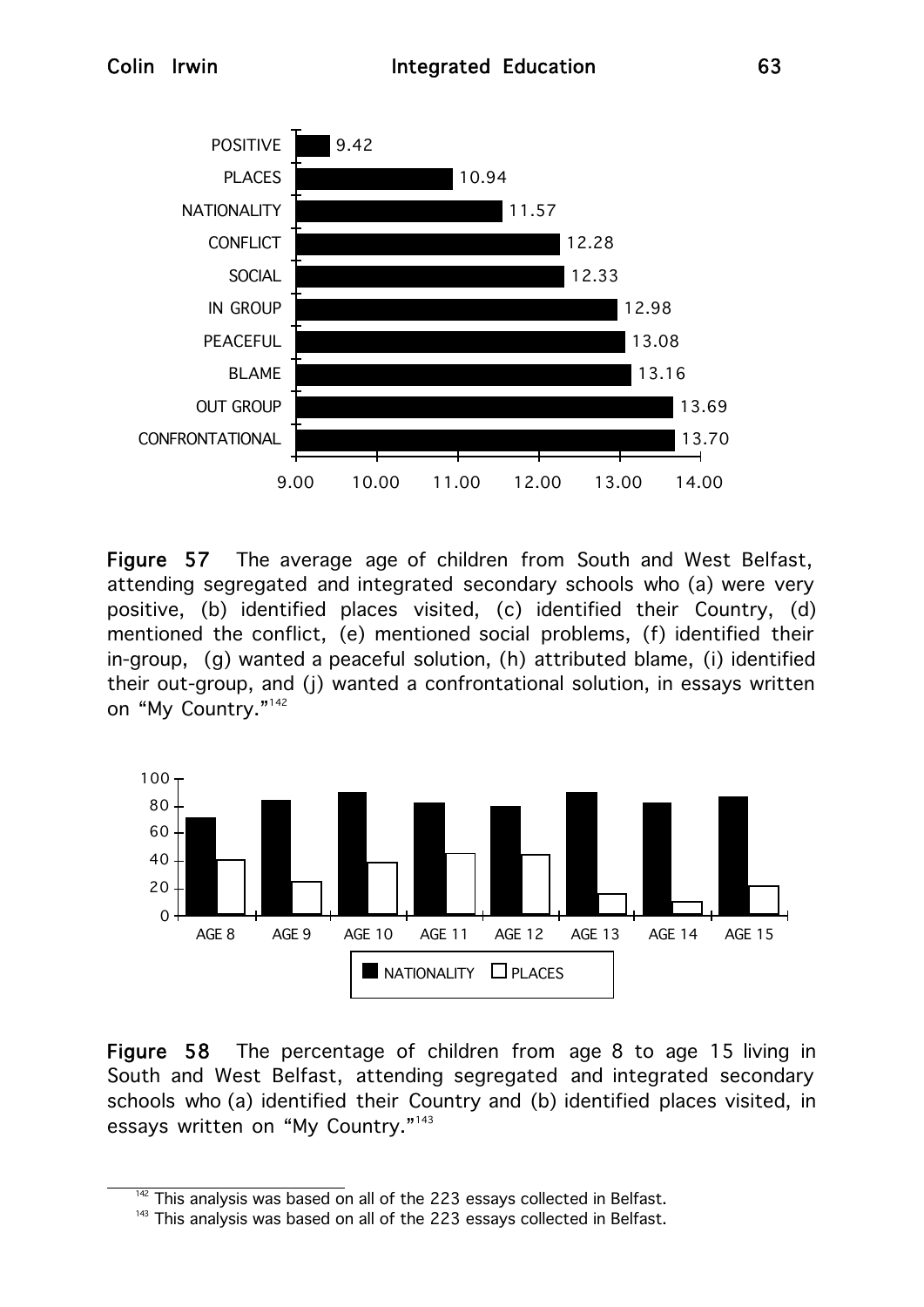| Category | Average age |
|---|---|
| POSITIVE | 9.42 |
| PLACES | 10.94 |
| NATIONALITY | 11.57 |
| CONFLICT | 12.28 |
| SOCIAL | 12.33 |
| IN GROUP | 12.98 |
| PEACEFUL | 13.08 |
| BLAME | 13.16 |
| OUT GROUP | 13.69 |
| CONFRONTATIONAL | 13.70 |

**Figure 57** The average age of children from South and West Belfast, attending segregated and integrated secondary schools who (a) were very positive, (b) identified places visited, (c) identified their Country, (d) mentioned the conflict, (e) mentioned social problems, (f) identified their in-group, (g) wanted a peaceful solution, (h) attributed blame, (i) identified their out-group, and (j) wanted a confrontational solution, in essays written on "My Country."[142]

**Figure 58** The percentage of children from age 8 to age 15 living in South and West Belfast, attending segregated and integrated secondary schools who (a) identified their Country and (b) identified places visited, in essays written on "My Country."[143]

---

[142] This analysis was based on all of the 223 essays collected in Belfast.

[143] This analysis was based on all of the 223 essays collected in Belfast.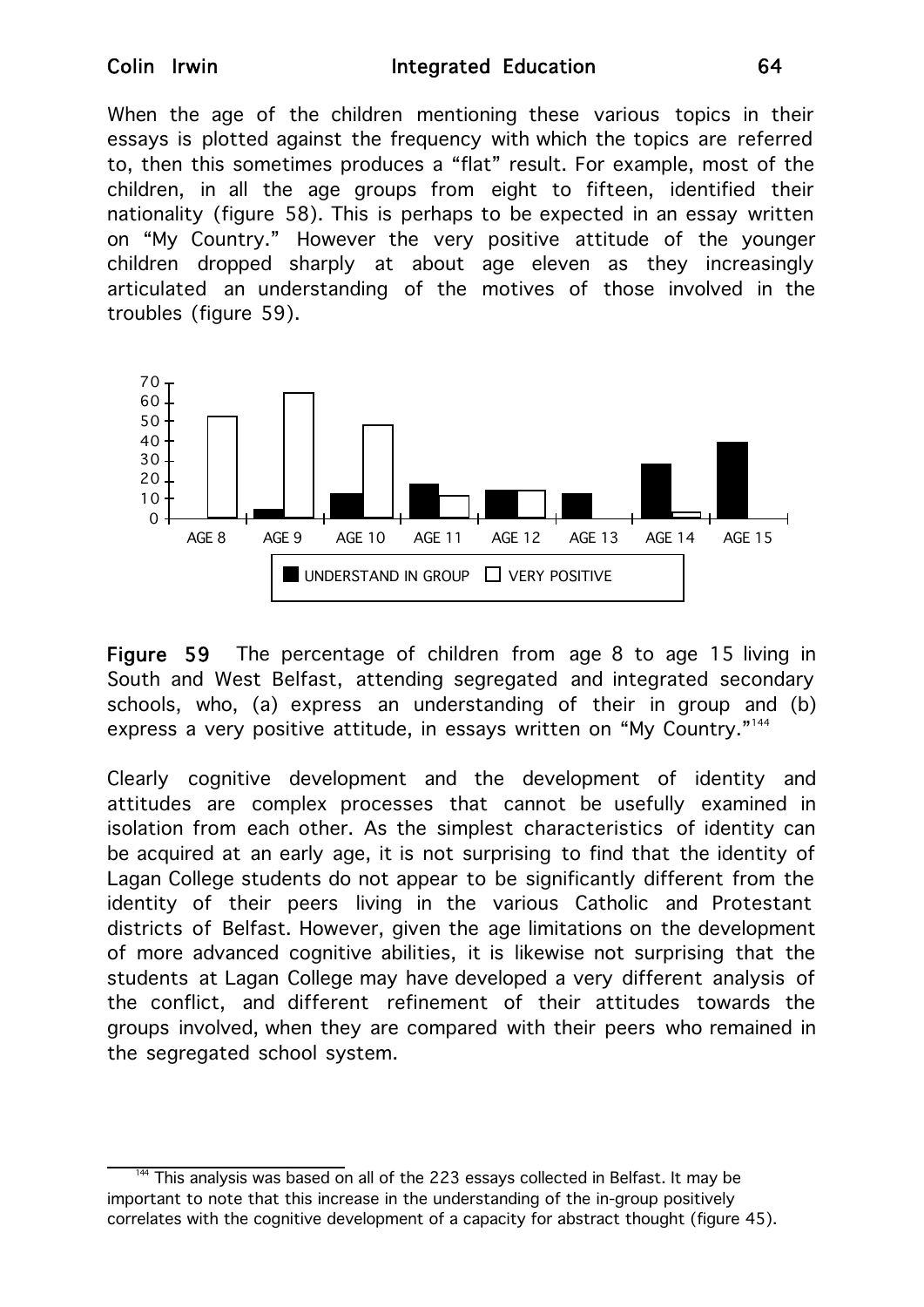When the age of the children mentioning these various topics in their essays is plotted against the frequency with which the topics are referred to, then this sometimes produces a "flat" result. For example, most of the children, in all the age groups from eight to fifteen, identified their nationality (figure 58). This is perhaps to be expected in an essay written on "My Country." However the very positive attitude of the younger children dropped sharply at about age eleven as they increasingly articulated an understanding of the motives of those involved in the troubles (figure 59).

**Figure 59** The percentage of children from age 8 to age 15 living in South and West Belfast, attending segregated and integrated secondary schools, who, (a) express an understanding of their in group and (b) express a very positive attitude, in essays written on "My Country."[144]

Clearly cognitive development and the development of identity and attitudes are complex processes that cannot be usefully examined in isolation from each other. As the simplest characteristics of identity can be acquired at an early age, it is not surprising to find that the identity of Lagan College students do not appear to be significantly different from the identity of their peers living in the various Catholic and Protestant districts of Belfast. However, given the age limitations on the development of more advanced cognitive abilities, it is likewise not surprising that the students at Lagan College may have developed a very different analysis of the conflict, and different refinement of their attitudes towards the groups involved, when they are compared with their peers who remained in the segregated school system.

[144] This analysis was based on all of the 223 essays collected in Belfast. It may be important to note that this increase in the understanding of the in-group positively correlates with the cognitive development of a capacity for abstract thought (figure 45).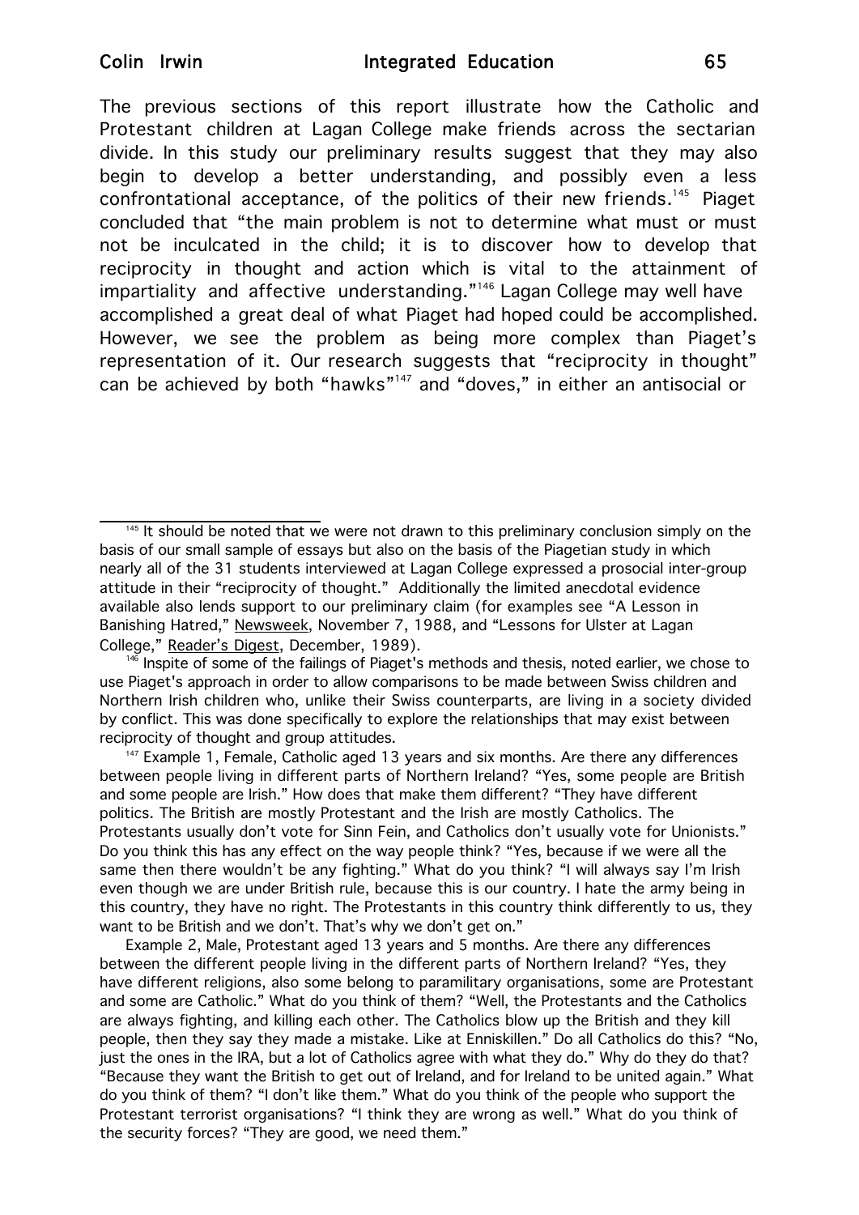The previous sections of this report illustrate how the Catholic and Protestant children at Lagan College make friends across the sectarian divide. In this study our preliminary results suggest that they may also begin to develop a better understanding, and possibly even a less confrontational acceptance, of the politics of their new friends.[145] Piaget concluded that "the main problem is not to determine what must or must not be inculcated in the child; it is to discover how to develop that reciprocity in thought and action which is vital to the attainment of impartiality and affective understanding."[146] Lagan College may well have accomplished a great deal of what Piaget had hoped could be accomplished. However, we see the problem as being more complex than Piaget's representation of it. Our research suggests that "reciprocity in thought" can be achieved by both "hawks"[147] and "doves," in either an antisocial or

---

[145] It should be noted that we were not drawn to this preliminary conclusion simply on the basis of our small sample of essays but also on the basis of the Piagetian study in which nearly all of the 31 students interviewed at Lagan College expressed a prosocial inter-group attitude in their "reciprocity of thought." Additionally the limited anecdotal evidence available also lends support to our preliminary claim (for examples see "A Lesson in Banishing Hatred," Newsweek, November 7, 1988, and "Lessons for Ulster at Lagan College," Reader's Digest, December, 1989).

[146] Inspite of some of the failings of Piaget's methods and thesis, noted earlier, we chose to use Piaget's approach in order to allow comparisons to be made between Swiss children and Northern Irish children who, unlike their Swiss counterparts, are living in a society divided by conflict. This was done specifically to explore the relationships that may exist between reciprocity of thought and group attitudes.

[147] Example 1, Female, Catholic aged 13 years and six months. Are there any differences between people living in different parts of Northern Ireland? "Yes, some people are British and some people are Irish." How does that make them different? "They have different politics. The British are mostly Protestant and the Irish are mostly Catholics. The Protestants usually don't vote for Sinn Fein, and Catholics don't usually vote for Unionists." Do you think this has any effect on the way people think? "Yes, because if we were all the same then there wouldn't be any fighting." What do you think? "I will always say I'm Irish even though we are under British rule, because this is our country. I hate the army being in this country, they have no right. The Protestants in this country think differently to us, they want to be British and we don't. That's why we don't get on."

Example 2, Male, Protestant aged 13 years and 5 months. Are there any differences between the different people living in the different parts of Northern Ireland? "Yes, they have different religions, also some belong to paramilitary organisations, some are Protestant and some are Catholic." What do you think of them? "Well, the Protestants and the Catholics are always fighting, and killing each other. The Catholics blow up the British and they kill people, then they say they made a mistake. Like at Enniskillen." Do all Catholics do this? "No, just the ones in the IRA, but a lot of Catholics agree with what they do." Why do they do that? "Because they want the British to get out of Ireland, and for Ireland to be united again." What do you think of them? "I don't like them." What do you think of the people who support the Protestant terrorist organisations? "I think they are wrong as well." What do you think of the security forces? "They are good, we need them."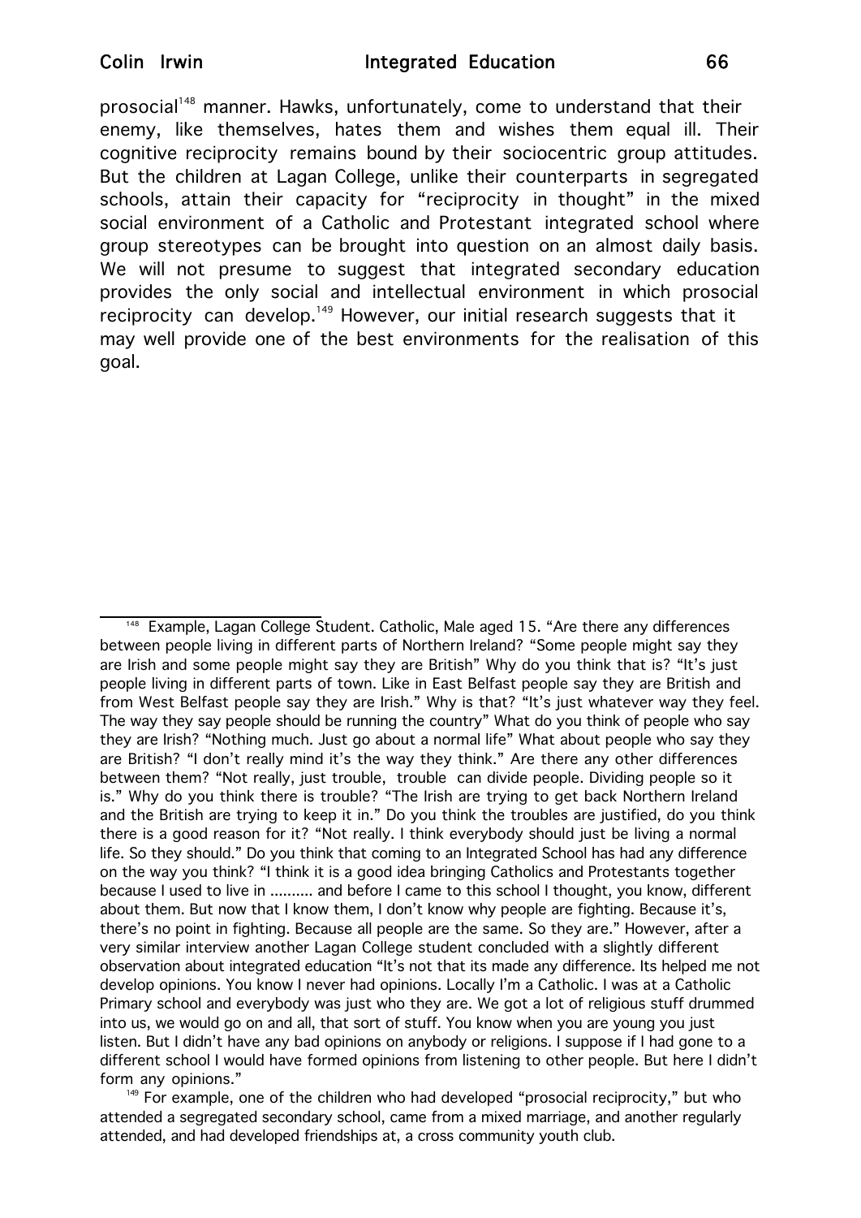prosocial[148] manner. Hawks, unfortunately, come to understand that their enemy, like themselves, hates them and wishes them equal ill. Their cognitive reciprocity remains bound by their sociocentric group attitudes. But the children at Lagan College, unlike their counterparts in segregated schools, attain their capacity for "reciprocity in thought" in the mixed social environment of a Catholic and Protestant integrated school where group stereotypes can be brought into question on an almost daily basis. We will not presume to suggest that integrated secondary education provides the only social and intellectual environment in which prosocial reciprocity can develop.[149] However, our initial research suggests that it may well provide one of the best environments for the realisation of this goal.

---

[148] Example, Lagan College Student. Catholic, Male aged 15. "Are there any differences between people living in different parts of Northern Ireland? "Some people might say they are Irish and some people might say they are British" Why do you think that is? "It's just people living in different parts of town. Like in East Belfast people say they are British and from West Belfast people say they are Irish." Why is that? "It's just whatever way they feel. The way they say people should be running the country" What do you think of people who say they are Irish? "Nothing much. Just go about a normal life" What about people who say they are British? "I don't really mind it's the way they think." Are there any other differences between them? "Not really, just trouble, trouble can divide people. Dividing people so it is." Why do you think there is trouble? "The Irish are trying to get back Northern Ireland and the British are trying to keep it in." Do you think the troubles are justified, do you think there is a good reason for it? "Not really. I think everybody should just be living a normal life. So they should." Do you think that coming to an Integrated School has had any difference on the way you think? "I think it is a good idea bringing Catholics and Protestants together because I used to live in .......... and before I came to this school I thought, you know, different about them. But now that I know them, I don't know why people are fighting. Because it's, there's no point in fighting. Because all people are the same. So they are." However, after a very similar interview another Lagan College student concluded with a slightly different observation about integrated education "It's not that its made any difference. Its helped me not develop opinions. You know I never had opinions. Locally I'm a Catholic. I was at a Catholic Primary school and everybody was just who they are. We got a lot of religious stuff drummed into us, we would go on and all, that sort of stuff. You know when you are young you just listen. But I didn't have any bad opinions on anybody or religions. I suppose if I had gone to a different school I would have formed opinions from listening to other people. But here I didn't form any opinions."

[149] For example, one of the children who had developed "prosocial reciprocity," but who attended a segregated secondary school, came from a mixed marriage, and another regularly attended, and had developed friendships at, a cross community youth club.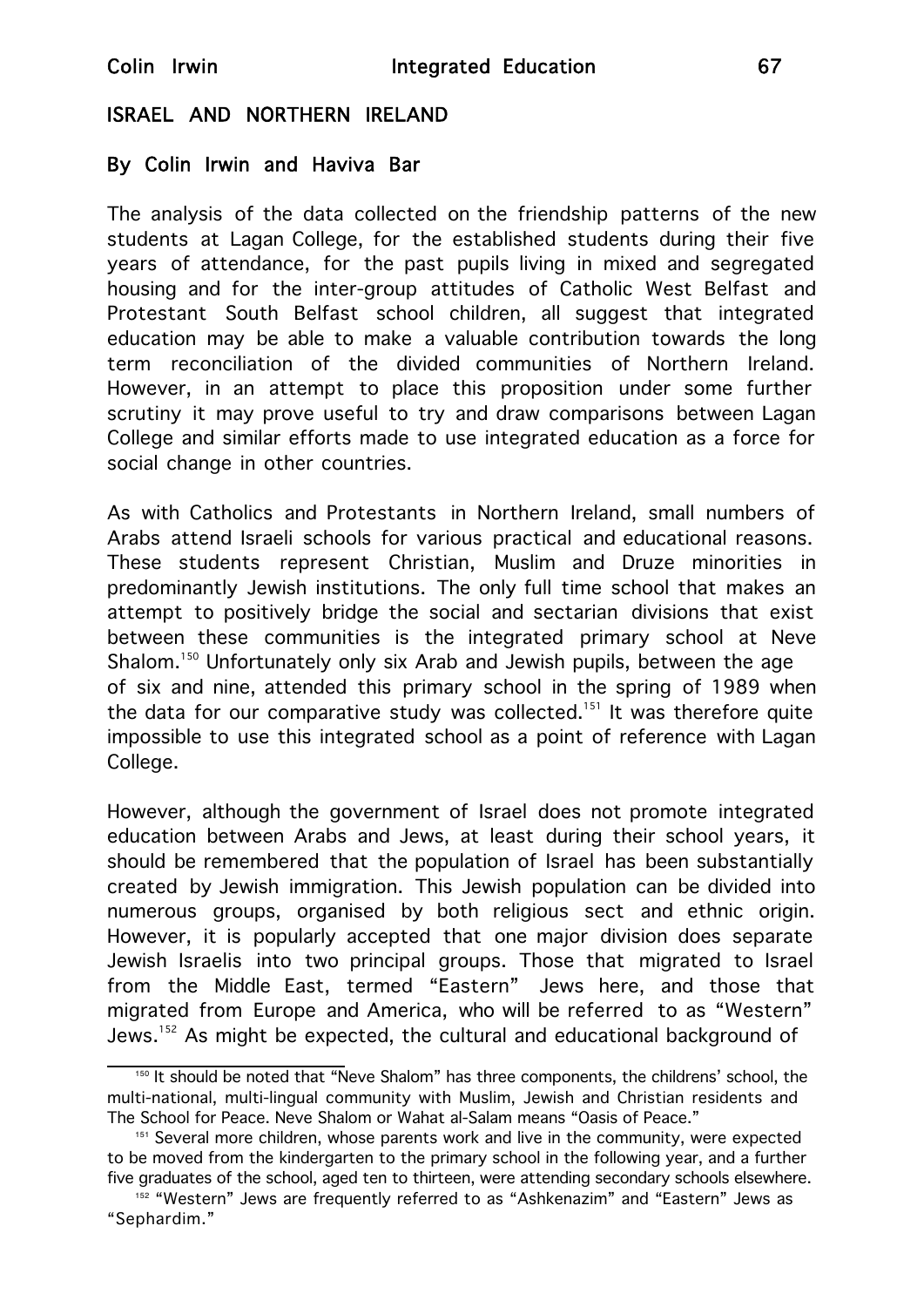## ISRAEL AND NORTHERN IRELAND

### By Colin Irwin and Haviva Bar

The analysis of the data collected on the friendship patterns of the new students at Lagan College, for the established students during their five years of attendance, for the past pupils living in mixed and segregated housing and for the inter-group attitudes of Catholic West Belfast and Protestant South Belfast school children, all suggest that integrated education may be able to make a valuable contribution towards the long term reconciliation of the divided communities of Northern Ireland. However, in an attempt to place this proposition under some further scrutiny it may prove useful to try and draw comparisons between Lagan College and similar efforts made to use integrated education as a force for social change in other countries.

As with Catholics and Protestants in Northern Ireland, small numbers of Arabs attend Israeli schools for various practical and educational reasons. These students represent Christian, Muslim and Druze minorities in predominantly Jewish institutions. The only full time school that makes an attempt to positively bridge the social and sectarian divisions that exist between these communities is the integrated primary school at Neve Shalom.[150] Unfortunately only six Arab and Jewish pupils, between the age of six and nine, attended this primary school in the spring of 1989 when the data for our comparative study was collected.[151] It was therefore quite impossible to use this integrated school as a point of reference with Lagan College.

However, although the government of Israel does not promote integrated education between Arabs and Jews, at least during their school years, it should be remembered that the population of Israel has been substantially created by Jewish immigration. This Jewish population can be divided into numerous groups, organised by both religious sect and ethnic origin. However, it is popularly accepted that one major division does separate Jewish Israelis into two principal groups. Those that migrated to Israel from the Middle East, termed "Eastern" Jews here, and those that migrated from Europe and America, who will be referred to as "Western" Jews.[152] As might be expected, the cultural and educational background of

---

[150] It should be noted that "Neve Shalom" has three components, the childrens' school, the multi-national, multi-lingual community with Muslim, Jewish and Christian residents and The School for Peace. Neve Shalom or Wahat al-Salam means "Oasis of Peace."

[151] Several more children, whose parents work and live in the community, were expected to be moved from the kindergarten to the primary school in the following year, and a further five graduates of the school, aged ten to thirteen, were attending secondary schools elsewhere.

[152] "Western" Jews are frequently referred to as "Ashkenazim" and "Eastern" Jews as "Sephardim."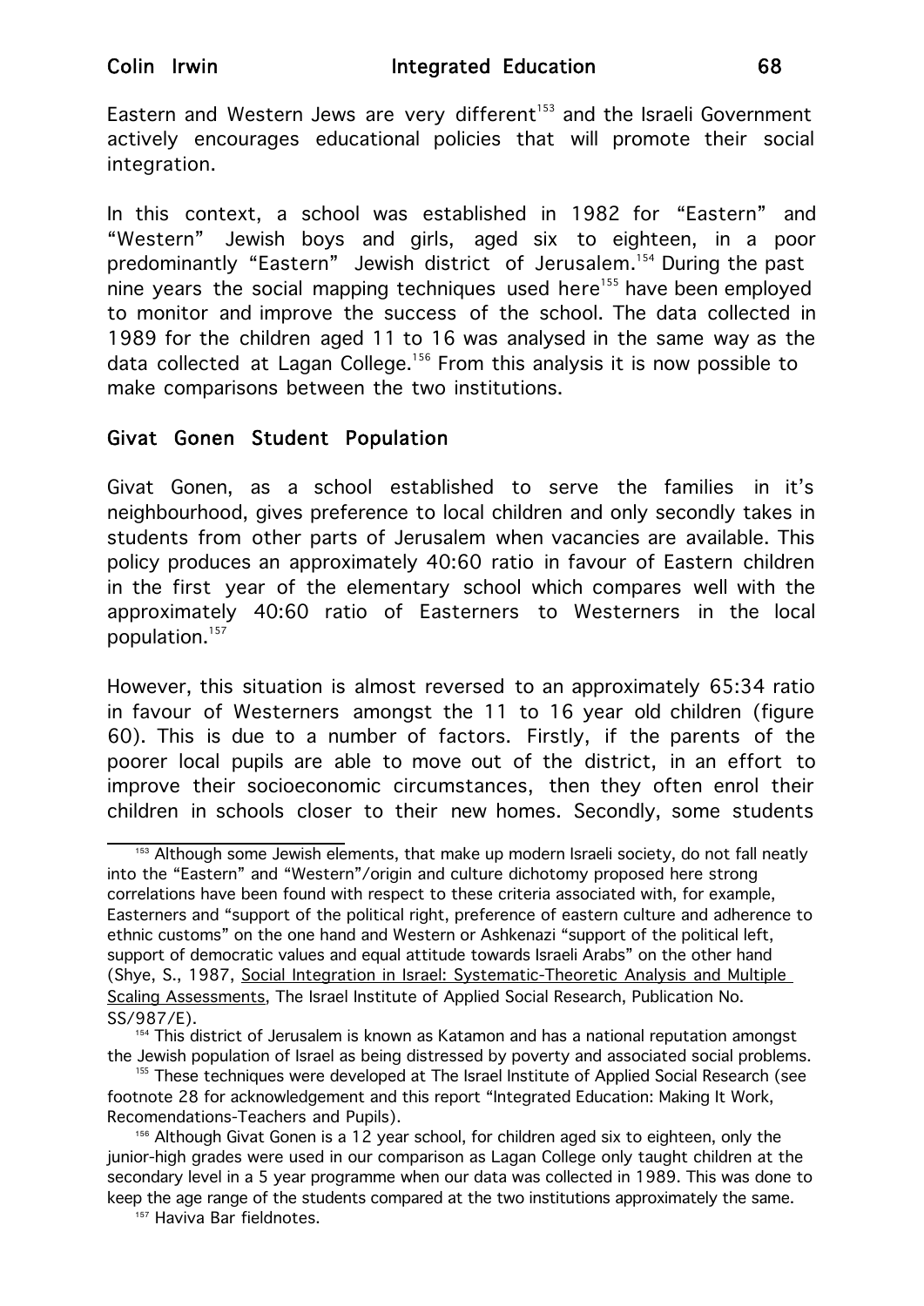Eastern and Western Jews are very different[153] and the Israeli Government actively encourages educational policies that will promote their social integration.

In this context, a school was established in 1982 for "Eastern" and "Western" Jewish boys and girls, aged six to eighteen, in a poor predominantly "Eastern" Jewish district of Jerusalem.[154] During the past nine years the social mapping techniques used here[155] have been employed to monitor and improve the success of the school. The data collected in 1989 for the children aged 11 to 16 was analysed in the same way as the data collected at Lagan College.[156] From this analysis it is now possible to make comparisons between the two institutions.

## Givat Gonen Student Population

Givat Gonen, as a school established to serve the families in it's neighbourhood, gives preference to local children and only secondly takes in students from other parts of Jerusalem when vacancies are available. This policy produces an approximately 40:60 ratio in favour of Eastern children in the first year of the elementary school which compares well with the approximately 40:60 ratio of Easterners to Westerners in the local population.[157]

However, this situation is almost reversed to an approximately 65:34 ratio in favour of Westerners amongst the 11 to 16 year old children (figure 60). This is due to a number of factors. Firstly, if the parents of the poorer local pupils are able to move out of the district, in an effort to improve their socioeconomic circumstances, then they often enrol their children in schools closer to their new homes. Secondly, some students

---

[153] Although some Jewish elements, that make up modern Israeli society, do not fall neatly into the "Eastern" and "Western"/origin and culture dichotomy proposed here strong correlations have been found with respect to these criteria associated with, for example, Easterners and "support of the political right, preference of eastern culture and adherence to ethnic customs" on the one hand and Western or Ashkenazi "support of the political left, support of democratic values and equal attitude towards Israeli Arabs" on the other hand (Shye, S., 1987, Social Integration in Israel: Systematic-Theoretic Analysis and Multiple Scaling Assessments, The Israel Institute of Applied Social Research, Publication No. SS/987/E).

[154] This district of Jerusalem is known as Katamon and has a national reputation amongst the Jewish population of Israel as being distressed by poverty and associated social problems.

[155] These techniques were developed at The Israel Institute of Applied Social Research (see footnote 28 for acknowledgement and this report "Integrated Education: Making It Work, Recomendations-Teachers and Pupils).

[156] Although Givat Gonen is a 12 year school, for children aged six to eighteen, only the junior-high grades were used in our comparison as Lagan College only taught children at the secondary level in a 5 year programme when our data was collected in 1989. This was done to keep the age range of the students compared at the two institutions approximately the same.

[157] Haviva Bar fieldnotes.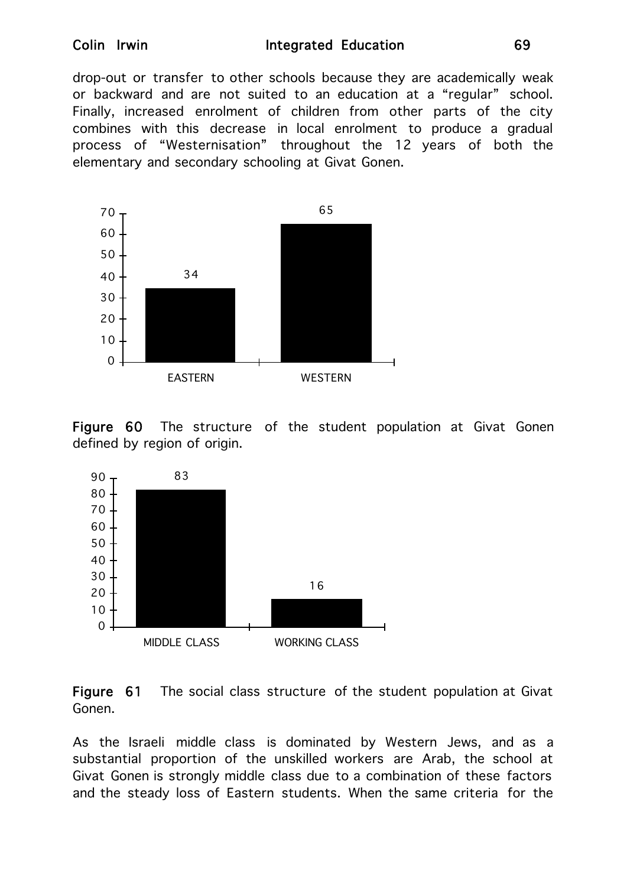drop-out or transfer to other schools because they are academically weak or backward and are not suited to an education at a "regular" school. Finally, increased enrolment of children from other parts of the city combines with this decrease in local enrolment to produce a gradual process of "Westernisation" throughout the 12 years of both the elementary and secondary schooling at Givat Gonen.

**Figure 60** The structure of the student population at Givat Gonen defined by region of origin.

**Figure 61** The social class structure of the student population at Givat Gonen.

As the Israeli middle class is dominated by Western Jews, and as a substantial proportion of the unskilled workers are Arab, the school at Givat Gonen is strongly middle class due to a combination of these factors and the steady loss of Eastern students. When the same criteria for the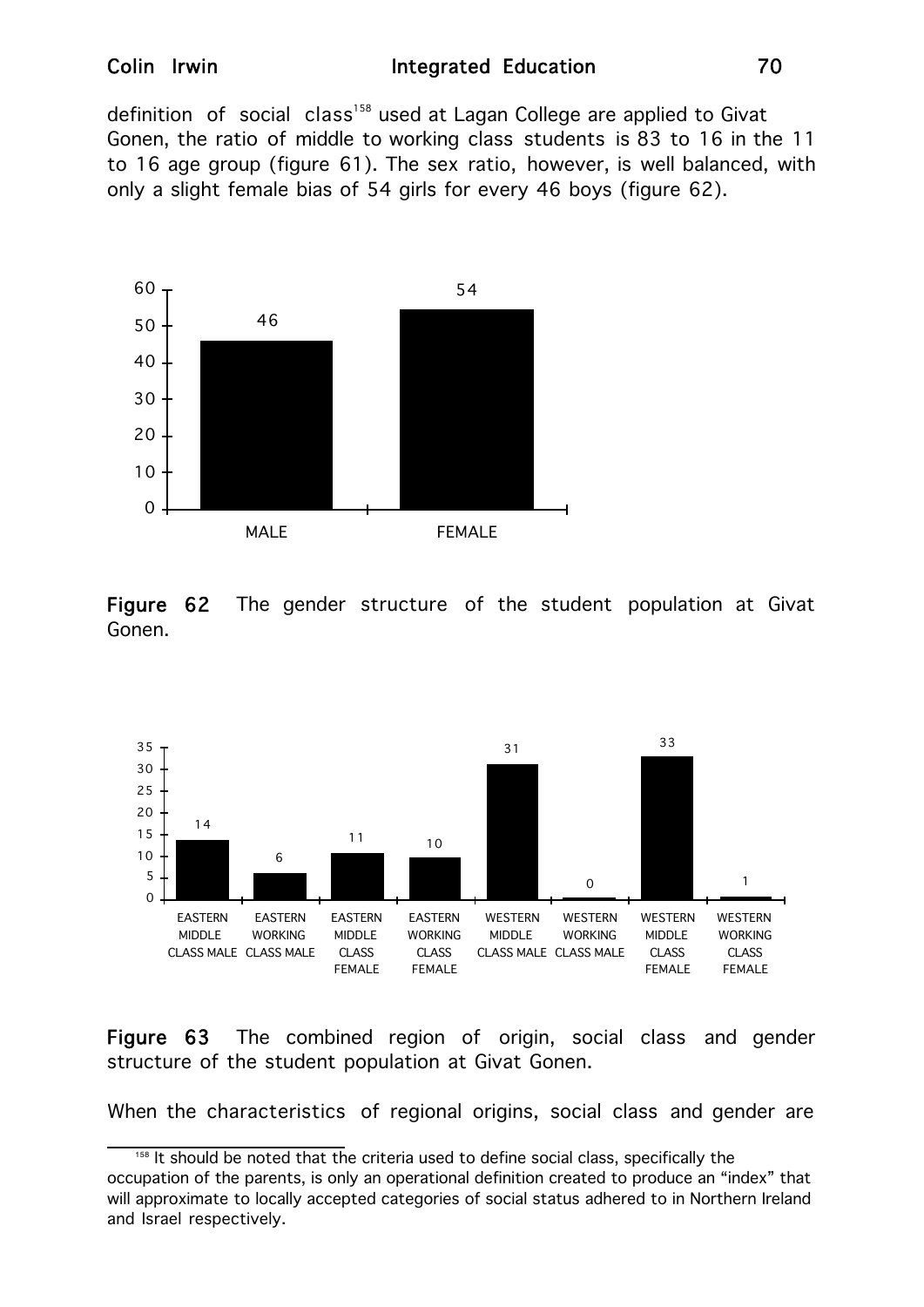definition of social class[158] used at Lagan College are applied to Givat Gonen, the ratio of middle to working class students is 83 to 16 in the 11 to 16 age group (figure 61). The sex ratio, however, is well balanced, with only a slight female bias of 54 girls for every 46 boys (figure 62).

**Figure 62** The gender structure of the student population at Givat Gonen.

**Figure 63** The combined region of origin, social class and gender structure of the student population at Givat Gonen.

When the characteristics of regional origins, social class and gender are

[158] It should be noted that the criteria used to define social class, specifically the occupation of the parents, is only an operational definition created to produce an "index" that will approximate to locally accepted categories of social status adhered to in Northern Ireland and Israel respectively.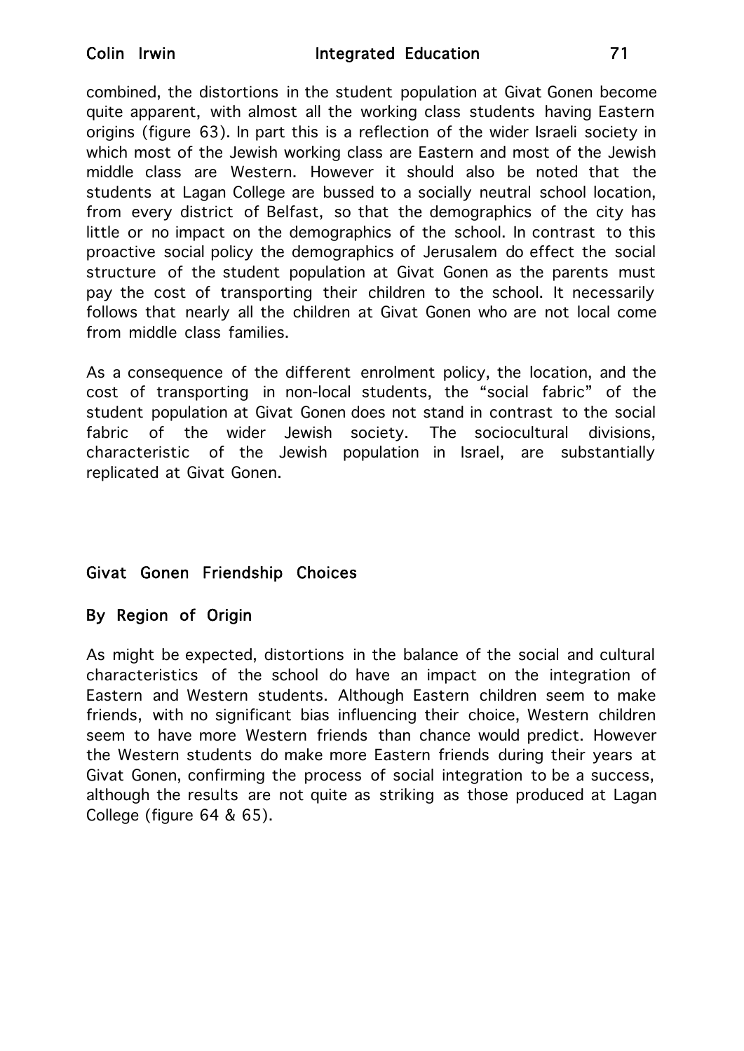combined, the distortions in the student population at Givat Gonen become quite apparent, with almost all the working class students having Eastern origins (figure 63). In part this is a reflection of the wider Israeli society in which most of the Jewish working class are Eastern and most of the Jewish middle class are Western. However it should also be noted that the students at Lagan College are bussed to a socially neutral school location, from every district of Belfast, so that the demographics of the city has little or no impact on the demographics of the school. In contrast to this proactive social policy the demographics of Jerusalem do effect the social structure of the student population at Givat Gonen as the parents must pay the cost of transporting their children to the school. It necessarily follows that nearly all the children at Givat Gonen who are not local come from middle class families.

As a consequence of the different enrolment policy, the location, and the cost of transporting in non-local students, the "social fabric" of the student population at Givat Gonen does not stand in contrast to the social fabric of the wider Jewish society. The sociocultural divisions, characteristic of the Jewish population in Israel, are substantially replicated at Givat Gonen.

## Givat Gonen Friendship Choices

### By Region of Origin

As might be expected, distortions in the balance of the social and cultural characteristics of the school do have an impact on the integration of Eastern and Western students. Although Eastern children seem to make friends, with no significant bias influencing their choice, Western children seem to have more Western friends than chance would predict. However the Western students do make more Eastern friends during their years at Givat Gonen, confirming the process of social integration to be a success, although the results are not quite as striking as those produced at Lagan College (figure 64 & 65).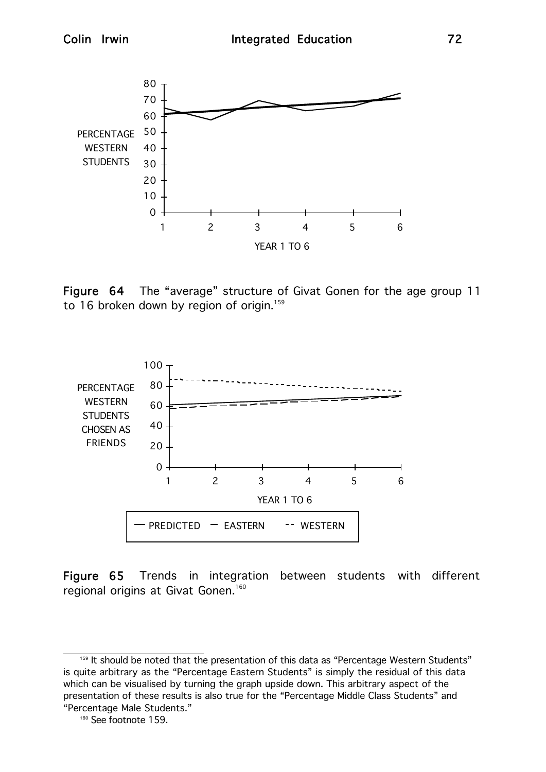Figure 64 The "average" structure of Givat Gonen for the age group 11 to 16 broken down by region of origin.[159]

Figure 65 Trends in integration between students with different regional origins at Givat Gonen.[160]

---

[159] It should be noted that the presentation of this data as "Percentage Western Students" is quite arbitrary as the "Percentage Eastern Students" is simply the residual of this data which can be visualised by turning the graph upside down. This arbitrary aspect of the presentation of these results is also true for the "Percentage Middle Class Students" and "Percentage Male Students."

[160] See footnote 159.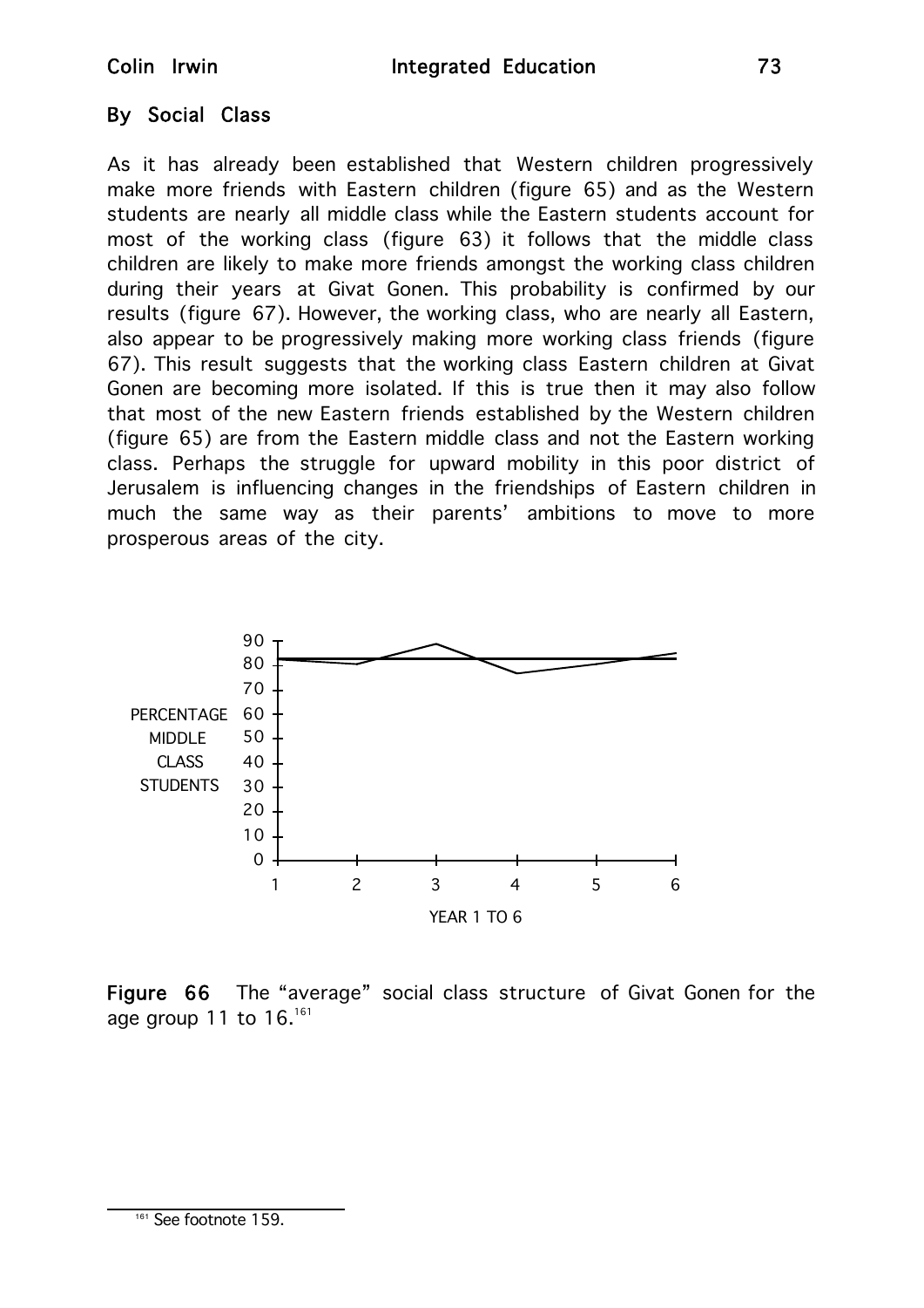## By Social Class

As it has already been established that Western children progressively make more friends with Eastern children (figure 65) and as the Western students are nearly all middle class while the Eastern students account for most of the working class (figure 63) it follows that the middle class children are likely to make more friends amongst the working class children during their years at Givat Gonen. This probability is confirmed by our results (figure 67). However, the working class, who are nearly all Eastern, also appear to be progressively making more working class friends (figure 67). This result suggests that the working class Eastern children at Givat Gonen are becoming more isolated. If this is true then it may also follow that most of the new Eastern friends established by the Western children (figure 65) are from the Eastern middle class and not the Eastern working class. Perhaps the struggle for upward mobility in this poor district of Jerusalem is influencing changes in the friendships of Eastern children in much the same way as their parents' ambitions to move to more prosperous areas of the city.

**Figure 66** The "average" social class structure of Givat Gonen for the age group 11 to 16.[161]

[161] See footnote 159.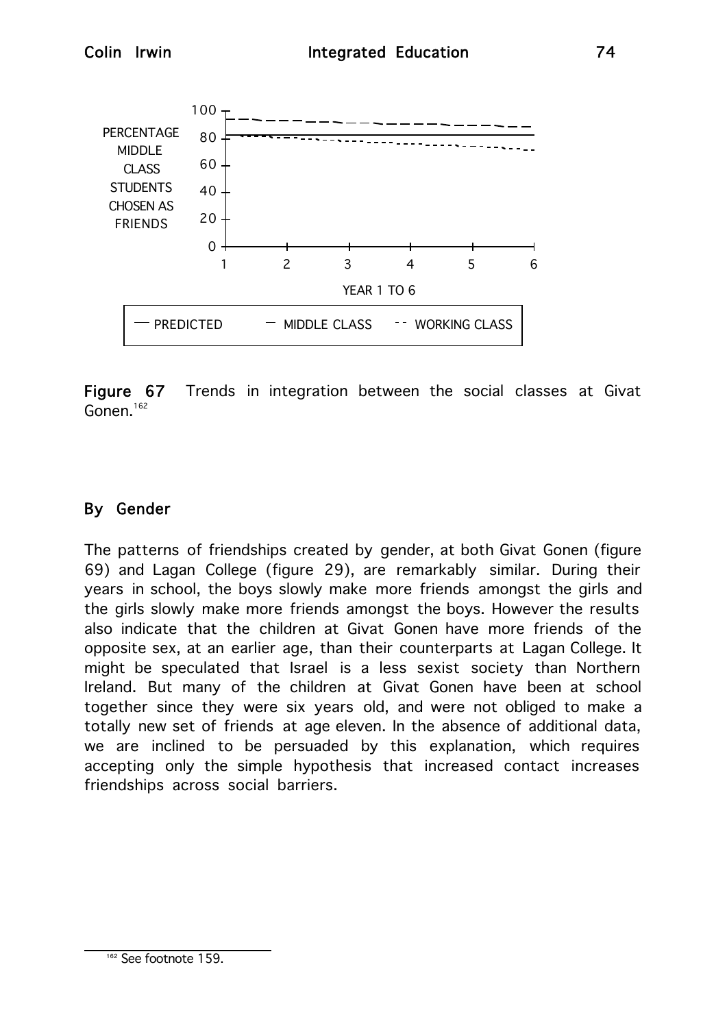Figure 67 Trends in integration between the social classes at Givat Gonen.[162]

## By Gender

The patterns of friendships created by gender, at both Givat Gonen (figure 69) and Lagan College (figure 29), are remarkably similar. During their years in school, the boys slowly make more friends amongst the girls and the girls slowly make more friends amongst the boys. However the results also indicate that the children at Givat Gonen have more friends of the opposite sex, at an earlier age, than their counterparts at Lagan College. It might be speculated that Israel is a less sexist society than Northern Ireland. But many of the children at Givat Gonen have been at school together since they were six years old, and were not obliged to make a totally new set of friends at age eleven. In the absence of additional data, we are inclined to be persuaded by this explanation, which requires accepting only the simple hypothesis that increased contact increases friendships across social barriers.

[162] See footnote 159.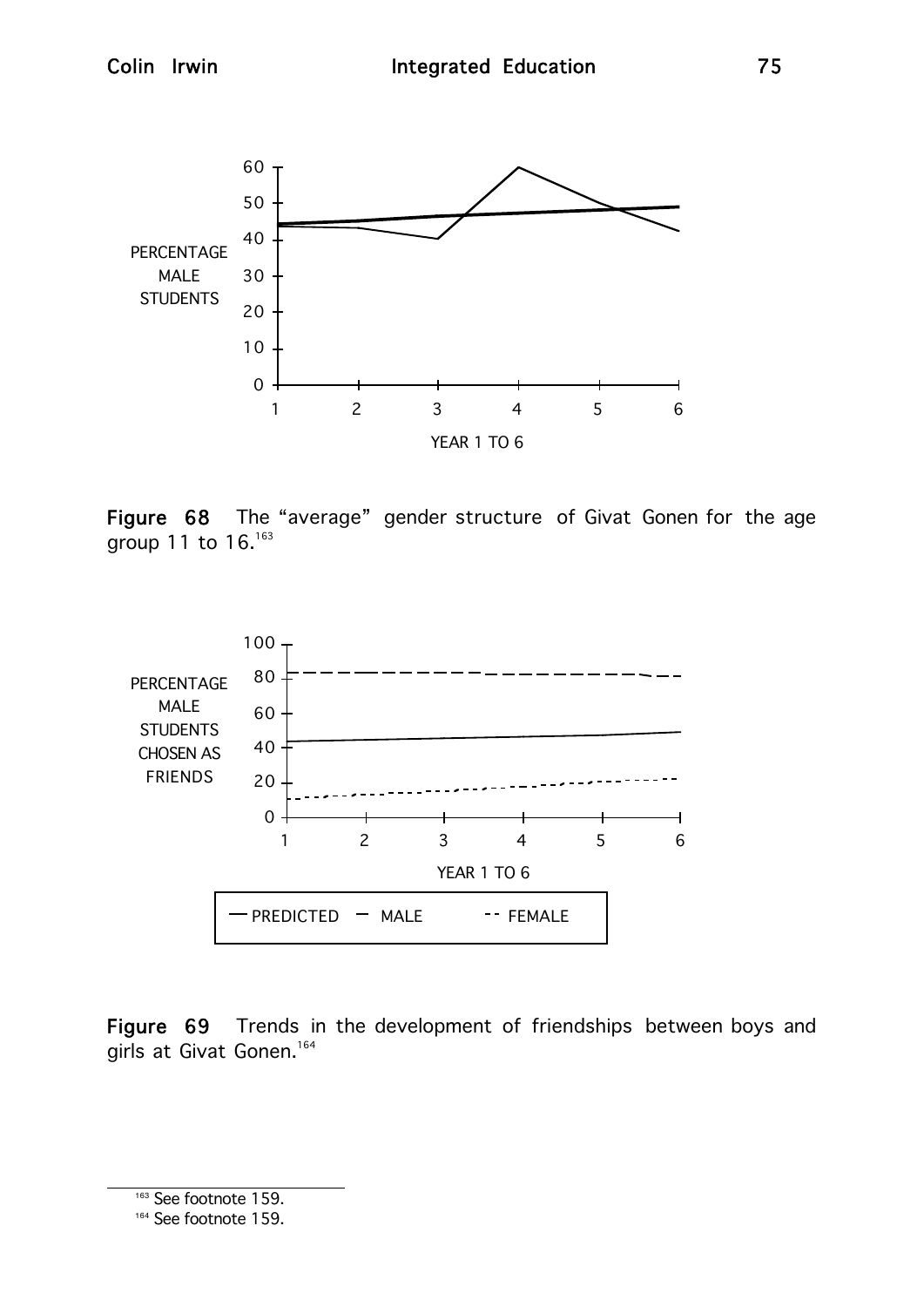Figure 68 The "average" gender structure of Givat Gonen for the age group 11 to 16.[163]

Figure 69 Trends in the development of friendships between boys and girls at Givat Gonen.[164]

[163] See footnote 159.

[164] See footnote 159.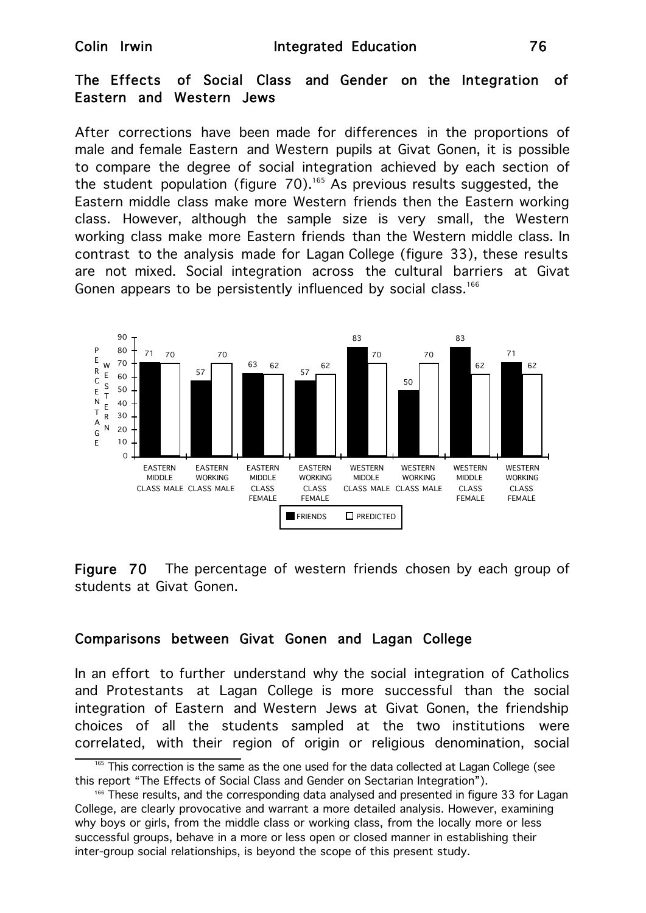## The Effects of Social Class and Gender on the Integration of Eastern and Western Jews

After corrections have been made for differences in the proportions of male and female Eastern and Western pupils at Givat Gonen, it is possible to compare the degree of social integration achieved by each section of the student population (figure 70).[165] As previous results suggested, the Eastern middle class make more Western friends then the Eastern working class. However, although the sample size is very small, the Western working class make more Eastern friends than the Western middle class. In contrast to the analysis made for Lagan College (figure 33), these results are not mixed. Social integration across the cultural barriers at Givat Gonen appears to be persistently influenced by social class.[166]

| PERCENTAGE WESTERN | FRIENDS | PREDICTED |
|---|---|---|
| EASTERN MIDDLE CLASS MALE | 71 | 70 |
| EASTERN WORKING CLASS MALE | 57 | 70 |
| EASTERN MIDDLE CLASS FEMALE | 63 | 62 |
| EASTERN WORKING CLASS FEMALE | 57 | 62 |
| WESTERN MIDDLE CLASS MALE | 83 | 70 |
| WESTERN WORKING CLASS MALE | 50 | 70 |
| WESTERN MIDDLE CLASS FEMALE | 83 | 62 |
| WESTERN WORKING CLASS FEMALE | 71 | 62 |

**Figure 70** The percentage of western friends chosen by each group of students at Givat Gonen.

## Comparisons between Givat Gonen and Lagan College

In an effort to further understand why the social integration of Catholics and Protestants at Lagan College is more successful than the social integration of Eastern and Western Jews at Givat Gonen, the friendship choices of all the students sampled at the two institutions were correlated, with their region of origin or religious denomination, social

[165] This correction is the same as the one used for the data collected at Lagan College (see this report "The Effects of Social Class and Gender on Sectarian Integration").

[166] These results, and the corresponding data analysed and presented in figure 33 for Lagan College, are clearly provocative and warrant a more detailed analysis. However, examining why boys or girls, from the middle class or working class, from the locally more or less successful groups, behave in a more or less open or closed manner in establishing their inter-group social relationships, is beyond the scope of this present study.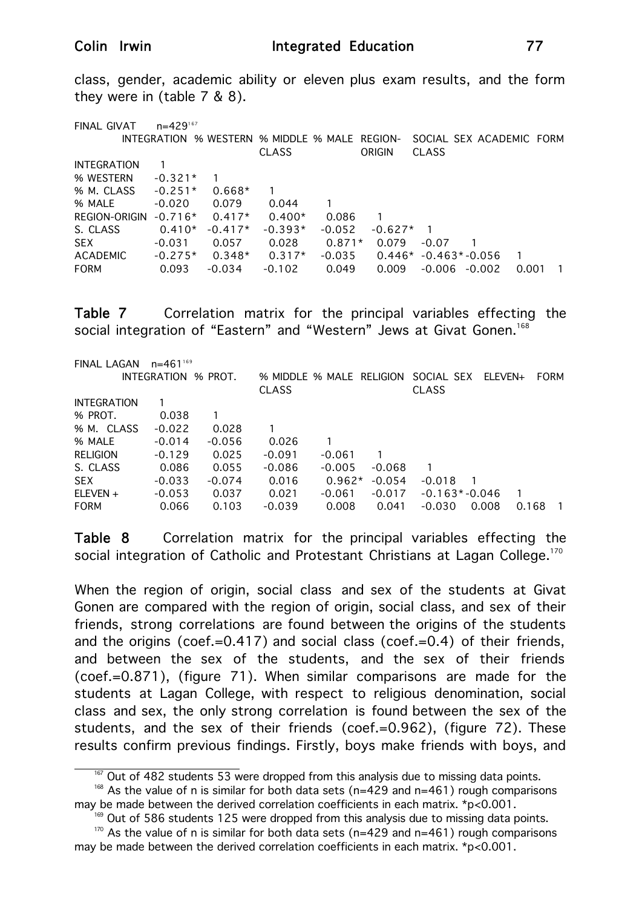class, gender, academic ability or eleven plus exam results, and the form they were in (table 7 & 8).

FINAL GIVAT n=429[167]

| | INTEGRATION | % WESTERN | % MIDDLE CLASS | % MALE | REGION-ORIGIN | SOCIAL CLASS | SEX | ACADEMIC | FORM |
|---|---|---|---|---|---|---|---|---|---|
| INTEGRATION | 1 | | | | | | | | |
| % WESTERN | -0.321* | 1 | | | | | | | |
| % M. CLASS | -0.251* | 0.668* | 1 | | | | | | |
| % MALE | -0.020 | 0.079 | 0.044 | 1 | | | | | |
| REGION-ORIGIN | -0.716* | 0.417* | 0.400* | 0.086 | 1 | | | | |
| S. CLASS | 0.410* | -0.417* | -0.393* | -0.052 | -0.627* | 1 | | | |
| SEX | -0.031 | 0.057 | 0.028 | 0.871* | 0.079 | -0.07 | 1 | | |
| ACADEMIC | -0.275* | 0.348* | 0.317* | -0.035 | 0.446* | -0.463* | -0.056 | 1 | |
| FORM | 0.093 | -0.034 | -0.102 | 0.049 | 0.009 | -0.006 | -0.002 | 0.001 | 1 |

**Table 7** Correlation matrix for the principal variables effecting the social integration of "Eastern" and "Western" Jews at Givat Gonen.[168]

FINAL LAGAN n=461[169]

| | INTEGRATION | % PROT. | % MIDDLE CLASS | % MALE | RELIGION | SOCIAL CLASS | SEX | ELEVEN+ | FORM |
|---|---|---|---|---|---|---|---|---|---|
| INTEGRATION | 1 | | | | | | | | |
| % PROT. | 0.038 | 1 | | | | | | | |
| % M. CLASS | -0.022 | 0.028 | 1 | | | | | | |
| % MALE | -0.014 | -0.056 | 0.026 | 1 | | | | | |
| RELIGION | -0.129 | 0.025 | -0.091 | -0.061 | 1 | | | | |
| S. CLASS | 0.086 | 0.055 | -0.086 | -0.005 | -0.068 | 1 | | | |
| SEX | -0.033 | -0.074 | 0.016 | 0.962* | -0.054 | -0.018 | 1 | | |
| ELEVEN + | -0.053 | 0.037 | 0.021 | -0.061 | -0.017 | -0.163* | -0.046 | 1 | |
| FORM | 0.066 | 0.103 | -0.039 | 0.008 | 0.041 | -0.030 | 0.008 | 0.168 | 1 |

**Table 8** Correlation matrix for the principal variables effecting the social integration of Catholic and Protestant Christians at Lagan College.[170]

When the region of origin, social class and sex of the students at Givat Gonen are compared with the region of origin, social class, and sex of their friends, strong correlations are found between the origins of the students and the origins (coef.=0.417) and social class (coef.=0.4) of their friends, and between the sex of the students, and the sex of their friends (coef.=0.871), (figure 71). When similar comparisons are made for the students at Lagan College, with respect to religious denomination, social class and sex, the only strong correlation is found between the sex of the students, and the sex of their friends (coef.=0.962), (figure 72). These results confirm previous findings. Firstly, boys make friends with boys, and

[167] Out of 482 students 53 were dropped from this analysis due to missing data points.

[168] As the value of n is similar for both data sets (n=429 and n=461) rough comparisons may be made between the derived correlation coefficients in each matrix. *p<0.001.

[169] Out of 586 students 125 were dropped from this analysis due to missing data points.

[170] As the value of n is similar for both data sets (n=429 and n=461) rough comparisons may be made between the derived correlation coefficients in each matrix. *p<0.001.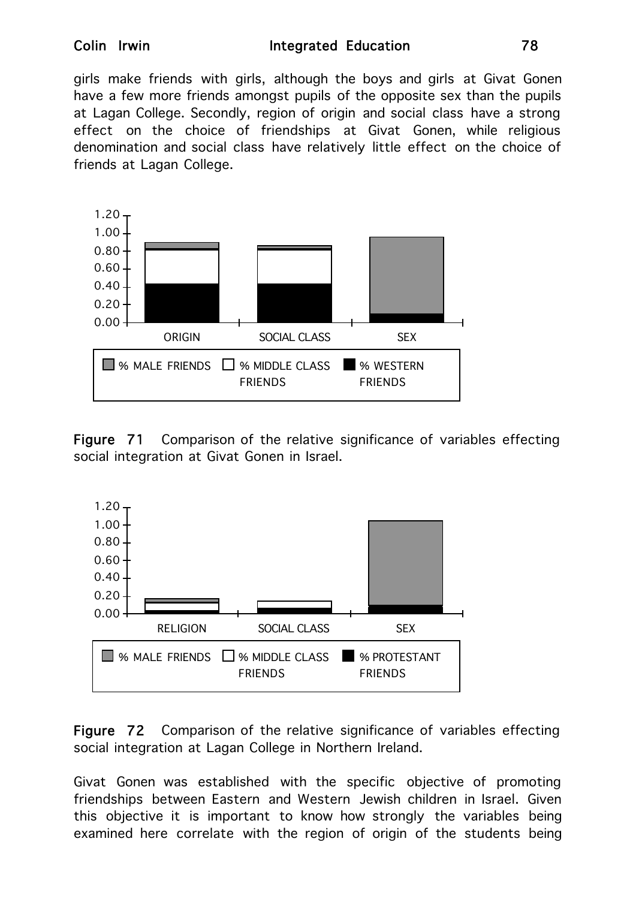girls make friends with girls, although the boys and girls at Givat Gonen have a few more friends amongst pupils of the opposite sex than the pupils at Lagan College. Secondly, region of origin and social class have a strong effect on the choice of friendships at Givat Gonen, while religious denomination and social class have relatively little effect on the choice of friends at Lagan College.

**Figure 71** Comparison of the relative significance of variables effecting social integration at Givat Gonen in Israel.

**Figure 72** Comparison of the relative significance of variables effecting social integration at Lagan College in Northern Ireland.

Givat Gonen was established with the specific objective of promoting friendships between Eastern and Western Jewish children in Israel. Given this objective it is important to know how strongly the variables being examined here correlate with the region of origin of the students being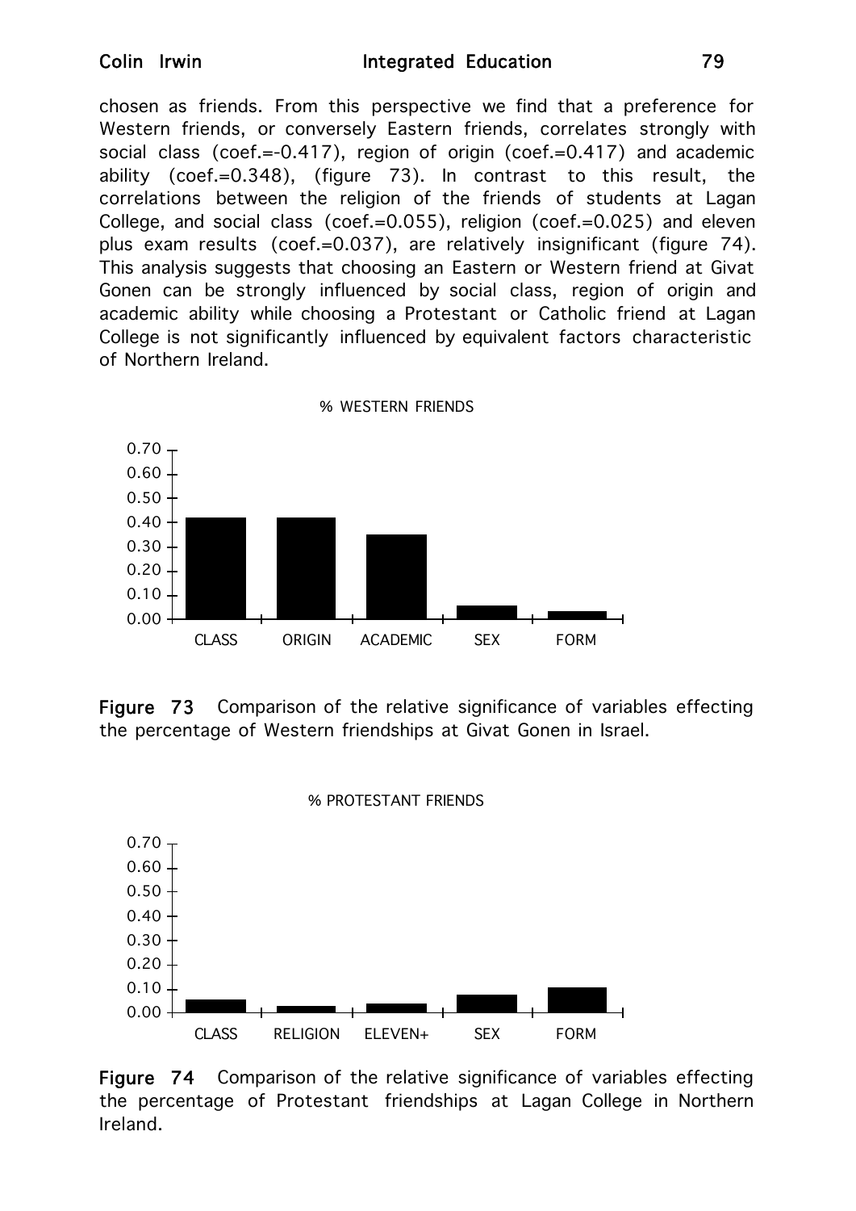chosen as friends. From this perspective we find that a preference for Western friends, or conversely Eastern friends, correlates strongly with social class (coef.=-0.417), region of origin (coef.=0.417) and academic ability (coef.=0.348), (figure 73). In contrast to this result, the correlations between the religion of the friends of students at Lagan College, and social class (coef.=0.055), religion (coef.=0.025) and eleven plus exam results (coef.=0.037), are relatively insignificant (figure 74). This analysis suggests that choosing an Eastern or Western friend at Givat Gonen can be strongly influenced by social class, region of origin and academic ability while choosing a Protestant or Catholic friend at Lagan College is not significantly influenced by equivalent factors characteristic of Northern Ireland.

% WESTERN FRIENDS

| Variable | Value |
|---|---|
| CLASS | 0.42 |
| ORIGIN | 0.42 |
| ACADEMIC | 0.35 |
| SEX | 0.05 |
| FORM | 0.03 |

**Figure 73** Comparison of the relative significance of variables effecting the percentage of Western friendships at Givat Gonen in Israel.

% PROTESTANT FRIENDS

| Variable | Value |
|---|---|
| CLASS | 0.05 |
| RELIGION | 0.03 |
| ELEVEN+ | 0.04 |
| SEX | 0.07 |
| FORM | 0.10 |

**Figure 74** Comparison of the relative significance of variables effecting the percentage of Protestant friendships at Lagan College in Northern Ireland.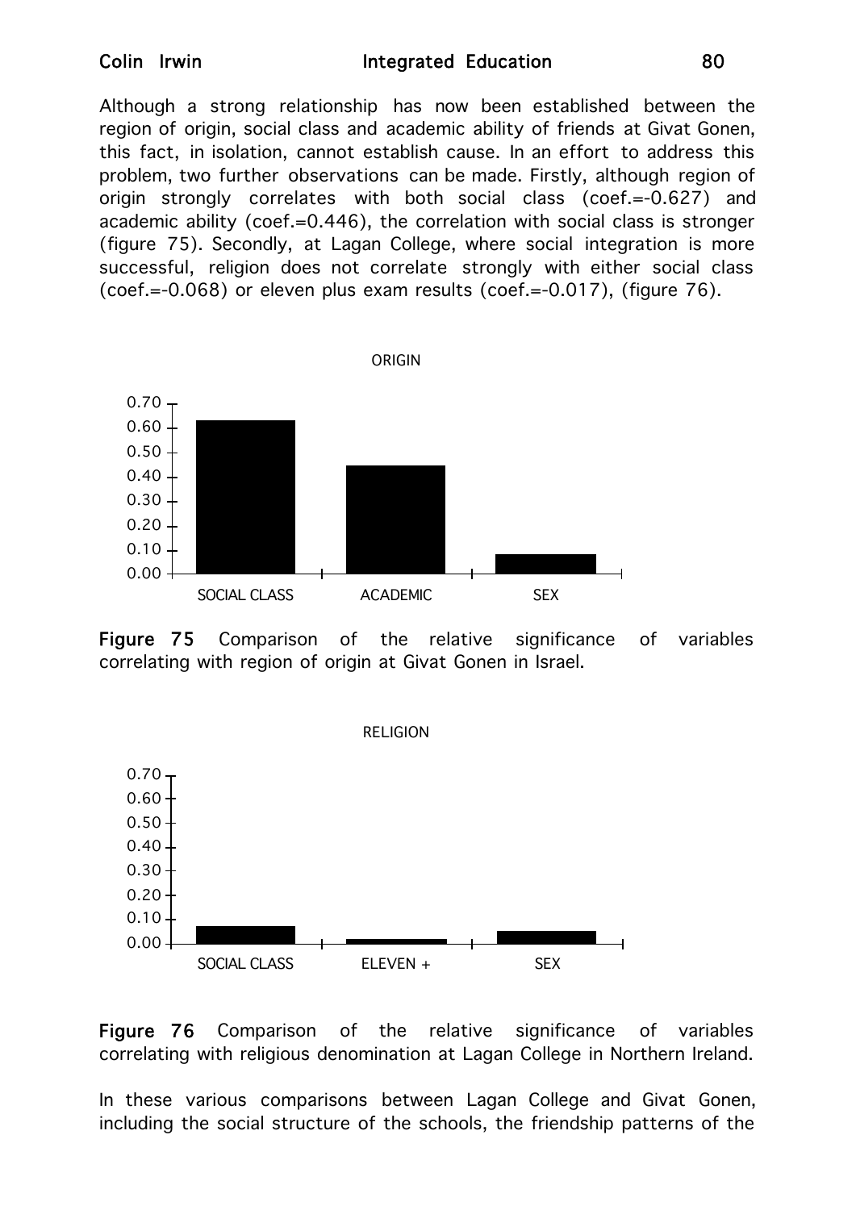Although a strong relationship has now been established between the region of origin, social class and academic ability of friends at Givat Gonen, this fact, in isolation, cannot establish cause. In an effort to address this problem, two further observations can be made. Firstly, although region of origin strongly correlates with both social class (coef.=-0.627) and academic ability (coef.=0.446), the correlation with social class is stronger (figure 75). Secondly, at Lagan College, where social integration is more successful, religion does not correlate strongly with either social class (coef.=-0.068) or eleven plus exam results (coef.=-0.017), (figure 76).

**Figure 75** Comparison of the relative significance of variables correlating with region of origin at Givat Gonen in Israel.

**Figure 76** Comparison of the relative significance of variables correlating with religious denomination at Lagan College in Northern Ireland.

In these various comparisons between Lagan College and Givat Gonen, including the social structure of the schools, the friendship patterns of the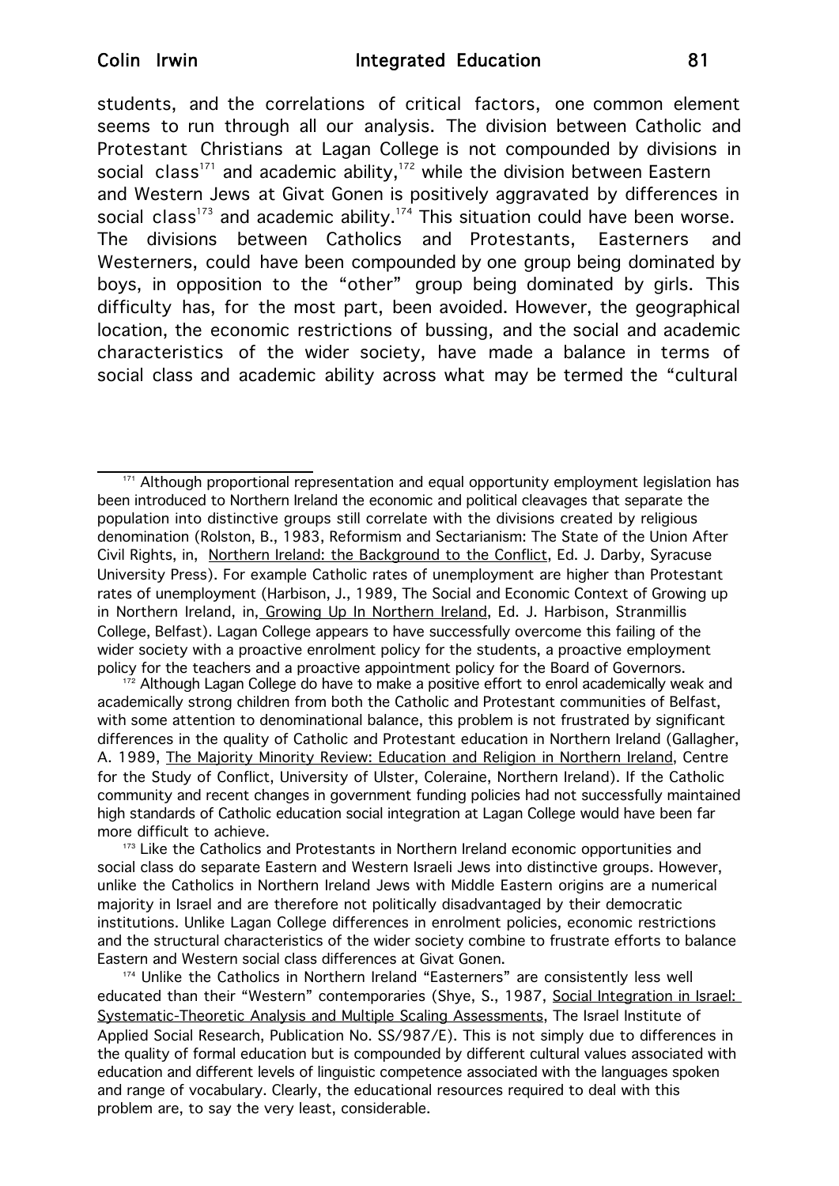students, and the correlations of critical factors, one common element seems to run through all our analysis. The division between Catholic and Protestant Christians at Lagan College is not compounded by divisions in social class[171] and academic ability,[172] while the division between Eastern and Western Jews at Givat Gonen is positively aggravated by differences in social class[173] and academic ability.[174] This situation could have been worse. The divisions between Catholics and Protestants, Easterners and Westerners, could have been compounded by one group being dominated by boys, in opposition to the "other" group being dominated by girls. This difficulty has, for the most part, been avoided. However, the geographical location, the economic restrictions of bussing, and the social and academic characteristics of the wider society, have made a balance in terms of social class and academic ability across what may be termed the "cultural

---

[171] Although proportional representation and equal opportunity employment legislation has been introduced to Northern Ireland the economic and political cleavages that separate the population into distinctive groups still correlate with the divisions created by religious denomination (Rolston, B., 1983, Reformism and Sectarianism: The State of the Union After Civil Rights, in, Northern Ireland: the Background to the Conflict, Ed. J. Darby, Syracuse University Press). For example Catholic rates of unemployment are higher than Protestant rates of unemployment (Harbison, J., 1989, The Social and Economic Context of Growing up in Northern Ireland, in, Growing Up In Northern Ireland, Ed. J. Harbison, Stranmillis College, Belfast). Lagan College appears to have successfully overcome this failing of the wider society with a proactive enrolment policy for the students, a proactive employment policy for the teachers and a proactive appointment policy for the Board of Governors.

[172] Although Lagan College do have to make a positive effort to enrol academically weak and academically strong children from both the Catholic and Protestant communities of Belfast, with some attention to denominational balance, this problem is not frustrated by significant differences in the quality of Catholic and Protestant education in Northern Ireland (Gallagher, A. 1989, The Majority Minority Review: Education and Religion in Northern Ireland, Centre for the Study of Conflict, University of Ulster, Coleraine, Northern Ireland). If the Catholic community and recent changes in government funding policies had not successfully maintained high standards of Catholic education social integration at Lagan College would have been far more difficult to achieve.

[173] Like the Catholics and Protestants in Northern Ireland economic opportunities and social class do separate Eastern and Western Israeli Jews into distinctive groups. However, unlike the Catholics in Northern Ireland Jews with Middle Eastern origins are a numerical majority in Israel and are therefore not politically disadvantaged by their democratic institutions. Unlike Lagan College differences in enrolment policies, economic restrictions and the structural characteristics of the wider society combine to frustrate efforts to balance Eastern and Western social class differences at Givat Gonen.

[174] Unlike the Catholics in Northern Ireland "Easterners" are consistently less well educated than their "Western" contemporaries (Shye, S., 1987, Social Integration in Israel: Systematic-Theoretic Analysis and Multiple Scaling Assessments, The Israel Institute of Applied Social Research, Publication No. SS/987/E). This is not simply due to differences in the quality of formal education but is compounded by different cultural values associated with education and different levels of linguistic competence associated with the languages spoken and range of vocabulary. Clearly, the educational resources required to deal with this problem are, to say the very least, considerable.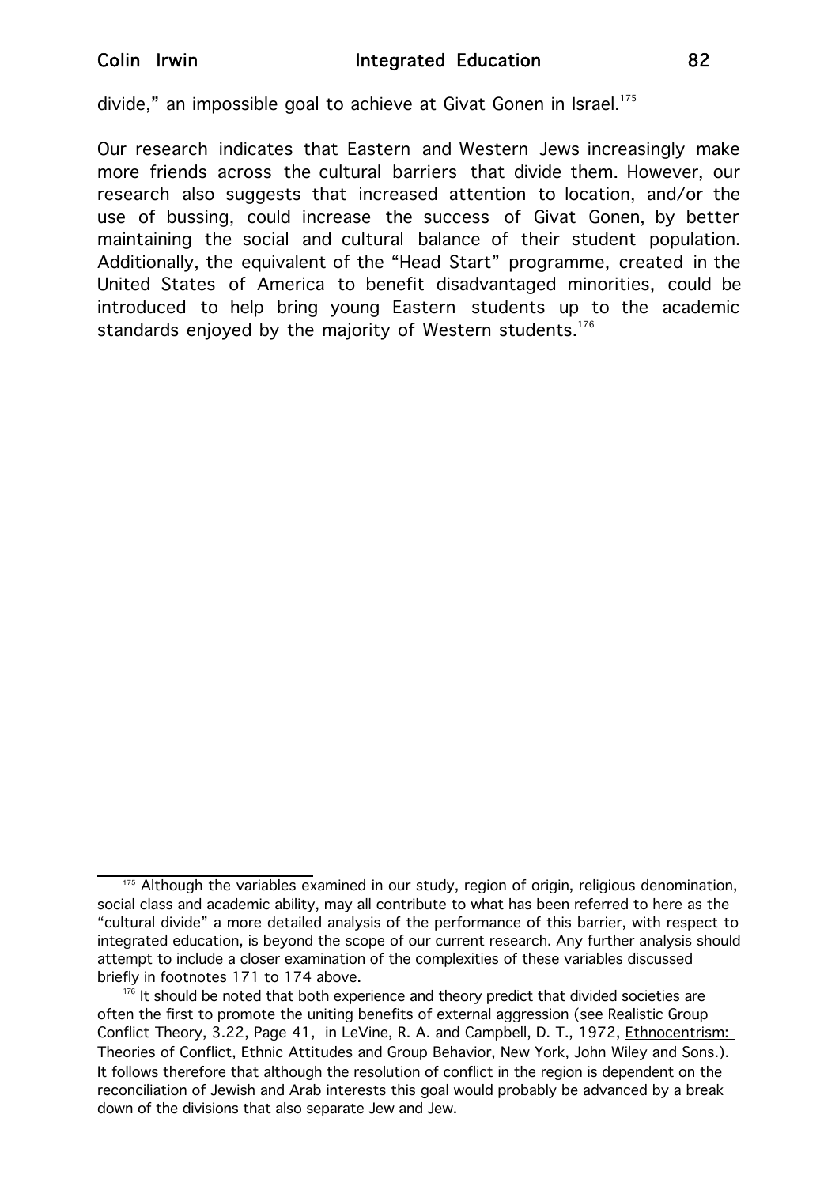divide," an impossible goal to achieve at Givat Gonen in Israel.[175]

Our research indicates that Eastern and Western Jews increasingly make more friends across the cultural barriers that divide them. However, our research also suggests that increased attention to location, and/or the use of bussing, could increase the success of Givat Gonen, by better maintaining the social and cultural balance of their student population. Additionally, the equivalent of the "Head Start" programme, created in the United States of America to benefit disadvantaged minorities, could be introduced to help bring young Eastern students up to the academic standards enjoyed by the majority of Western students.[176]

---

[175] Although the variables examined in our study, region of origin, religious denomination, social class and academic ability, may all contribute to what has been referred to here as the "cultural divide" a more detailed analysis of the performance of this barrier, with respect to integrated education, is beyond the scope of our current research. Any further analysis should attempt to include a closer examination of the complexities of these variables discussed briefly in footnotes 171 to 174 above.

[176] It should be noted that both experience and theory predict that divided societies are often the first to promote the uniting benefits of external aggression (see Realistic Group Conflict Theory, 3.22, Page 41, in LeVine, R. A. and Campbell, D. T., 1972, Ethnocentrism: Theories of Conflict, Ethnic Attitudes and Group Behavior, New York, John Wiley and Sons.). It follows therefore that although the resolution of conflict in the region is dependent on the reconciliation of Jewish and Arab interests this goal would probably be advanced by a break down of the divisions that also separate Jew and Jew.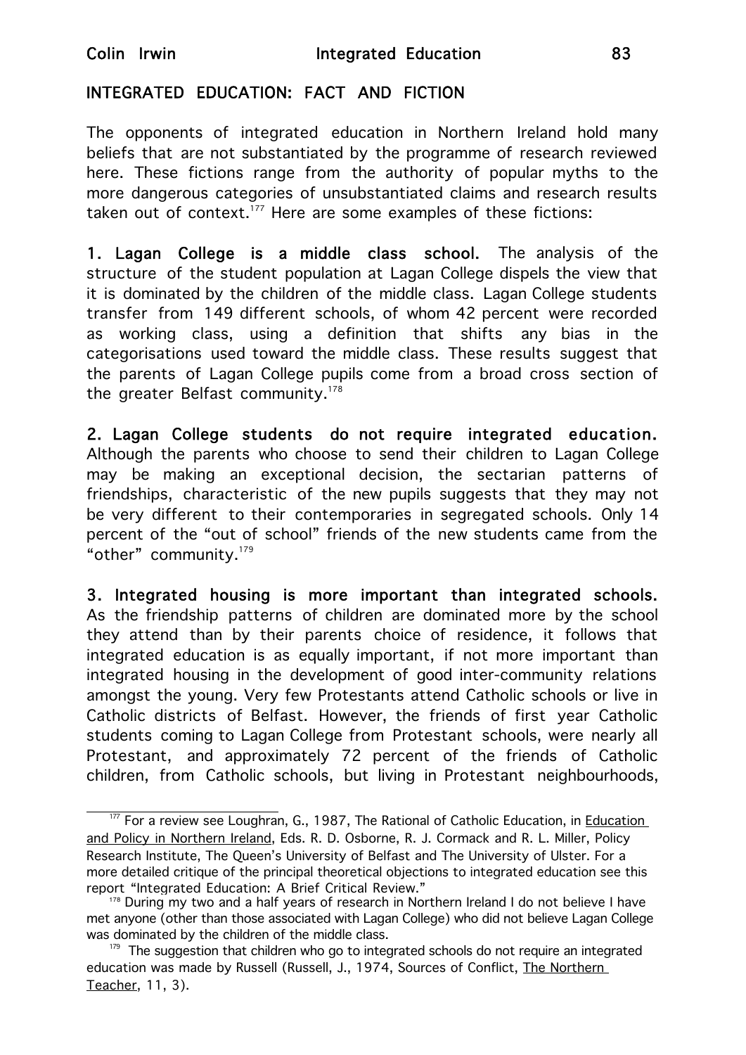## INTEGRATED EDUCATION: FACT AND FICTION

The opponents of integrated education in Northern Ireland hold many beliefs that are not substantiated by the programme of research reviewed here. These fictions range from the authority of popular myths to the more dangerous categories of unsubstantiated claims and research results taken out of context.[177] Here are some examples of these fictions:

**1. Lagan College is a middle class school.** The analysis of the structure of the student population at Lagan College dispels the view that it is dominated by the children of the middle class. Lagan College students transfer from 149 different schools, of whom 42 percent were recorded as working class, using a definition that shifts any bias in the categorisations used toward the middle class. These results suggest that the parents of Lagan College pupils come from a broad cross section of the greater Belfast community.[178]

**2. Lagan College students do not require integrated education.** Although the parents who choose to send their children to Lagan College may be making an exceptional decision, the sectarian patterns of friendships, characteristic of the new pupils suggests that they may not be very different to their contemporaries in segregated schools. Only 14 percent of the "out of school" friends of the new students came from the "other" community.[179]

**3. Integrated housing is more important than integrated schools.** As the friendship patterns of children are dominated more by the school they attend than by their parents choice of residence, it follows that integrated education is as equally important, if not more important than integrated housing in the development of good inter-community relations amongst the young. Very few Protestants attend Catholic schools or live in Catholic districts of Belfast. However, the friends of first year Catholic students coming to Lagan College from Protestant schools, were nearly all Protestant, and approximately 72 percent of the friends of Catholic children, from Catholic schools, but living in Protestant neighbourhoods,

---

[177] For a review see Loughran, G., 1987, The Rational of Catholic Education, in Education and Policy in Northern Ireland, Eds. R. D. Osborne, R. J. Cormack and R. L. Miller, Policy Research Institute, The Queen's University of Belfast and The University of Ulster. For a more detailed critique of the principal theoretical objections to integrated education see this report "Integrated Education: A Brief Critical Review."

[178] During my two and a half years of research in Northern Ireland I do not believe I have met anyone (other than those associated with Lagan College) who did not believe Lagan College was dominated by the children of the middle class.

[179] The suggestion that children who go to integrated schools do not require an integrated education was made by Russell (Russell, J., 1974, Sources of Conflict, The Northern Teacher, 11, 3).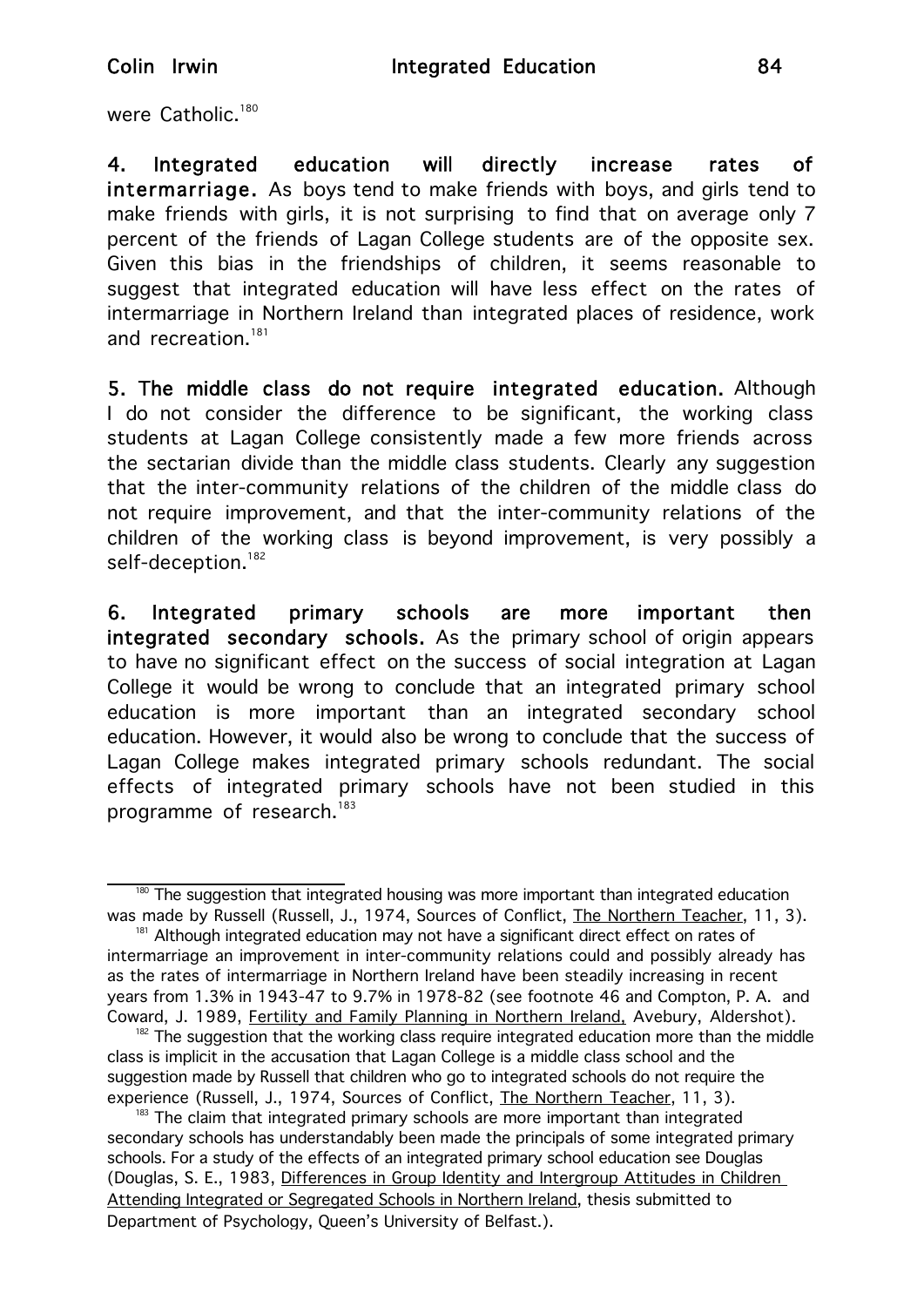were Catholic.[180]

**4. Integrated education will directly increase rates of intermarriage.** As boys tend to make friends with boys, and girls tend to make friends with girls, it is not surprising to find that on average only 7 percent of the friends of Lagan College students are of the opposite sex. Given this bias in the friendships of children, it seems reasonable to suggest that integrated education will have less effect on the rates of intermarriage in Northern Ireland than integrated places of residence, work and recreation.[181]

**5. The middle class do not require integrated education.** Although I do not consider the difference to be significant, the working class students at Lagan College consistently made a few more friends across the sectarian divide than the middle class students. Clearly any suggestion that the inter-community relations of the children of the middle class do not require improvement, and that the inter-community relations of the children of the working class is beyond improvement, is very possibly a self-deception.[182]

**6. Integrated primary schools are more important then integrated secondary schools.** As the primary school of origin appears to have no significant effect on the success of social integration at Lagan College it would be wrong to conclude that an integrated primary school education is more important than an integrated secondary school education. However, it would also be wrong to conclude that the success of Lagan College makes integrated primary schools redundant. The social effects of integrated primary schools have not been studied in this programme of research.[183]

---

[180] The suggestion that integrated housing was more important than integrated education was made by Russell (Russell, J., 1974, Sources of Conflict, The Northern Teacher, 11, 3).

[181] Although integrated education may not have a significant direct effect on rates of intermarriage an improvement in inter-community relations could and possibly already has as the rates of intermarriage in Northern Ireland have been steadily increasing in recent years from 1.3% in 1943-47 to 9.7% in 1978-82 (see footnote 46 and Compton, P. A. and Coward, J. 1989, Fertility and Family Planning in Northern Ireland, Avebury, Aldershot).

[182] The suggestion that the working class require integrated education more than the middle class is implicit in the accusation that Lagan College is a middle class school and the suggestion made by Russell that children who go to integrated schools do not require the experience (Russell, J., 1974, Sources of Conflict, The Northern Teacher, 11, 3).

[183] The claim that integrated primary schools are more important than integrated secondary schools has understandably been made the principals of some integrated primary schools. For a study of the effects of an integrated primary school education see Douglas (Douglas, S. E., 1983, Differences in Group Identity and Intergroup Attitudes in Children Attending Integrated or Segregated Schools in Northern Ireland, thesis submitted to Department of Psychology, Queen's University of Belfast.).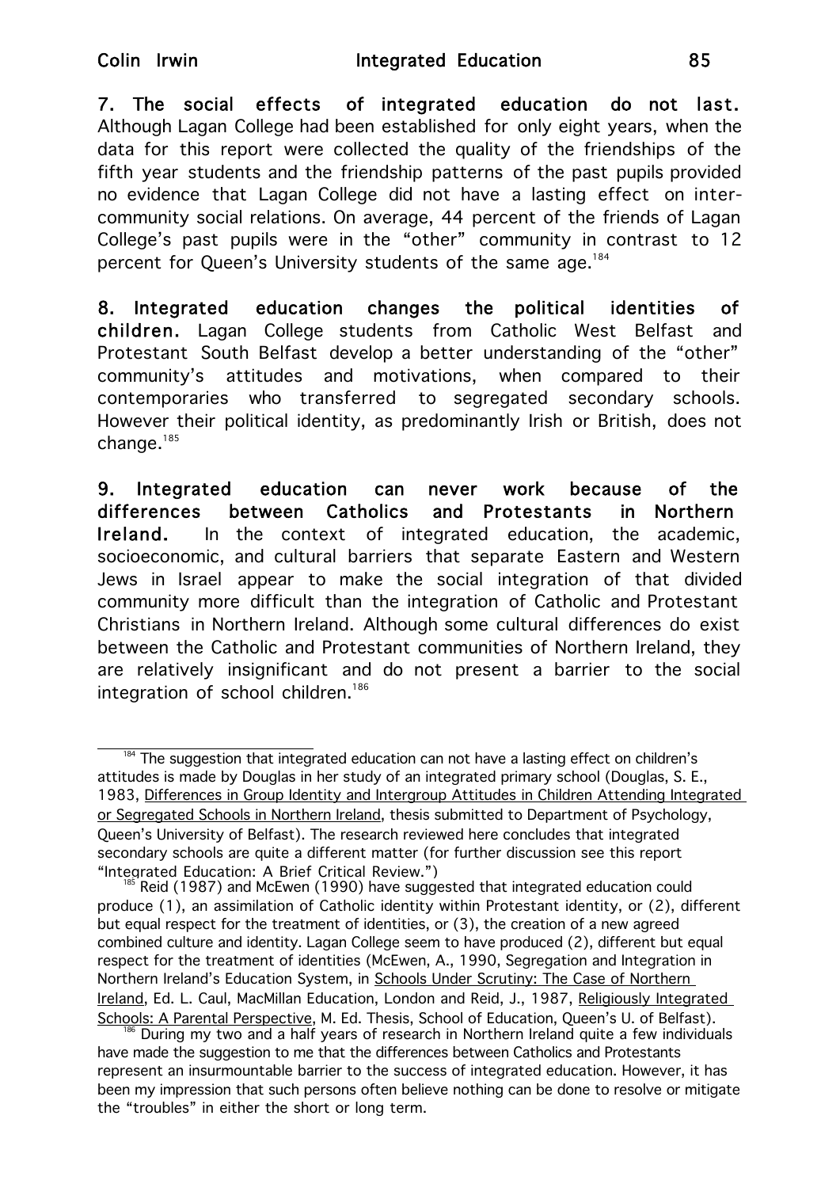**7. The social effects of integrated education do not last.** Although Lagan College had been established for only eight years, when the data for this report were collected the quality of the friendships of the fifth year students and the friendship patterns of the past pupils provided no evidence that Lagan College did not have a lasting effect on inter-community social relations. On average, 44 percent of the friends of Lagan College's past pupils were in the "other" community in contrast to 12 percent for Queen's University students of the same age.[184]

**8. Integrated education changes the political identities of children.** Lagan College students from Catholic West Belfast and Protestant South Belfast develop a better understanding of the "other" community's attitudes and motivations, when compared to their contemporaries who transferred to segregated secondary schools. However their political identity, as predominantly Irish or British, does not change.[185]

**9. Integrated education can never work because of the differences between Catholics and Protestants in Northern Ireland.** In the context of integrated education, the academic, socioeconomic, and cultural barriers that separate Eastern and Western Jews in Israel appear to make the social integration of that divided community more difficult than the integration of Catholic and Protestant Christians in Northern Ireland. Although some cultural differences do exist between the Catholic and Protestant communities of Northern Ireland, they are relatively insignificant and do not present a barrier to the social integration of school children.[186]

---

[184] The suggestion that integrated education can not have a lasting effect on children's attitudes is made by Douglas in her study of an integrated primary school (Douglas, S. E., 1983, Differences in Group Identity and Intergroup Attitudes in Children Attending Integrated or Segregated Schools in Northern Ireland, thesis submitted to Department of Psychology, Queen's University of Belfast). The research reviewed here concludes that integrated secondary schools are quite a different matter (for further discussion see this report "Integrated Education: A Brief Critical Review.")

[185] Reid (1987) and McEwen (1990) have suggested that integrated education could produce (1), an assimilation of Catholic identity within Protestant identity, or (2), different but equal respect for the treatment of identities, or (3), the creation of a new agreed combined culture and identity. Lagan College seem to have produced (2), different but equal respect for the treatment of identities (McEwen, A., 1990, Segregation and Integration in Northern Ireland's Education System, in Schools Under Scrutiny: The Case of Northern Ireland, Ed. L. Caul, MacMillan Education, London and Reid, J., 1987, Religiously Integrated Schools: A Parental Perspective, M. Ed. Thesis, School of Education, Queen's U. of Belfast).

[186] During my two and a half years of research in Northern Ireland quite a few individuals have made the suggestion to me that the differences between Catholics and Protestants represent an insurmountable barrier to the success of integrated education. However, it has been my impression that such persons often believe nothing can be done to resolve or mitigate the "troubles" in either the short or long term.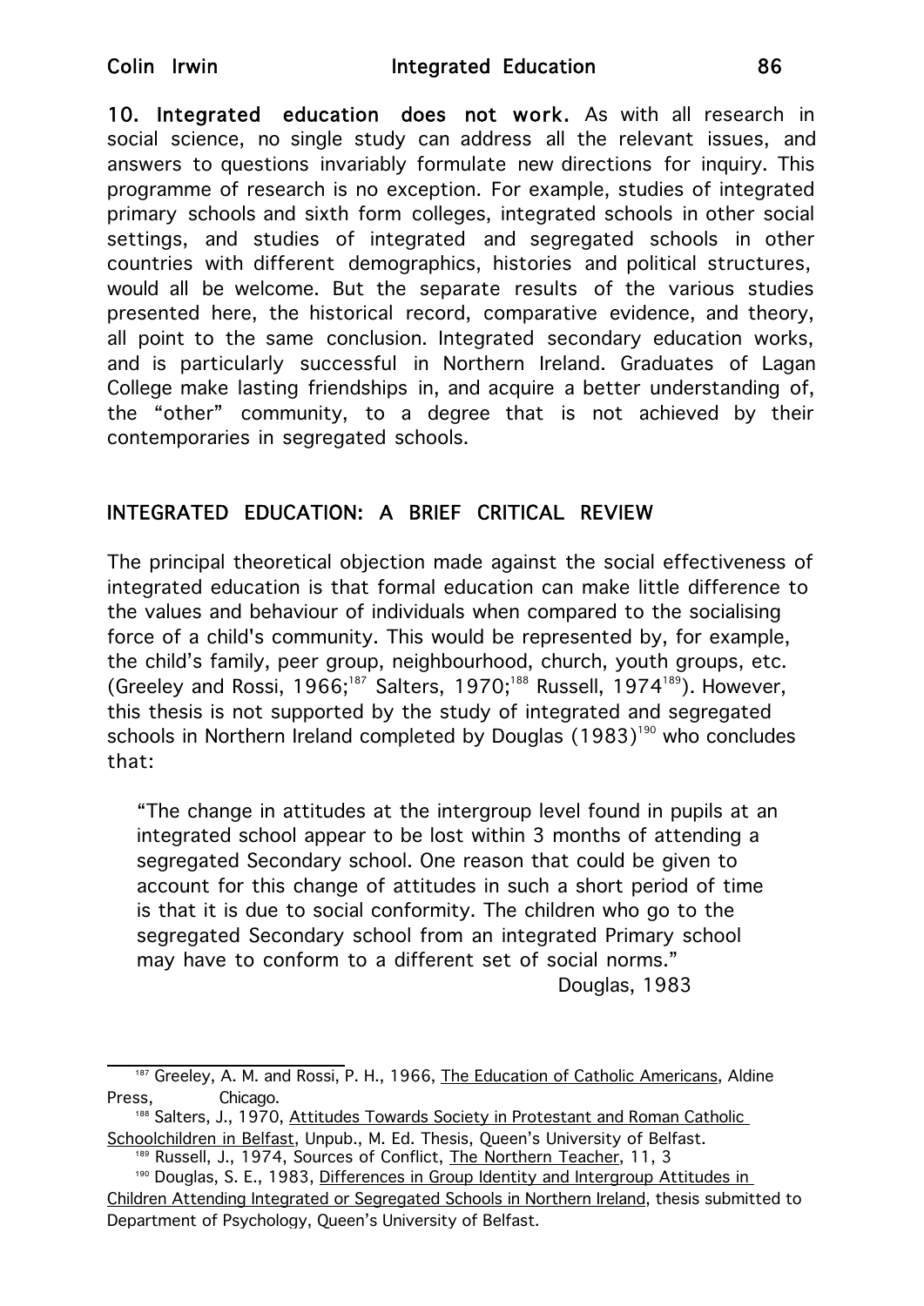**10. Integrated education does not work.** As with all research in social science, no single study can address all the relevant issues, and answers to questions invariably formulate new directions for inquiry. This programme of research is no exception. For example, studies of integrated primary schools and sixth form colleges, integrated schools in other social settings, and studies of integrated and segregated schools in other countries with different demographics, histories and political structures, would all be welcome. But the separate results of the various studies presented here, the historical record, comparative evidence, and theory, all point to the same conclusion. Integrated secondary education works, and is particularly successful in Northern Ireland. Graduates of Lagan College make lasting friendships in, and acquire a better understanding of, the "other" community, to a degree that is not achieved by their contemporaries in segregated schools.

## INTEGRATED EDUCATION: A BRIEF CRITICAL REVIEW

The principal theoretical objection made against the social effectiveness of integrated education is that formal education can make little difference to the values and behaviour of individuals when compared to the socialising force of a child's community. This would be represented by, for example, the child's family, peer group, neighbourhood, church, youth groups, etc. (Greeley and Rossi, 1966;[187] Salters, 1970;[188] Russell, 1974[189]). However, this thesis is not supported by the study of integrated and segregated schools in Northern Ireland completed by Douglas (1983)[190] who concludes that:

> "The change in attitudes at the intergroup level found in pupils at an integrated school appear to be lost within 3 months of attending a segregated Secondary school. One reason that could be given to account for this change of attitudes in such a short period of time is that it is due to social conformity. The children who go to the segregated Secondary school from an integrated Primary school may have to conform to a different set of social norms."
>
> Douglas, 1983

---

[187] Greeley, A. M. and Rossi, P. H., 1966, The Education of Catholic Americans, Aldine Press, Chicago.

[188] Salters, J., 1970, Attitudes Towards Society in Protestant and Roman Catholic Schoolchildren in Belfast, Unpub., M. Ed. Thesis, Queen's University of Belfast.

[189] Russell, J., 1974, Sources of Conflict, The Northern Teacher, 11, 3

[190] Douglas, S. E., 1983, Differences in Group Identity and Intergroup Attitudes in Children Attending Integrated or Segregated Schools in Northern Ireland, thesis submitted to Department of Psychology, Queen's University of Belfast.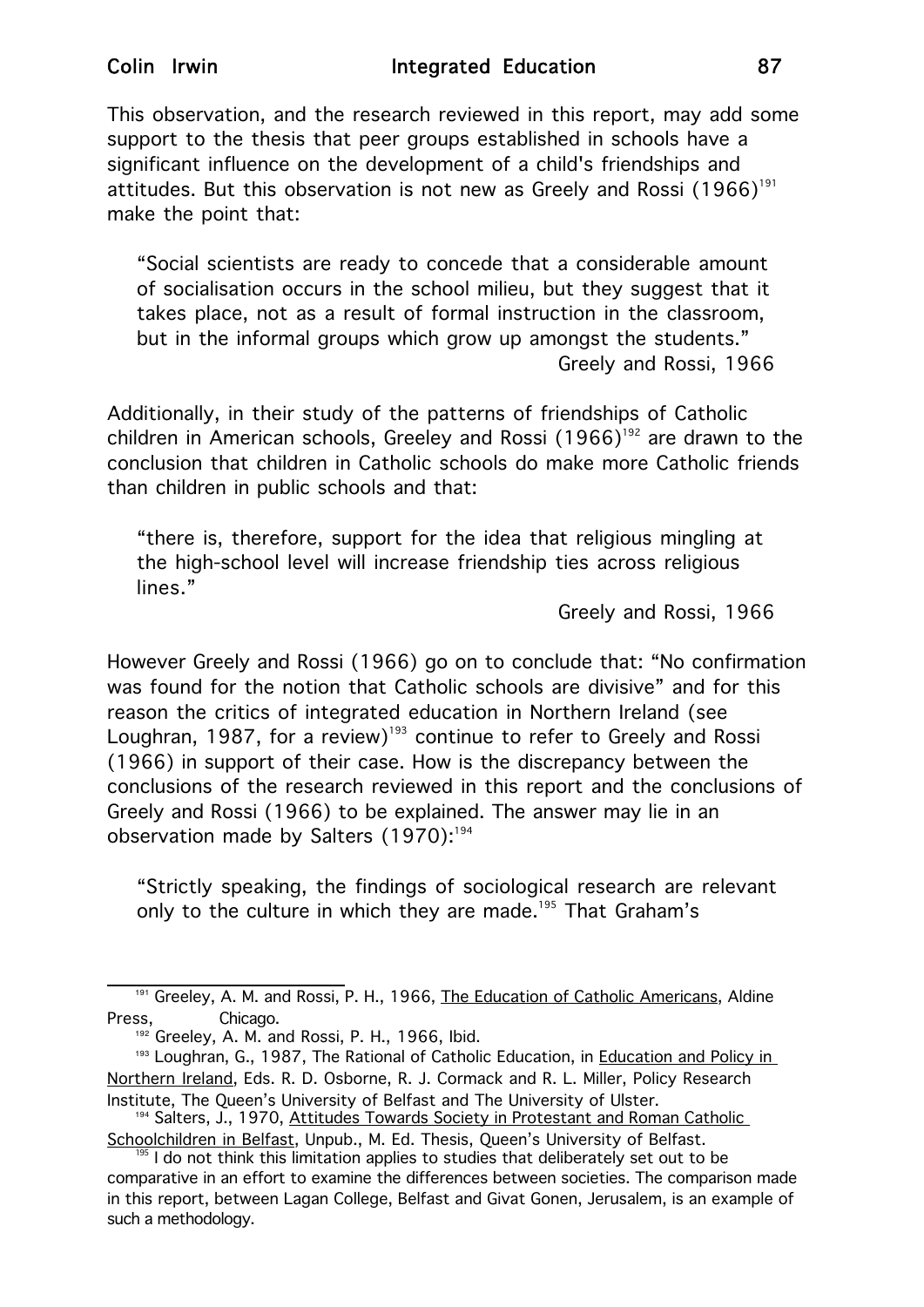This observation, and the research reviewed in this report, may add some support to the thesis that peer groups established in schools have a significant influence on the development of a child's friendships and attitudes. But this observation is not new as Greely and Rossi (1966)[191] make the point that:

> "Social scientists are ready to concede that a considerable amount of socialisation occurs in the school milieu, but they suggest that it takes place, not as a result of formal instruction in the classroom, but in the informal groups which grow up amongst the students."
>
> Greely and Rossi, 1966

Additionally, in their study of the patterns of friendships of Catholic children in American schools, Greeley and Rossi (1966)[192] are drawn to the conclusion that children in Catholic schools do make more Catholic friends than children in public schools and that:

> "there is, therefore, support for the idea that religious mingling at the high-school level will increase friendship ties across religious lines."
>
> Greely and Rossi, 1966

However Greely and Rossi (1966) go on to conclude that: "No confirmation was found for the notion that Catholic schools are divisive" and for this reason the critics of integrated education in Northern Ireland (see Loughran, 1987, for a review)[193] continue to refer to Greely and Rossi (1966) in support of their case. How is the discrepancy between the conclusions of the research reviewed in this report and the conclusions of Greely and Rossi (1966) to be explained. The answer may lie in an observation made by Salters (1970):[194]

> "Strictly speaking, the findings of sociological research are relevant only to the culture in which they are made.[195] That Graham's

---

[191] Greeley, A. M. and Rossi, P. H., 1966, The Education of Catholic Americans, Aldine Press, Chicago.

[192] Greeley, A. M. and Rossi, P. H., 1966, Ibid.

[193] Loughran, G., 1987, The Rational of Catholic Education, in Education and Policy in Northern Ireland, Eds. R. D. Osborne, R. J. Cormack and R. L. Miller, Policy Research Institute, The Queen's University of Belfast and The University of Ulster.

[194] Salters, J., 1970, Attitudes Towards Society in Protestant and Roman Catholic Schoolchildren in Belfast, Unpub., M. Ed. Thesis, Queen's University of Belfast.

[195] I do not think this limitation applies to studies that deliberately set out to be comparative in an effort to examine the differences between societies. The comparison made in this report, between Lagan College, Belfast and Givat Gonen, Jerusalem, is an example of such a methodology.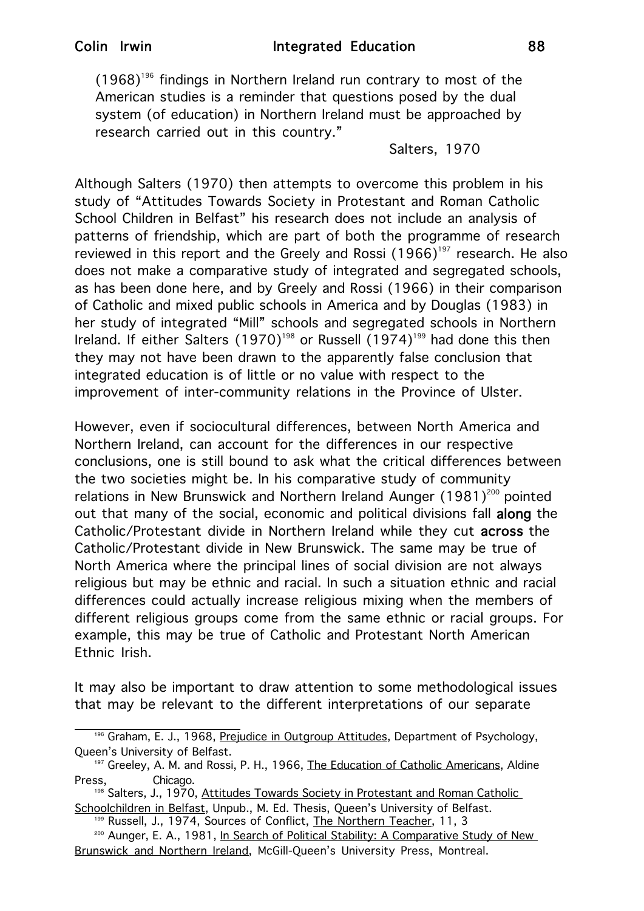(1968)[196] findings in Northern Ireland run contrary to most of the American studies is a reminder that questions posed by the dual system (of education) in Northern Ireland must be approached by research carried out in this country."

Salters, 1970

Although Salters (1970) then attempts to overcome this problem in his study of "Attitudes Towards Society in Protestant and Roman Catholic School Children in Belfast" his research does not include an analysis of patterns of friendship, which are part of both the programme of research reviewed in this report and the Greely and Rossi (1966)[197] research. He also does not make a comparative study of integrated and segregated schools, as has been done here, and by Greely and Rossi (1966) in their comparison of Catholic and mixed public schools in America and by Douglas (1983) in her study of integrated "Mill" schools and segregated schools in Northern Ireland. If either Salters (1970)[198] or Russell (1974)[199] had done this then they may not have been drawn to the apparently false conclusion that integrated education is of little or no value with respect to the improvement of inter-community relations in the Province of Ulster.

However, even if sociocultural differences, between North America and Northern Ireland, can account for the differences in our respective conclusions, one is still bound to ask what the critical differences between the two societies might be. In his comparative study of community relations in New Brunswick and Northern Ireland Aunger (1981)[200] pointed out that many of the social, economic and political divisions fall **along** the Catholic/Protestant divide in Northern Ireland while they cut **across** the Catholic/Protestant divide in New Brunswick. The same may be true of North America where the principal lines of social division are not always religious but may be ethnic and racial. In such a situation ethnic and racial differences could actually increase religious mixing when the members of different religious groups come from the same ethnic or racial groups. For example, this may be true of Catholic and Protestant North American Ethnic Irish.

It may also be important to draw attention to some methodological issues that may be relevant to the different interpretations of our separate

---

[196] Graham, E. J., 1968, Prejudice in Outgroup Attitudes, Department of Psychology, Queen's University of Belfast.

[197] Greeley, A. M. and Rossi, P. H., 1966, The Education of Catholic Americans, Aldine Press, Chicago.

[198] Salters, J., 1970, Attitudes Towards Society in Protestant and Roman Catholic Schoolchildren in Belfast, Unpub., M. Ed. Thesis, Queen's University of Belfast.

[199] Russell, J., 1974, Sources of Conflict, The Northern Teacher, 11, 3

[200] Aunger, E. A., 1981, In Search of Political Stability: A Comparative Study of New Brunswick and Northern Ireland, McGill-Queen's University Press, Montreal.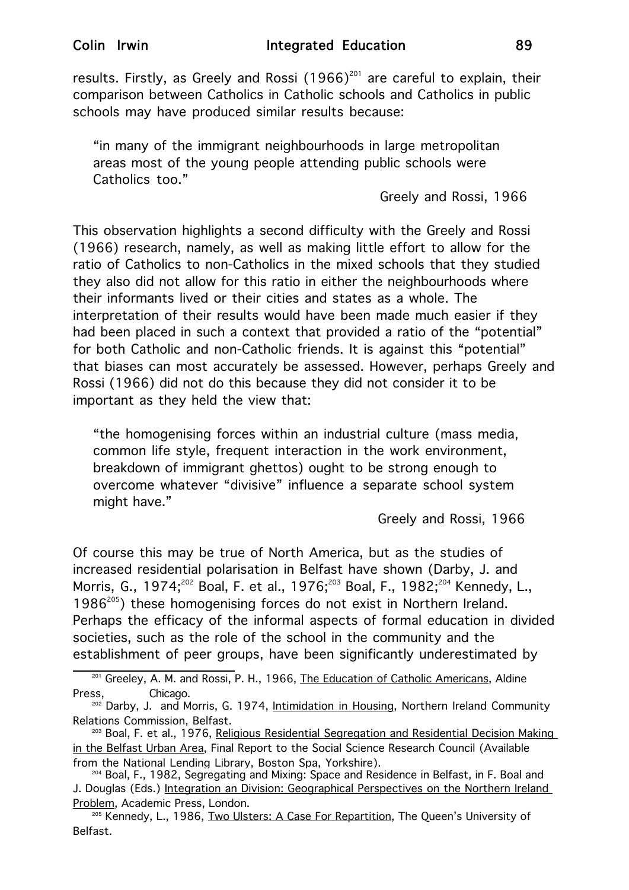results. Firstly, as Greely and Rossi (1966)[201] are careful to explain, their comparison between Catholics in Catholic schools and Catholics in public schools may have produced similar results because:

> "in many of the immigrant neighbourhoods in large metropolitan areas most of the young people attending public schools were Catholics too."
>
> Greely and Rossi, 1966

This observation highlights a second difficulty with the Greely and Rossi (1966) research, namely, as well as making little effort to allow for the ratio of Catholics to non-Catholics in the mixed schools that they studied they also did not allow for this ratio in either the neighbourhoods where their informants lived or their cities and states as a whole. The interpretation of their results would have been made much easier if they had been placed in such a context that provided a ratio of the "potential" for both Catholic and non-Catholic friends. It is against this "potential" that biases can most accurately be assessed. However, perhaps Greely and Rossi (1966) did not do this because they did not consider it to be important as they held the view that:

> "the homogenising forces within an industrial culture (mass media, common life style, frequent interaction in the work environment, breakdown of immigrant ghettos) ought to be strong enough to overcome whatever "divisive" influence a separate school system might have."
>
> Greely and Rossi, 1966

Of course this may be true of North America, but as the studies of increased residential polarisation in Belfast have shown (Darby, J. and Morris, G., 1974;[202] Boal, F. et al., 1976;[203] Boal, F., 1982;[204] Kennedy, L., 1986[205]) these homogenising forces do not exist in Northern Ireland. Perhaps the efficacy of the informal aspects of formal education in divided societies, such as the role of the school in the community and the establishment of peer groups, have been significantly underestimated by

---

[201] Greeley, A. M. and Rossi, P. H., 1966, The Education of Catholic Americans, Aldine Press, Chicago.

[202] Darby, J. and Morris, G. 1974, Intimidation in Housing, Northern Ireland Community Relations Commission, Belfast.

[203] Boal, F. et al., 1976, Religious Residential Segregation and Residential Decision Making in the Belfast Urban Area, Final Report to the Social Science Research Council (Available from the National Lending Library, Boston Spa, Yorkshire).

[204] Boal, F., 1982, Segregating and Mixing: Space and Residence in Belfast, in F. Boal and J. Douglas (Eds.) Integration an Division: Geographical Perspectives on the Northern Ireland Problem, Academic Press, London.

[205] Kennedy, L., 1986, Two Ulsters: A Case For Repartition, The Queen's University of Belfast.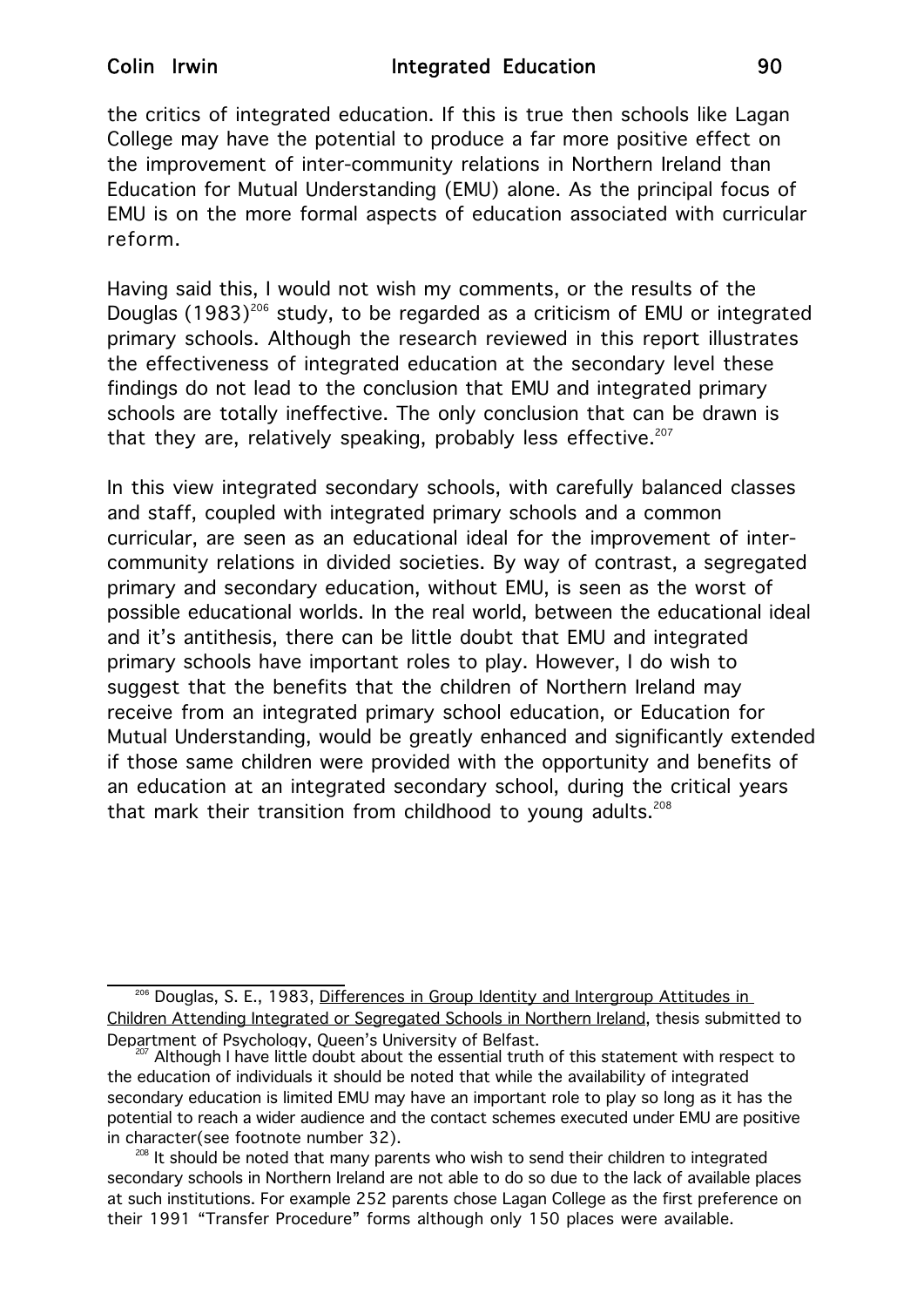the critics of integrated education. If this is true then schools like Lagan College may have the potential to produce a far more positive effect on the improvement of inter-community relations in Northern Ireland than Education for Mutual Understanding (EMU) alone. As the principal focus of EMU is on the more formal aspects of education associated with curricular reform.

Having said this, I would not wish my comments, or the results of the Douglas (1983)[206] study, to be regarded as a criticism of EMU or integrated primary schools. Although the research reviewed in this report illustrates the effectiveness of integrated education at the secondary level these findings do not lead to the conclusion that EMU and integrated primary schools are totally ineffective. The only conclusion that can be drawn is that they are, relatively speaking, probably less effective.[207]

In this view integrated secondary schools, with carefully balanced classes and staff, coupled with integrated primary schools and a common curricular, are seen as an educational ideal for the improvement of inter-community relations in divided societies. By way of contrast, a segregated primary and secondary education, without EMU, is seen as the worst of possible educational worlds. In the real world, between the educational ideal and it's antithesis, there can be little doubt that EMU and integrated primary schools have important roles to play. However, I do wish to suggest that the benefits that the children of Northern Ireland may receive from an integrated primary school education, or Education for Mutual Understanding, would be greatly enhanced and significantly extended if those same children were provided with the opportunity and benefits of an education at an integrated secondary school, during the critical years that mark their transition from childhood to young adults.[208]

---

[206] Douglas, S. E., 1983, Differences in Group Identity and Intergroup Attitudes in Children Attending Integrated or Segregated Schools in Northern Ireland, thesis submitted to Department of Psychology, Queen's University of Belfast.

[207] Although I have little doubt about the essential truth of this statement with respect to the education of individuals it should be noted that while the availability of integrated secondary education is limited EMU may have an important role to play so long as it has the potential to reach a wider audience and the contact schemes executed under EMU are positive in character(see footnote number 32).

[208] It should be noted that many parents who wish to send their children to integrated secondary schools in Northern Ireland are not able to do so due to the lack of available places at such institutions. For example 252 parents chose Lagan College as the first preference on their 1991 "Transfer Procedure" forms although only 150 places were available.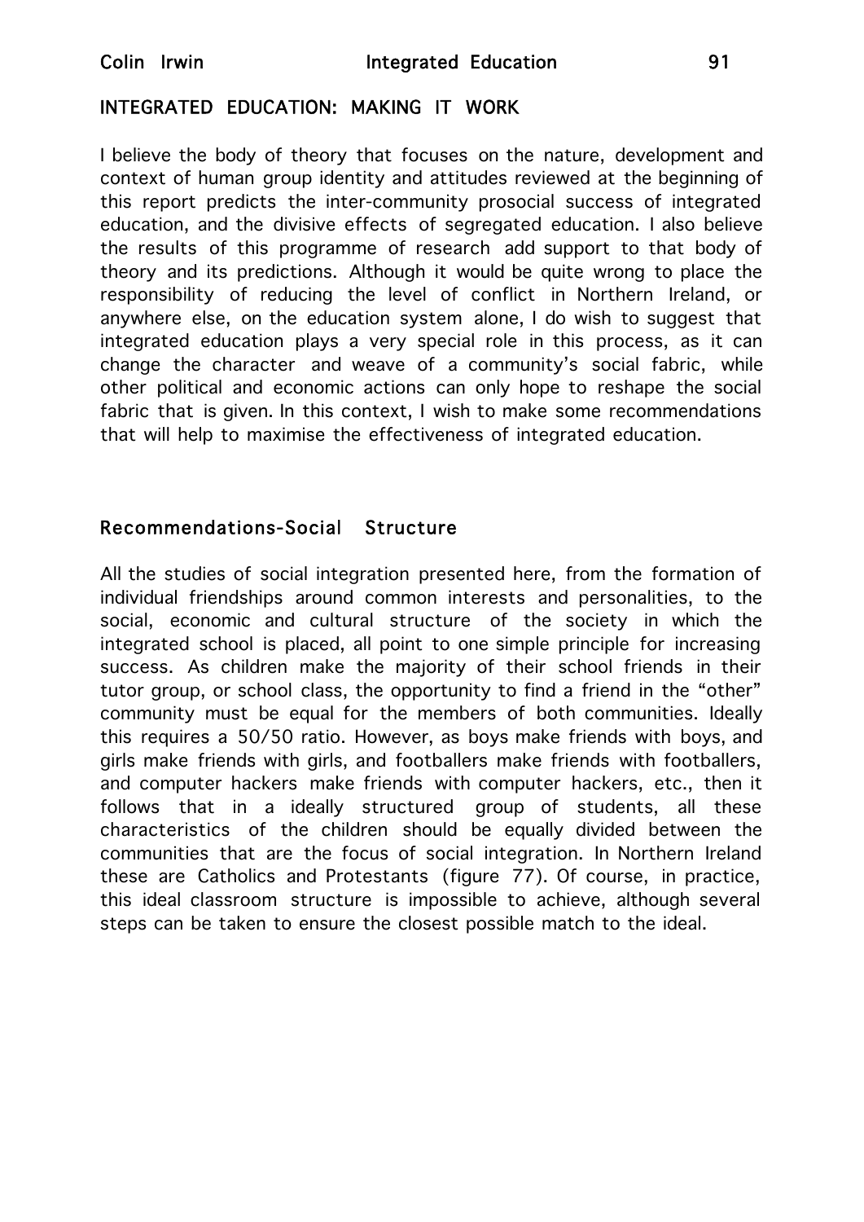## INTEGRATED EDUCATION: MAKING IT WORK

I believe the body of theory that focuses on the nature, development and context of human group identity and attitudes reviewed at the beginning of this report predicts the inter-community prosocial success of integrated education, and the divisive effects of segregated education. I also believe the results of this programme of research add support to that body of theory and its predictions. Although it would be quite wrong to place the responsibility of reducing the level of conflict in Northern Ireland, or anywhere else, on the education system alone, I do wish to suggest that integrated education plays a very special role in this process, as it can change the character and weave of a community's social fabric, while other political and economic actions can only hope to reshape the social fabric that is given. In this context, I wish to make some recommendations that will help to maximise the effectiveness of integrated education.

### Recommendations-Social Structure

All the studies of social integration presented here, from the formation of individual friendships around common interests and personalities, to the social, economic and cultural structure of the society in which the integrated school is placed, all point to one simple principle for increasing success. As children make the majority of their school friends in their tutor group, or school class, the opportunity to find a friend in the "other" community must be equal for the members of both communities. Ideally this requires a 50/50 ratio. However, as boys make friends with boys, and girls make friends with girls, and footballers make friends with footballers, and computer hackers make friends with computer hackers, etc., then it follows that in a ideally structured group of students, all these characteristics of the children should be equally divided between the communities that are the focus of social integration. In Northern Ireland these are Catholics and Protestants (figure 77). Of course, in practice, this ideal classroom structure is impossible to achieve, although several steps can be taken to ensure the closest possible match to the ideal.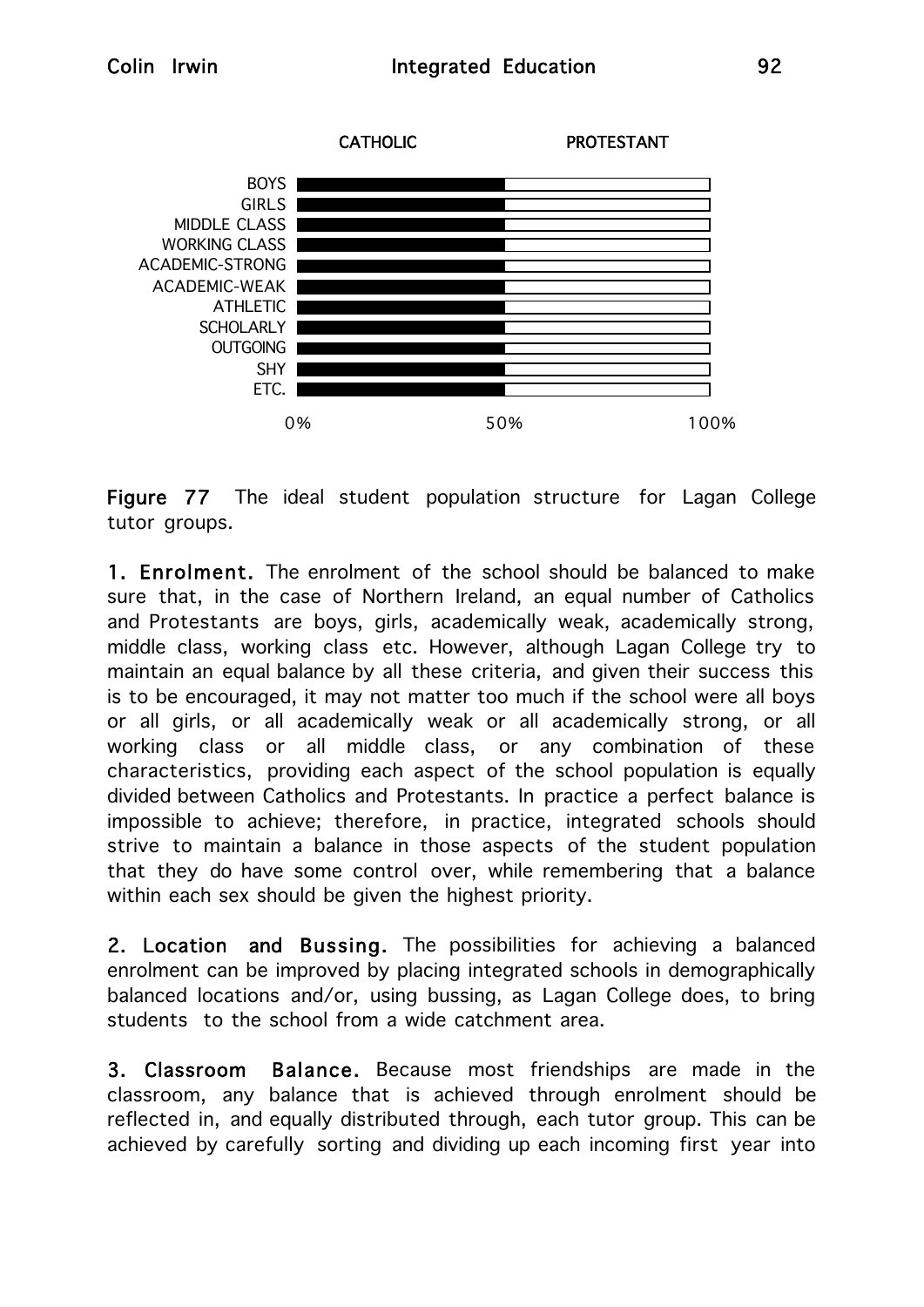| | CATHOLIC | PROTESTANT |
|---|---|---|
| BOYS | 50% | 50% |
| GIRLS | 50% | 50% |
| MIDDLE CLASS | 50% | 50% |
| WORKING CLASS | 50% | 50% |
| ACADEMIC-STRONG | 50% | 50% |
| ACADEMIC-WEAK | 50% | 50% |
| ATHLETIC | 50% | 50% |
| SCHOLARLY | 50% | 50% |
| OUTGOING | 50% | 50% |
| SHY | 50% | 50% |
| ETC. | 50% | 50% |

**Figure 77** The ideal student population structure for Lagan College tutor groups.

**1. Enrolment.** The enrolment of the school should be balanced to make sure that, in the case of Northern Ireland, an equal number of Catholics and Protestants are boys, girls, academically weak, academically strong, middle class, working class etc. However, although Lagan College try to maintain an equal balance by all these criteria, and given their success this is to be encouraged, it may not matter too much if the school were all boys or all girls, or all academically weak or all academically strong, or all working class or all middle class, or any combination of these characteristics, providing each aspect of the school population is equally divided between Catholics and Protestants. In practice a perfect balance is impossible to achieve; therefore, in practice, integrated schools should strive to maintain a balance in those aspects of the student population that they do have some control over, while remembering that a balance within each sex should be given the highest priority.

**2. Location and Bussing.** The possibilities for achieving a balanced enrolment can be improved by placing integrated schools in demographically balanced locations and/or, using bussing, as Lagan College does, to bring students to the school from a wide catchment area.

**3. Classroom Balance.** Because most friendships are made in the classroom, any balance that is achieved through enrolment should be reflected in, and equally distributed through, each tutor group. This can be achieved by carefully sorting and dividing up each incoming first year into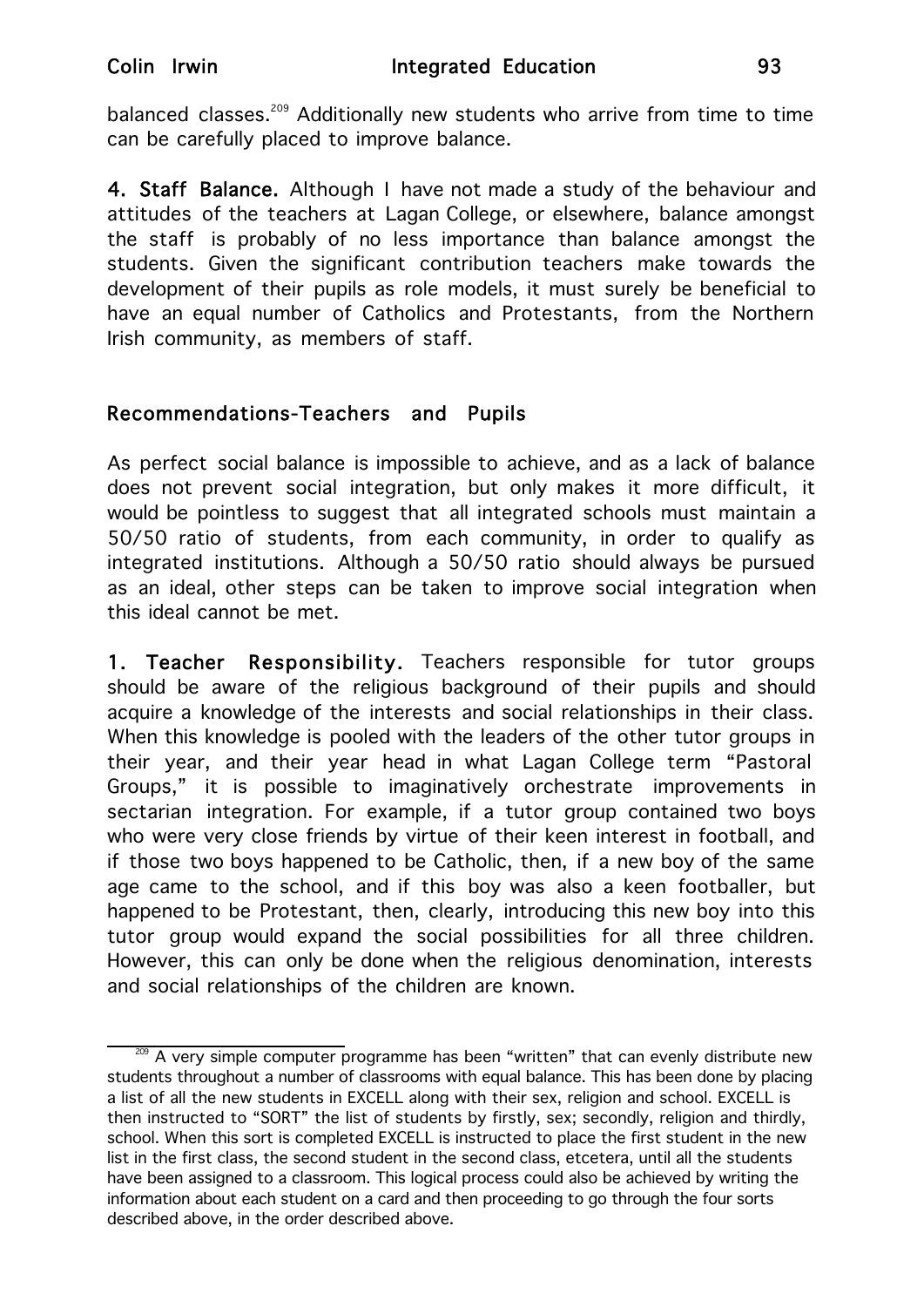balanced classes.[209] Additionally new students who arrive from time to time can be carefully placed to improve balance.

**4. Staff Balance.** Although I have not made a study of the behaviour and attitudes of the teachers at Lagan College, or elsewhere, balance amongst the staff is probably of no less importance than balance amongst the students. Given the significant contribution teachers make towards the development of their pupils as role models, it must surely be beneficial to have an equal number of Catholics and Protestants, from the Northern Irish community, as members of staff.

## Recommendations-Teachers and Pupils

As perfect social balance is impossible to achieve, and as a lack of balance does not prevent social integration, but only makes it more difficult, it would be pointless to suggest that all integrated schools must maintain a 50/50 ratio of students, from each community, in order to qualify as integrated institutions. Although a 50/50 ratio should always be pursued as an ideal, other steps can be taken to improve social integration when this ideal cannot be met.

**1. Teacher Responsibility.** Teachers responsible for tutor groups should be aware of the religious background of their pupils and should acquire a knowledge of the interests and social relationships in their class. When this knowledge is pooled with the leaders of the other tutor groups in their year, and their year head in what Lagan College term "Pastoral Groups," it is possible to imaginatively orchestrate improvements in sectarian integration. For example, if a tutor group contained two boys who were very close friends by virtue of their keen interest in football, and if those two boys happened to be Catholic, then, if a new boy of the same age came to the school, and if this boy was also a keen footballer, but happened to be Protestant, then, clearly, introducing this new boy into this tutor group would expand the social possibilities for all three children. However, this can only be done when the religious denomination, interests and social relationships of the children are known.

---

[209] A very simple computer programme has been "written" that can evenly distribute new students throughout a number of classrooms with equal balance. This has been done by placing a list of all the new students in EXCELL along with their sex, religion and school. EXCELL is then instructed to "SORT" the list of students by firstly, sex; secondly, religion and thirdly, school. When this sort is completed EXCELL is instructed to place the first student in the new list in the first class, the second student in the second class, etcetera, until all the students have been assigned to a classroom. This logical process could also be achieved by writing the information about each student on a card and then proceeding to go through the four sorts described above, in the order described above.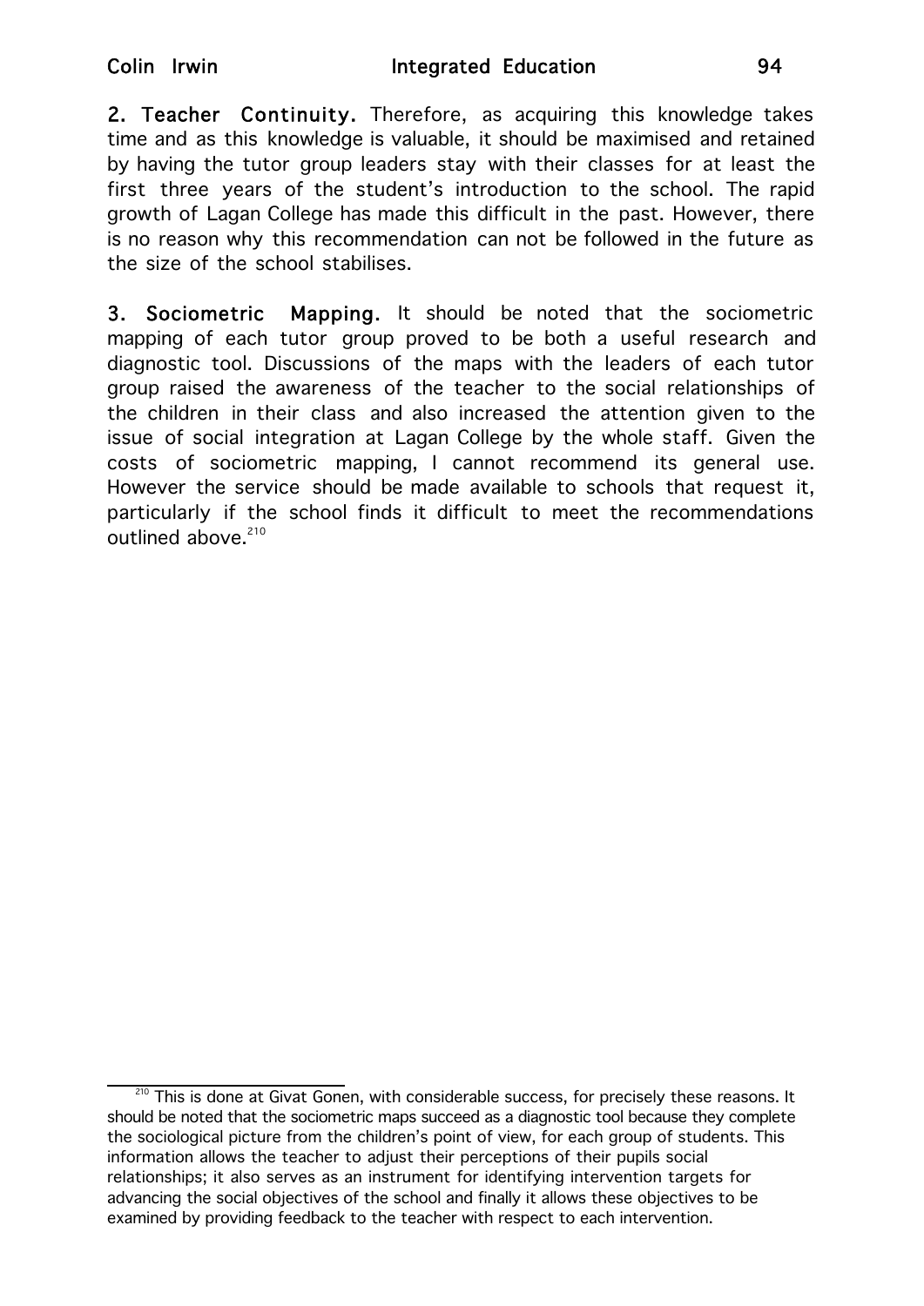**2. Teacher Continuity.** Therefore, as acquiring this knowledge takes time and as this knowledge is valuable, it should be maximised and retained by having the tutor group leaders stay with their classes for at least the first three years of the student's introduction to the school. The rapid growth of Lagan College has made this difficult in the past. However, there is no reason why this recommendation can not be followed in the future as the size of the school stabilises.

**3. Sociometric Mapping.** It should be noted that the sociometric mapping of each tutor group proved to be both a useful research and diagnostic tool. Discussions of the maps with the leaders of each tutor group raised the awareness of the teacher to the social relationships of the children in their class and also increased the attention given to the issue of social integration at Lagan College by the whole staff. Given the costs of sociometric mapping, I cannot recommend its general use. However the service should be made available to schools that request it, particularly if the school finds it difficult to meet the recommendations outlined above.[210]

---

[210] This is done at Givat Gonen, with considerable success, for precisely these reasons. It should be noted that the sociometric maps succeed as a diagnostic tool because they complete the sociological picture from the children's point of view, for each group of students. This information allows the teacher to adjust their perceptions of their pupils social relationships; it also serves as an instrument for identifying intervention targets for advancing the social objectives of the school and finally it allows these objectives to be examined by providing feedback to the teacher with respect to each intervention.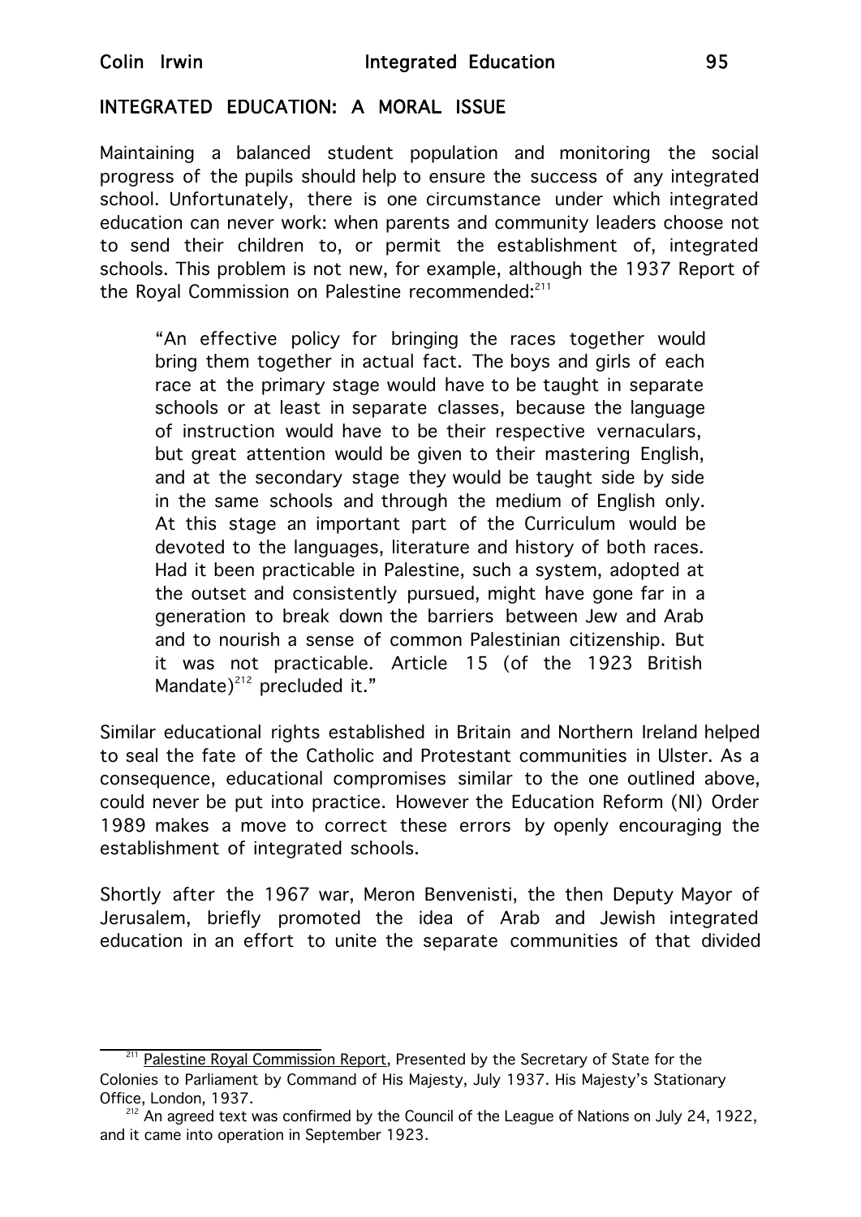## INTEGRATED EDUCATION: A MORAL ISSUE

Maintaining a balanced student population and monitoring the social progress of the pupils should help to ensure the success of any integrated school. Unfortunately, there is one circumstance under which integrated education can never work: when parents and community leaders choose not to send their children to, or permit the establishment of, integrated schools. This problem is not new, for example, although the 1937 Report of the Royal Commission on Palestine recommended:[211]

> "An effective policy for bringing the races together would bring them together in actual fact. The boys and girls of each race at the primary stage would have to be taught in separate schools or at least in separate classes, because the language of instruction would have to be their respective vernaculars, but great attention would be given to their mastering English, and at the secondary stage they would be taught side by side in the same schools and through the medium of English only. At this stage an important part of the Curriculum would be devoted to the languages, literature and history of both races. Had it been practicable in Palestine, such a system, adopted at the outset and consistently pursued, might have gone far in a generation to break down the barriers between Jew and Arab and to nourish a sense of common Palestinian citizenship. But it was not practicable. Article 15 (of the 1923 British Mandate)[212] precluded it."

Similar educational rights established in Britain and Northern Ireland helped to seal the fate of the Catholic and Protestant communities in Ulster. As a consequence, educational compromises similar to the one outlined above, could never be put into practice. However the Education Reform (NI) Order 1989 makes a move to correct these errors by openly encouraging the establishment of integrated schools.

Shortly after the 1967 war, Meron Benvenisti, the then Deputy Mayor of Jerusalem, briefly promoted the idea of Arab and Jewish integrated education in an effort to unite the separate communities of that divided

---

[211] Palestine Royal Commission Report, Presented by the Secretary of State for the Colonies to Parliament by Command of His Majesty, July 1937. His Majesty's Stationary Office, London, 1937.

[212] An agreed text was confirmed by the Council of the League of Nations on July 24, 1922, and it came into operation in September 1923.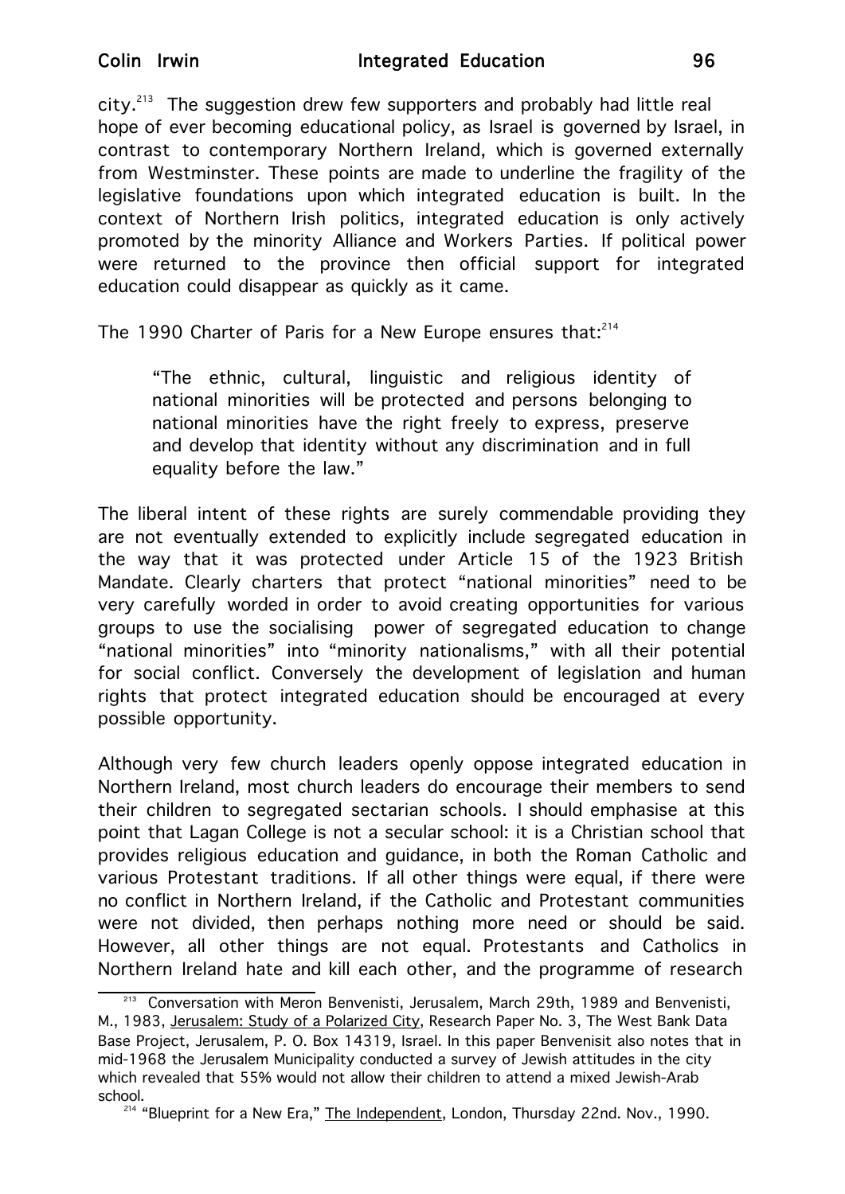city.[213] The suggestion drew few supporters and probably had little real hope of ever becoming educational policy, as Israel is governed by Israel, in contrast to contemporary Northern Ireland, which is governed externally from Westminster. These points are made to underline the fragility of the legislative foundations upon which integrated education is built. In the context of Northern Irish politics, integrated education is only actively promoted by the minority Alliance and Workers Parties. If political power were returned to the province then official support for integrated education could disappear as quickly as it came.

The 1990 Charter of Paris for a New Europe ensures that:[214]

> "The ethnic, cultural, linguistic and religious identity of national minorities will be protected and persons belonging to national minorities have the right freely to express, preserve and develop that identity without any discrimination and in full equality before the law."

The liberal intent of these rights are surely commendable providing they are not eventually extended to explicitly include segregated education in the way that it was protected under Article 15 of the 1923 British Mandate. Clearly charters that protect "national minorities" need to be very carefully worded in order to avoid creating opportunities for various groups to use the socialising power of segregated education to change "national minorities" into "minority nationalisms," with all their potential for social conflict. Conversely the development of legislation and human rights that protect integrated education should be encouraged at every possible opportunity.

Although very few church leaders openly oppose integrated education in Northern Ireland, most church leaders do encourage their members to send their children to segregated sectarian schools. I should emphasise at this point that Lagan College is not a secular school: it is a Christian school that provides religious education and guidance, in both the Roman Catholic and various Protestant traditions. If all other things were equal, if there were no conflict in Northern Ireland, if the Catholic and Protestant communities were not divided, then perhaps nothing more need or should be said. However, all other things are not equal. Protestants and Catholics in Northern Ireland hate and kill each other, and the programme of research

---

[213] Conversation with Meron Benvenisti, Jerusalem, March 29th, 1989 and Benvenisti, M., 1983, Jerusalem: Study of a Polarized City, Research Paper No. 3, The West Bank Data Base Project, Jerusalem, P. O. Box 14319, Israel. In this paper Benvenisit also notes that in mid-1968 the Jerusalem Municipality conducted a survey of Jewish attitudes in the city which revealed that 55% would not allow their children to attend a mixed Jewish-Arab school.

[214] "Blueprint for a New Era," The Independent, London, Thursday 22nd. Nov., 1990.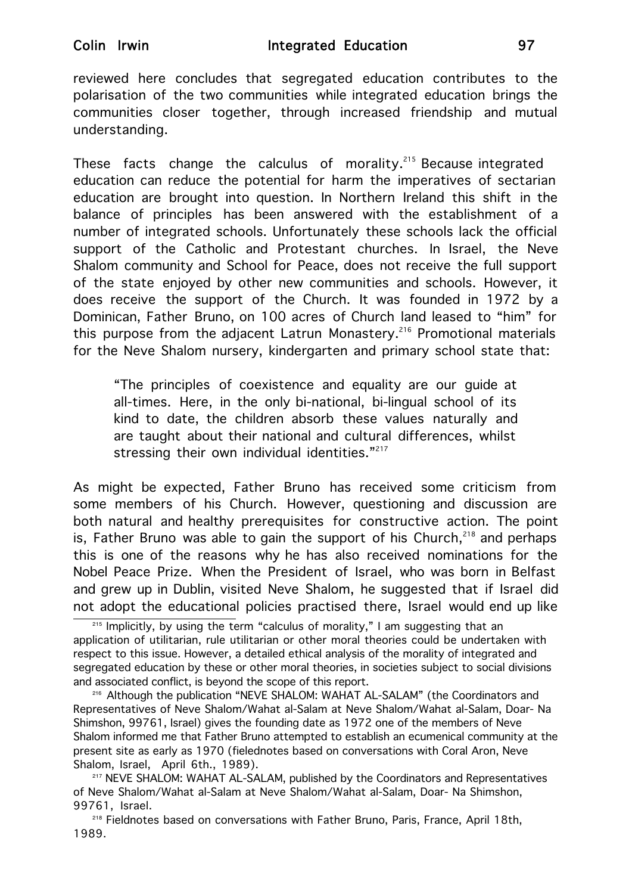reviewed here concludes that segregated education contributes to the polarisation of the two communities while integrated education brings the communities closer together, through increased friendship and mutual understanding.

These facts change the calculus of morality.[215] Because integrated education can reduce the potential for harm the imperatives of sectarian education are brought into question. In Northern Ireland this shift in the balance of principles has been answered with the establishment of a number of integrated schools. Unfortunately these schools lack the official support of the Catholic and Protestant churches. In Israel, the Neve Shalom community and School for Peace, does not receive the full support of the state enjoyed by other new communities and schools. However, it does receive the support of the Church. It was founded in 1972 by a Dominican, Father Bruno, on 100 acres of Church land leased to "him" for this purpose from the adjacent Latrun Monastery.[216] Promotional materials for the Neve Shalom nursery, kindergarten and primary school state that:

> "The principles of coexistence and equality are our guide at all-times. Here, in the only bi-national, bi-lingual school of its kind to date, the children absorb these values naturally and are taught about their national and cultural differences, whilst stressing their own individual identities."[217]

As might be expected, Father Bruno has received some criticism from some members of his Church. However, questioning and discussion are both natural and healthy prerequisites for constructive action. The point is, Father Bruno was able to gain the support of his Church,[218] and perhaps this is one of the reasons why he has also received nominations for the Nobel Peace Prize. When the President of Israel, who was born in Belfast and grew up in Dublin, visited Neve Shalom, he suggested that if Israel did not adopt the educational policies practised there, Israel would end up like

---

[215] Implicitly, by using the term "calculus of morality," I am suggesting that an application of utilitarian, rule utilitarian or other moral theories could be undertaken with respect to this issue. However, a detailed ethical analysis of the morality of integrated and segregated education by these or other moral theories, in societies subject to social divisions and associated conflict, is beyond the scope of this report.

[216] Although the publication "NEVE SHALOM: WAHAT AL-SALAM" (the Coordinators and Representatives of Neve Shalom/Wahat al-Salam at Neve Shalom/Wahat al-Salam, Doar- Na Shimshon, 99761, Israel) gives the founding date as 1972 one of the members of Neve Shalom informed me that Father Bruno attempted to establish an ecumenical community at the present site as early as 1970 (fielednotes based on conversations with Coral Aron, Neve Shalom, Israel, April 6th., 1989).

[217] NEVE SHALOM: WAHAT AL-SALAM, published by the Coordinators and Representatives of Neve Shalom/Wahat al-Salam at Neve Shalom/Wahat al-Salam, Doar- Na Shimshon, 99761, Israel.

[218] Fieldnotes based on conversations with Father Bruno, Paris, France, April 18th, 1989.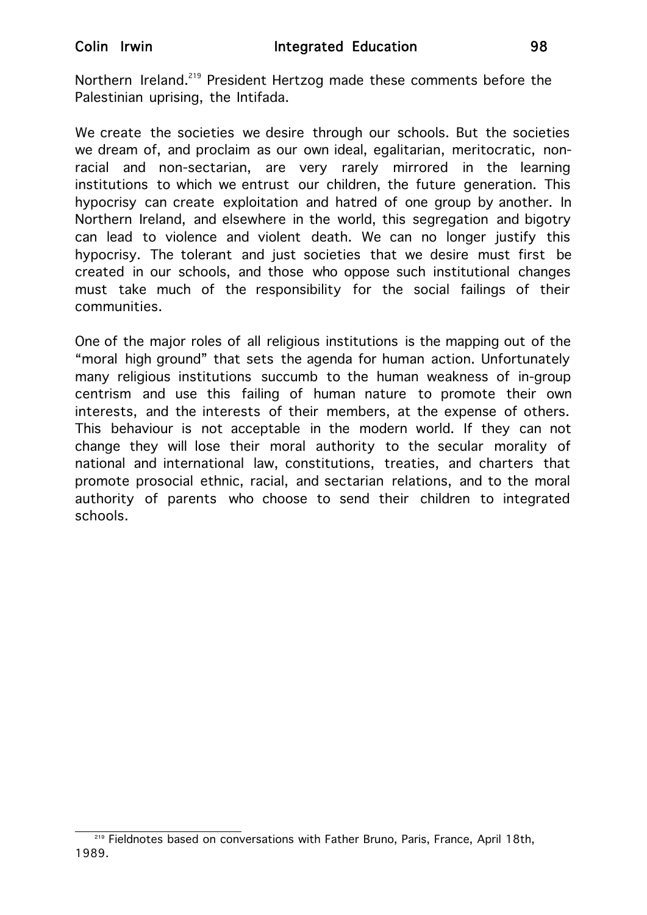Northern Ireland.[219] President Hertzog made these comments before the Palestinian uprising, the Intifada.

We create the societies we desire through our schools. But the societies we dream of, and proclaim as our own ideal, egalitarian, meritocratic, non-racial and non-sectarian, are very rarely mirrored in the learning institutions to which we entrust our children, the future generation. This hypocrisy can create exploitation and hatred of one group by another. In Northern Ireland, and elsewhere in the world, this segregation and bigotry can lead to violence and violent death. We can no longer justify this hypocrisy. The tolerant and just societies that we desire must first be created in our schools, and those who oppose such institutional changes must take much of the responsibility for the social failings of their communities.

One of the major roles of all religious institutions is the mapping out of the "moral high ground" that sets the agenda for human action. Unfortunately many religious institutions succumb to the human weakness of in-group centrism and use this failing of human nature to promote their own interests, and the interests of their members, at the expense of others. This behaviour is not acceptable in the modern world. If they can not change they will lose their moral authority to the secular morality of national and international law, constitutions, treaties, and charters that promote prosocial ethnic, racial, and sectarian relations, and to the moral authority of parents who choose to send their children to integrated schools.

---

[219] Fieldnotes based on conversations with Father Bruno, Paris, France, April 18th, 1989.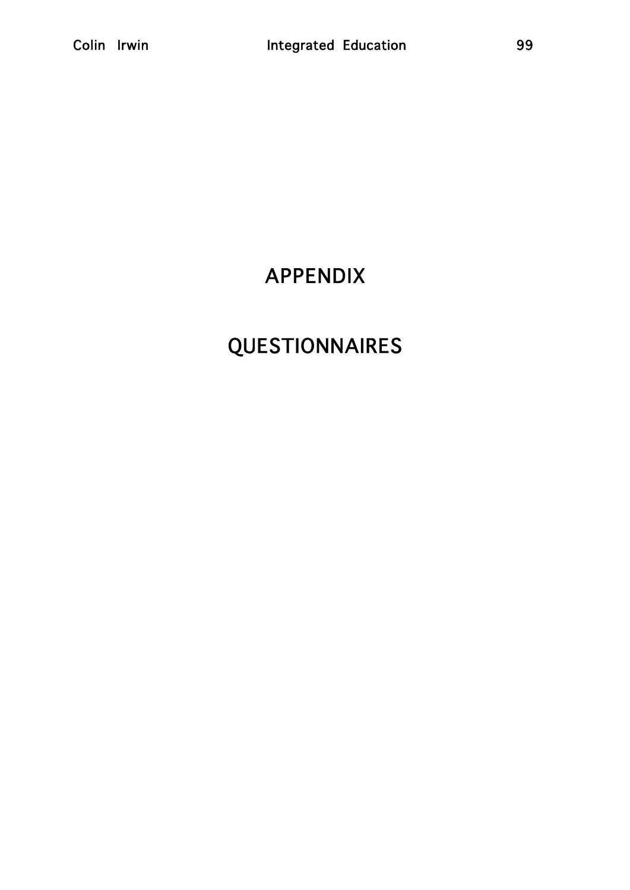# APPENDIX

# QUESTIONNAIRES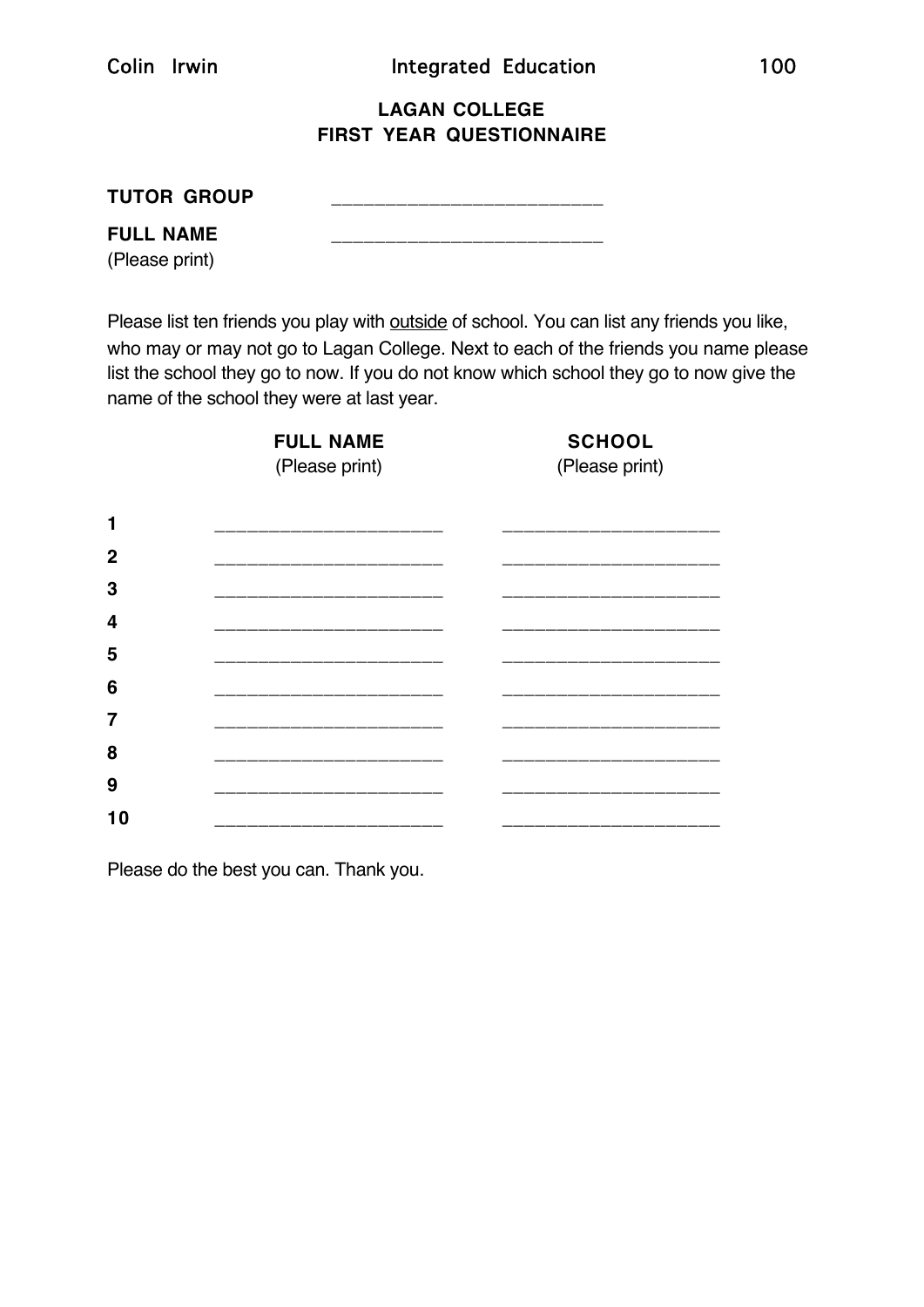## LAGAN COLLEGE
## FIRST YEAR QUESTIONNAIRE

**TUTOR GROUP** ________________________

**FULL NAME** ________________________
(Please print)

Please list ten friends you play with <u>outside</u> of school. You can list any friends you like, who may or may not go to Lagan College. Next to each of the friends you name please list the school they go to now. If you do not know which school they go to now give the name of the school they were at last year.

| | **FULL NAME** (Please print) | **SCHOOL** (Please print) |
|---|---|---|
| **1** | ____________________ | ____________________ |
| **2** | ____________________ | ____________________ |
| **3** | ____________________ | ____________________ |
| **4** | ____________________ | ____________________ |
| **5** | ____________________ | ____________________ |
| **6** | ____________________ | ____________________ |
| **7** | ____________________ | ____________________ |
| **8** | ____________________ | ____________________ |
| **9** | ____________________ | ____________________ |
| **10** | ____________________ | ____________________ |

Please do the best you can. Thank you.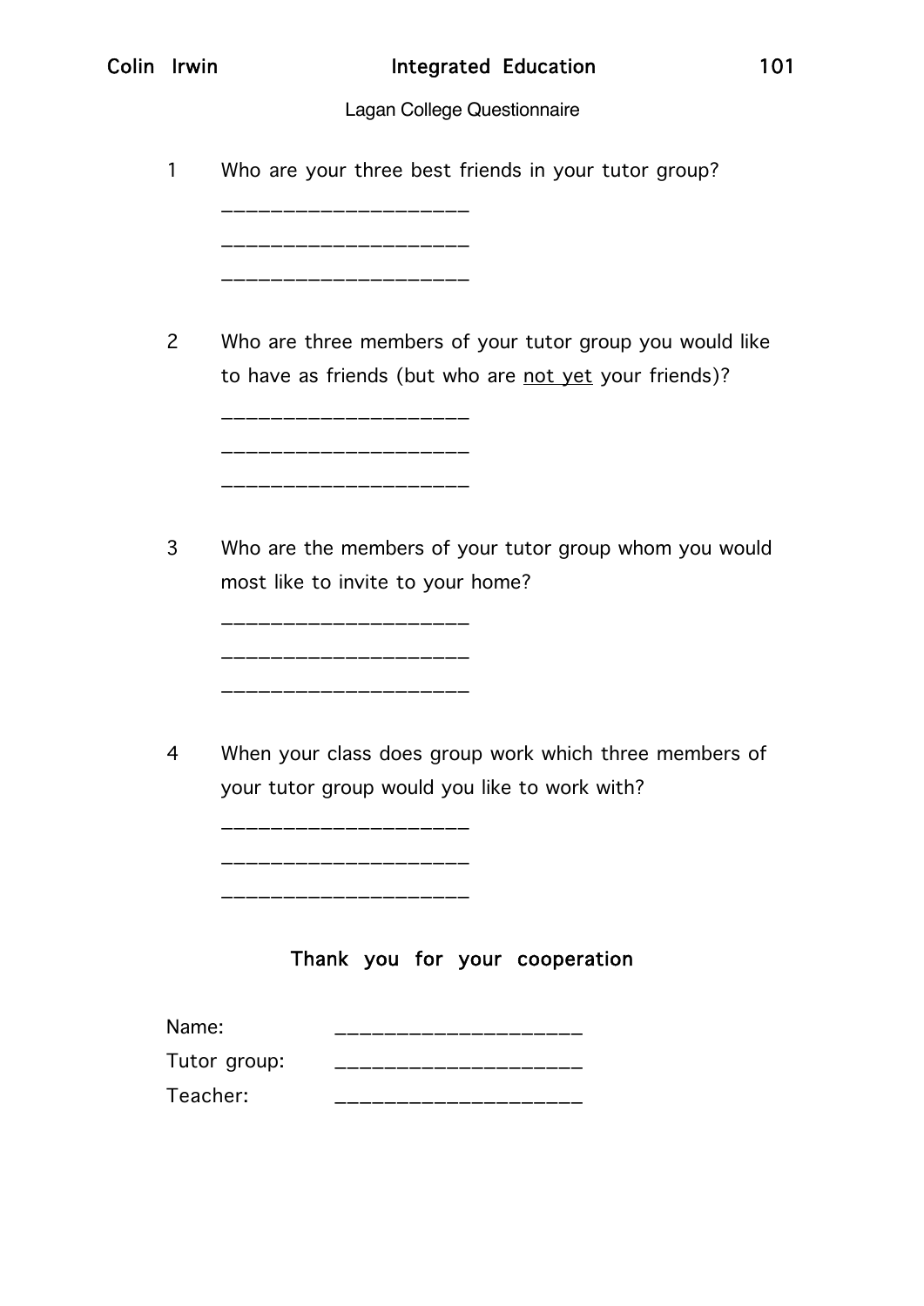Lagan College Questionnaire

1 Who are your three best friends in your tutor group?

____________________

____________________

____________________

2 Who are three members of your tutor group you would like to have as friends (but who are <u>not yet</u> your friends)?

____________________

____________________

____________________

3 Who are the members of your tutor group whom you would most like to invite to your home?

____________________

____________________

____________________

4 When your class does group work which three members of your tutor group would you like to work with?

____________________

____________________

____________________

**Thank you for your cooperation**

Name: ____________________

Tutor group: ____________________

Teacher: ____________________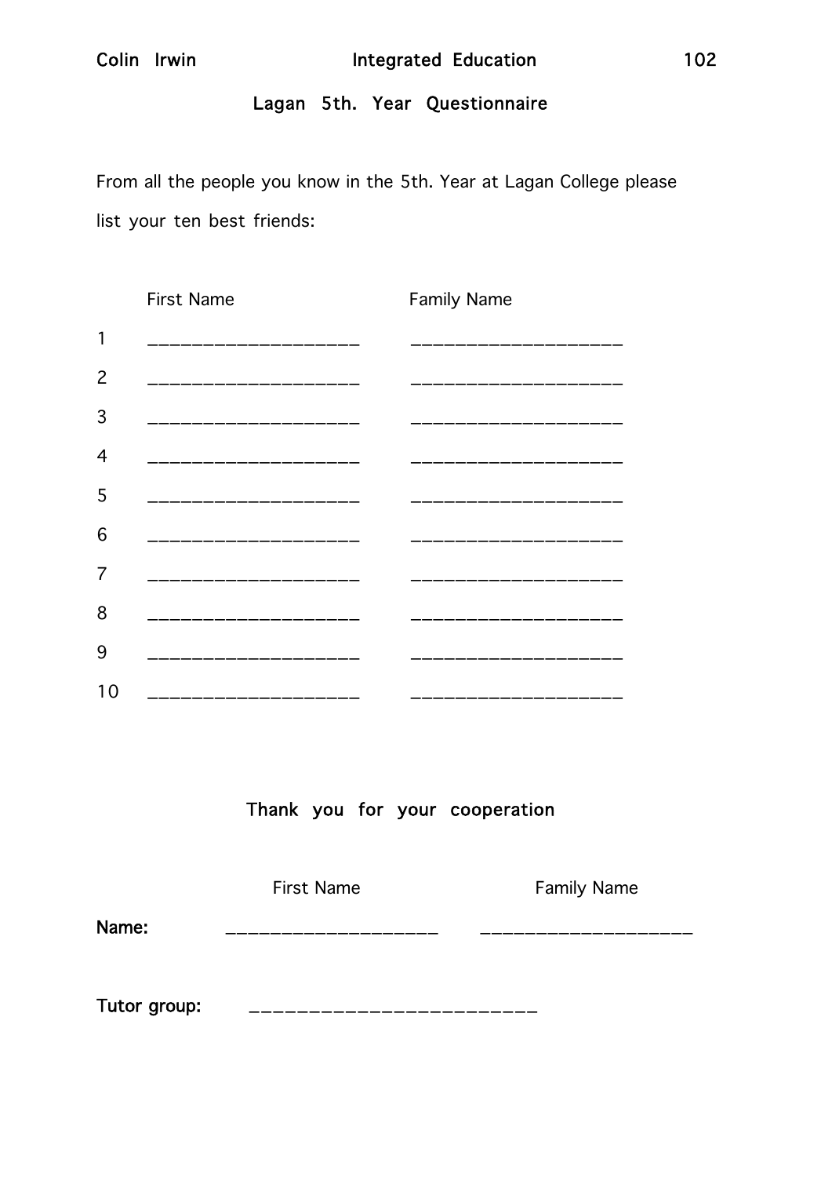## Lagan 5th. Year Questionnaire

From all the people you know in the 5th. Year at Lagan College please list your ten best friends:

| | First Name | Family Name |
|---|---|---|
| 1 | ___________________ | ___________________ |
| 2 | ___________________ | ___________________ |
| 3 | ___________________ | ___________________ |
| 4 | ___________________ | ___________________ |
| 5 | ___________________ | ___________________ |
| 6 | ___________________ | ___________________ |
| 7 | ___________________ | ___________________ |
| 8 | ___________________ | ___________________ |
| 9 | ___________________ | ___________________ |
| 10 | ___________________ | ___________________ |

**Thank you for your cooperation**

| | First Name | Family Name |
|---|---|---|
| **Name:** | ___________________ | ___________________ |

**Tutor group:** ________________________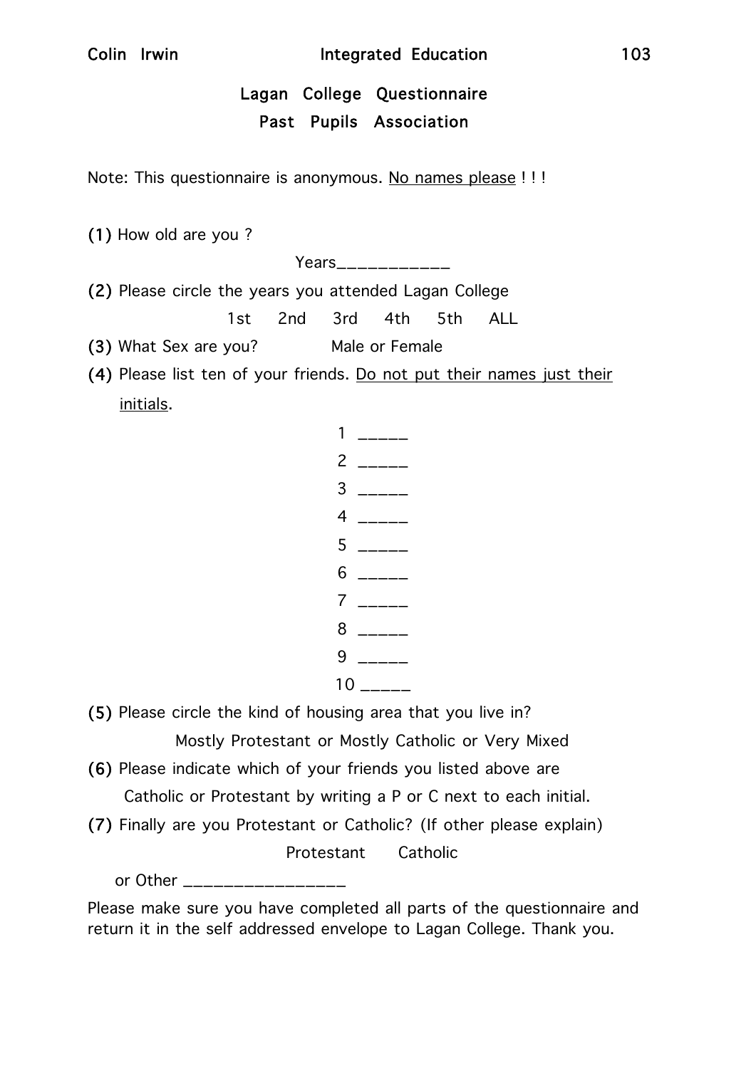## Lagan College Questionnaire
## Past Pupils Association

Note: This questionnaire is anonymous. No names please ! ! !

(1) How old are you ?

Years____________

(2) Please circle the years you attended Lagan College

1st 2nd 3rd 4th 5th ALL

(3) What Sex are you? Male or Female

(4) Please list ten of your friends. Do not put their names just their initials.

1 _____
2 _____
3 _____
4 _____
5 _____
6 _____
7 _____
8 _____
9 _____
10 _____

(5) Please circle the kind of housing area that you live in?

Mostly Protestant or Mostly Catholic or Very Mixed

(6) Please indicate which of your friends you listed above are Catholic or Protestant by writing a P or C next to each initial.

(7) Finally are you Protestant or Catholic? (If other please explain)

Protestant Catholic

or Other _________________

Please make sure you have completed all parts of the questionnaire and return it in the self addressed envelope to Lagan College. Thank you.